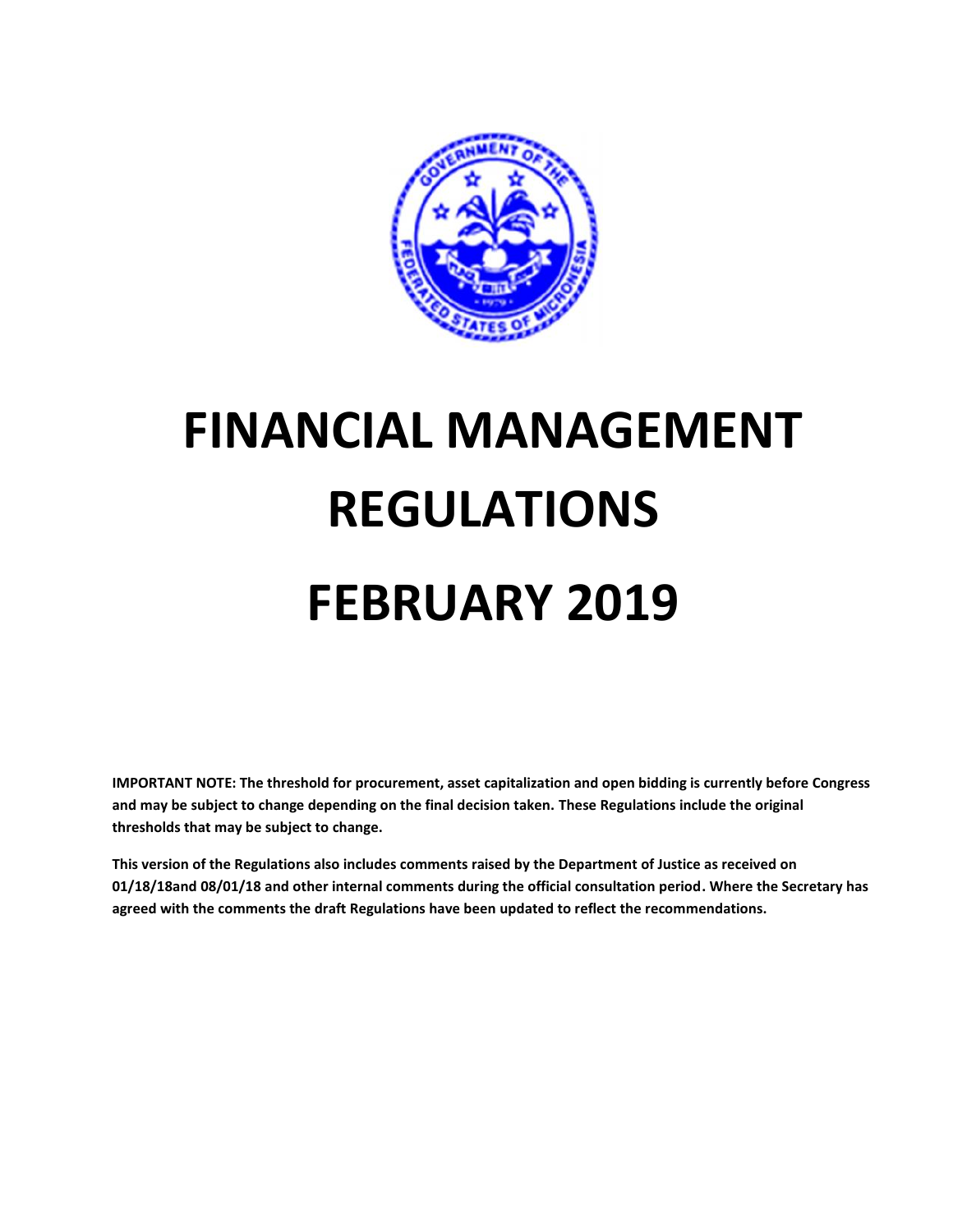# FINANCIAL MANAGEMENT REGULATIONS

# FEBRUARY 2019

**IMPORTANT NOTE: The threshold for procurement, asset capitalization and open bidding is currently before Congress and may be subject to change depending on the final decision taken. These Regulations include the original thresholds that may be subject to change.**

**This version of the Regulations also includes comments raised by the Department of Justice as received on 01/18/18and 08/01/18 and other internal comments during the official consultation period. Where the Secretary has agreed with the comments the draft Regulations have been updated to reflect the recommendations.**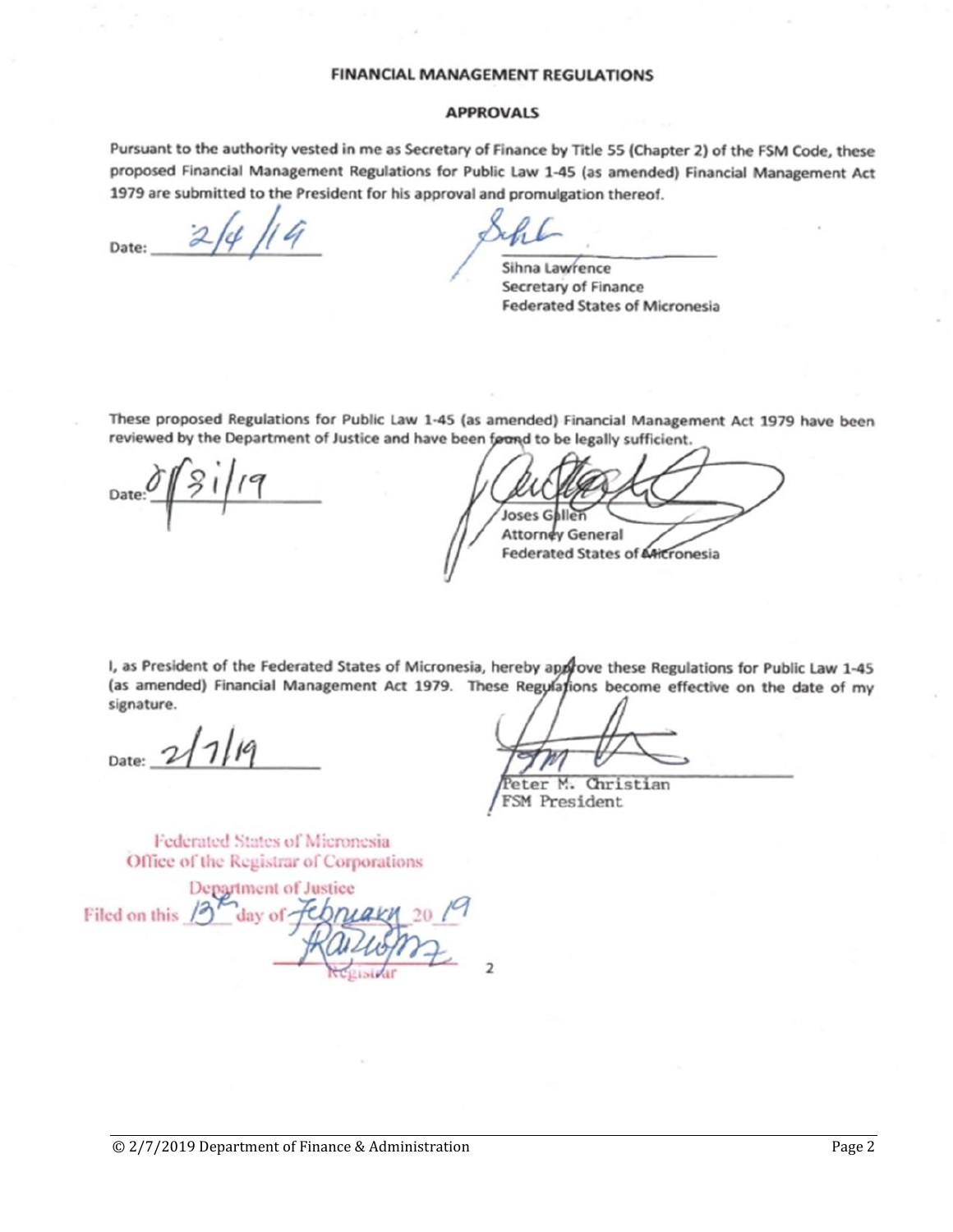# FINANCIAL MANAGEMENT REGULATIONS

## APPROVALS

Pursuant to the authority vested in me as Secretary of Finance by Title 55 (Chapter 2) of the FSM Code, these proposed Financial Management Regulations for Public Law 1-45 (as amended) Financial Management Act 1979 are submitted to the President for his approval and promulgation thereof.

Date: 2/4/19

Sihna Lawrence
Secretary of Finance
Federated States of Micronesia

These proposed Regulations for Public Law 1-45 (as amended) Financial Management Act 1979 have been reviewed by the Department of Justice and have been found to be legally sufficient.

Date: 01/31/19

Joses Gallen
Attorney General
Federated States of Micronesia

I, as President of the Federated States of Micronesia, hereby approve these Regulations for Public Law 1-45 (as amended) Financial Management Act 1979. These Regulations become effective on the date of my signature.

Date: 2/7/19

Peter M. Christian
FSM President

Federated States of Micronesia
Office of the Registrar of Corporations
Department of Justice
Filed on this 13th day of February 2019

Registrar

2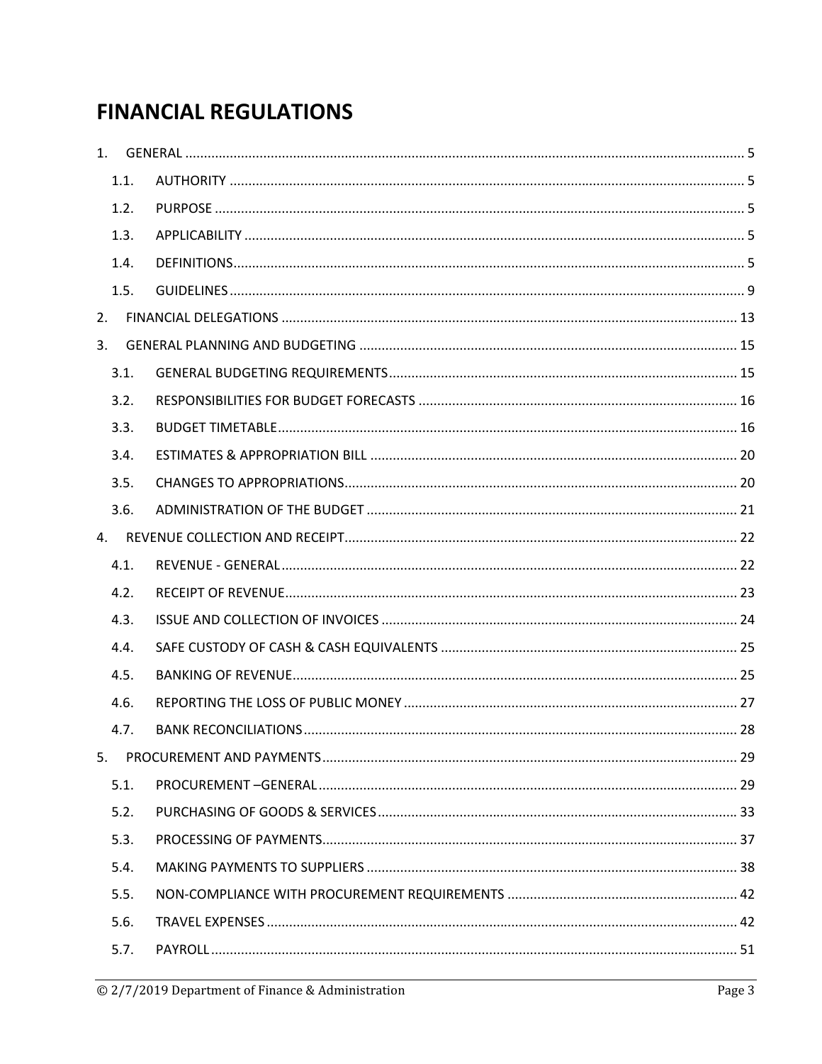# FINANCIAL REGULATIONS

1. GENERAL ..... 5
   - 1.1. AUTHORITY ..... 5
   - 1.2. PURPOSE ..... 5
   - 1.3. APPLICABILITY ..... 5
   - 1.4. DEFINITIONS ..... 5
   - 1.5. GUIDELINES ..... 9
2. FINANCIAL DELEGATIONS ..... 13
3. GENERAL PLANNING AND BUDGETING ..... 15
   - 3.1. GENERAL BUDGETING REQUIREMENTS ..... 15
   - 3.2. RESPONSIBILITIES FOR BUDGET FORECASTS ..... 16
   - 3.3. BUDGET TIMETABLE ..... 16
   - 3.4. ESTIMATES & APPROPRIATION BILL ..... 20
   - 3.5. CHANGES TO APPROPRIATIONS ..... 20
   - 3.6. ADMINISTRATION OF THE BUDGET ..... 21
4. REVENUE COLLECTION AND RECEIPT ..... 22
   - 4.1. REVENUE - GENERAL ..... 22
   - 4.2. RECEIPT OF REVENUE ..... 23
   - 4.3. ISSUE AND COLLECTION OF INVOICES ..... 24
   - 4.4. SAFE CUSTODY OF CASH & CASH EQUIVALENTS ..... 25
   - 4.5. BANKING OF REVENUE ..... 25
   - 4.6. REPORTING THE LOSS OF PUBLIC MONEY ..... 27
   - 4.7. BANK RECONCILIATIONS ..... 28
5. PROCUREMENT AND PAYMENTS ..... 29
   - 5.1. PROCUREMENT –GENERAL ..... 29
   - 5.2. PURCHASING OF GOODS & SERVICES ..... 33
   - 5.3. PROCESSING OF PAYMENTS ..... 37
   - 5.4. MAKING PAYMENTS TO SUPPLIERS ..... 38
   - 5.5. NON-COMPLIANCE WITH PROCUREMENT REQUIREMENTS ..... 42
   - 5.6. TRAVEL EXPENSES ..... 42
   - 5.7. PAYROLL ..... 51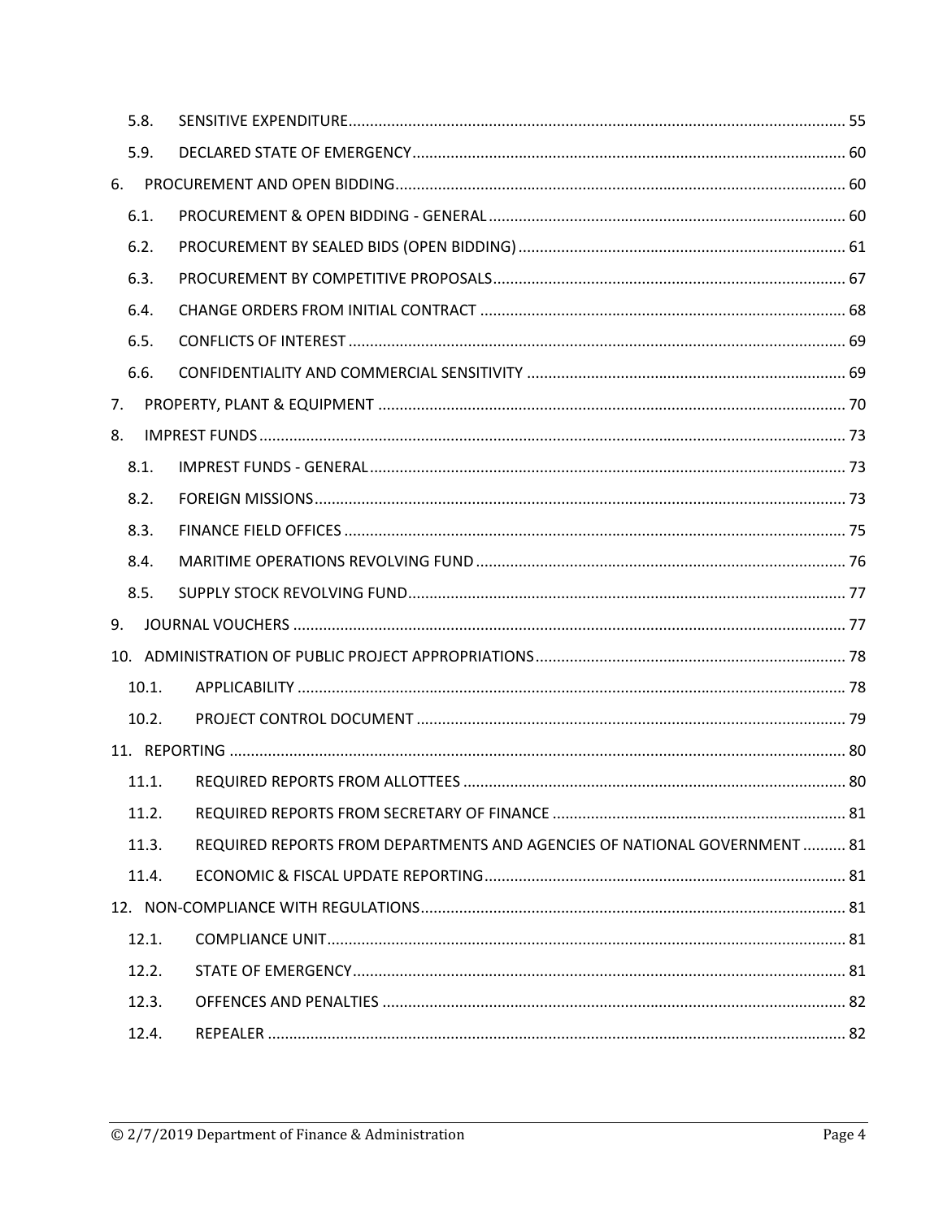5.8. SENSITIVE EXPENDITURE ..... 55

5.9. DECLARED STATE OF EMERGENCY ..... 60

6. PROCUREMENT AND OPEN BIDDING ..... 60

6.1. PROCUREMENT & OPEN BIDDING - GENERAL ..... 60

6.2. PROCUREMENT BY SEALED BIDS (OPEN BIDDING) ..... 61

6.3. PROCUREMENT BY COMPETITIVE PROPOSALS ..... 67

6.4. CHANGE ORDERS FROM INITIAL CONTRACT ..... 68

6.5. CONFLICTS OF INTEREST ..... 69

6.6. CONFIDENTIALITY AND COMMERCIAL SENSITIVITY ..... 69

7. PROPERTY, PLANT & EQUIPMENT ..... 70

8. IMPREST FUNDS ..... 73

8.1. IMPREST FUNDS - GENERAL ..... 73

8.2. FOREIGN MISSIONS ..... 73

8.3. FINANCE FIELD OFFICES ..... 75

8.4. MARITIME OPERATIONS REVOLVING FUND ..... 76

8.5. SUPPLY STOCK REVOLVING FUND ..... 77

9. JOURNAL VOUCHERS ..... 77

10. ADMINISTRATION OF PUBLIC PROJECT APPROPRIATIONS ..... 78

10.1. APPLICABILITY ..... 78

10.2. PROJECT CONTROL DOCUMENT ..... 79

11. REPORTING ..... 80

11.1. REQUIRED REPORTS FROM ALLOTTEES ..... 80

11.2. REQUIRED REPORTS FROM SECRETARY OF FINANCE ..... 81

11.3. REQUIRED REPORTS FROM DEPARTMENTS AND AGENCIES OF NATIONAL GOVERNMENT ..... 81

11.4. ECONOMIC & FISCAL UPDATE REPORTING ..... 81

12. NON-COMPLIANCE WITH REGULATIONS ..... 81

12.1. COMPLIANCE UNIT ..... 81

12.2. STATE OF EMERGENCY ..... 81

12.3. OFFENCES AND PENALTIES ..... 82

12.4. REPEALER ..... 82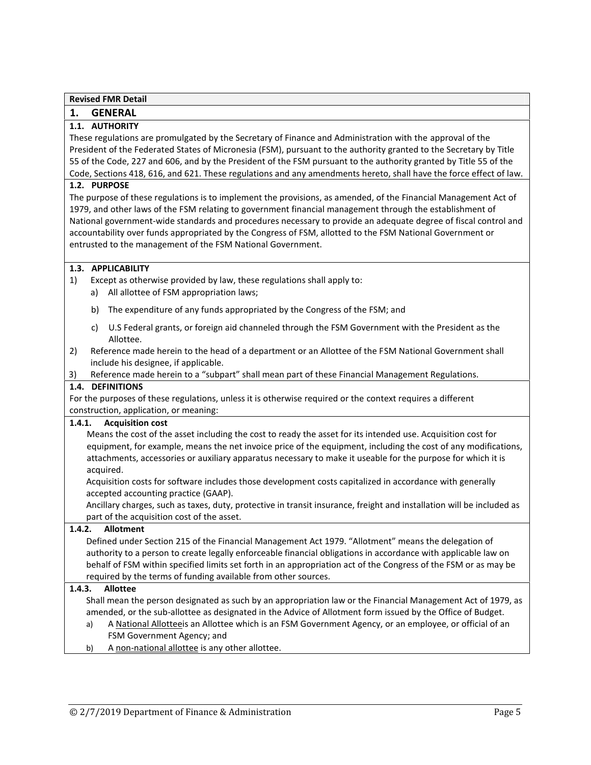**Revised FMR Detail**

# 1. GENERAL

## 1.1. AUTHORITY

These regulations are promulgated by the Secretary of Finance and Administration with the approval of the President of the Federated States of Micronesia (FSM), pursuant to the authority granted to the Secretary by Title 55 of the Code, 227 and 606, and by the President of the FSM pursuant to the authority granted by Title 55 of the Code, Sections 418, 616, and 621. These regulations and any amendments hereto, shall have the force effect of law.

## 1.2. PURPOSE

The purpose of these regulations is to implement the provisions, as amended, of the Financial Management Act of 1979, and other laws of the FSM relating to government financial management through the establishment of National government-wide standards and procedures necessary to provide an adequate degree of fiscal control and accountability over funds appropriated by the Congress of FSM, allotted to the FSM National Government or entrusted to the management of the FSM National Government.

## 1.3. APPLICABILITY

1) Except as otherwise provided by law, these regulations shall apply to:
   a) All allottee of FSM appropriation laws;
   b) The expenditure of any funds appropriated by the Congress of the FSM; and
   c) U.S Federal grants, or foreign aid channeled through the FSM Government with the President as the Allottee.
2) Reference made herein to the head of a department or an Allottee of the FSM National Government shall include his designee, if applicable.
3) Reference made herein to a "subpart" shall mean part of these Financial Management Regulations.

## 1.4. DEFINITIONS

For the purposes of these regulations, unless it is otherwise required or the context requires a different construction, application, or meaning:

### 1.4.1. Acquisition cost

Means the cost of the asset including the cost to ready the asset for its intended use. Acquisition cost for equipment, for example, means the net invoice price of the equipment, including the cost of any modifications, attachments, accessories or auxiliary apparatus necessary to make it useable for the purpose for which it is acquired.

Acquisition costs for software includes those development costs capitalized in accordance with generally accepted accounting practice (GAAP).

Ancillary charges, such as taxes, duty, protective in transit insurance, freight and installation will be included as part of the acquisition cost of the asset.

### 1.4.2. Allotment

Defined under Section 215 of the Financial Management Act 1979. "Allotment" means the delegation of authority to a person to create legally enforceable financial obligations in accordance with applicable law on behalf of FSM within specified limits set forth in an appropriation act of the Congress of the FSM or as may be required by the terms of funding available from other sources.

### 1.4.3. Allottee

Shall mean the person designated as such by an appropriation law or the Financial Management Act of 1979, as amended, or the sub-allottee as designated in the Advice of Allotment form issued by the Office of Budget.

a) A National Alloteeis an Allottee which is an FSM Government Agency, or an employee, or official of an FSM Government Agency; and
b) A non-national allottee is any other allottee.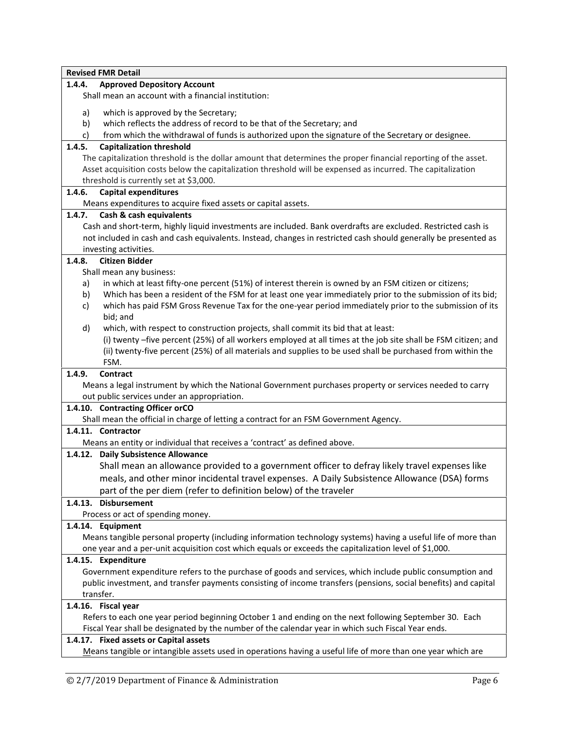**Revised FMR Detail**

**1.4.4. Approved Depository Account**

Shall mean an account with a financial institution:

a) which is approved by the Secretary;
b) which reflects the address of record to be that of the Secretary; and
c) from which the withdrawal of funds is authorized upon the signature of the Secretary or designee.

**1.4.5. Capitalization threshold**

The capitalization threshold is the dollar amount that determines the proper financial reporting of the asset. Asset acquisition costs below the capitalization threshold will be expensed as incurred. The capitalization threshold is currently set at $3,000.

**1.4.6. Capital expenditures**

Means expenditures to acquire fixed assets or capital assets.

**1.4.7. Cash & cash equivalents**

Cash and short-term, highly liquid investments are included. Bank overdrafts are excluded. Restricted cash is not included in cash and cash equivalents. Instead, changes in restricted cash should generally be presented as investing activities.

**1.4.8. Citizen Bidder**

Shall mean any business:

a) in which at least fifty-one percent (51%) of interest therein is owned by an FSM citizen or citizens;
b) Which has been a resident of the FSM for at least one year immediately prior to the submission of its bid;
c) which has paid FSM Gross Revenue Tax for the one-year period immediately prior to the submission of its bid; and
d) which, with respect to construction projects, shall commit its bid that at least:
   (i) twenty –five percent (25%) of all workers employed at all times at the job site shall be FSM citizen; and
   (ii) twenty-five percent (25%) of all materials and supplies to be used shall be purchased from within the FSM.

**1.4.9. Contract**

Means a legal instrument by which the National Government purchases property or services needed to carry out public services under an appropriation.

**1.4.10. Contracting Officer orCO**

Shall mean the official in charge of letting a contract for an FSM Government Agency.

**1.4.11. Contractor**

Means an entity or individual that receives a 'contract' as defined above.

**1.4.12. Daily Subsistence Allowance**

Shall mean an allowance provided to a government officer to defray likely travel expenses like meals, and other minor incidental travel expenses. A Daily Subsistence Allowance (DSA) forms part of the per diem (refer to definition below) of the traveler

**1.4.13. Disbursement**

Process or act of spending money.

**1.4.14. Equipment**

Means tangible personal property (including information technology systems) having a useful life of more than one year and a per-unit acquisition cost which equals or exceeds the capitalization level of $1,000.

**1.4.15. Expenditure**

Government expenditure refers to the purchase of goods and services, which include public consumption and public investment, and transfer payments consisting of income transfers (pensions, social benefits) and capital transfer.

**1.4.16. Fiscal year**

Refers to each one year period beginning October 1 and ending on the next following September 30. Each Fiscal Year shall be designated by the number of the calendar year in which such Fiscal Year ends.

**1.4.17. Fixed assets or Capital assets**

Means tangible or intangible assets used in operations having a useful life of more than one year which are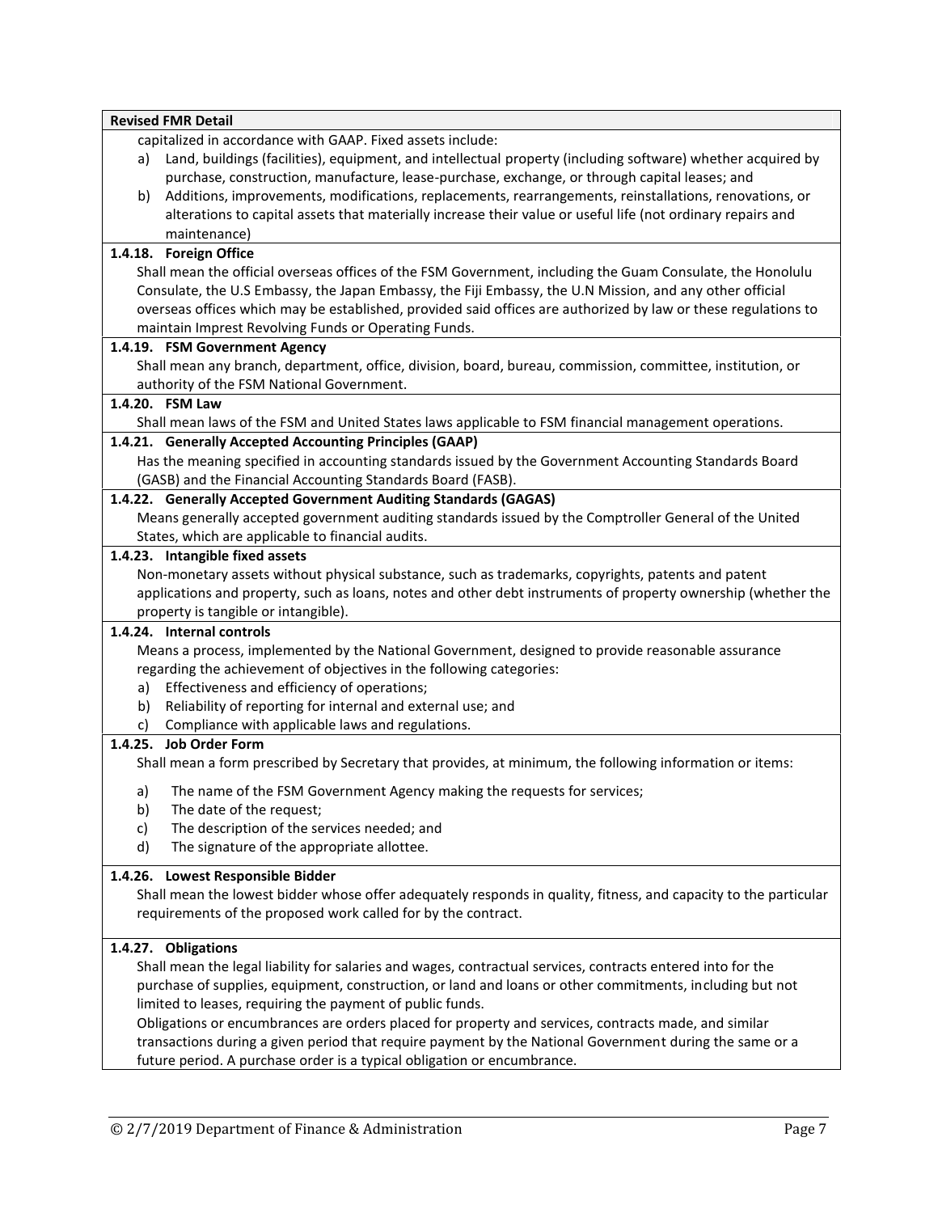**Revised FMR Detail**

capitalized in accordance with GAAP. Fixed assets include:

a) Land, buildings (facilities), equipment, and intellectual property (including software) whether acquired by purchase, construction, manufacture, lease-purchase, exchange, or through capital leases; and
b) Additions, improvements, modifications, replacements, rearrangements, reinstallations, renovations, or alterations to capital assets that materially increase their value or useful life (not ordinary repairs and maintenance)

**1.4.18. Foreign Office**

Shall mean the official overseas offices of the FSM Government, including the Guam Consulate, the Honolulu Consulate, the U.S Embassy, the Japan Embassy, the Fiji Embassy, the U.N Mission, and any other official overseas offices which may be established, provided said offices are authorized by law or these regulations to maintain Imprest Revolving Funds or Operating Funds.

**1.4.19. FSM Government Agency**

Shall mean any branch, department, office, division, board, bureau, commission, committee, institution, or authority of the FSM National Government.

**1.4.20. FSM Law**

Shall mean laws of the FSM and United States laws applicable to FSM financial management operations.

**1.4.21. Generally Accepted Accounting Principles (GAAP)**

Has the meaning specified in accounting standards issued by the Government Accounting Standards Board (GASB) and the Financial Accounting Standards Board (FASB).

**1.4.22. Generally Accepted Government Auditing Standards (GAGAS)**

Means generally accepted government auditing standards issued by the Comptroller General of the United States, which are applicable to financial audits.

**1.4.23. Intangible fixed assets**

Non-monetary assets without physical substance, such as trademarks, copyrights, patents and patent applications and property, such as loans, notes and other debt instruments of property ownership (whether the property is tangible or intangible).

**1.4.24. Internal controls**

Means a process, implemented by the National Government, designed to provide reasonable assurance regarding the achievement of objectives in the following categories:

a) Effectiveness and efficiency of operations;
b) Reliability of reporting for internal and external use; and
c) Compliance with applicable laws and regulations.

**1.4.25. Job Order Form**

Shall mean a form prescribed by Secretary that provides, at minimum, the following information or items:

a) The name of the FSM Government Agency making the requests for services;
b) The date of the request;
c) The description of the services needed; and
d) The signature of the appropriate allottee.

**1.4.26. Lowest Responsible Bidder**

Shall mean the lowest bidder whose offer adequately responds in quality, fitness, and capacity to the particular requirements of the proposed work called for by the contract.

**1.4.27. Obligations**

Shall mean the legal liability for salaries and wages, contractual services, contracts entered into for the purchase of supplies, equipment, construction, or land and loans or other commitments, including but not limited to leases, requiring the payment of public funds.

Obligations or encumbrances are orders placed for property and services, contracts made, and similar transactions during a given period that require payment by the National Government during the same or a future period. A purchase order is a typical obligation or encumbrance.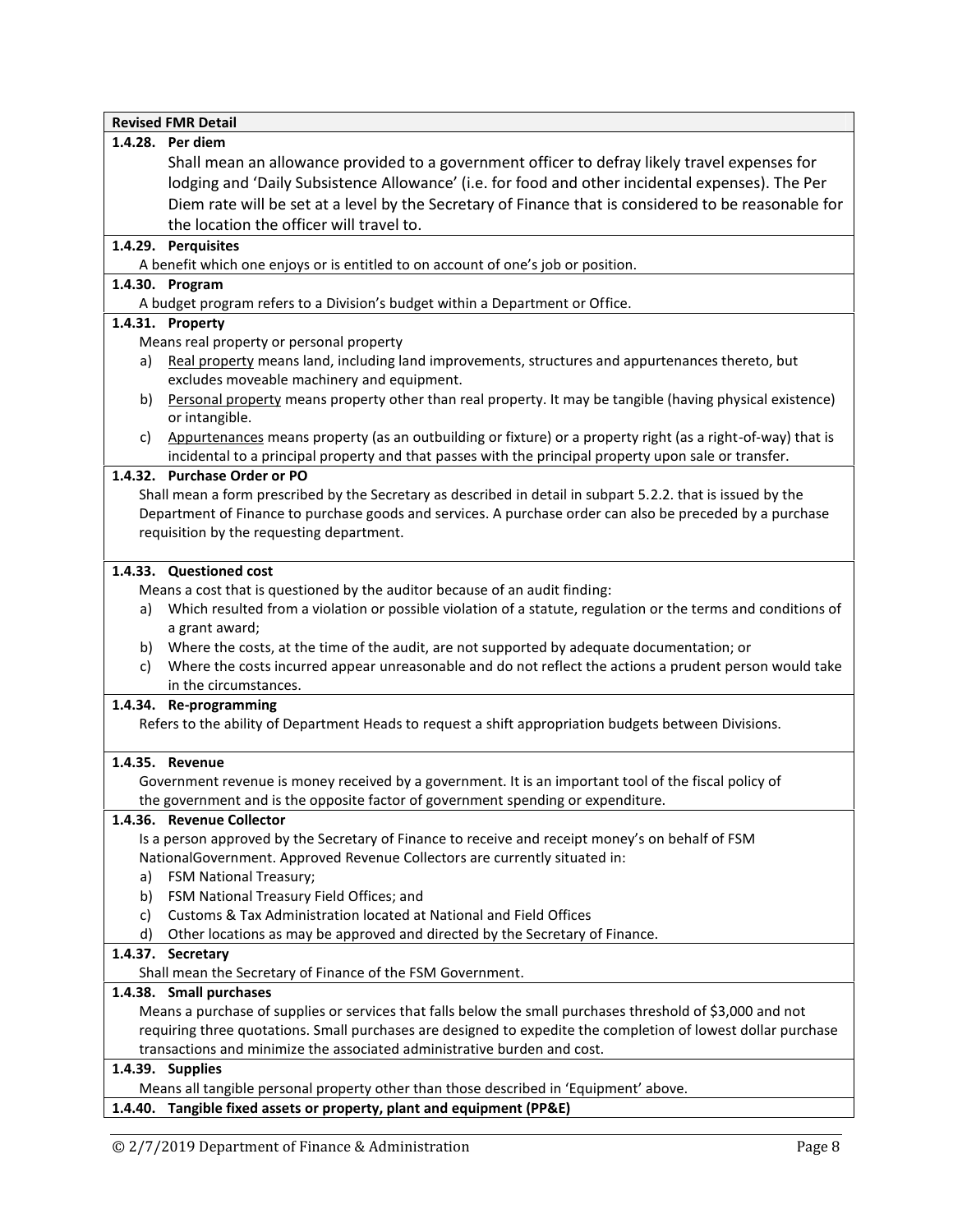**Revised FMR Detail**

**1.4.28. Per diem**

Shall mean an allowance provided to a government officer to defray likely travel expenses for lodging and 'Daily Subsistence Allowance' (i.e. for food and other incidental expenses). The Per Diem rate will be set at a level by the Secretary of Finance that is considered to be reasonable for the location the officer will travel to.

**1.4.29. Perquisites**

A benefit which one enjoys or is entitled to on account of one's job or position.

**1.4.30. Program**

A budget program refers to a Division's budget within a Department or Office.

**1.4.31. Property**

Means real property or personal property

a) Real property means land, including land improvements, structures and appurtenances thereto, but excludes moveable machinery and equipment.

b) Personal property means property other than real property. It may be tangible (having physical existence) or intangible.

c) Appurtenances means property (as an outbuilding or fixture) or a property right (as a right-of-way) that is incidental to a principal property and that passes with the principal property upon sale or transfer.

**1.4.32. Purchase Order or PO**

Shall mean a form prescribed by the Secretary as described in detail in subpart 5.2.2. that is issued by the Department of Finance to purchase goods and services. A purchase order can also be preceded by a purchase requisition by the requesting department.

**1.4.33. Questioned cost**

Means a cost that is questioned by the auditor because of an audit finding:

a) Which resulted from a violation or possible violation of a statute, regulation or the terms and conditions of a grant award;

b) Where the costs, at the time of the audit, are not supported by adequate documentation; or

c) Where the costs incurred appear unreasonable and do not reflect the actions a prudent person would take in the circumstances.

**1.4.34. Re-programming**

Refers to the ability of Department Heads to request a shift appropriation budgets between Divisions.

**1.4.35. Revenue**

Government revenue is money received by a government. It is an important tool of the fiscal policy of the government and is the opposite factor of government spending or expenditure.

**1.4.36. Revenue Collector**

Is a person approved by the Secretary of Finance to receive and receipt money's on behalf of FSM NationalGovernment. Approved Revenue Collectors are currently situated in:

a) FSM National Treasury;

b) FSM National Treasury Field Offices; and

c) Customs & Tax Administration located at National and Field Offices

d) Other locations as may be approved and directed by the Secretary of Finance.

**1.4.37. Secretary**

Shall mean the Secretary of Finance of the FSM Government.

**1.4.38. Small purchases**

Means a purchase of supplies or services that falls below the small purchases threshold of $3,000 and not requiring three quotations. Small purchases are designed to expedite the completion of lowest dollar purchase transactions and minimize the associated administrative burden and cost.

**1.4.39. Supplies**

Means all tangible personal property other than those described in 'Equipment' above.

**1.4.40. Tangible fixed assets or property, plant and equipment (PP&E)**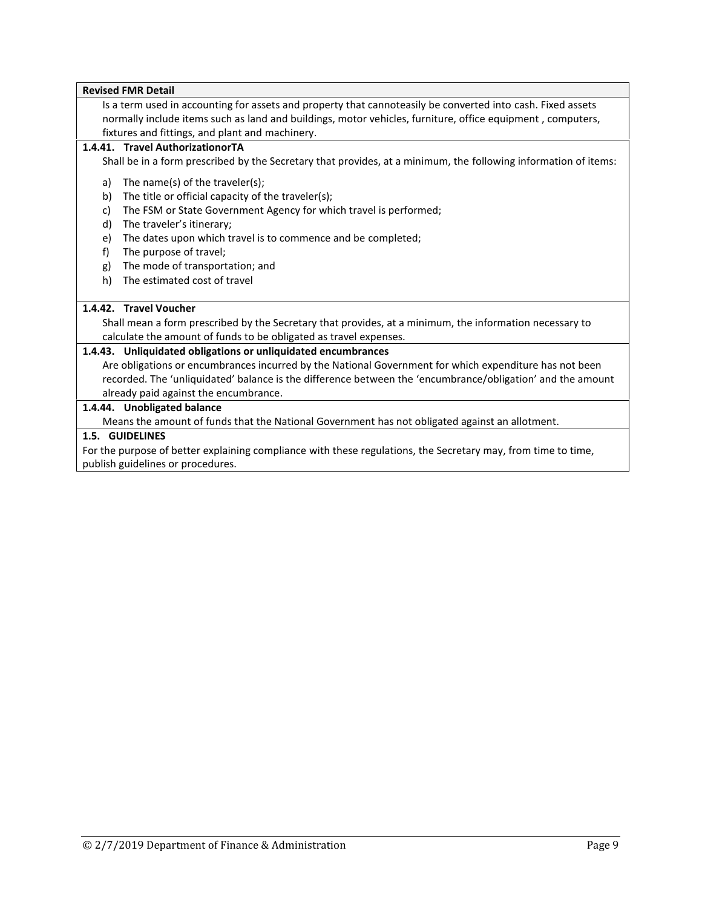**Revised FMR Detail**

Is a term used in accounting for assets and property that cannoteasily be converted into cash. Fixed assets normally include items such as land and buildings, motor vehicles, furniture, office equipment , computers, fixtures and fittings, and plant and machinery.

**1.4.41. Travel AuthorizationorTA**

Shall be in a form prescribed by the Secretary that provides, at a minimum, the following information of items:

a) The name(s) of the traveler(s);
b) The title or official capacity of the traveler(s);
c) The FSM or State Government Agency for which travel is performed;
d) The traveler's itinerary;
e) The dates upon which travel is to commence and be completed;
f) The purpose of travel;
g) The mode of transportation; and
h) The estimated cost of travel

**1.4.42. Travel Voucher**

Shall mean a form prescribed by the Secretary that provides, at a minimum, the information necessary to calculate the amount of funds to be obligated as travel expenses.

**1.4.43. Unliquidated obligations or unliquidated encumbrances**

Are obligations or encumbrances incurred by the National Government for which expenditure has not been recorded. The 'unliquidated' balance is the difference between the 'encumbrance/obligation' and the amount already paid against the encumbrance.

**1.4.44. Unobligated balance**

Means the amount of funds that the National Government has not obligated against an allotment.

**1.5. GUIDELINES**

For the purpose of better explaining compliance with these regulations, the Secretary may, from time to time, publish guidelines or procedures.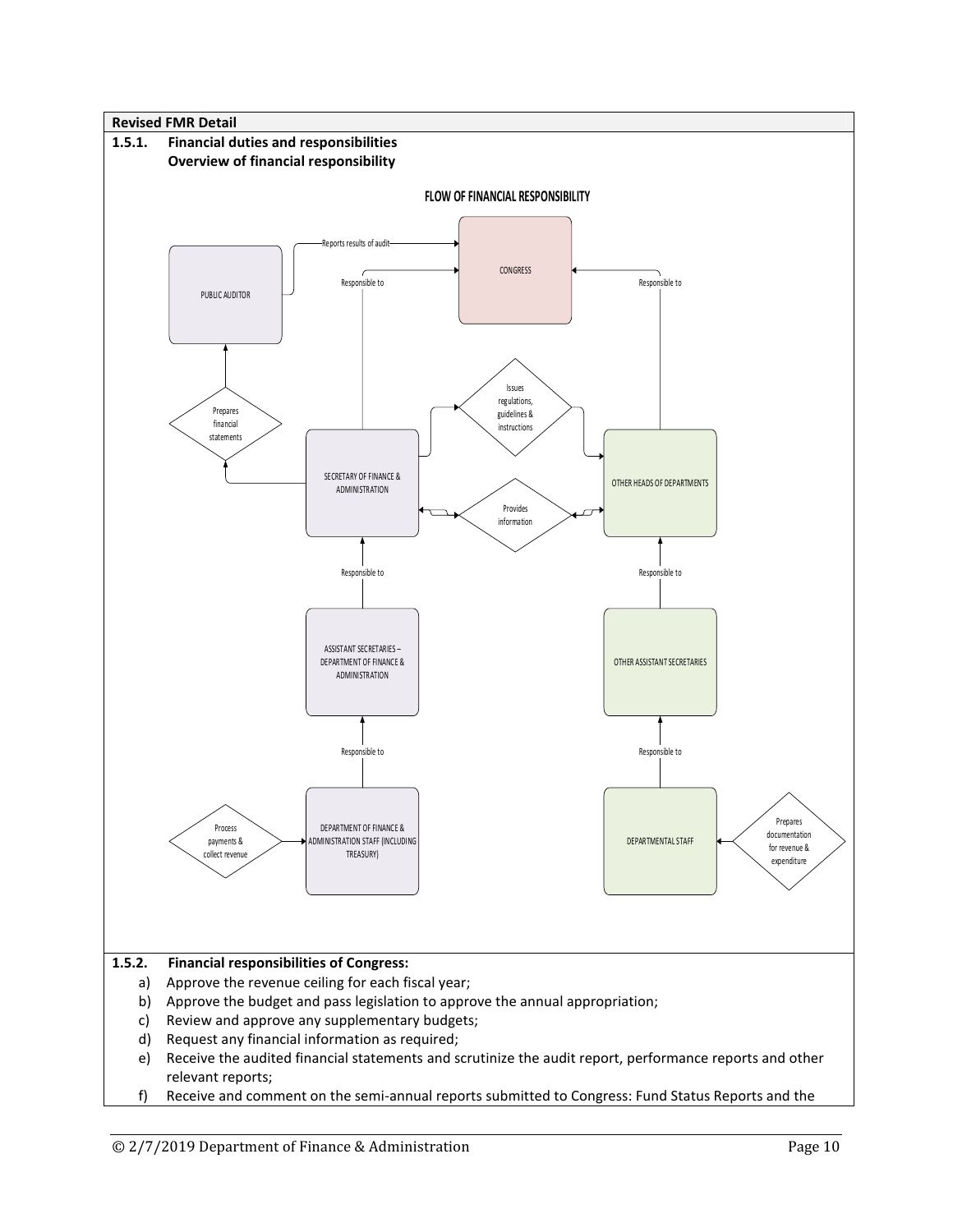**Revised FMR Detail**

## 1.5.1. Financial duties and responsibilities

### Overview of financial responsibility

FLOW OF FINANCIAL RESPONSIBILITY

- PUBLIC AUDITOR — Reports results of audit → CONGRESS
- SECRETARY OF FINANCE & ADMINISTRATION — Responsible to → CONGRESS
- OTHER HEADS OF DEPARTMENTS — Responsible to → CONGRESS
- SECRETARY OF FINANCE & ADMINISTRATION → Prepares financial statements → PUBLIC AUDITOR
- SECRETARY OF FINANCE & ADMINISTRATION → Issues regulations, guidelines & instructions → OTHER HEADS OF DEPARTMENTS
- SECRETARY OF FINANCE & ADMINISTRATION ↔ Provides information ↔ OTHER HEADS OF DEPARTMENTS
- ASSISTANT SECRETARIES – DEPARTMENT OF FINANCE & ADMINISTRATION — Responsible to → SECRETARY OF FINANCE & ADMINISTRATION
- DEPARTMENT OF FINANCE & ADMINISTRATION STAFF (INCLUDING TREASURY) — Responsible to → ASSISTANT SECRETARIES – DEPARTMENT OF FINANCE & ADMINISTRATION
- Process payments & collect revenue → DEPARTMENT OF FINANCE & ADMINISTRATION STAFF (INCLUDING TREASURY)
- OTHER ASSISTANT SECRETARIES — Responsible to → OTHER HEADS OF DEPARTMENTS
- DEPARTMENTAL STAFF — Responsible to → OTHER ASSISTANT SECRETARIES
- Prepares documentation for revenue & expenditure → DEPARTMENTAL STAFF

## 1.5.2. Financial responsibilities of Congress:

a) Approve the revenue ceiling for each fiscal year;
b) Approve the budget and pass legislation to approve the annual appropriation;
c) Review and approve any supplementary budgets;
d) Request any financial information as required;
e) Receive the audited financial statements and scrutinize the audit report, performance reports and other relevant reports;
f) Receive and comment on the semi-annual reports submitted to Congress: Fund Status Reports and the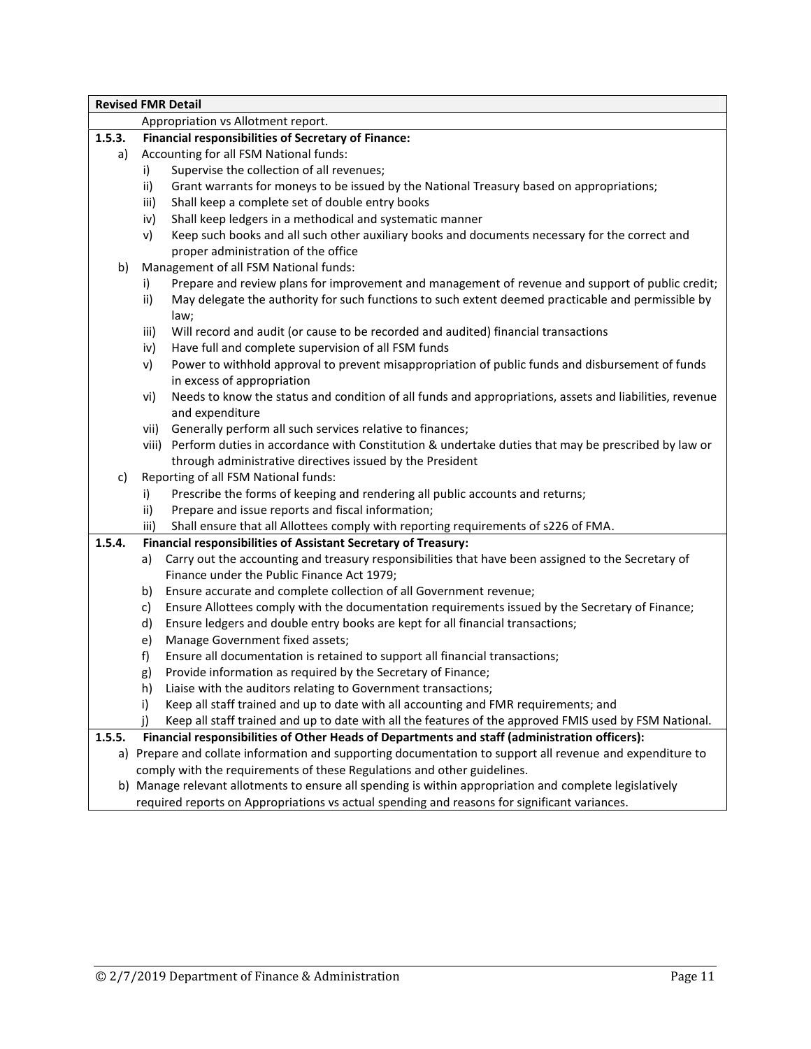| Revised FMR Detail |
|---|
| Appropriation vs Allotment report. |
| **1.5.3. Financial responsibilities of Secretary of Finance:** |
| a) Accounting for all FSM National funds:<br>i) Supervise the collection of all revenues;<br>ii) Grant warrants for moneys to be issued by the National Treasury based on appropriations;<br>iii) Shall keep a complete set of double entry books<br>iv) Shall keep ledgers in a methodical and systematic manner<br>v) Keep such books and all such other auxiliary books and documents necessary for the correct and proper administration of the office<br>b) Management of all FSM National funds:<br>i) Prepare and review plans for improvement and management of revenue and support of public credit;<br>ii) May delegate the authority for such functions to such extent deemed practicable and permissible by law;<br>iii) Will record and audit (or cause to be recorded and audited) financial transactions<br>iv) Have full and complete supervision of all FSM funds<br>v) Power to withhold approval to prevent misappropriation of public funds and disbursement of funds in excess of appropriation<br>vi) Needs to know the status and condition of all funds and appropriations, assets and liabilities, revenue and expenditure<br>vii) Generally perform all such services relative to finances;<br>viii) Perform duties in accordance with Constitution & undertake duties that may be prescribed by law or through administrative directives issued by the President<br>c) Reporting of all FSM National funds:<br>i) Prescribe the forms of keeping and rendering all public accounts and returns;<br>ii) Prepare and issue reports and fiscal information;<br>iii) Shall ensure that all Allottees comply with reporting requirements of s226 of FMA. |
| **1.5.4. Financial responsibilities of Assistant Secretary of Treasury:** |
| a) Carry out the accounting and treasury responsibilities that have been assigned to the Secretary of Finance under the Public Finance Act 1979;<br>b) Ensure accurate and complete collection of all Government revenue;<br>c) Ensure Allottees comply with the documentation requirements issued by the Secretary of Finance;<br>d) Ensure ledgers and double entry books are kept for all financial transactions;<br>e) Manage Government fixed assets;<br>f) Ensure all documentation is retained to support all financial transactions;<br>g) Provide information as required by the Secretary of Finance;<br>h) Liaise with the auditors relating to Government transactions;<br>i) Keep all staff trained and up to date with all accounting and FMR requirements; and<br>j) Keep all staff trained and up to date with all the features of the approved FMIS used by FSM National. |
| **1.5.5. Financial responsibilities of Other Heads of Departments and staff (administration officers):** |
| a) Prepare and collate information and supporting documentation to support all revenue and expenditure to comply with the requirements of these Regulations and other guidelines.<br>b) Manage relevant allotments to ensure all spending is within appropriation and complete legislatively required reports on Appropriations vs actual spending and reasons for significant variances. |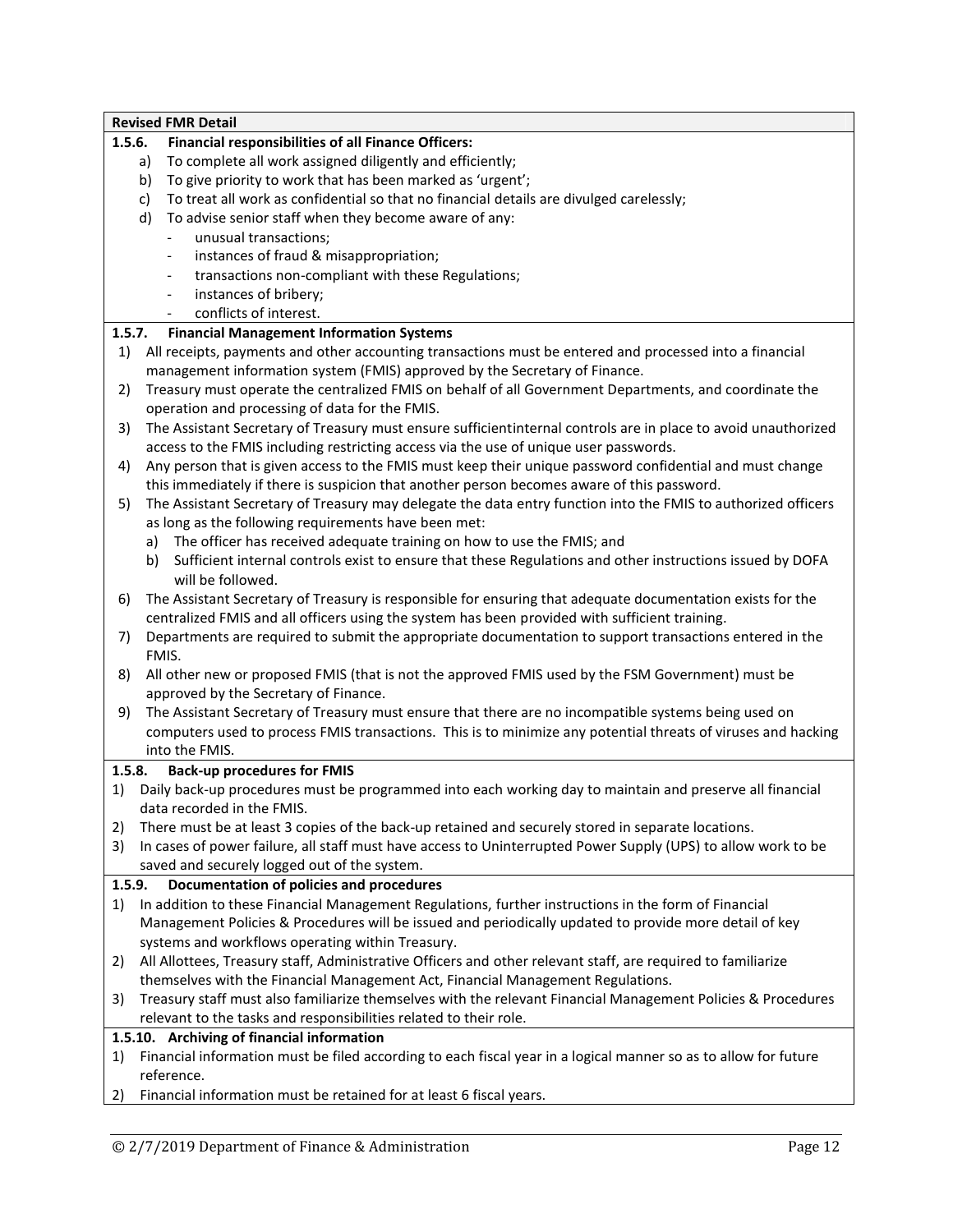**Revised FMR Detail**

**1.5.6. Financial responsibilities of all Finance Officers:**

a) To complete all work assigned diligently and efficiently;
b) To give priority to work that has been marked as 'urgent';
c) To treat all work as confidential so that no financial details are divulged carelessly;
d) To advise senior staff when they become aware of any:
   - unusual transactions;
   - instances of fraud & misappropriation;
   - transactions non-compliant with these Regulations;
   - instances of bribery;
   - conflicts of interest.

**1.5.7. Financial Management Information Systems**

1) All receipts, payments and other accounting transactions must be entered and processed into a financial management information system (FMIS) approved by the Secretary of Finance.
2) Treasury must operate the centralized FMIS on behalf of all Government Departments, and coordinate the operation and processing of data for the FMIS.
3) The Assistant Secretary of Treasury must ensure sufficientinternal controls are in place to avoid unauthorized access to the FMIS including restricting access via the use of unique user passwords.
4) Any person that is given access to the FMIS must keep their unique password confidential and must change this immediately if there is suspicion that another person becomes aware of this password.
5) The Assistant Secretary of Treasury may delegate the data entry function into the FMIS to authorized officers as long as the following requirements have been met:
   a) The officer has received adequate training on how to use the FMIS; and
   b) Sufficient internal controls exist to ensure that these Regulations and other instructions issued by DOFA will be followed.
6) The Assistant Secretary of Treasury is responsible for ensuring that adequate documentation exists for the centralized FMIS and all officers using the system has been provided with sufficient training.
7) Departments are required to submit the appropriate documentation to support transactions entered in the FMIS.
8) All other new or proposed FMIS (that is not the approved FMIS used by the FSM Government) must be approved by the Secretary of Finance.
9) The Assistant Secretary of Treasury must ensure that there are no incompatible systems being used on computers used to process FMIS transactions. This is to minimize any potential threats of viruses and hacking into the FMIS.

**1.5.8. Back-up procedures for FMIS**

1) Daily back-up procedures must be programmed into each working day to maintain and preserve all financial data recorded in the FMIS.
2) There must be at least 3 copies of the back-up retained and securely stored in separate locations.
3) In cases of power failure, all staff must have access to Uninterrupted Power Supply (UPS) to allow work to be saved and securely logged out of the system.

**1.5.9. Documentation of policies and procedures**

1) In addition to these Financial Management Regulations, further instructions in the form of Financial Management Policies & Procedures will be issued and periodically updated to provide more detail of key systems and workflows operating within Treasury.
2) All Allottees, Treasury staff, Administrative Officers and other relevant staff, are required to familiarize themselves with the Financial Management Act, Financial Management Regulations.
3) Treasury staff must also familiarize themselves with the relevant Financial Management Policies & Procedures relevant to the tasks and responsibilities related to their role.

**1.5.10. Archiving of financial information**

1) Financial information must be filed according to each fiscal year in a logical manner so as to allow for future reference.
2) Financial information must be retained for at least 6 fiscal years.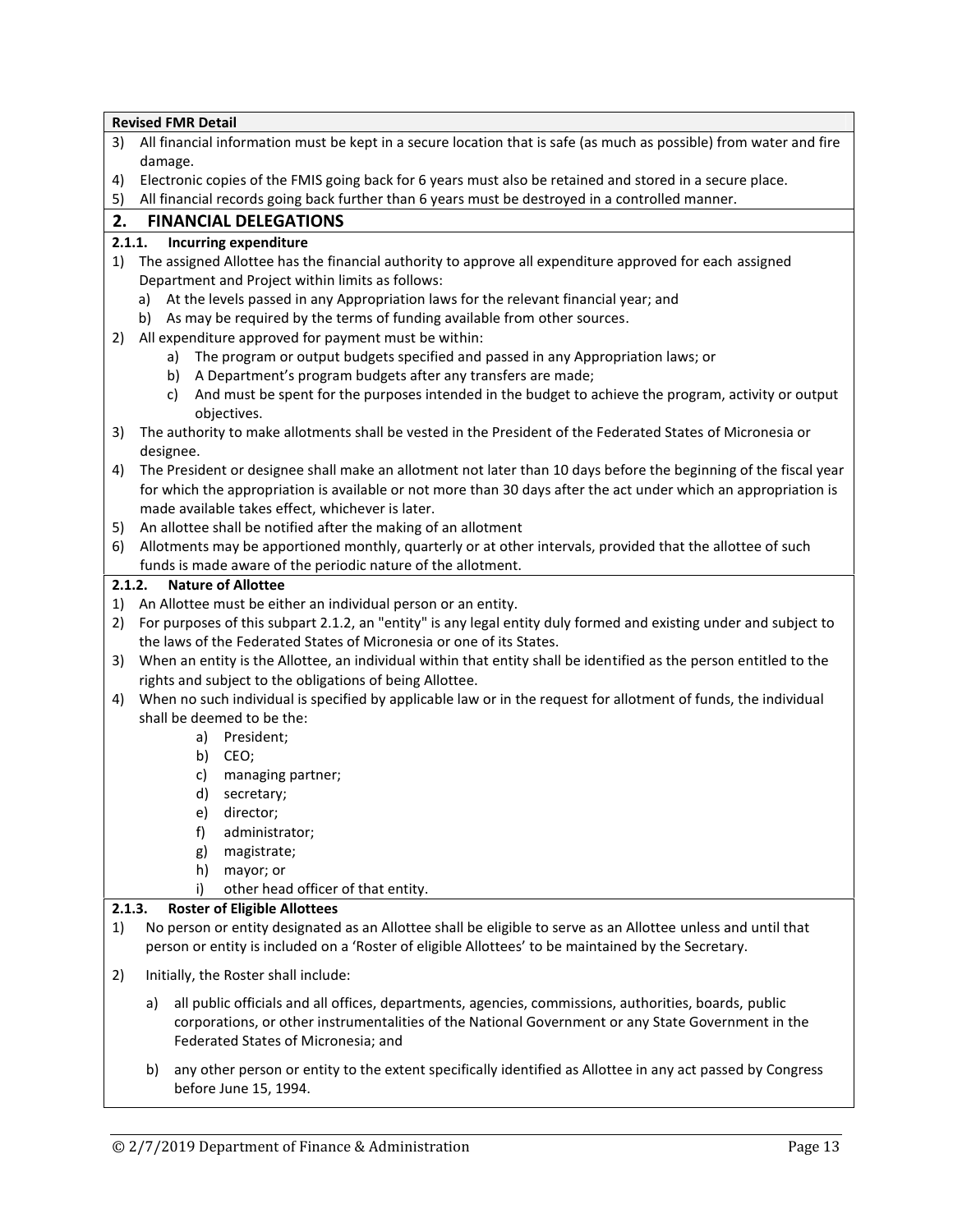**Revised FMR Detail**

3) All financial information must be kept in a secure location that is safe (as much as possible) from water and fire damage.
4) Electronic copies of the FMIS going back for 6 years must also be retained and stored in a secure place.
5) All financial records going back further than 6 years must be destroyed in a controlled manner.

## 2. FINANCIAL DELEGATIONS

### 2.1.1. Incurring expenditure

1) The assigned Allottee has the financial authority to approve all expenditure approved for each assigned Department and Project within limits as follows:
   a) At the levels passed in any Appropriation laws for the relevant financial year; and
   b) As may be required by the terms of funding available from other sources.
2) All expenditure approved for payment must be within:
   a) The program or output budgets specified and passed in any Appropriation laws; or
   b) A Department's program budgets after any transfers are made;
   c) And must be spent for the purposes intended in the budget to achieve the program, activity or output objectives.
3) The authority to make allotments shall be vested in the President of the Federated States of Micronesia or designee.
4) The President or designee shall make an allotment not later than 10 days before the beginning of the fiscal year for which the appropriation is available or not more than 30 days after the act under which an appropriation is made available takes effect, whichever is later.
5) An allottee shall be notified after the making of an allotment
6) Allotments may be apportioned monthly, quarterly or at other intervals, provided that the allottee of such funds is made aware of the periodic nature of the allotment.

### 2.1.2. Nature of Allottee

1) An Allottee must be either an individual person or an entity.
2) For purposes of this subpart 2.1.2, an "entity" is any legal entity duly formed and existing under and subject to the laws of the Federated States of Micronesia or one of its States.
3) When an entity is the Allottee, an individual within that entity shall be identified as the person entitled to the rights and subject to the obligations of being Allottee.
4) When no such individual is specified by applicable law or in the request for allotment of funds, the individual shall be deemed to be the:
   a) President;
   b) CEO;
   c) managing partner;
   d) secretary;
   e) director;
   f) administrator;
   g) magistrate;
   h) mayor; or
   i) other head officer of that entity.

### 2.1.3. Roster of Eligible Allottees

1) No person or entity designated as an Allottee shall be eligible to serve as an Allottee unless and until that person or entity is included on a 'Roster of eligible Allottees' to be maintained by the Secretary.
2) Initially, the Roster shall include:
   a) all public officials and all offices, departments, agencies, commissions, authorities, boards, public corporations, or other instrumentalities of the National Government or any State Government in the Federated States of Micronesia; and
   b) any other person or entity to the extent specifically identified as Allottee in any act passed by Congress before June 15, 1994.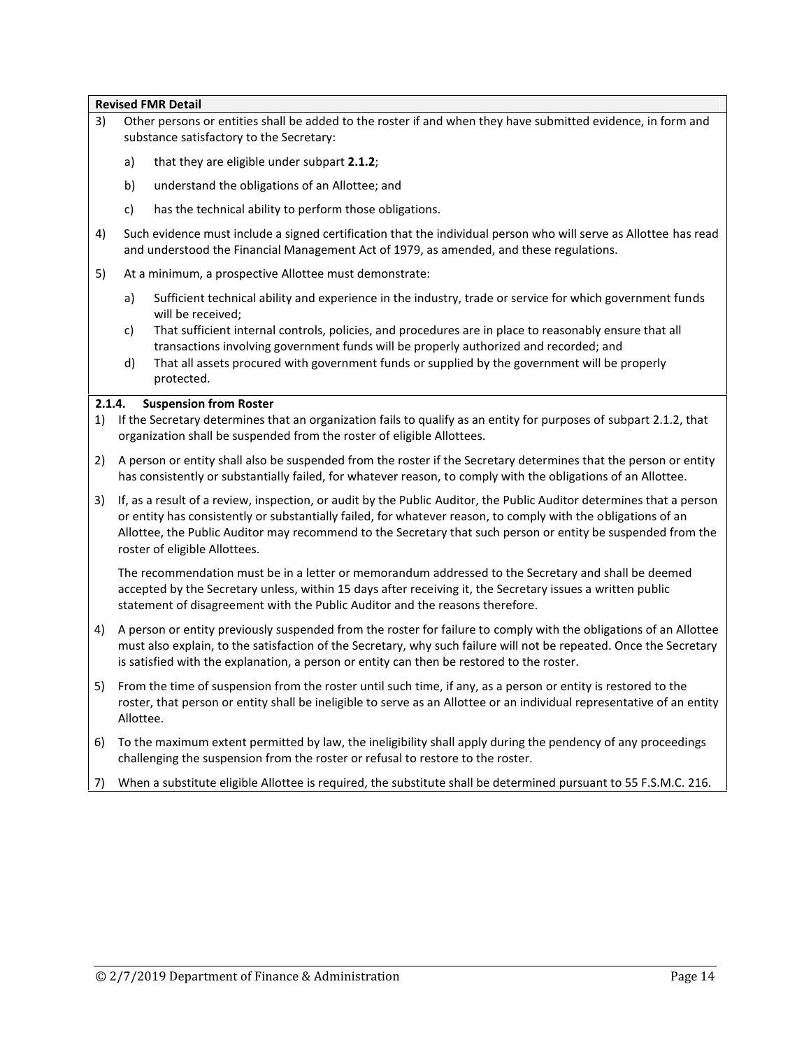**Revised FMR Detail**

3) Other persons or entities shall be added to the roster if and when they have submitted evidence, in form and substance satisfactory to the Secretary:

   a) that they are eligible under subpart **2.1.2**;

   b) understand the obligations of an Allottee; and

   c) has the technical ability to perform those obligations.

4) Such evidence must include a signed certification that the individual person who will serve as Allottee has read and understood the Financial Management Act of 1979, as amended, and these regulations.

5) At a minimum, a prospective Allottee must demonstrate:

   a) Sufficient technical ability and experience in the industry, trade or service for which government funds will be received;

   c) That sufficient internal controls, policies, and procedures are in place to reasonably ensure that all transactions involving government funds will be properly authorized and recorded; and

   d) That all assets procured with government funds or supplied by the government will be properly protected.

**2.1.4. Suspension from Roster**

1) If the Secretary determines that an organization fails to qualify as an entity for purposes of subpart 2.1.2, that organization shall be suspended from the roster of eligible Allottees.

2) A person or entity shall also be suspended from the roster if the Secretary determines that the person or entity has consistently or substantially failed, for whatever reason, to comply with the obligations of an Allottee.

3) If, as a result of a review, inspection, or audit by the Public Auditor, the Public Auditor determines that a person or entity has consistently or substantially failed, for whatever reason, to comply with the obligations of an Allottee, the Public Auditor may recommend to the Secretary that such person or entity be suspended from the roster of eligible Allottees.

   The recommendation must be in a letter or memorandum addressed to the Secretary and shall be deemed accepted by the Secretary unless, within 15 days after receiving it, the Secretary issues a written public statement of disagreement with the Public Auditor and the reasons therefore.

4) A person or entity previously suspended from the roster for failure to comply with the obligations of an Allottee must also explain, to the satisfaction of the Secretary, why such failure will not be repeated. Once the Secretary is satisfied with the explanation, a person or entity can then be restored to the roster.

5) From the time of suspension from the roster until such time, if any, as a person or entity is restored to the roster, that person or entity shall be ineligible to serve as an Allottee or an individual representative of an entity Allottee.

6) To the maximum extent permitted by law, the ineligibility shall apply during the pendency of any proceedings challenging the suspension from the roster or refusal to restore to the roster.

7) When a substitute eligible Allottee is required, the substitute shall be determined pursuant to 55 F.S.M.C. 216.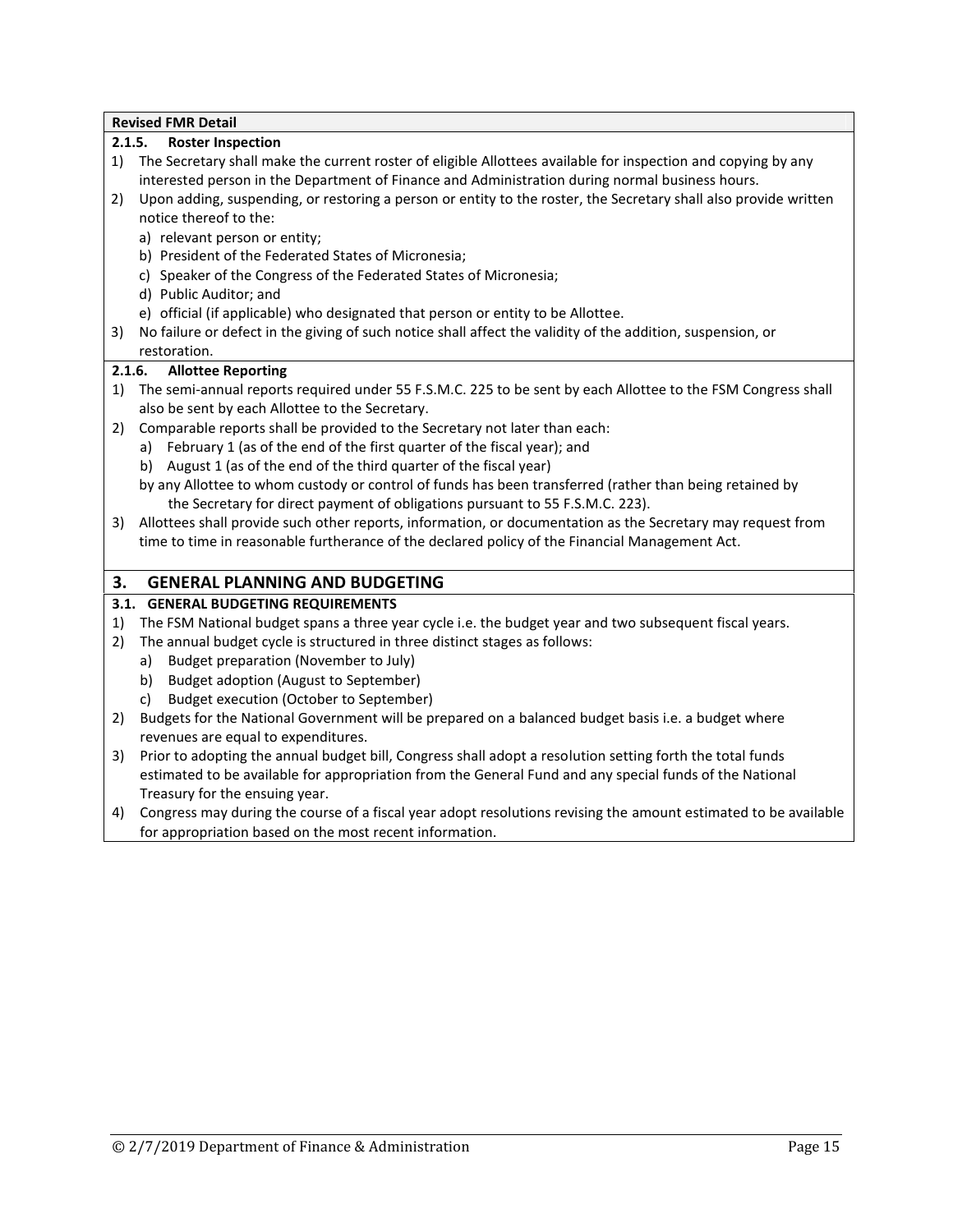**Revised FMR Detail**

**2.1.5. Roster Inspection**

1) The Secretary shall make the current roster of eligible Allottees available for inspection and copying by any interested person in the Department of Finance and Administration during normal business hours.
2) Upon adding, suspending, or restoring a person or entity to the roster, the Secretary shall also provide written notice thereof to the:
   a) relevant person or entity;
   b) President of the Federated States of Micronesia;
   c) Speaker of the Congress of the Federated States of Micronesia;
   d) Public Auditor; and
   e) official (if applicable) who designated that person or entity to be Allottee.
3) No failure or defect in the giving of such notice shall affect the validity of the addition, suspension, or restoration.

**2.1.6. Allottee Reporting**

1) The semi-annual reports required under 55 F.S.M.C. 225 to be sent by each Allottee to the FSM Congress shall also be sent by each Allottee to the Secretary.
2) Comparable reports shall be provided to the Secretary not later than each:
   a) February 1 (as of the end of the first quarter of the fiscal year); and
   b) August 1 (as of the end of the third quarter of the fiscal year)

   by any Allottee to whom custody or control of funds has been transferred (rather than being retained by the Secretary for direct payment of obligations pursuant to 55 F.S.M.C. 223).
3) Allottees shall provide such other reports, information, or documentation as the Secretary may request from time to time in reasonable furtherance of the declared policy of the Financial Management Act.

## 3. GENERAL PLANNING AND BUDGETING

### 3.1. GENERAL BUDGETING REQUIREMENTS

1) The FSM National budget spans a three year cycle i.e. the budget year and two subsequent fiscal years.
2) The annual budget cycle is structured in three distinct stages as follows:
   a) Budget preparation (November to July)
   b) Budget adoption (August to September)
   c) Budget execution (October to September)
2) Budgets for the National Government will be prepared on a balanced budget basis i.e. a budget where revenues are equal to expenditures.
3) Prior to adopting the annual budget bill, Congress shall adopt a resolution setting forth the total funds estimated to be available for appropriation from the General Fund and any special funds of the National Treasury for the ensuing year.
4) Congress may during the course of a fiscal year adopt resolutions revising the amount estimated to be available for appropriation based on the most recent information.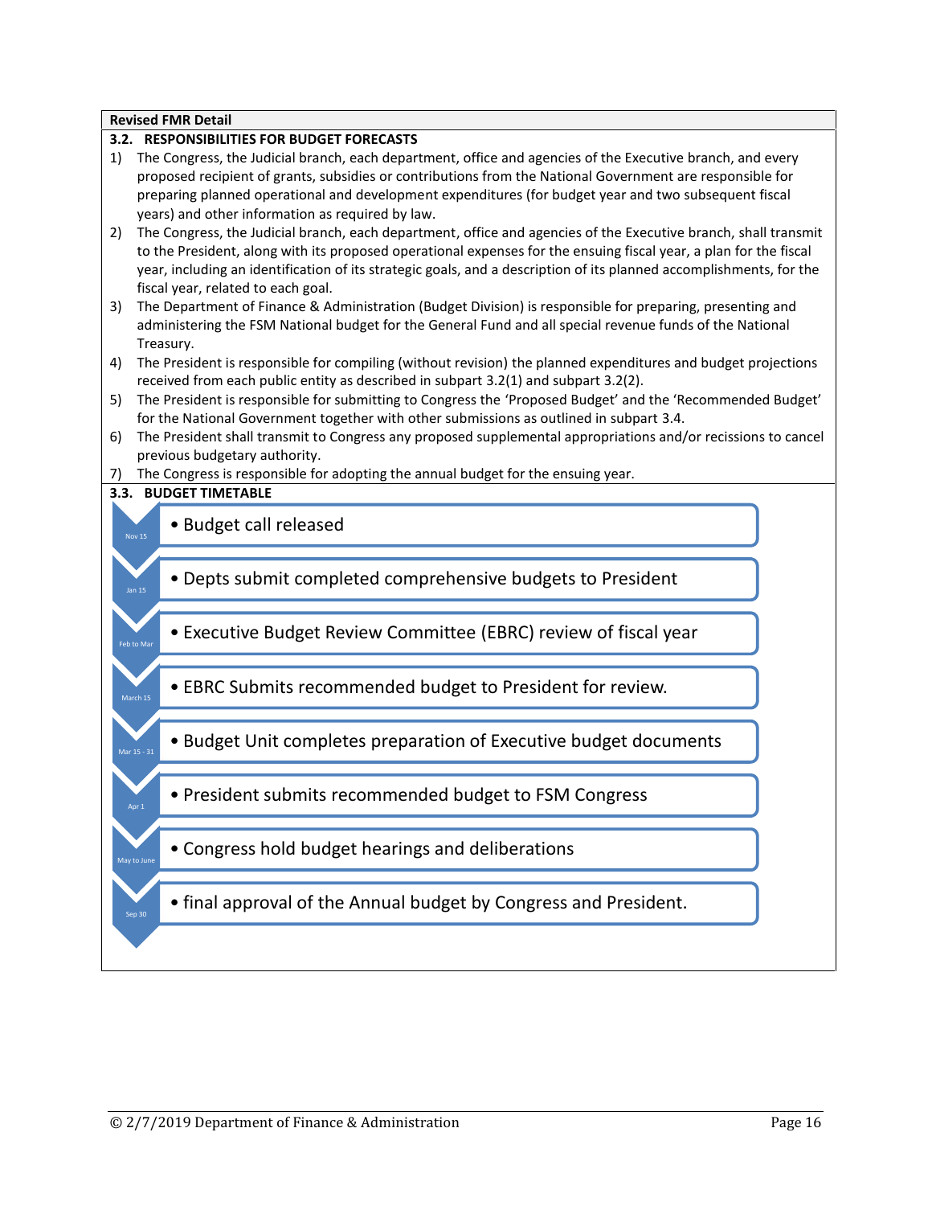**Revised FMR Detail**

## 3.2. RESPONSIBILITIES FOR BUDGET FORECASTS

1) The Congress, the Judicial branch, each department, office and agencies of the Executive branch, and every proposed recipient of grants, subsidies or contributions from the National Government are responsible for preparing planned operational and development expenditures (for budget year and two subsequent fiscal years) and other information as required by law.
2) The Congress, the Judicial branch, each department, office and agencies of the Executive branch, shall transmit to the President, along with its proposed operational expenses for the ensuing fiscal year, a plan for the fiscal year, including an identification of its strategic goals, and a description of its planned accomplishments, for the fiscal year, related to each goal.
3) The Department of Finance & Administration (Budget Division) is responsible for preparing, presenting and administering the FSM National budget for the General Fund and all special revenue funds of the National Treasury.
4) The President is responsible for compiling (without revision) the planned expenditures and budget projections received from each public entity as described in subpart 3.2(1) and subpart 3.2(2).
5) The President is responsible for submitting to Congress the 'Proposed Budget' and the 'Recommended Budget' for the National Government together with other submissions as outlined in subpart 3.4.
6) The President shall transmit to Congress any proposed supplemental appropriations and/or recissions to cancel previous budgetary authority.
7) The Congress is responsible for adopting the annual budget for the ensuing year.

## 3.3. BUDGET TIMETABLE

| Date | Activity |
|---|---|
| Nov 15 | Budget call released |
| Jan 15 | Depts submit completed comprehensive budgets to President |
| Feb to Mar | Executive Budget Review Committee (EBRC) review of fiscal year |
| March 15 | EBRC Submits recommended budget to President for review. |
| Mar 15 - 31 | Budget Unit completes preparation of Executive budget documents |
| Apr 1 | President submits recommended budget to FSM Congress |
| May to June | Congress hold budget hearings and deliberations |
| Sep 30 | final approval of the Annual budget by Congress and President. |

© 2/7/2019 Department of Finance & Administration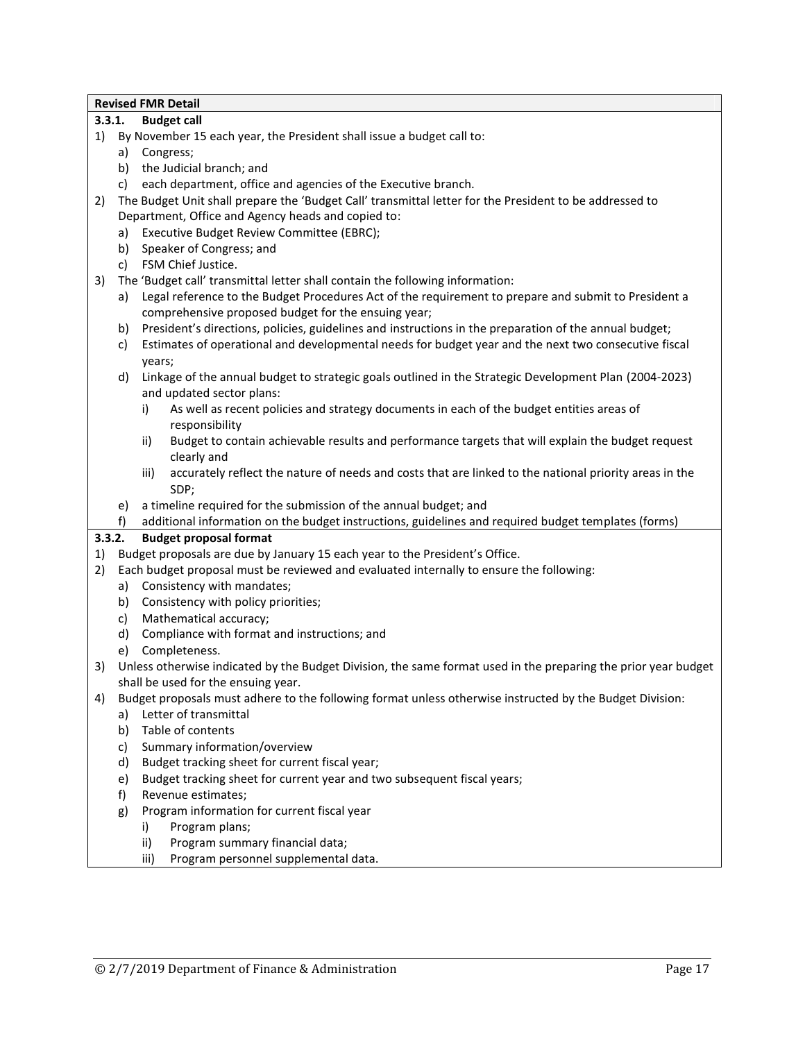**Revised FMR Detail**

### 3.3.1. Budget call

1) By November 15 each year, the President shall issue a budget call to:
   a) Congress;
   b) the Judicial branch; and
   c) each department, office and agencies of the Executive branch.
2) The Budget Unit shall prepare the 'Budget Call' transmittal letter for the President to be addressed to Department, Office and Agency heads and copied to:
   a) Executive Budget Review Committee (EBRC);
   b) Speaker of Congress; and
   c) FSM Chief Justice.
3) The 'Budget call' transmittal letter shall contain the following information:
   a) Legal reference to the Budget Procedures Act of the requirement to prepare and submit to President a comprehensive proposed budget for the ensuing year;
   b) President's directions, policies, guidelines and instructions in the preparation of the annual budget;
   c) Estimates of operational and developmental needs for budget year and the next two consecutive fiscal years;
   d) Linkage of the annual budget to strategic goals outlined in the Strategic Development Plan (2004-2023) and updated sector plans:
      i) As well as recent policies and strategy documents in each of the budget entities areas of responsibility
      ii) Budget to contain achievable results and performance targets that will explain the budget request clearly and
      iii) accurately reflect the nature of needs and costs that are linked to the national priority areas in the SDP;
   e) a timeline required for the submission of the annual budget; and
   f) additional information on the budget instructions, guidelines and required budget templates (forms)

### 3.3.2. Budget proposal format

1) Budget proposals are due by January 15 each year to the President's Office.
2) Each budget proposal must be reviewed and evaluated internally to ensure the following:
   a) Consistency with mandates;
   b) Consistency with policy priorities;
   c) Mathematical accuracy;
   d) Compliance with format and instructions; and
   e) Completeness.
3) Unless otherwise indicated by the Budget Division, the same format used in the preparing the prior year budget shall be used for the ensuing year.
4) Budget proposals must adhere to the following format unless otherwise instructed by the Budget Division:
   a) Letter of transmittal
   b) Table of contents
   c) Summary information/overview
   d) Budget tracking sheet for current fiscal year;
   e) Budget tracking sheet for current year and two subsequent fiscal years;
   f) Revenue estimates;
   g) Program information for current fiscal year
      i) Program plans;
      ii) Program summary financial data;
      iii) Program personnel supplemental data.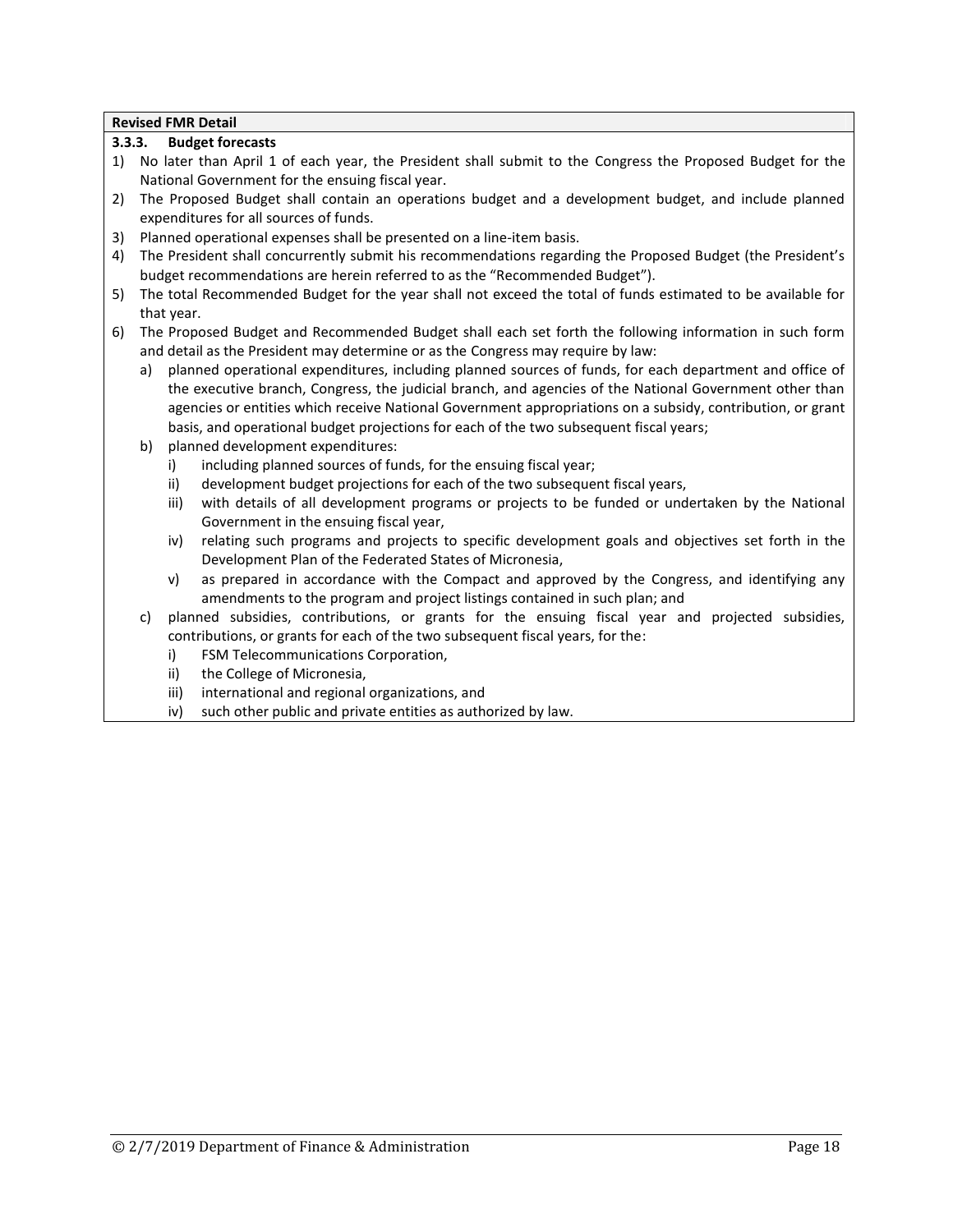**Revised FMR Detail**

**3.3.3. Budget forecasts**

1) No later than April 1 of each year, the President shall submit to the Congress the Proposed Budget for the National Government for the ensuing fiscal year.
2) The Proposed Budget shall contain an operations budget and a development budget, and include planned expenditures for all sources of funds.
3) Planned operational expenses shall be presented on a line-item basis.
4) The President shall concurrently submit his recommendations regarding the Proposed Budget (the President's budget recommendations are herein referred to as the "Recommended Budget").
5) The total Recommended Budget for the year shall not exceed the total of funds estimated to be available for that year.
6) The Proposed Budget and Recommended Budget shall each set forth the following information in such form and detail as the President may determine or as the Congress may require by law:
   a) planned operational expenditures, including planned sources of funds, for each department and office of the executive branch, Congress, the judicial branch, and agencies of the National Government other than agencies or entities which receive National Government appropriations on a subsidy, contribution, or grant basis, and operational budget projections for each of the two subsequent fiscal years;
   b) planned development expenditures:
      i) including planned sources of funds, for the ensuing fiscal year;
      ii) development budget projections for each of the two subsequent fiscal years,
      iii) with details of all development programs or projects to be funded or undertaken by the National Government in the ensuing fiscal year,
      iv) relating such programs and projects to specific development goals and objectives set forth in the Development Plan of the Federated States of Micronesia,
      v) as prepared in accordance with the Compact and approved by the Congress, and identifying any amendments to the program and project listings contained in such plan; and
   c) planned subsidies, contributions, or grants for the ensuing fiscal year and projected subsidies, contributions, or grants for each of the two subsequent fiscal years, for the:
      i) FSM Telecommunications Corporation,
      ii) the College of Micronesia,
      iii) international and regional organizations, and
      iv) such other public and private entities as authorized by law.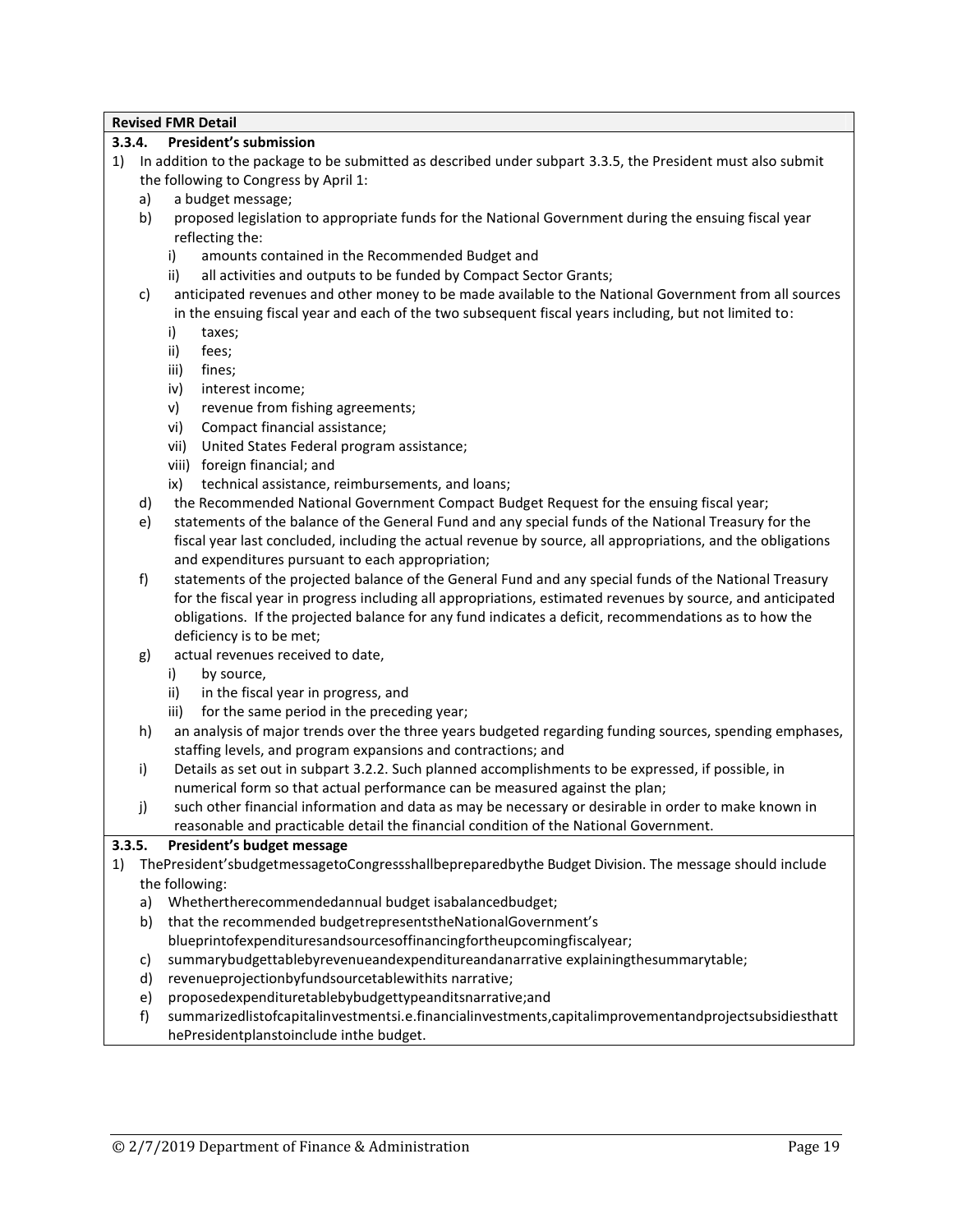**Revised FMR Detail**

**3.3.4. President's submission**

1) In addition to the package to be submitted as described under subpart 3.3.5, the President must also submit the following to Congress by April 1:
   a) a budget message;
   b) proposed legislation to appropriate funds for the National Government during the ensuing fiscal year reflecting the:
      i) amounts contained in the Recommended Budget and
      ii) all activities and outputs to be funded by Compact Sector Grants;
   c) anticipated revenues and other money to be made available to the National Government from all sources in the ensuing fiscal year and each of the two subsequent fiscal years including, but not limited to:
      i) taxes;
      ii) fees;
      iii) fines;
      iv) interest income;
      v) revenue from fishing agreements;
      vi) Compact financial assistance;
      vii) United States Federal program assistance;
      viii) foreign financial; and
      ix) technical assistance, reimbursements, and loans;
   d) the Recommended National Government Compact Budget Request for the ensuing fiscal year;
   e) statements of the balance of the General Fund and any special funds of the National Treasury for the fiscal year last concluded, including the actual revenue by source, all appropriations, and the obligations and expenditures pursuant to each appropriation;
   f) statements of the projected balance of the General Fund and any special funds of the National Treasury for the fiscal year in progress including all appropriations, estimated revenues by source, and anticipated obligations. If the projected balance for any fund indicates a deficit, recommendations as to how the deficiency is to be met;
   g) actual revenues received to date,
      i) by source,
      ii) in the fiscal year in progress, and
      iii) for the same period in the preceding year;
   h) an analysis of major trends over the three years budgeted regarding funding sources, spending emphases, staffing levels, and program expansions and contractions; and
   i) Details as set out in subpart 3.2.2. Such planned accomplishments to be expressed, if possible, in numerical form so that actual performance can be measured against the plan;
   j) such other financial information and data as may be necessary or desirable in order to make known in reasonable and practicable detail the financial condition of the National Government.

**3.3.5. President's budget message**

1) ThePresident'sbudgetmessagetoCongressshallbepreparedbythe Budget Division. The message should include the following:
   a) Whethertherecommendedannual budget isabalancedbudget;
   b) that the recommended budgetrepresentstheNationalGovernment's blueprintofexpendituresandsourcesoffinancingfortheupcomingfiscalyear;
   c) summarybudgettablebyrevenueandexpenditureandanarrative explainingthesummarytable;
   d) revenueprojectionbyfundsourcetablewithits narrative;
   e) proposedexpendituretablebybudgettypeanditsnarrative;and
   f) summarizedlistofcapitalinvestmentsi.e.financialinvestments,capitalimprovementandprojectsubsidiesthatthePresidentplanstoinclude inthe budget.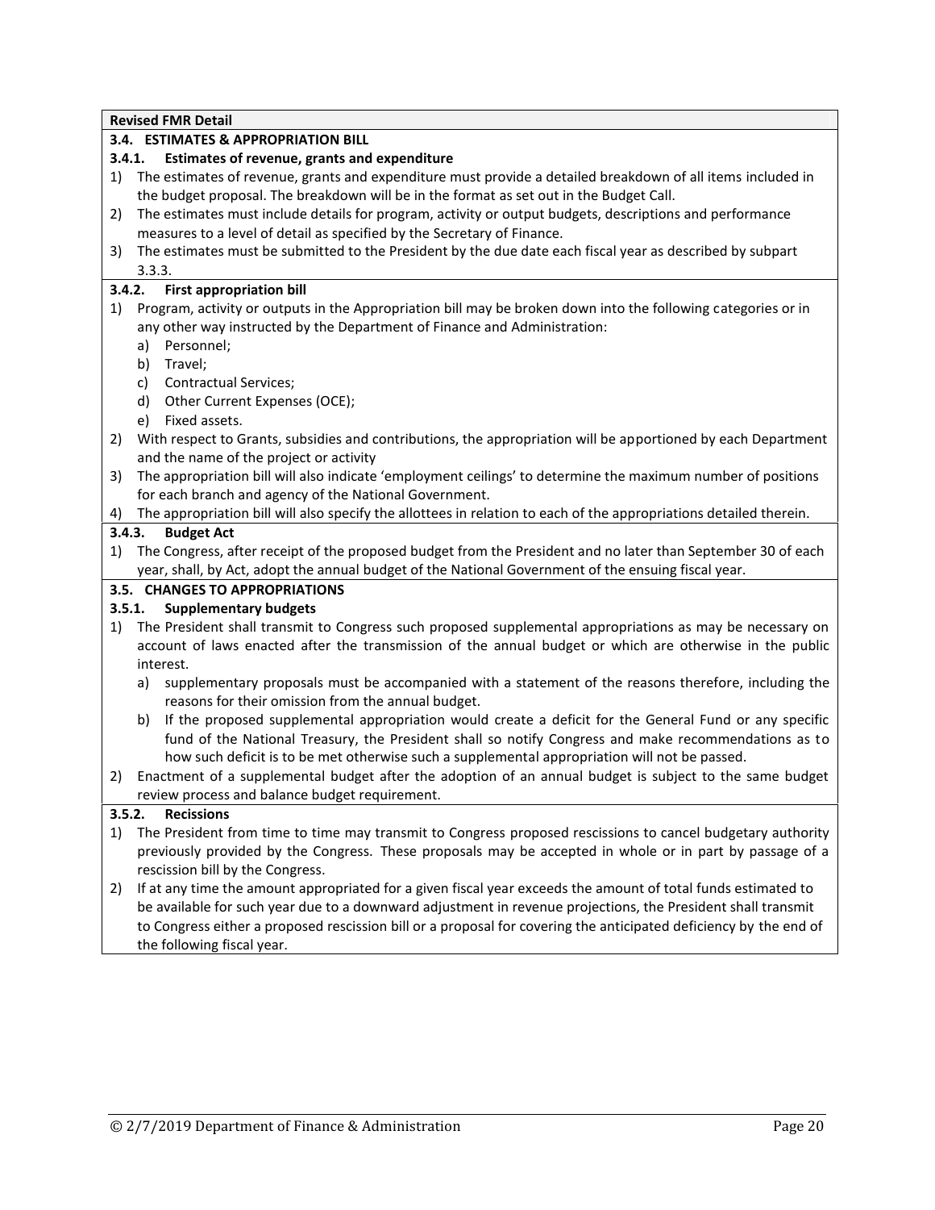**Revised FMR Detail**

### 3.4. ESTIMATES & APPROPRIATION BILL

#### 3.4.1. Estimates of revenue, grants and expenditure

1) The estimates of revenue, grants and expenditure must provide a detailed breakdown of all items included in the budget proposal. The breakdown will be in the format as set out in the Budget Call.
2) The estimates must include details for program, activity or output budgets, descriptions and performance measures to a level of detail as specified by the Secretary of Finance.
3) The estimates must be submitted to the President by the due date each fiscal year as described by subpart 3.3.3.

#### 3.4.2. First appropriation bill

1) Program, activity or outputs in the Appropriation bill may be broken down into the following categories or in any other way instructed by the Department of Finance and Administration:
   a) Personnel;
   b) Travel;
   c) Contractual Services;
   d) Other Current Expenses (OCE);
   e) Fixed assets.
2) With respect to Grants, subsidies and contributions, the appropriation will be apportioned by each Department and the name of the project or activity
3) The appropriation bill will also indicate 'employment ceilings' to determine the maximum number of positions for each branch and agency of the National Government.
4) The appropriation bill will also specify the allottees in relation to each of the appropriations detailed therein.

#### 3.4.3. Budget Act

1) The Congress, after receipt of the proposed budget from the President and no later than September 30 of each year, shall, by Act, adopt the annual budget of the National Government of the ensuing fiscal year.

### 3.5. CHANGES TO APPROPRIATIONS

#### 3.5.1. Supplementary budgets

1) The President shall transmit to Congress such proposed supplemental appropriations as may be necessary on account of laws enacted after the transmission of the annual budget or which are otherwise in the public interest.
   a) supplementary proposals must be accompanied with a statement of the reasons therefore, including the reasons for their omission from the annual budget.
   b) If the proposed supplemental appropriation would create a deficit for the General Fund or any specific fund of the National Treasury, the President shall so notify Congress and make recommendations as to how such deficit is to be met otherwise such a supplemental appropriation will not be passed.
2) Enactment of a supplemental budget after the adoption of an annual budget is subject to the same budget review process and balance budget requirement.

#### 3.5.2. Recissions

1) The President from time to time may transmit to Congress proposed rescissions to cancel budgetary authority previously provided by the Congress. These proposals may be accepted in whole or in part by passage of a rescission bill by the Congress.
2) If at any time the amount appropriated for a given fiscal year exceeds the amount of total funds estimated to be available for such year due to a downward adjustment in revenue projections, the President shall transmit to Congress either a proposed rescission bill or a proposal for covering the anticipated deficiency by the end of the following fiscal year.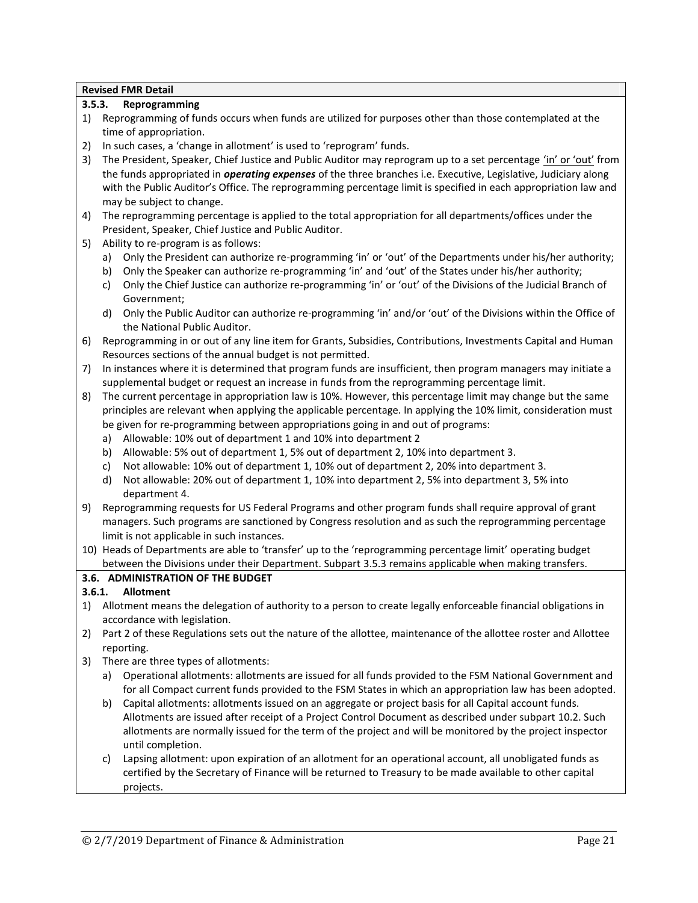**Revised FMR Detail**

**3.5.3. Reprogramming**

1) Reprogramming of funds occurs when funds are utilized for purposes other than those contemplated at the time of appropriation.
2) In such cases, a 'change in allotment' is used to 'reprogram' funds.
3) The President, Speaker, Chief Justice and Public Auditor may reprogram up to a set percentage 'in' or 'out' from the funds appropriated in ***operating expenses*** of the three branches i.e. Executive, Legislative, Judiciary along with the Public Auditor's Office. The reprogramming percentage limit is specified in each appropriation law and may be subject to change.
4) The reprogramming percentage is applied to the total appropriation for all departments/offices under the President, Speaker, Chief Justice and Public Auditor.
5) Ability to re-program is as follows:
   a) Only the President can authorize re-programming 'in' or 'out' of the Departments under his/her authority;
   b) Only the Speaker can authorize re-programming 'in' and 'out' of the States under his/her authority;
   c) Only the Chief Justice can authorize re-programming 'in' or 'out' of the Divisions of the Judicial Branch of Government;
   d) Only the Public Auditor can authorize re-programming 'in' and/or 'out' of the Divisions within the Office of the National Public Auditor.
6) Reprogramming in or out of any line item for Grants, Subsidies, Contributions, Investments Capital and Human Resources sections of the annual budget is not permitted.
7) In instances where it is determined that program funds are insufficient, then program managers may initiate a supplemental budget or request an increase in funds from the reprogramming percentage limit.
8) The current percentage in appropriation law is 10%. However, this percentage limit may change but the same principles are relevant when applying the applicable percentage. In applying the 10% limit, consideration must be given for re-programming between appropriations going in and out of programs:
   a) Allowable: 10% out of department 1 and 10% into department 2
   b) Allowable: 5% out of department 1, 5% out of department 2, 10% into department 3.
   c) Not allowable: 10% out of department 1, 10% out of department 2, 20% into department 3.
   d) Not allowable: 20% out of department 1, 10% into department 2, 5% into department 3, 5% into department 4.
9) Reprogramming requests for US Federal Programs and other program funds shall require approval of grant managers. Such programs are sanctioned by Congress resolution and as such the reprogramming percentage limit is not applicable in such instances.
10) Heads of Departments are able to 'transfer' up to the 'reprogramming percentage limit' operating budget between the Divisions under their Department. Subpart 3.5.3 remains applicable when making transfers.

**3.6. ADMINISTRATION OF THE BUDGET**

**3.6.1. Allotment**

1) Allotment means the delegation of authority to a person to create legally enforceable financial obligations in accordance with legislation.
2) Part 2 of these Regulations sets out the nature of the allottee, maintenance of the allottee roster and Allottee reporting.
3) There are three types of allotments:
   a) Operational allotments: allotments are issued for all funds provided to the FSM National Government and for all Compact current funds provided to the FSM States in which an appropriation law has been adopted.
   b) Capital allotments: allotments issued on an aggregate or project basis for all Capital account funds. Allotments are issued after receipt of a Project Control Document as described under subpart 10.2. Such allotments are normally issued for the term of the project and will be monitored by the project inspector until completion.
   c) Lapsing allotment: upon expiration of an allotment for an operational account, all unobligated funds as certified by the Secretary of Finance will be returned to Treasury to be made available to other capital projects.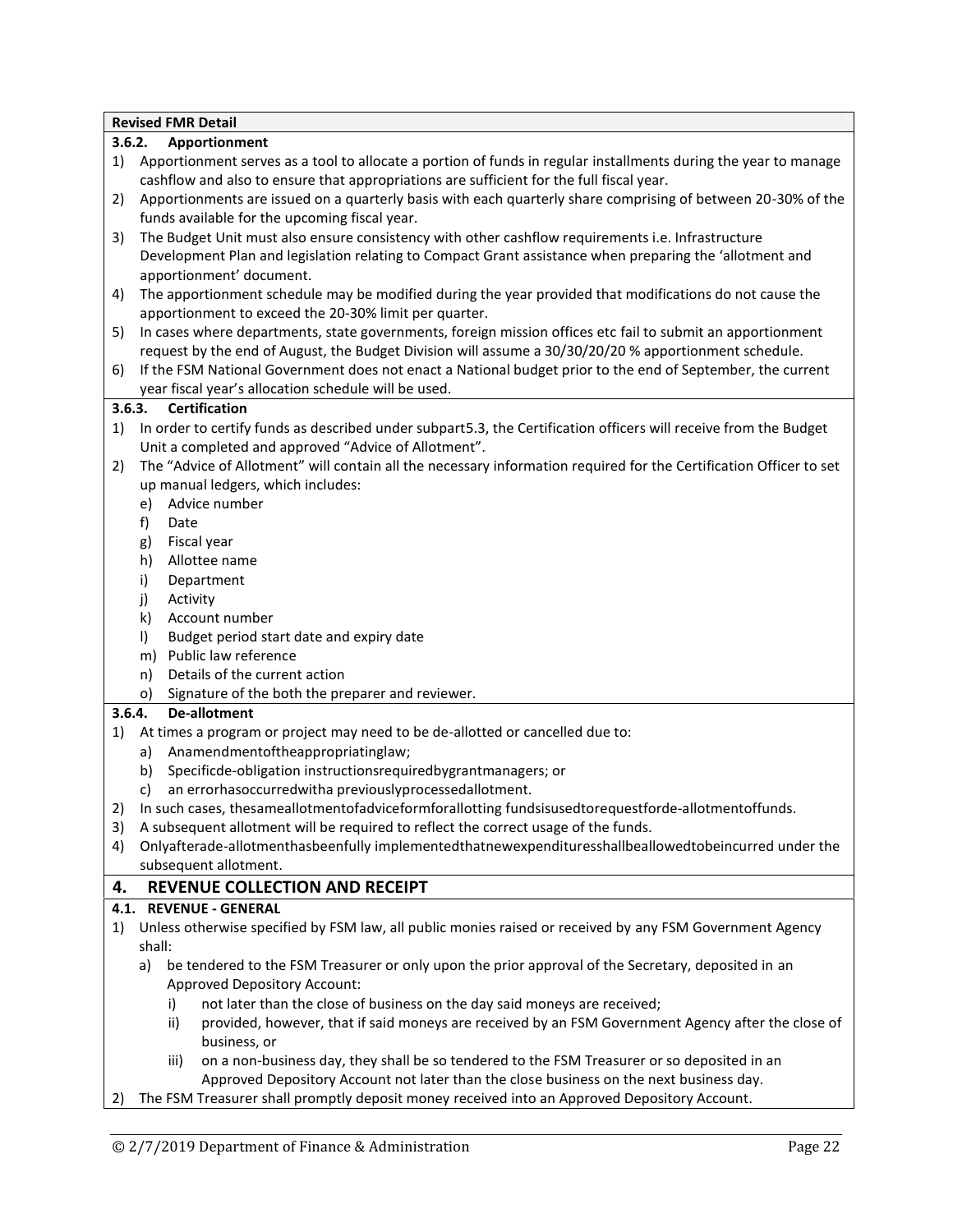**Revised FMR Detail**

### 3.6.2. Apportionment

1) Apportionment serves as a tool to allocate a portion of funds in regular installments during the year to manage cashflow and also to ensure that appropriations are sufficient for the full fiscal year.
2) Apportionments are issued on a quarterly basis with each quarterly share comprising of between 20-30% of the funds available for the upcoming fiscal year.
3) The Budget Unit must also ensure consistency with other cashflow requirements i.e. Infrastructure Development Plan and legislation relating to Compact Grant assistance when preparing the 'allotment and apportionment' document.
4) The apportionment schedule may be modified during the year provided that modifications do not cause the apportionment to exceed the 20-30% limit per quarter.
5) In cases where departments, state governments, foreign mission offices etc fail to submit an apportionment request by the end of August, the Budget Division will assume a 30/30/20/20 % apportionment schedule.
6) If the FSM National Government does not enact a National budget prior to the end of September, the current year fiscal year's allocation schedule will be used.

### 3.6.3. Certification

1) In order to certify funds as described under subpart5.3, the Certification officers will receive from the Budget Unit a completed and approved "Advice of Allotment".
2) The "Advice of Allotment" will contain all the necessary information required for the Certification Officer to set up manual ledgers, which includes:
   e) Advice number
   f) Date
   g) Fiscal year
   h) Allottee name
   i) Department
   j) Activity
   k) Account number
   l) Budget period start date and expiry date
   m) Public law reference
   n) Details of the current action
   o) Signature of the both the preparer and reviewer.

### 3.6.4. De-allotment

1) At times a program or project may need to be de-allotted or cancelled due to:
   a) Anamendmentoftheappropriatinglaw;
   b) Specificde-obligation instructionsrequiredbygrantmanagers; or
   c) an errorhasoccurredwitha previouslyprocessedallotment.
2) In such cases, thesameallotmentofadviceformforallotting fundsisusedtorequestforde-allotmentoffunds.
3) A subsequent allotment will be required to reflect the correct usage of the funds.
4) Onlyafterade-allotmenthasbeenfully implementedthatnewexpendituresshallbeallowedtobeincurred under the subsequent allotment.

## 4. REVENUE COLLECTION AND RECEIPT

### 4.1. REVENUE - GENERAL

1) Unless otherwise specified by FSM law, all public monies raised or received by any FSM Government Agency shall:
   a) be tendered to the FSM Treasurer or only upon the prior approval of the Secretary, deposited in an Approved Depository Account:
      i) not later than the close of business on the day said moneys are received;
      ii) provided, however, that if said moneys are received by an FSM Government Agency after the close of business, or
      iii) on a non-business day, they shall be so tendered to the FSM Treasurer or so deposited in an Approved Depository Account not later than the close business on the next business day.
2) The FSM Treasurer shall promptly deposit money received into an Approved Depository Account.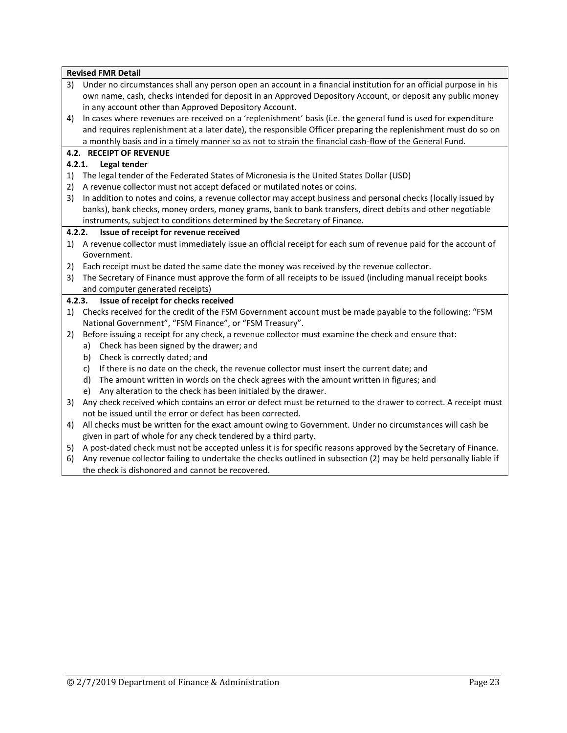**Revised FMR Detail**

3) Under no circumstances shall any person open an account in a financial institution for an official purpose in his own name, cash, checks intended for deposit in an Approved Depository Account, or deposit any public money in any account other than Approved Depository Account.
4) In cases where revenues are received on a 'replenishment' basis (i.e. the general fund is used for expenditure and requires replenishment at a later date), the responsible Officer preparing the replenishment must do so on a monthly basis and in a timely manner so as not to strain the financial cash-flow of the General Fund.

## 4.2. RECEIPT OF REVENUE

### 4.2.1. Legal tender

1) The legal tender of the Federated States of Micronesia is the United States Dollar (USD)
2) A revenue collector must not accept defaced or mutilated notes or coins.
3) In addition to notes and coins, a revenue collector may accept business and personal checks (locally issued by banks), bank checks, money orders, money grams, bank to bank transfers, direct debits and other negotiable instruments, subject to conditions determined by the Secretary of Finance.

### 4.2.2. Issue of receipt for revenue received

1) A revenue collector must immediately issue an official receipt for each sum of revenue paid for the account of Government.
2) Each receipt must be dated the same date the money was received by the revenue collector.
3) The Secretary of Finance must approve the form of all receipts to be issued (including manual receipt books and computer generated receipts)

### 4.2.3. Issue of receipt for checks received

1) Checks received for the credit of the FSM Government account must be made payable to the following: "FSM National Government", "FSM Finance", or "FSM Treasury".
2) Before issuing a receipt for any check, a revenue collector must examine the check and ensure that:
   a) Check has been signed by the drawer; and
   b) Check is correctly dated; and
   c) If there is no date on the check, the revenue collector must insert the current date; and
   d) The amount written in words on the check agrees with the amount written in figures; and
   e) Any alteration to the check has been initialed by the drawer.
3) Any check received which contains an error or defect must be returned to the drawer to correct. A receipt must not be issued until the error or defect has been corrected.
4) All checks must be written for the exact amount owing to Government. Under no circumstances will cash be given in part of whole for any check tendered by a third party.
5) A post-dated check must not be accepted unless it is for specific reasons approved by the Secretary of Finance.
6) Any revenue collector failing to undertake the checks outlined in subsection (2) may be held personally liable if the check is dishonored and cannot be recovered.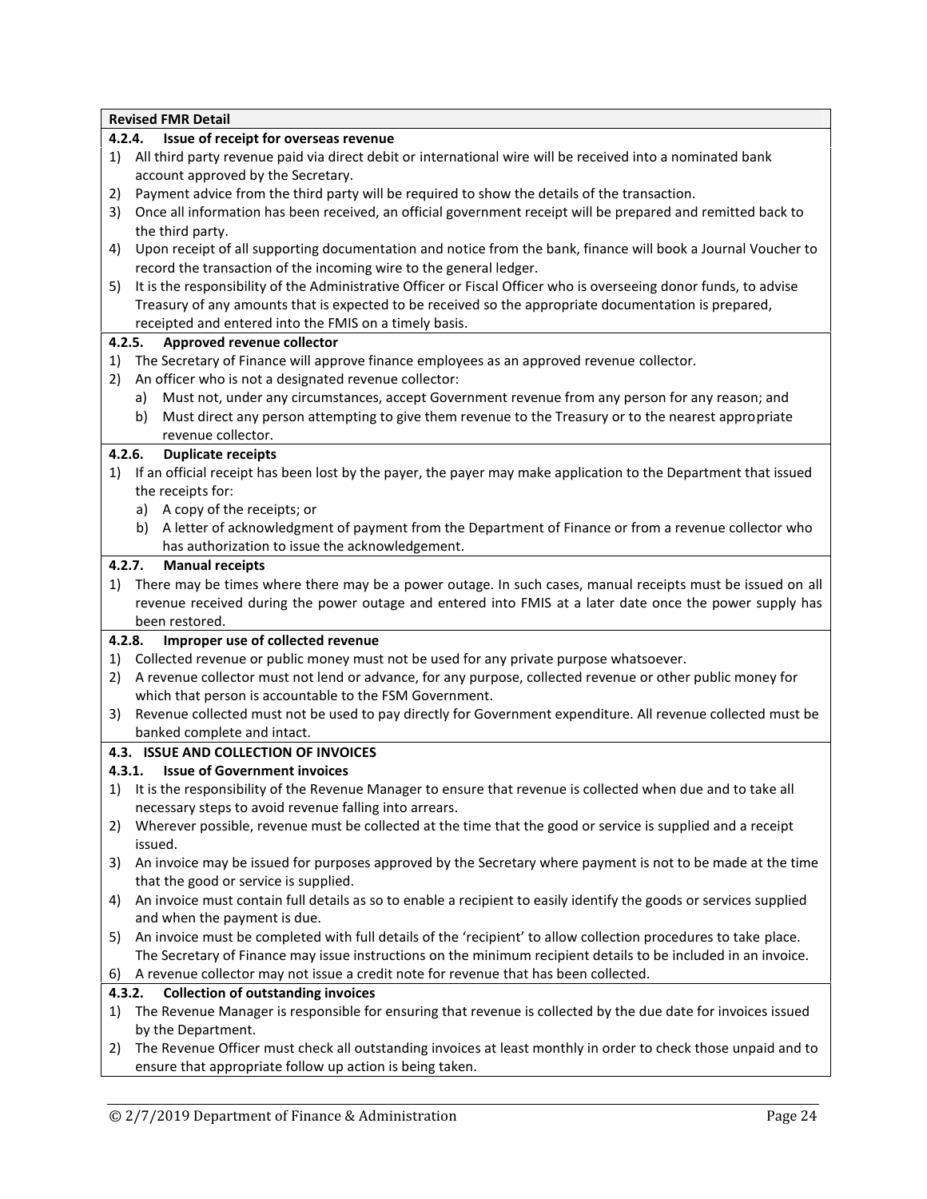**Revised FMR Detail**

#### 4.2.4. Issue of receipt for overseas revenue

1) All third party revenue paid via direct debit or international wire will be received into a nominated bank account approved by the Secretary.
2) Payment advice from the third party will be required to show the details of the transaction.
3) Once all information has been received, an official government receipt will be prepared and remitted back to the third party.
4) Upon receipt of all supporting documentation and notice from the bank, finance will book a Journal Voucher to record the transaction of the incoming wire to the general ledger.
5) It is the responsibility of the Administrative Officer or Fiscal Officer who is overseeing donor funds, to advise Treasury of any amounts that is expected to be received so the appropriate documentation is prepared, receipted and entered into the FMIS on a timely basis.

#### 4.2.5. Approved revenue collector

1) The Secretary of Finance will approve finance employees as an approved revenue collector.
2) An officer who is not a designated revenue collector:
   a) Must not, under any circumstances, accept Government revenue from any person for any reason; and
   b) Must direct any person attempting to give them revenue to the Treasury or to the nearest appropriate revenue collector.

#### 4.2.6. Duplicate receipts

1) If an official receipt has been lost by the payer, the payer may make application to the Department that issued the receipts for:
   a) A copy of the receipts; or
   b) A letter of acknowledgment of payment from the Department of Finance or from a revenue collector who has authorization to issue the acknowledgement.

#### 4.2.7. Manual receipts

1) There may be times where there may be a power outage. In such cases, manual receipts must be issued on all revenue received during the power outage and entered into FMIS at a later date once the power supply has been restored.

#### 4.2.8. Improper use of collected revenue

1) Collected revenue or public money must not be used for any private purpose whatsoever.
2) A revenue collector must not lend or advance, for any purpose, collected revenue or other public money for which that person is accountable to the FSM Government.
3) Revenue collected must not be used to pay directly for Government expenditure. All revenue collected must be banked complete and intact.

### 4.3. ISSUE AND COLLECTION OF INVOICES

#### 4.3.1. Issue of Government invoices

1) It is the responsibility of the Revenue Manager to ensure that revenue is collected when due and to take all necessary steps to avoid revenue falling into arrears.
2) Wherever possible, revenue must be collected at the time that the good or service is supplied and a receipt issued.
3) An invoice may be issued for purposes approved by the Secretary where payment is not to be made at the time that the good or service is supplied.
4) An invoice must contain full details as so to enable a recipient to easily identify the goods or services supplied and when the payment is due.
5) An invoice must be completed with full details of the 'recipient' to allow collection procedures to take place. The Secretary of Finance may issue instructions on the minimum recipient details to be included in an invoice.
6) A revenue collector may not issue a credit note for revenue that has been collected.

#### 4.3.2. Collection of outstanding invoices

1) The Revenue Manager is responsible for ensuring that revenue is collected by the due date for invoices issued by the Department.
2) The Revenue Officer must check all outstanding invoices at least monthly in order to check those unpaid and to ensure that appropriate follow up action is being taken.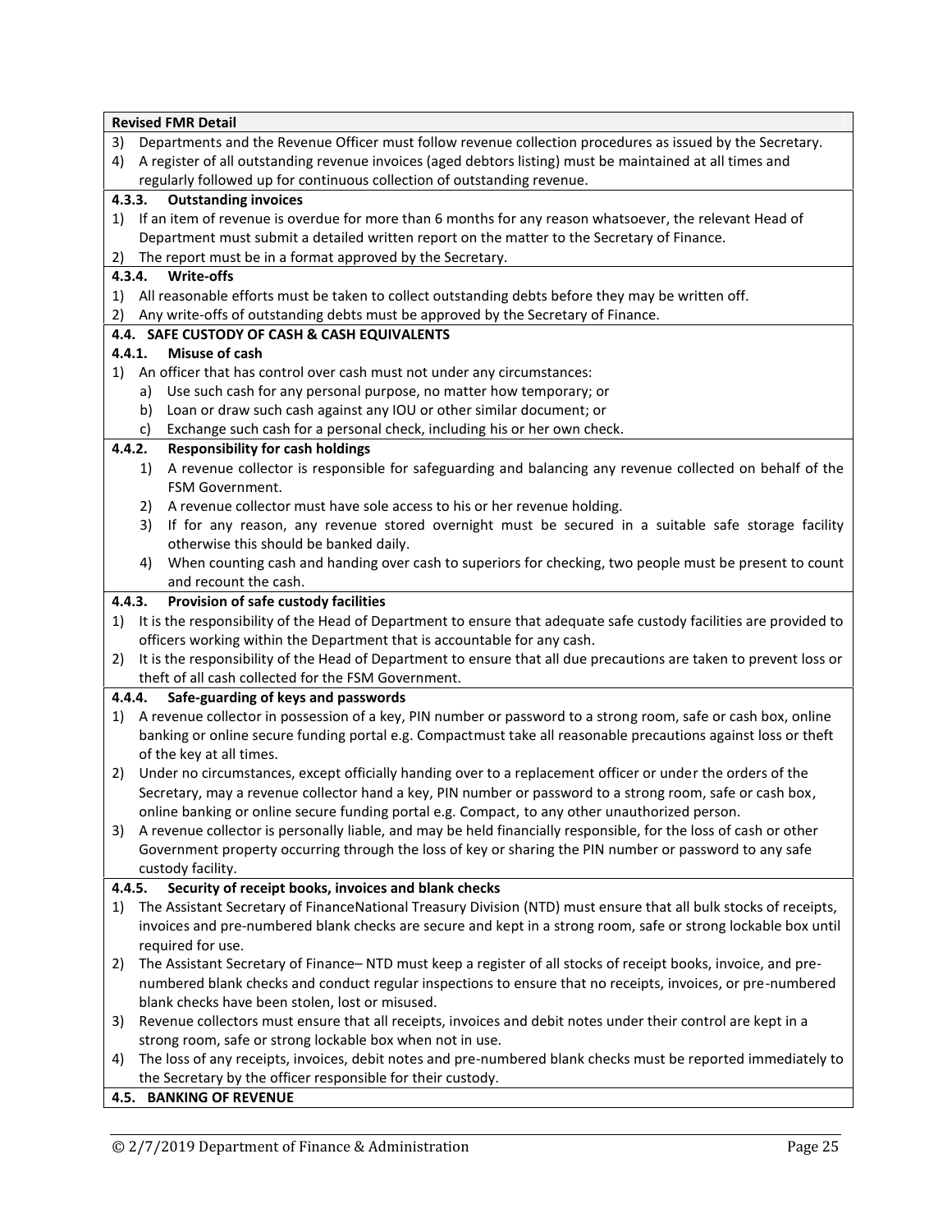**Revised FMR Detail**

3) Departments and the Revenue Officer must follow revenue collection procedures as issued by the Secretary.
4) A register of all outstanding revenue invoices (aged debtors listing) must be maintained at all times and regularly followed up for continuous collection of outstanding revenue.

**4.3.3. Outstanding invoices**

1) If an item of revenue is overdue for more than 6 months for any reason whatsoever, the relevant Head of Department must submit a detailed written report on the matter to the Secretary of Finance.
2) The report must be in a format approved by the Secretary.

**4.3.4. Write-offs**

1) All reasonable efforts must be taken to collect outstanding debts before they may be written off.
2) Any write-offs of outstanding debts must be approved by the Secretary of Finance.

**4.4. SAFE CUSTODY OF CASH & CASH EQUIVALENTS**

**4.4.1. Misuse of cash**

1) An officer that has control over cash must not under any circumstances:
   a) Use such cash for any personal purpose, no matter how temporary; or
   b) Loan or draw such cash against any IOU or other similar document; or
   c) Exchange such cash for a personal check, including his or her own check.

**4.4.2. Responsibility for cash holdings**

1) A revenue collector is responsible for safeguarding and balancing any revenue collected on behalf of the FSM Government.
2) A revenue collector must have sole access to his or her revenue holding.
3) If for any reason, any revenue stored overnight must be secured in a suitable safe storage facility otherwise this should be banked daily.
4) When counting cash and handing over cash to superiors for checking, two people must be present to count and recount the cash.

**4.4.3. Provision of safe custody facilities**

1) It is the responsibility of the Head of Department to ensure that adequate safe custody facilities are provided to officers working within the Department that is accountable for any cash.
2) It is the responsibility of the Head of Department to ensure that all due precautions are taken to prevent loss or theft of all cash collected for the FSM Government.

**4.4.4. Safe-guarding of keys and passwords**

1) A revenue collector in possession of a key, PIN number or password to a strong room, safe or cash box, online banking or online secure funding portal e.g. Compactmust take all reasonable precautions against loss or theft of the key at all times.
2) Under no circumstances, except officially handing over to a replacement officer or under the orders of the Secretary, may a revenue collector hand a key, PIN number or password to a strong room, safe or cash box, online banking or online secure funding portal e.g. Compact, to any other unauthorized person.
3) A revenue collector is personally liable, and may be held financially responsible, for the loss of cash or other Government property occurring through the loss of key or sharing the PIN number or password to any safe custody facility.

**4.4.5. Security of receipt books, invoices and blank checks**

1) The Assistant Secretary of FinanceNational Treasury Division (NTD) must ensure that all bulk stocks of receipts, invoices and pre-numbered blank checks are secure and kept in a strong room, safe or strong lockable box until required for use.
2) The Assistant Secretary of Finance– NTD must keep a register of all stocks of receipt books, invoice, and pre-numbered blank checks and conduct regular inspections to ensure that no receipts, invoices, or pre-numbered blank checks have been stolen, lost or misused.
3) Revenue collectors must ensure that all receipts, invoices and debit notes under their control are kept in a strong room, safe or strong lockable box when not in use.
4) The loss of any receipts, invoices, debit notes and pre-numbered blank checks must be reported immediately to the Secretary by the officer responsible for their custody.

**4.5. BANKING OF REVENUE**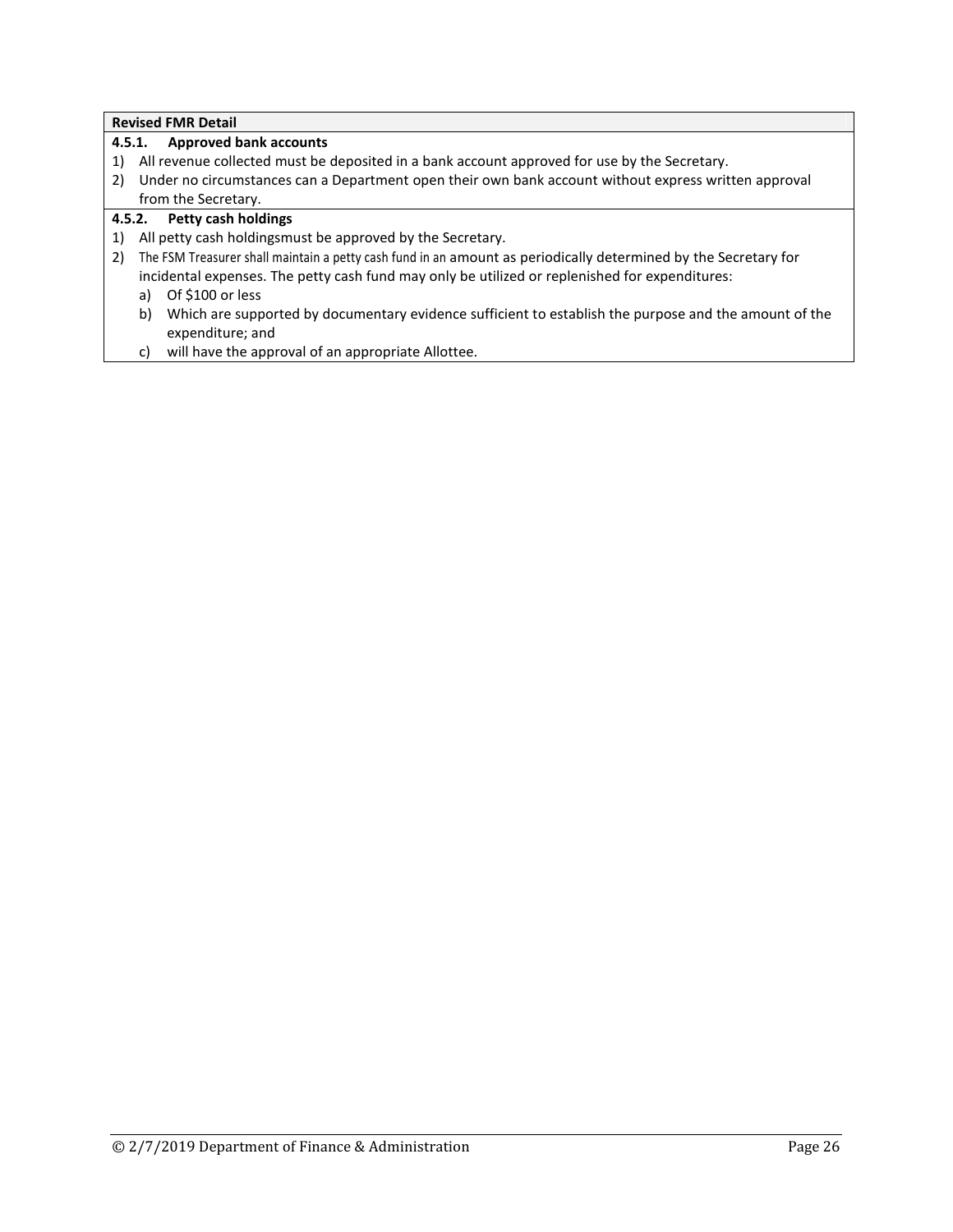**Revised FMR Detail**

**4.5.1. Approved bank accounts**

1) All revenue collected must be deposited in a bank account approved for use by the Secretary.
2) Under no circumstances can a Department open their own bank account without express written approval from the Secretary.

**4.5.2. Petty cash holdings**

1) All petty cash holdingsmust be approved by the Secretary.
2) The FSM Treasurer shall maintain a petty cash fund in an amount as periodically determined by the Secretary for incidental expenses. The petty cash fund may only be utilized or replenished for expenditures:
   a) Of $100 or less
   b) Which are supported by documentary evidence sufficient to establish the purpose and the amount of the expenditure; and
   c) will have the approval of an appropriate Allottee.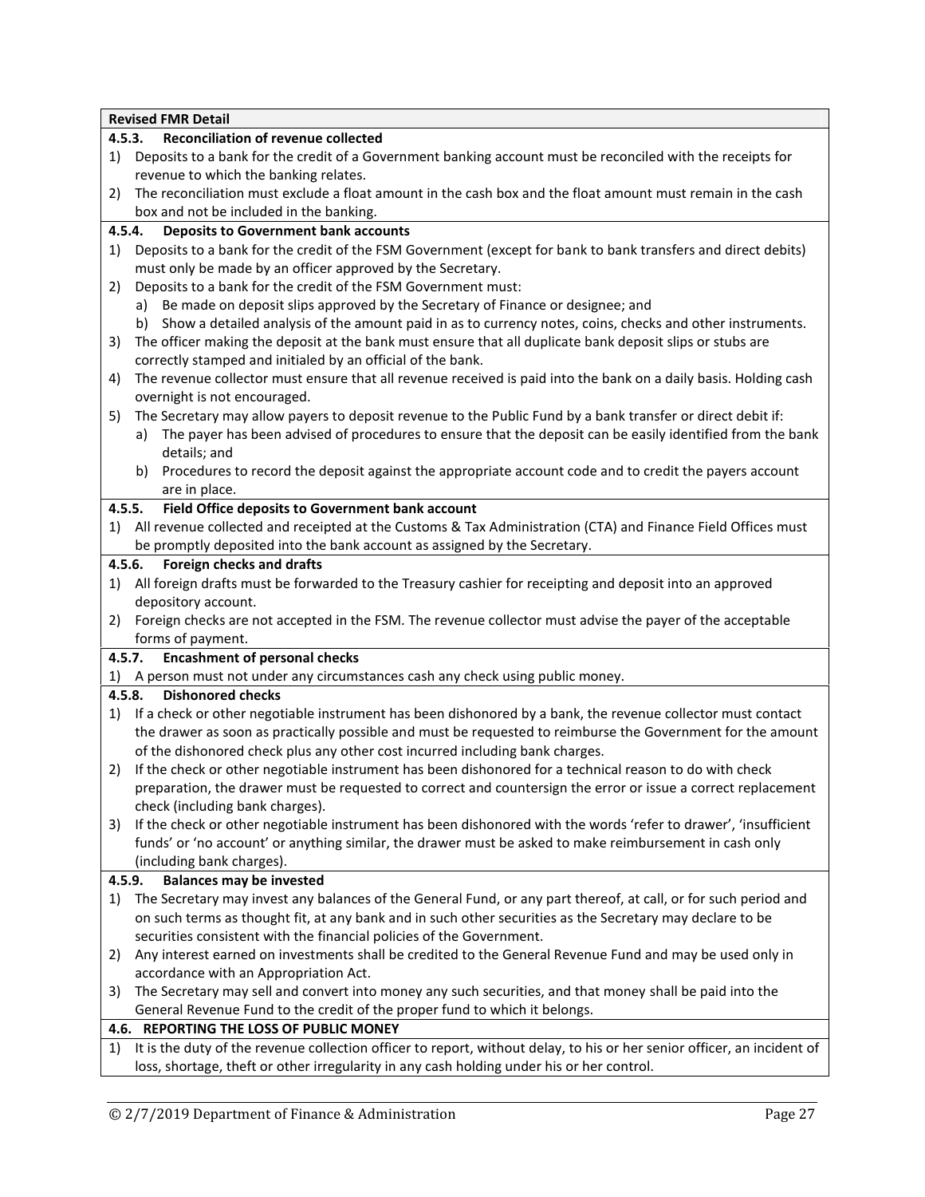**Revised FMR Detail**

#### 4.5.3. Reconciliation of revenue collected

1) Deposits to a bank for the credit of a Government banking account must be reconciled with the receipts for revenue to which the banking relates.
2) The reconciliation must exclude a float amount in the cash box and the float amount must remain in the cash box and not be included in the banking.

#### 4.5.4. Deposits to Government bank accounts

1) Deposits to a bank for the credit of the FSM Government (except for bank to bank transfers and direct debits) must only be made by an officer approved by the Secretary.
2) Deposits to a bank for the credit of the FSM Government must:
   a) Be made on deposit slips approved by the Secretary of Finance or designee; and
   b) Show a detailed analysis of the amount paid in as to currency notes, coins, checks and other instruments.
3) The officer making the deposit at the bank must ensure that all duplicate bank deposit slips or stubs are correctly stamped and initialed by an official of the bank.
4) The revenue collector must ensure that all revenue received is paid into the bank on a daily basis. Holding cash overnight is not encouraged.
5) The Secretary may allow payers to deposit revenue to the Public Fund by a bank transfer or direct debit if:
   a) The payer has been advised of procedures to ensure that the deposit can be easily identified from the bank details; and
   b) Procedures to record the deposit against the appropriate account code and to credit the payers account are in place.

#### 4.5.5. Field Office deposits to Government bank account

1) All revenue collected and receipted at the Customs & Tax Administration (CTA) and Finance Field Offices must be promptly deposited into the bank account as assigned by the Secretary.

#### 4.5.6. Foreign checks and drafts

1) All foreign drafts must be forwarded to the Treasury cashier for receipting and deposit into an approved depository account.
2) Foreign checks are not accepted in the FSM. The revenue collector must advise the payer of the acceptable forms of payment.

#### 4.5.7. Encashment of personal checks

1) A person must not under any circumstances cash any check using public money.

#### 4.5.8. Dishonored checks

1) If a check or other negotiable instrument has been dishonored by a bank, the revenue collector must contact the drawer as soon as practically possible and must be requested to reimburse the Government for the amount of the dishonored check plus any other cost incurred including bank charges.
2) If the check or other negotiable instrument has been dishonored for a technical reason to do with check preparation, the drawer must be requested to correct and countersign the error or issue a correct replacement check (including bank charges).
3) If the check or other negotiable instrument has been dishonored with the words 'refer to drawer', 'insufficient funds' or 'no account' or anything similar, the drawer must be asked to make reimbursement in cash only (including bank charges).

#### 4.5.9. Balances may be invested

1) The Secretary may invest any balances of the General Fund, or any part thereof, at call, or for such period and on such terms as thought fit, at any bank and in such other securities as the Secretary may declare to be securities consistent with the financial policies of the Government.
2) Any interest earned on investments shall be credited to the General Revenue Fund and may be used only in accordance with an Appropriation Act.
3) The Secretary may sell and convert into money any such securities, and that money shall be paid into the General Revenue Fund to the credit of the proper fund to which it belongs.

### 4.6. REPORTING THE LOSS OF PUBLIC MONEY

1) It is the duty of the revenue collection officer to report, without delay, to his or her senior officer, an incident of loss, shortage, theft or other irregularity in any cash holding under his or her control.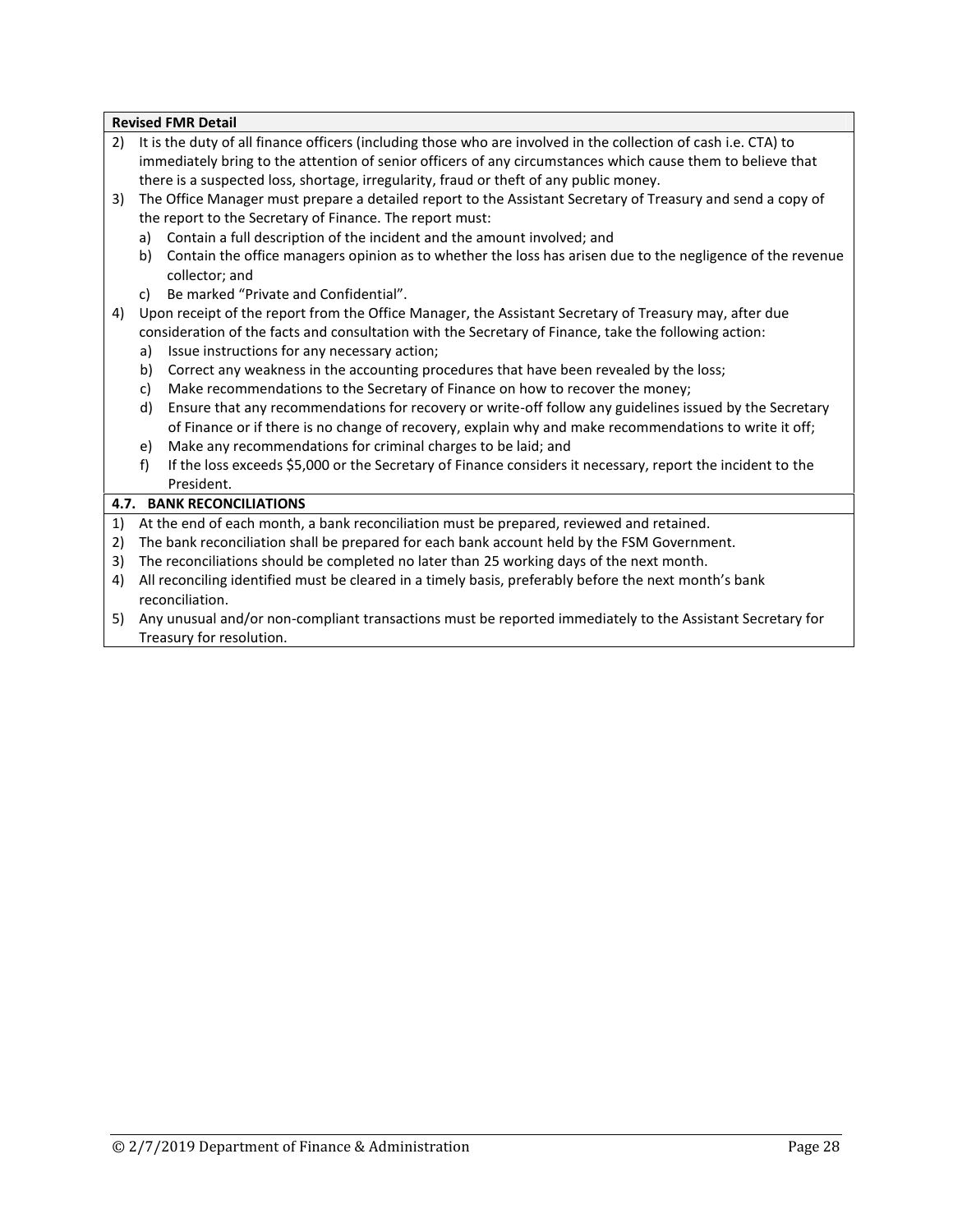**Revised FMR Detail**

2) It is the duty of all finance officers (including those who are involved in the collection of cash i.e. CTA) to immediately bring to the attention of senior officers of any circumstances which cause them to believe that there is a suspected loss, shortage, irregularity, fraud or theft of any public money.
3) The Office Manager must prepare a detailed report to the Assistant Secretary of Treasury and send a copy of the report to the Secretary of Finance. The report must:
   a) Contain a full description of the incident and the amount involved; and
   b) Contain the office managers opinion as to whether the loss has arisen due to the negligence of the revenue collector; and
   c) Be marked “Private and Confidential”.
4) Upon receipt of the report from the Office Manager, the Assistant Secretary of Treasury may, after due consideration of the facts and consultation with the Secretary of Finance, take the following action:
   a) Issue instructions for any necessary action;
   b) Correct any weakness in the accounting procedures that have been revealed by the loss;
   c) Make recommendations to the Secretary of Finance on how to recover the money;
   d) Ensure that any recommendations for recovery or write-off follow any guidelines issued by the Secretary of Finance or if there is no change of recovery, explain why and make recommendations to write it off;
   e) Make any recommendations for criminal charges to be laid; and
   f) If the loss exceeds $5,000 or the Secretary of Finance considers it necessary, report the incident to the President.

**4.7. BANK RECONCILIATIONS**

1) At the end of each month, a bank reconciliation must be prepared, reviewed and retained.
2) The bank reconciliation shall be prepared for each bank account held by the FSM Government.
3) The reconciliations should be completed no later than 25 working days of the next month.
4) All reconciling identified must be cleared in a timely basis, preferably before the next month’s bank reconciliation.
5) Any unusual and/or non-compliant transactions must be reported immediately to the Assistant Secretary for Treasury for resolution.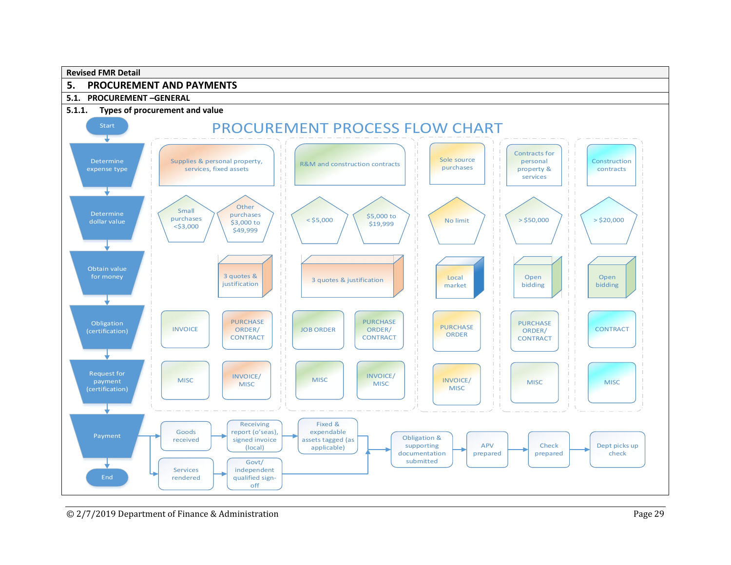**Revised FMR Detail**

# 5. PROCUREMENT AND PAYMENTS

## 5.1. PROCUREMENT –GENERAL

### 5.1.1. Types of procurement and value

**PROCUREMENT PROCESS FLOW CHART**

| Step | Supplies & personal property, services, fixed assets | | R&M and construction contracts | | Sole source purchases | Contracts for personal property & services | Construction contracts |
|---|---|---|---|---|---|---|---|
| Determine expense type | Supplies & personal property, services, fixed assets | | R&M and construction contracts | | Sole source purchases | Contracts for personal property & services | Construction contracts |
| Determine dollar value | Small purchases <$3,000 | Other purchases $3,000 to $49,999 | < $5,000 | $5,000 to $19,999 | No limit | > $50,000 | > $20,000 |
| Obtain value for money | | 3 quotes & justification | 3 quotes & justification | | Local market | Open bidding | Open bidding |
| Obligation (certification) | INVOICE | PURCHASE ORDER/ CONTRACT | JOB ORDER | PURCHASE ORDER/ CONTRACT | PURCHASE ORDER | PURCHASE ORDER/ CONTRACT | CONTRACT |
| Request for payment (certification) | MISC | INVOICE/ MISC | MISC | INVOICE/ MISC | INVOICE/ MISC | MISC | MISC |

**Payment:**

- Goods received → Receiving report (o'seas), signed invoice (local) → Fixed & expendable assets tagged (as applicable) → Obligation & supporting documentation submitted
- Services rendered → Govt/ independent qualified sign-off → Obligation & supporting documentation submitted

Obligation & supporting documentation submitted → APV prepared → Check prepared → Dept picks up check

Start → Determine expense type → Determine dollar value → Obtain value for money → Obligation (certification) → Request for payment (certification) → Payment → End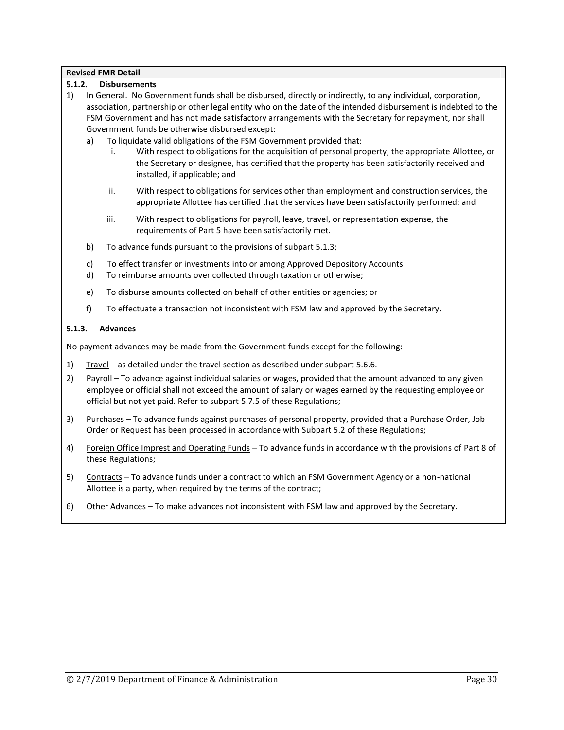**Revised FMR Detail**

**5.1.2. Disbursements**

1) In General. No Government funds shall be disbursed, directly or indirectly, to any individual, corporation, association, partnership or other legal entity who on the date of the intended disbursement is indebted to the FSM Government and has not made satisfactory arrangements with the Secretary for repayment, nor shall Government funds be otherwise disbursed except:
   a) To liquidate valid obligations of the FSM Government provided that:
      i. With respect to obligations for the acquisition of personal property, the appropriate Allottee, or the Secretary or designee, has certified that the property has been satisfactorily received and installed, if applicable; and
      ii. With respect to obligations for services other than employment and construction services, the appropriate Allottee has certified that the services have been satisfactorily performed; and
      iii. With respect to obligations for payroll, leave, travel, or representation expense, the requirements of Part 5 have been satisfactorily met.
   b) To advance funds pursuant to the provisions of subpart 5.1.3;
   c) To effect transfer or investments into or among Approved Depository Accounts
   d) To reimburse amounts over collected through taxation or otherwise;
   e) To disburse amounts collected on behalf of other entities or agencies; or
   f) To effectuate a transaction not inconsistent with FSM law and approved by the Secretary.

**5.1.3. Advances**

No payment advances may be made from the Government funds except for the following:

1) Travel – as detailed under the travel section as described under subpart 5.6.6.
2) Payroll – To advance against individual salaries or wages, provided that the amount advanced to any given employee or official shall not exceed the amount of salary or wages earned by the requesting employee or official but not yet paid. Refer to subpart 5.7.5 of these Regulations;
3) Purchases – To advance funds against purchases of personal property, provided that a Purchase Order, Job Order or Request has been processed in accordance with Subpart 5.2 of these Regulations;
4) Foreign Office Imprest and Operating Funds – To advance funds in accordance with the provisions of Part 8 of these Regulations;
5) Contracts – To advance funds under a contract to which an FSM Government Agency or a non-national Allottee is a party, when required by the terms of the contract;
6) Other Advances – To make advances not inconsistent with FSM law and approved by the Secretary.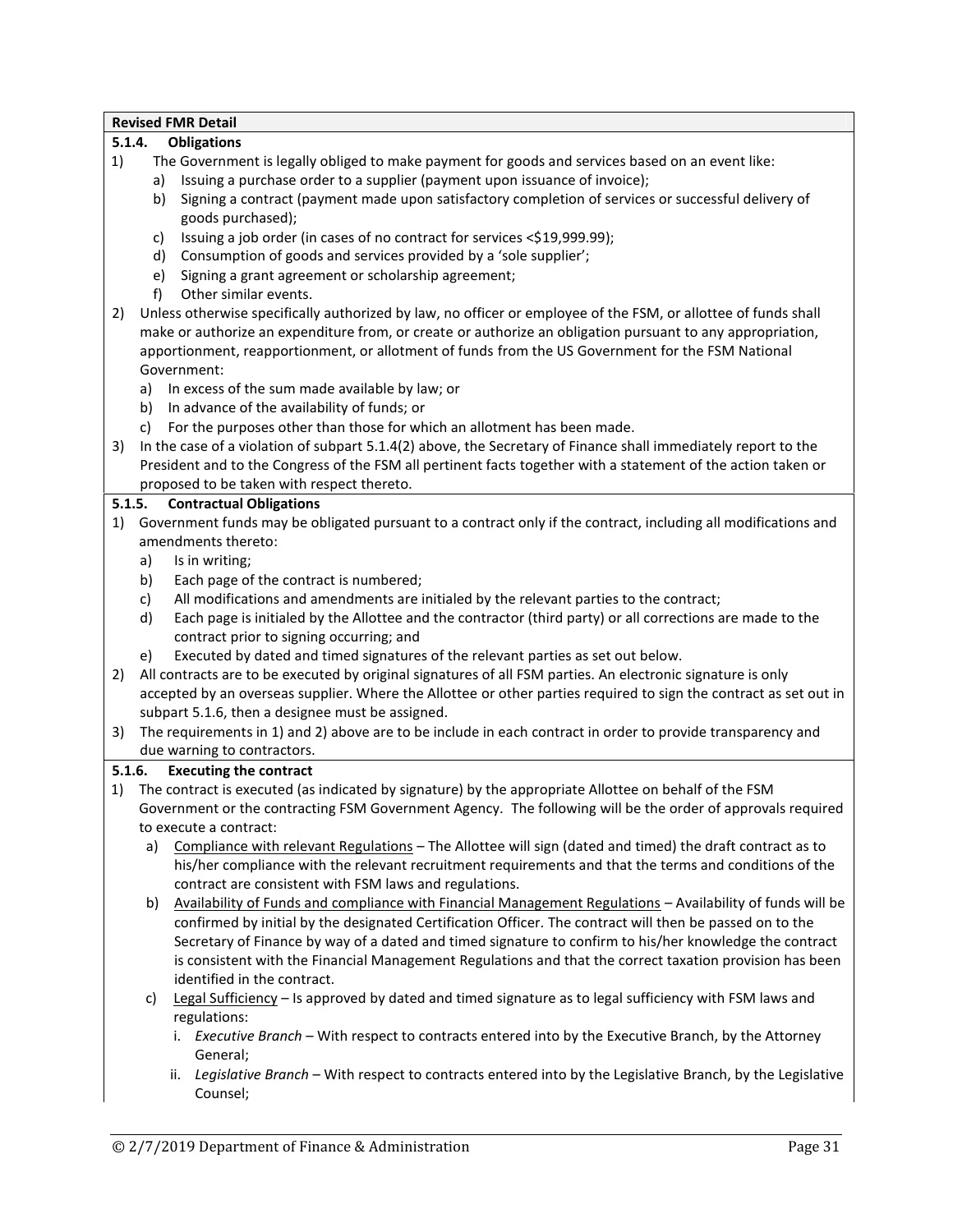**Revised FMR Detail**

**5.1.4. Obligations**

1) The Government is legally obliged to make payment for goods and services based on an event like:
   a) Issuing a purchase order to a supplier (payment upon issuance of invoice);
   b) Signing a contract (payment made upon satisfactory completion of services or successful delivery of goods purchased);
   c) Issuing a job order (in cases of no contract for services <$19,999.99);
   d) Consumption of goods and services provided by a 'sole supplier';
   e) Signing a grant agreement or scholarship agreement;
   f) Other similar events.
2) Unless otherwise specifically authorized by law, no officer or employee of the FSM, or allottee of funds shall make or authorize an expenditure from, or create or authorize an obligation pursuant to any appropriation, apportionment, reapportionment, or allotment of funds from the US Government for the FSM National Government:
   a) In excess of the sum made available by law; or
   b) In advance of the availability of funds; or
   c) For the purposes other than those for which an allotment has been made.
3) In the case of a violation of subpart 5.1.4(2) above, the Secretary of Finance shall immediately report to the President and to the Congress of the FSM all pertinent facts together with a statement of the action taken or proposed to be taken with respect thereto.

**5.1.5. Contractual Obligations**

1) Government funds may be obligated pursuant to a contract only if the contract, including all modifications and amendments thereto:
   a) Is in writing;
   b) Each page of the contract is numbered;
   c) All modifications and amendments are initialed by the relevant parties to the contract;
   d) Each page is initialed by the Allottee and the contractor (third party) or all corrections are made to the contract prior to signing occurring; and
   e) Executed by dated and timed signatures of the relevant parties as set out below.
2) All contracts are to be executed by original signatures of all FSM parties. An electronic signature is only accepted by an overseas supplier. Where the Allottee or other parties required to sign the contract as set out in subpart 5.1.6, then a designee must be assigned.
3) The requirements in 1) and 2) above are to be include in each contract in order to provide transparency and due warning to contractors.

**5.1.6. Executing the contract**

1) The contract is executed (as indicated by signature) by the appropriate Allottee on behalf of the FSM Government or the contracting FSM Government Agency. The following will be the order of approvals required to execute a contract:
   a) Compliance with relevant Regulations – The Allottee will sign (dated and timed) the draft contract as to his/her compliance with the relevant recruitment requirements and that the terms and conditions of the contract are consistent with FSM laws and regulations.
   b) Availability of Funds and compliance with Financial Management Regulations – Availability of funds will be confirmed by initial by the designated Certification Officer. The contract will then be passed on to the Secretary of Finance by way of a dated and timed signature to confirm to his/her knowledge the contract is consistent with the Financial Management Regulations and that the correct taxation provision has been identified in the contract.
   c) Legal Sufficiency – Is approved by dated and timed signature as to legal sufficiency with FSM laws and regulations:
      i. *Executive Branch* – With respect to contracts entered into by the Executive Branch, by the Attorney General;
      ii. *Legislative Branch* – With respect to contracts entered into by the Legislative Branch, by the Legislative Counsel;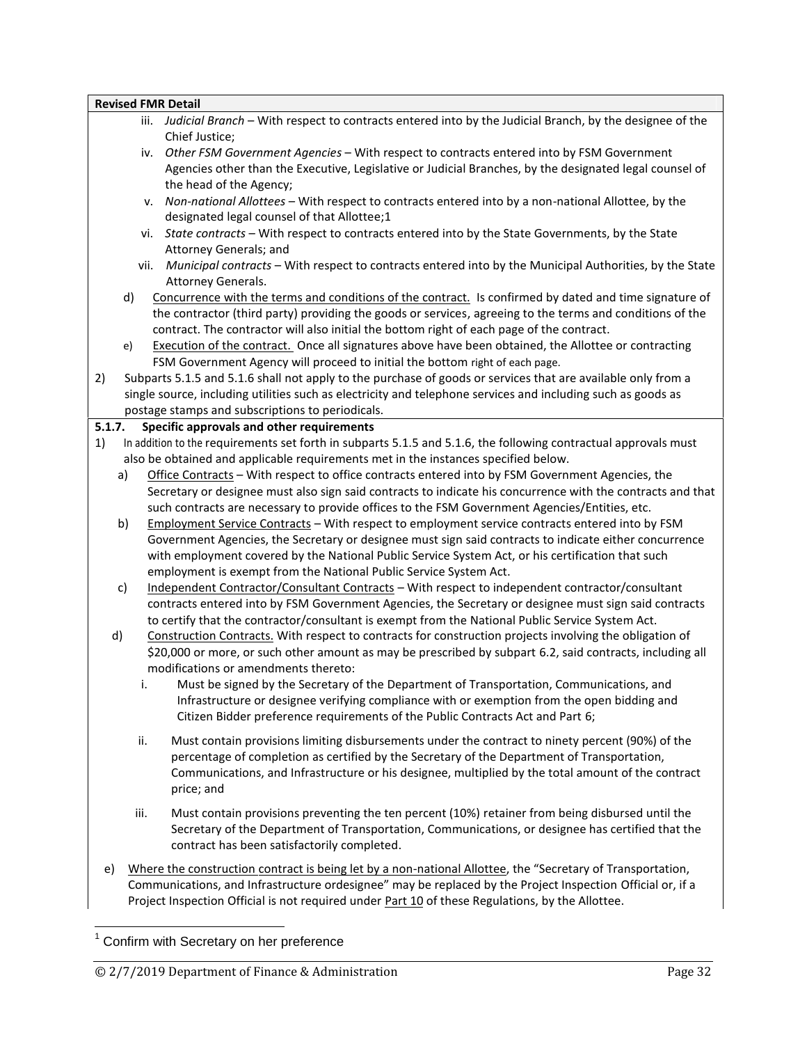**Revised FMR Detail**

iii. *Judicial Branch* – With respect to contracts entered into by the Judicial Branch, by the designee of the Chief Justice;

iv. *Other FSM Government Agencies* – With respect to contracts entered into by FSM Government Agencies other than the Executive, Legislative or Judicial Branches, by the designated legal counsel of the head of the Agency;

v. *Non-national Allottees* – With respect to contracts entered into by a non-national Allottee, by the designated legal counsel of that Allottee;[1]

vi. *State contracts* – With respect to contracts entered into by the State Governments, by the State Attorney Generals; and

vii. *Municipal contracts* – With respect to contracts entered into by the Municipal Authorities, by the State Attorney Generals.

d) Concurrence with the terms and conditions of the contract. Is confirmed by dated and time signature of the contractor (third party) providing the goods or services, agreeing to the terms and conditions of the contract. The contractor will also initial the bottom right of each page of the contract.

e) Execution of the contract. Once all signatures above have been obtained, the Allottee or contracting FSM Government Agency will proceed to initial the bottom right of each page.

2) Subparts 5.1.5 and 5.1.6 shall not apply to the purchase of goods or services that are available only from a single source, including utilities such as electricity and telephone services and including such as goods as postage stamps and subscriptions to periodicals.

**5.1.7. Specific approvals and other requirements**

1) In addition to the requirements set forth in subparts 5.1.5 and 5.1.6, the following contractual approvals must also be obtained and applicable requirements met in the instances specified below.

a) Office Contracts – With respect to office contracts entered into by FSM Government Agencies, the Secretary or designee must also sign said contracts to indicate his concurrence with the contracts and that such contracts are necessary to provide offices to the FSM Government Agencies/Entities, etc.

b) Employment Service Contracts – With respect to employment service contracts entered into by FSM Government Agencies, the Secretary or designee must sign said contracts to indicate either concurrence with employment covered by the National Public Service System Act, or his certification that such employment is exempt from the National Public Service System Act.

c) Independent Contractor/Consultant Contracts – With respect to independent contractor/consultant contracts entered into by FSM Government Agencies, the Secretary or designee must sign said contracts to certify that the contractor/consultant is exempt from the National Public Service System Act.

d) Construction Contracts. With respect to contracts for construction projects involving the obligation of $20,000 or more, or such other amount as may be prescribed by subpart 6.2, said contracts, including all modifications or amendments thereto:

i. Must be signed by the Secretary of the Department of Transportation, Communications, and Infrastructure or designee verifying compliance with or exemption from the open bidding and Citizen Bidder preference requirements of the Public Contracts Act and Part 6;

ii. Must contain provisions limiting disbursements under the contract to ninety percent (90%) of the percentage of completion as certified by the Secretary of the Department of Transportation, Communications, and Infrastructure or his designee, multiplied by the total amount of the contract price; and

iii. Must contain provisions preventing the ten percent (10%) retainer from being disbursed until the Secretary of the Department of Transportation, Communications, or designee has certified that the contract has been satisfactorily completed.

e) Where the construction contract is being let by a non-national Allottee, the "Secretary of Transportation, Communications, and Infrastructure ordesignee" may be replaced by the Project Inspection Official or, if a Project Inspection Official is not required under Part 10 of these Regulations, by the Allottee.

[1] Confirm with Secretary on her preference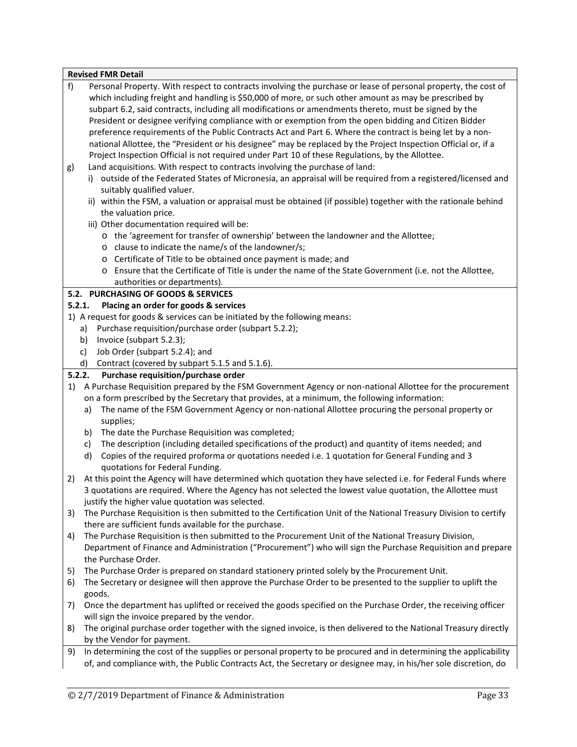**Revised FMR Detail**

f) Personal Property. With respect to contracts involving the purchase or lease of personal property, the cost of which including freight and handling is $50,000 of more, or such other amount as may be prescribed by subpart 6.2, said contracts, including all modifications or amendments thereto, must be signed by the President or designee verifying compliance with or exemption from the open bidding and Citizen Bidder preference requirements of the Public Contracts Act and Part 6. Where the contract is being let by a non-national Allottee, the "President or his designee" may be replaced by the Project Inspection Official or, if a Project Inspection Official is not required under Part 10 of these Regulations, by the Allottee.

g) Land acquisitions. With respect to contracts involving the purchase of land:
   - i) outside of the Federated States of Micronesia, an appraisal will be required from a registered/licensed and suitably qualified valuer.
   - ii) within the FSM, a valuation or appraisal must be obtained (if possible) together with the rationale behind the valuation price.
   - iii) Other documentation required will be:
     - o the 'agreement for transfer of ownership' between the landowner and the Allottee;
     - o clause to indicate the name/s of the landowner/s;
     - o Certificate of Title to be obtained once payment is made; and
     - o Ensure that the Certificate of Title is under the name of the State Government (i.e. not the Allottee, authorities or departments).

**5.2. PURCHASING OF GOODS & SERVICES**

**5.2.1. Placing an order for goods & services**

1) A request for goods & services can be initiated by the following means:
   - a) Purchase requisition/purchase order (subpart 5.2.2);
   - b) Invoice (subpart 5.2.3);
   - c) Job Order (subpart 5.2.4); and
   - d) Contract (covered by subpart 5.1.5 and 5.1.6).

**5.2.2. Purchase requisition/purchase order**

1) A Purchase Requisition prepared by the FSM Government Agency or non-national Allottee for the procurement on a form prescribed by the Secretary that provides, at a minimum, the following information:
   - a) The name of the FSM Government Agency or non-national Allottee procuring the personal property or supplies;
   - b) The date the Purchase Requisition was completed;
   - c) The description (including detailed specifications of the product) and quantity of items needed; and
   - d) Copies of the required proforma or quotations needed i.e. 1 quotation for General Funding and 3 quotations for Federal Funding.
2) At this point the Agency will have determined which quotation they have selected i.e. for Federal Funds where 3 quotations are required. Where the Agency has not selected the lowest value quotation, the Allottee must justify the higher value quotation was selected.
3) The Purchase Requisition is then submitted to the Certification Unit of the National Treasury Division to certify there are sufficient funds available for the purchase.
4) The Purchase Requisition is then submitted to the Procurement Unit of the National Treasury Division, Department of Finance and Administration ("Procurement") who will sign the Purchase Requisition and prepare the Purchase Order.
5) The Purchase Order is prepared on standard stationery printed solely by the Procurement Unit.
6) The Secretary or designee will then approve the Purchase Order to be presented to the supplier to uplift the goods.
7) Once the department has uplifted or received the goods specified on the Purchase Order, the receiving officer will sign the invoice prepared by the vendor.
8) The original purchase order together with the signed invoice, is then delivered to the National Treasury directly by the Vendor for payment.
9) In determining the cost of the supplies or personal property to be procured and in determining the applicability of, and compliance with, the Public Contracts Act, the Secretary or designee may, in his/her sole discretion, do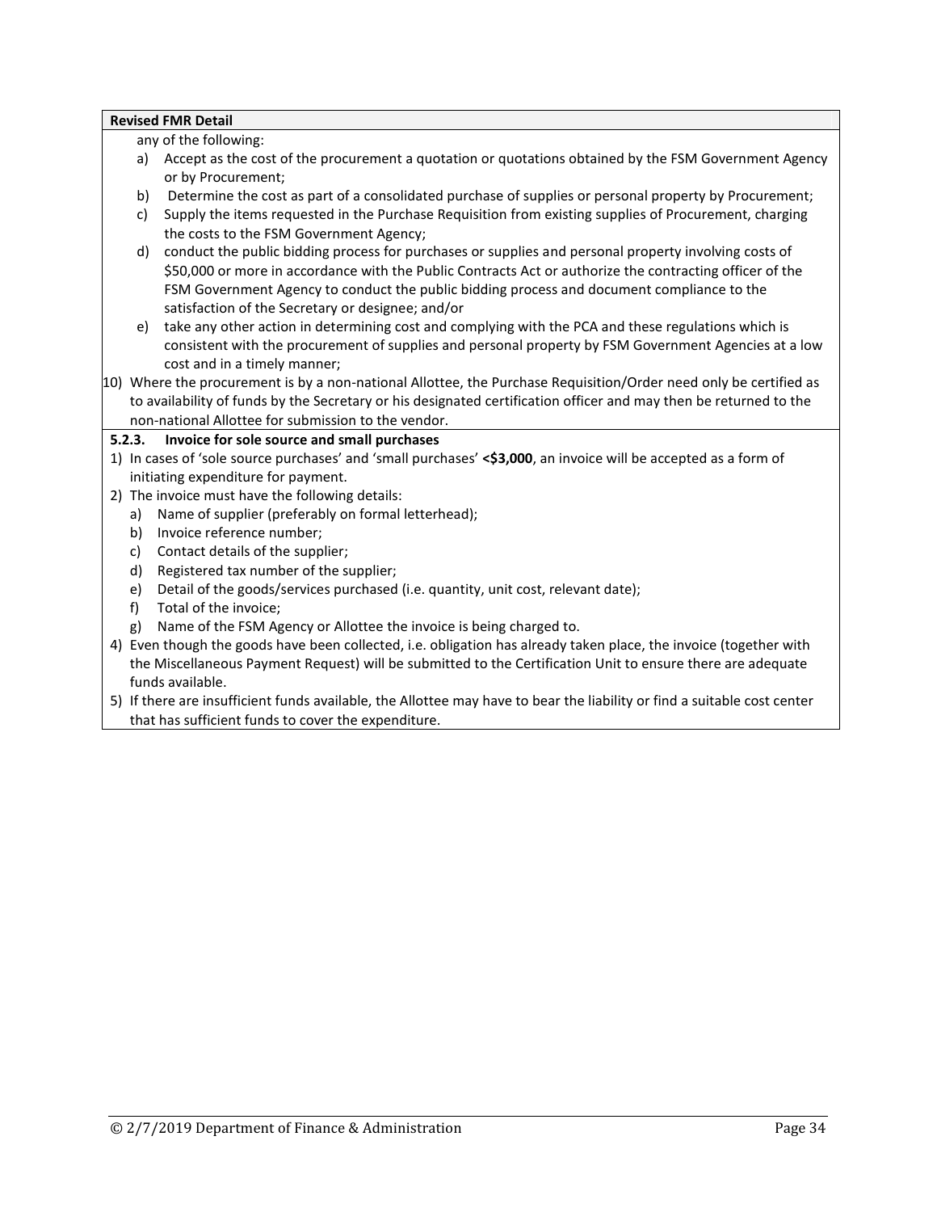**Revised FMR Detail**

any of the following:

a) Accept as the cost of the procurement a quotation or quotations obtained by the FSM Government Agency or by Procurement;

b) Determine the cost as part of a consolidated purchase of supplies or personal property by Procurement;

c) Supply the items requested in the Purchase Requisition from existing supplies of Procurement, charging the costs to the FSM Government Agency;

d) conduct the public bidding process for purchases or supplies and personal property involving costs of $50,000 or more in accordance with the Public Contracts Act or authorize the contracting officer of the FSM Government Agency to conduct the public bidding process and document compliance to the satisfaction of the Secretary or designee; and/or

e) take any other action in determining cost and complying with the PCA and these regulations which is consistent with the procurement of supplies and personal property by FSM Government Agencies at a low cost and in a timely manner;

10) Where the procurement is by a non-national Allottee, the Purchase Requisition/Order need only be certified as to availability of funds by the Secretary or his designated certification officer and may then be returned to the non-national Allottee for submission to the vendor.

**5.2.3. Invoice for sole source and small purchases**

1) In cases of 'sole source purchases' and 'small purchases' **<$3,000**, an invoice will be accepted as a form of initiating expenditure for payment.

2) The invoice must have the following details:
   a) Name of supplier (preferably on formal letterhead);
   b) Invoice reference number;
   c) Contact details of the supplier;
   d) Registered tax number of the supplier;
   e) Detail of the goods/services purchased (i.e. quantity, unit cost, relevant date);
   f) Total of the invoice;
   g) Name of the FSM Agency or Allottee the invoice is being charged to.

4) Even though the goods have been collected, i.e. obligation has already taken place, the invoice (together with the Miscellaneous Payment Request) will be submitted to the Certification Unit to ensure there are adequate funds available.

5) If there are insufficient funds available, the Allottee may have to bear the liability or find a suitable cost center that has sufficient funds to cover the expenditure.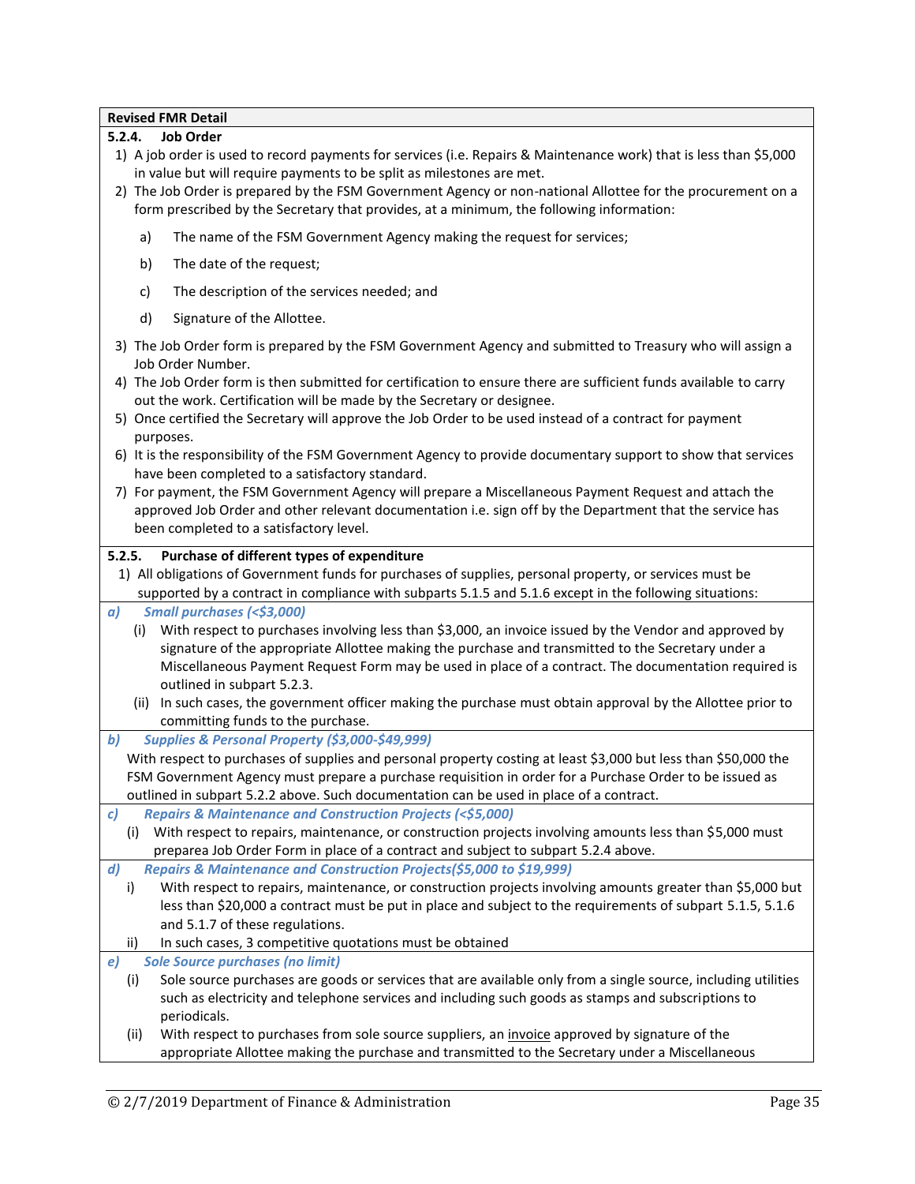**Revised FMR Detail**

### 5.2.4. Job Order

1) A job order is used to record payments for services (i.e. Repairs & Maintenance work) that is less than $5,000 in value but will require payments to be split as milestones are met.
2) The Job Order is prepared by the FSM Government Agency or non-national Allottee for the procurement on a form prescribed by the Secretary that provides, at a minimum, the following information:
   a) The name of the FSM Government Agency making the request for services;
   b) The date of the request;
   c) The description of the services needed; and
   d) Signature of the Allottee.
3) The Job Order form is prepared by the FSM Government Agency and submitted to Treasury who will assign a Job Order Number.
4) The Job Order form is then submitted for certification to ensure there are sufficient funds available to carry out the work. Certification will be made by the Secretary or designee.
5) Once certified the Secretary will approve the Job Order to be used instead of a contract for payment purposes.
6) It is the responsibility of the FSM Government Agency to provide documentary support to show that services have been completed to a satisfactory standard.
7) For payment, the FSM Government Agency will prepare a Miscellaneous Payment Request and attach the approved Job Order and other relevant documentation i.e. sign off by the Department that the service has been completed to a satisfactory level.

### 5.2.5. Purchase of different types of expenditure

1) All obligations of Government funds for purchases of supplies, personal property, or services must be supported by a contract in compliance with subparts 5.1.5 and 5.1.6 except in the following situations:

***a) Small purchases (<$3,000)***

(i) With respect to purchases involving less than $3,000, an invoice issued by the Vendor and approved by signature of the appropriate Allottee making the purchase and transmitted to the Secretary under a Miscellaneous Payment Request Form may be used in place of a contract. The documentation required is outlined in subpart 5.2.3.

(ii) In such cases, the government officer making the purchase must obtain approval by the Allottee prior to committing funds to the purchase.

***b) Supplies & Personal Property ($3,000-$49,999)***

With respect to purchases of supplies and personal property costing at least $3,000 but less than $50,000 the FSM Government Agency must prepare a purchase requisition in order for a Purchase Order to be issued as outlined in subpart 5.2.2 above. Such documentation can be used in place of a contract.

***c) Repairs & Maintenance and Construction Projects (<$5,000)***

(i) With respect to repairs, maintenance, or construction projects involving amounts less than $5,000 must preparea Job Order Form in place of a contract and subject to subpart 5.2.4 above.

***d) Repairs & Maintenance and Construction Projects($5,000 to $19,999)***

i) With respect to repairs, maintenance, or construction projects involving amounts greater than $5,000 but less than $20,000 a contract must be put in place and subject to the requirements of subpart 5.1.5, 5.1.6 and 5.1.7 of these regulations.

ii) In such cases, 3 competitive quotations must be obtained

***e) Sole Source purchases (no limit)***

(i) Sole source purchases are goods or services that are available only from a single source, including utilities such as electricity and telephone services and including such goods as stamps and subscriptions to periodicals.

(ii) With respect to purchases from sole source suppliers, an <u>invoice</u> approved by signature of the appropriate Allottee making the purchase and transmitted to the Secretary under a Miscellaneous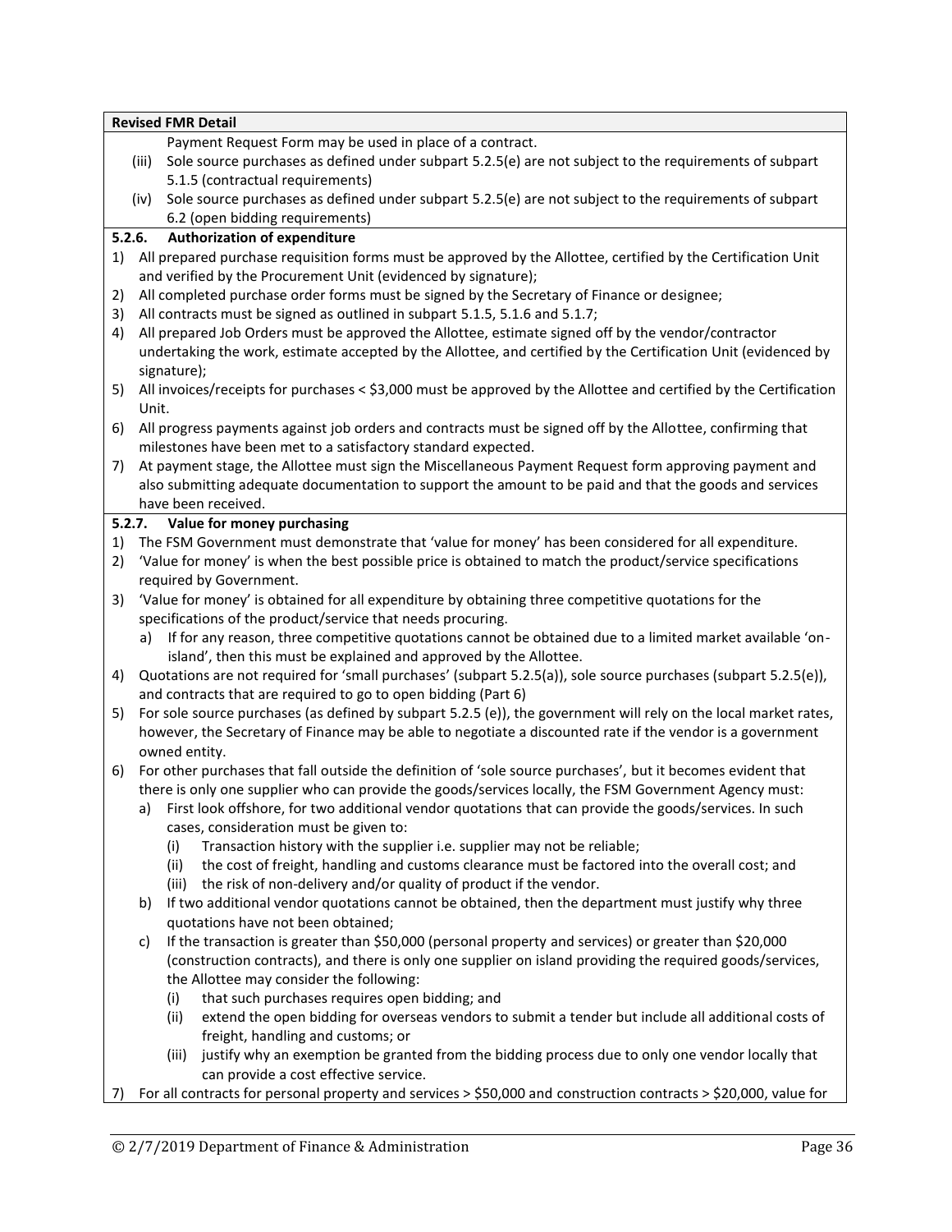**Revised FMR Detail**

Payment Request Form may be used in place of a contract.

(iii) Sole source purchases as defined under subpart 5.2.5(e) are not subject to the requirements of subpart 5.1.5 (contractual requirements)

(iv) Sole source purchases as defined under subpart 5.2.5(e) are not subject to the requirements of subpart 6.2 (open bidding requirements)

**5.2.6. Authorization of expenditure**

1) All prepared purchase requisition forms must be approved by the Allottee, certified by the Certification Unit and verified by the Procurement Unit (evidenced by signature);
2) All completed purchase order forms must be signed by the Secretary of Finance or designee;
3) All contracts must be signed as outlined in subpart 5.1.5, 5.1.6 and 5.1.7;
4) All prepared Job Orders must be approved the Allottee, estimate signed off by the vendor/contractor undertaking the work, estimate accepted by the Allottee, and certified by the Certification Unit (evidenced by signature);
5) All invoices/receipts for purchases < $3,000 must be approved by the Allottee and certified by the Certification Unit.
6) All progress payments against job orders and contracts must be signed off by the Allottee, confirming that milestones have been met to a satisfactory standard expected.
7) At payment stage, the Allottee must sign the Miscellaneous Payment Request form approving payment and also submitting adequate documentation to support the amount to be paid and that the goods and services have been received.

**5.2.7. Value for money purchasing**

1) The FSM Government must demonstrate that 'value for money' has been considered for all expenditure.
2) 'Value for money' is when the best possible price is obtained to match the product/service specifications required by Government.
3) 'Value for money' is obtained for all expenditure by obtaining three competitive quotations for the specifications of the product/service that needs procuring.
   a) If for any reason, three competitive quotations cannot be obtained due to a limited market available 'on-island', then this must be explained and approved by the Allottee.
4) Quotations are not required for 'small purchases' (subpart 5.2.5(a)), sole source purchases (subpart 5.2.5(e)), and contracts that are required to go to open bidding (Part 6)
5) For sole source purchases (as defined by subpart 5.2.5 (e)), the government will rely on the local market rates, however, the Secretary of Finance may be able to negotiate a discounted rate if the vendor is a government owned entity.
6) For other purchases that fall outside the definition of 'sole source purchases', but it becomes evident that there is only one supplier who can provide the goods/services locally, the FSM Government Agency must:
   a) First look offshore, for two additional vendor quotations that can provide the goods/services. In such cases, consideration must be given to:
      (i) Transaction history with the supplier i.e. supplier may not be reliable;
      (ii) the cost of freight, handling and customs clearance must be factored into the overall cost; and
      (iii) the risk of non-delivery and/or quality of product if the vendor.
   b) If two additional vendor quotations cannot be obtained, then the department must justify why three quotations have not been obtained;
   c) If the transaction is greater than $50,000 (personal property and services) or greater than $20,000 (construction contracts), and there is only one supplier on island providing the required goods/services, the Allottee may consider the following:
      (i) that such purchases requires open bidding; and
      (ii) extend the open bidding for overseas vendors to submit a tender but include all additional costs of freight, handling and customs; or
      (iii) justify why an exemption be granted from the bidding process due to only one vendor locally that can provide a cost effective service.
7) For all contracts for personal property and services > $50,000 and construction contracts > $20,000, value for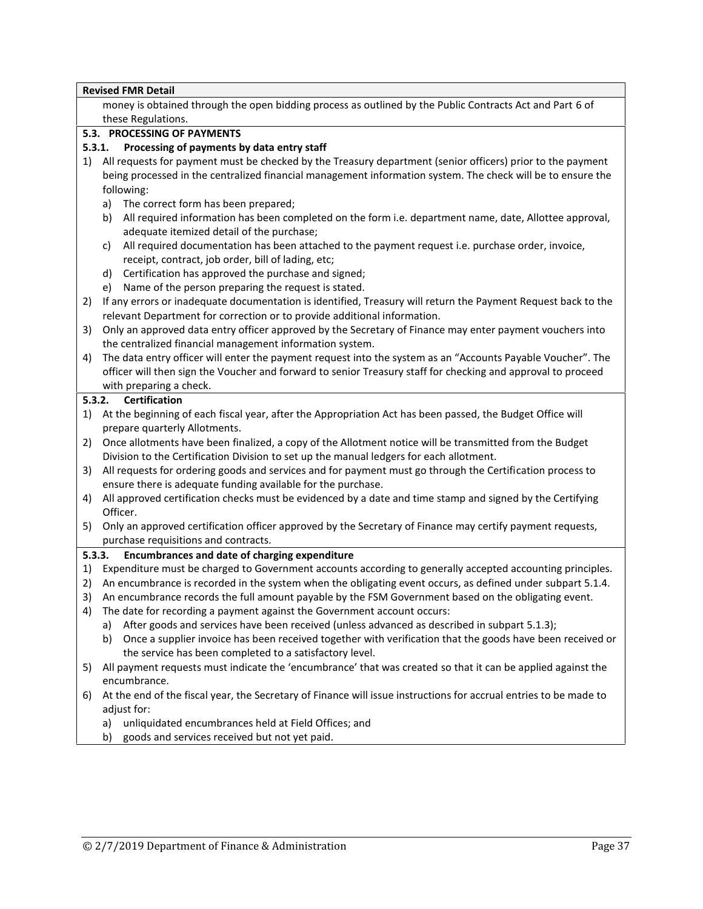**Revised FMR Detail**

money is obtained through the open bidding process as outlined by the Public Contracts Act and Part 6 of these Regulations.

### 5.3. PROCESSING OF PAYMENTS

#### 5.3.1. Processing of payments by data entry staff

1) All requests for payment must be checked by the Treasury department (senior officers) prior to the payment being processed in the centralized financial management information system. The check will be to ensure the following:
   a) The correct form has been prepared;
   b) All required information has been completed on the form i.e. department name, date, Allottee approval, adequate itemized detail of the purchase;
   c) All required documentation has been attached to the payment request i.e. purchase order, invoice, receipt, contract, job order, bill of lading, etc;
   d) Certification has approved the purchase and signed;
   e) Name of the person preparing the request is stated.
2) If any errors or inadequate documentation is identified, Treasury will return the Payment Request back to the relevant Department for correction or to provide additional information.
3) Only an approved data entry officer approved by the Secretary of Finance may enter payment vouchers into the centralized financial management information system.
4) The data entry officer will enter the payment request into the system as an "Accounts Payable Voucher". The officer will then sign the Voucher and forward to senior Treasury staff for checking and approval to proceed with preparing a check.

#### 5.3.2. Certification

1) At the beginning of each fiscal year, after the Appropriation Act has been passed, the Budget Office will prepare quarterly Allotments.
2) Once allotments have been finalized, a copy of the Allotment notice will be transmitted from the Budget Division to the Certification Division to set up the manual ledgers for each allotment.
3) All requests for ordering goods and services and for payment must go through the Certification process to ensure there is adequate funding available for the purchase.
4) All approved certification checks must be evidenced by a date and time stamp and signed by the Certifying Officer.
5) Only an approved certification officer approved by the Secretary of Finance may certify payment requests, purchase requisitions and contracts.

#### 5.3.3. Encumbrances and date of charging expenditure

1) Expenditure must be charged to Government accounts according to generally accepted accounting principles.
2) An encumbrance is recorded in the system when the obligating event occurs, as defined under subpart 5.1.4.
3) An encumbrance records the full amount payable by the FSM Government based on the obligating event.
4) The date for recording a payment against the Government account occurs:
   a) After goods and services have been received (unless advanced as described in subpart 5.1.3);
   b) Once a supplier invoice has been received together with verification that the goods have been received or the service has been completed to a satisfactory level.
5) All payment requests must indicate the 'encumbrance' that was created so that it can be applied against the encumbrance.
6) At the end of the fiscal year, the Secretary of Finance will issue instructions for accrual entries to be made to adjust for:
   a) unliquidated encumbrances held at Field Offices; and
   b) goods and services received but not yet paid.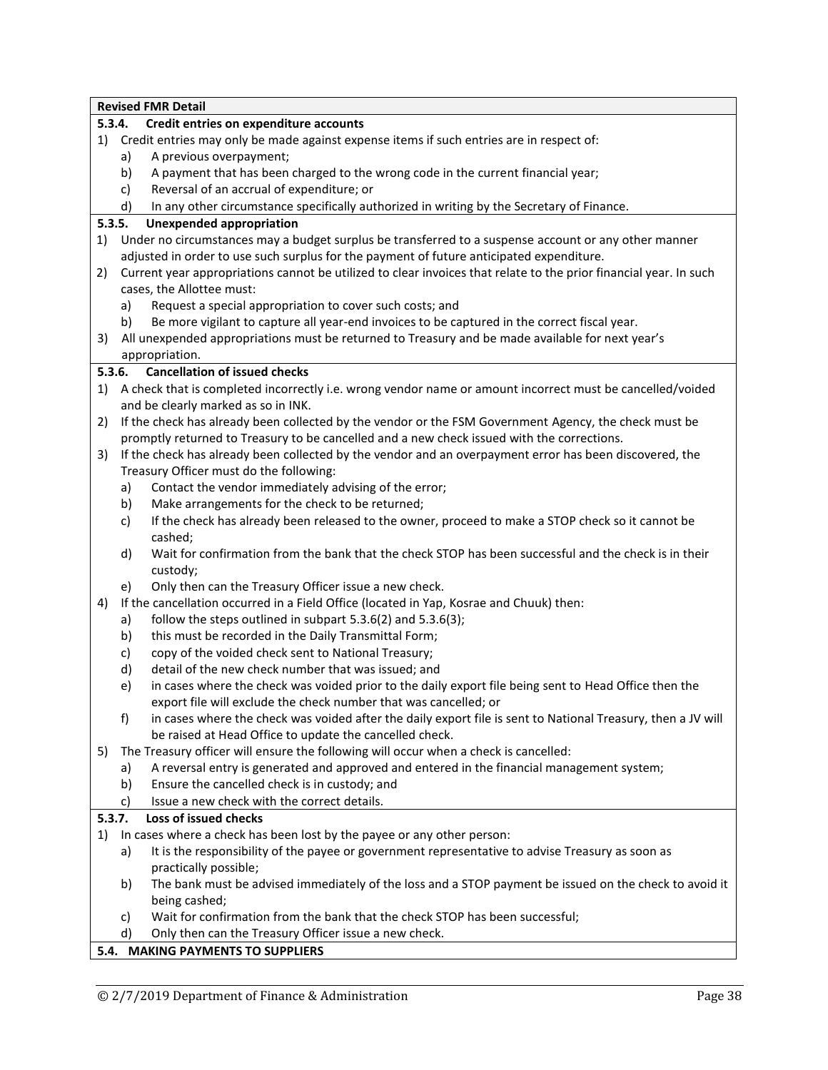**Revised FMR Detail**

**5.3.4. Credit entries on expenditure accounts**

1) Credit entries may only be made against expense items if such entries are in respect of:
   a) A previous overpayment;
   b) A payment that has been charged to the wrong code in the current financial year;
   c) Reversal of an accrual of expenditure; or
   d) In any other circumstance specifically authorized in writing by the Secretary of Finance.

**5.3.5. Unexpended appropriation**

1) Under no circumstances may a budget surplus be transferred to a suspense account or any other manner adjusted in order to use such surplus for the payment of future anticipated expenditure.
2) Current year appropriations cannot be utilized to clear invoices that relate to the prior financial year. In such cases, the Allottee must:
   a) Request a special appropriation to cover such costs; and
   b) Be more vigilant to capture all year-end invoices to be captured in the correct fiscal year.
3) All unexpended appropriations must be returned to Treasury and be made available for next year's appropriation.

**5.3.6. Cancellation of issued checks**

1) A check that is completed incorrectly i.e. wrong vendor name or amount incorrect must be cancelled/voided and be clearly marked as so in INK.
2) If the check has already been collected by the vendor or the FSM Government Agency, the check must be promptly returned to Treasury to be cancelled and a new check issued with the corrections.
3) If the check has already been collected by the vendor and an overpayment error has been discovered, the Treasury Officer must do the following:
   a) Contact the vendor immediately advising of the error;
   b) Make arrangements for the check to be returned;
   c) If the check has already been released to the owner, proceed to make a STOP check so it cannot be cashed;
   d) Wait for confirmation from the bank that the check STOP has been successful and the check is in their custody;
   e) Only then can the Treasury Officer issue a new check.
4) If the cancellation occurred in a Field Office (located in Yap, Kosrae and Chuuk) then:
   a) follow the steps outlined in subpart 5.3.6(2) and 5.3.6(3);
   b) this must be recorded in the Daily Transmittal Form;
   c) copy of the voided check sent to National Treasury;
   d) detail of the new check number that was issued; and
   e) in cases where the check was voided prior to the daily export file being sent to Head Office then the export file will exclude the check number that was cancelled; or
   f) in cases where the check was voided after the daily export file is sent to National Treasury, then a JV will be raised at Head Office to update the cancelled check.
5) The Treasury officer will ensure the following will occur when a check is cancelled:
   a) A reversal entry is generated and approved and entered in the financial management system;
   b) Ensure the cancelled check is in custody; and
   c) Issue a new check with the correct details.

**5.3.7. Loss of issued checks**

1) In cases where a check has been lost by the payee or any other person:
   a) It is the responsibility of the payee or government representative to advise Treasury as soon as practically possible;
   b) The bank must be advised immediately of the loss and a STOP payment be issued on the check to avoid it being cashed;
   c) Wait for confirmation from the bank that the check STOP has been successful;
   d) Only then can the Treasury Officer issue a new check.

**5.4. MAKING PAYMENTS TO SUPPLIERS**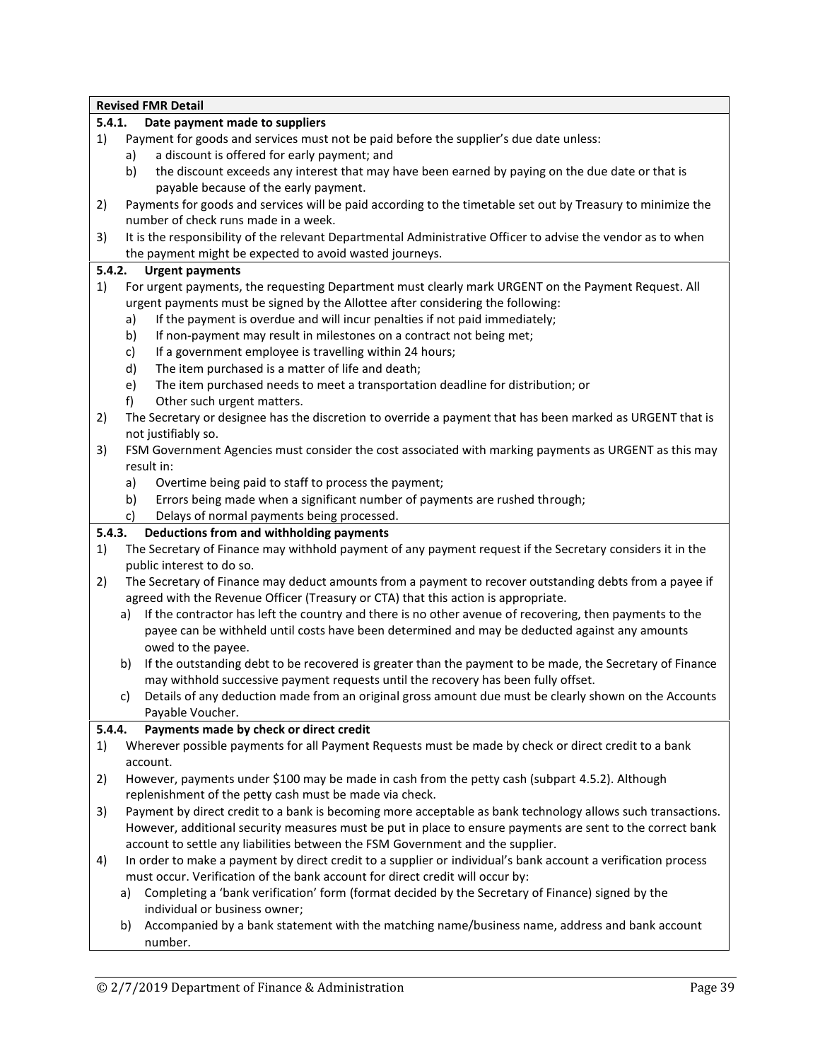**Revised FMR Detail**

### 5.4.1. Date payment made to suppliers

1) Payment for goods and services must not be paid before the supplier's due date unless:
   a) a discount is offered for early payment; and
   b) the discount exceeds any interest that may have been earned by paying on the due date or that is payable because of the early payment.
2) Payments for goods and services will be paid according to the timetable set out by Treasury to minimize the number of check runs made in a week.
3) It is the responsibility of the relevant Departmental Administrative Officer to advise the vendor as to when the payment might be expected to avoid wasted journeys.

### 5.4.2. Urgent payments

1) For urgent payments, the requesting Department must clearly mark URGENT on the Payment Request. All urgent payments must be signed by the Allottee after considering the following:
   a) If the payment is overdue and will incur penalties if not paid immediately;
   b) If non-payment may result in milestones on a contract not being met;
   c) If a government employee is travelling within 24 hours;
   d) The item purchased is a matter of life and death;
   e) The item purchased needs to meet a transportation deadline for distribution; or
   f) Other such urgent matters.
2) The Secretary or designee has the discretion to override a payment that has been marked as URGENT that is not justifiably so.
3) FSM Government Agencies must consider the cost associated with marking payments as URGENT as this may result in:
   a) Overtime being paid to staff to process the payment;
   b) Errors being made when a significant number of payments are rushed through;
   c) Delays of normal payments being processed.

### 5.4.3. Deductions from and withholding payments

1) The Secretary of Finance may withhold payment of any payment request if the Secretary considers it in the public interest to do so.
2) The Secretary of Finance may deduct amounts from a payment to recover outstanding debts from a payee if agreed with the Revenue Officer (Treasury or CTA) that this action is appropriate.
   a) If the contractor has left the country and there is no other avenue of recovering, then payments to the payee can be withheld until costs have been determined and may be deducted against any amounts owed to the payee.
   b) If the outstanding debt to be recovered is greater than the payment to be made, the Secretary of Finance may withhold successive payment requests until the recovery has been fully offset.
   c) Details of any deduction made from an original gross amount due must be clearly shown on the Accounts Payable Voucher.

### 5.4.4. Payments made by check or direct credit

1) Wherever possible payments for all Payment Requests must be made by check or direct credit to a bank account.
2) However, payments under $100 may be made in cash from the petty cash (subpart 4.5.2). Although replenishment of the petty cash must be made via check.
3) Payment by direct credit to a bank is becoming more acceptable as bank technology allows such transactions. However, additional security measures must be put in place to ensure payments are sent to the correct bank account to settle any liabilities between the FSM Government and the supplier.
4) In order to make a payment by direct credit to a supplier or individual's bank account a verification process must occur. Verification of the bank account for direct credit will occur by:
   a) Completing a 'bank verification' form (format decided by the Secretary of Finance) signed by the individual or business owner;
   b) Accompanied by a bank statement with the matching name/business name, address and bank account number.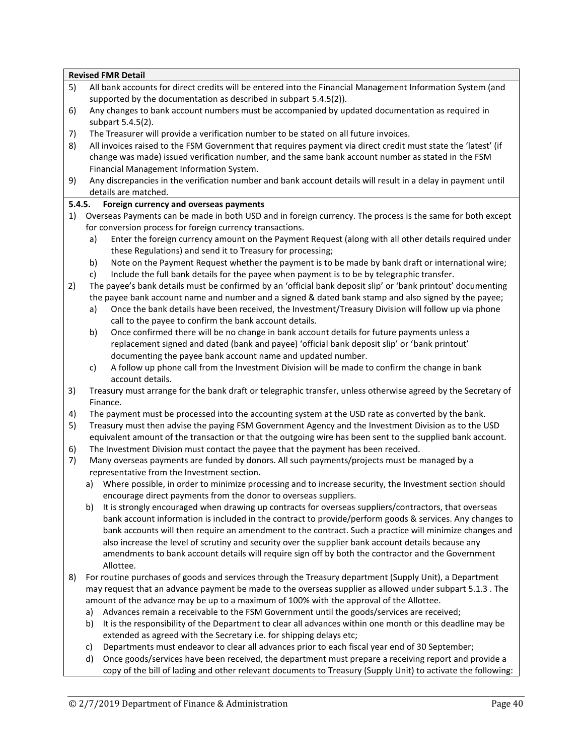**Revised FMR Detail**

5) All bank accounts for direct credits will be entered into the Financial Management Information System (and supported by the documentation as described in subpart 5.4.5(2)).
6) Any changes to bank account numbers must be accompanied by updated documentation as required in subpart 5.4.5(2).
7) The Treasurer will provide a verification number to be stated on all future invoices.
8) All invoices raised to the FSM Government that requires payment via direct credit must state the 'latest' (if change was made) issued verification number, and the same bank account number as stated in the FSM Financial Management Information System.
9) Any discrepancies in the verification number and bank account details will result in a delay in payment until details are matched.

**5.4.5. Foreign currency and overseas payments**

1) Overseas Payments can be made in both USD and in foreign currency. The process is the same for both except for conversion process for foreign currency transactions.
   a) Enter the foreign currency amount on the Payment Request (along with all other details required under these Regulations) and send it to Treasury for processing;
   b) Note on the Payment Request whether the payment is to be made by bank draft or international wire;
   c) Include the full bank details for the payee when payment is to be by telegraphic transfer.
2) The payee's bank details must be confirmed by an 'official bank deposit slip' or 'bank printout' documenting the payee bank account name and number and a signed & dated bank stamp and also signed by the payee;
   a) Once the bank details have been received, the Investment/Treasury Division will follow up via phone call to the payee to confirm the bank account details.
   b) Once confirmed there will be no change in bank account details for future payments unless a replacement signed and dated (bank and payee) 'official bank deposit slip' or 'bank printout' documenting the payee bank account name and updated number.
   c) A follow up phone call from the Investment Division will be made to confirm the change in bank account details.
3) Treasury must arrange for the bank draft or telegraphic transfer, unless otherwise agreed by the Secretary of Finance.
4) The payment must be processed into the accounting system at the USD rate as converted by the bank.
5) Treasury must then advise the paying FSM Government Agency and the Investment Division as to the USD equivalent amount of the transaction or that the outgoing wire has been sent to the supplied bank account.
6) The Investment Division must contact the payee that the payment has been received.
7) Many overseas payments are funded by donors. All such payments/projects must be managed by a representative from the Investment section.
   a) Where possible, in order to minimize processing and to increase security, the Investment section should encourage direct payments from the donor to overseas suppliers.
   b) It is strongly encouraged when drawing up contracts for overseas suppliers/contractors, that overseas bank account information is included in the contract to provide/perform goods & services. Any changes to bank accounts will then require an amendment to the contract. Such a practice will minimize changes and also increase the level of scrutiny and security over the supplier bank account details because any amendments to bank account details will require sign off by both the contractor and the Government Allottee.
8) For routine purchases of goods and services through the Treasury department (Supply Unit), a Department may request that an advance payment be made to the overseas supplier as allowed under subpart 5.1.3 . The amount of the advance may be up to a maximum of 100% with the approval of the Allottee.
   a) Advances remain a receivable to the FSM Government until the goods/services are received;
   b) It is the responsibility of the Department to clear all advances within one month or this deadline may be extended as agreed with the Secretary i.e. for shipping delays etc;
   c) Departments must endeavor to clear all advances prior to each fiscal year end of 30 September;
   d) Once goods/services have been received, the department must prepare a receiving report and provide a copy of the bill of lading and other relevant documents to Treasury (Supply Unit) to activate the following: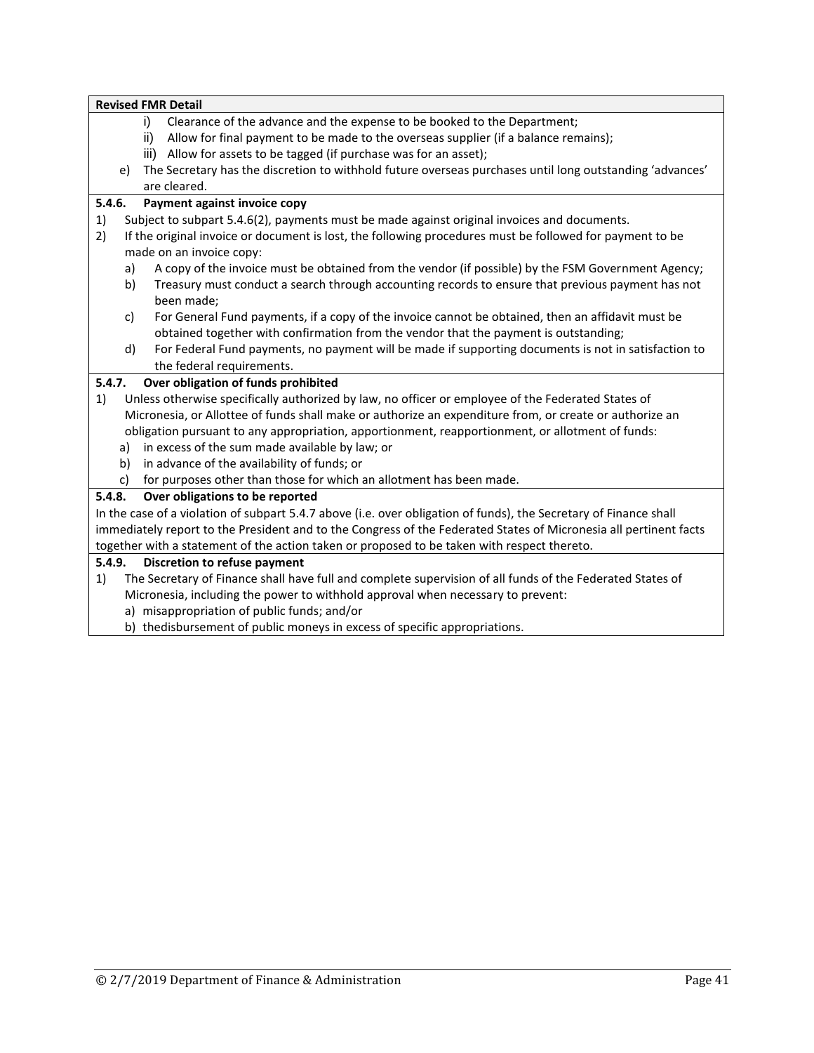**Revised FMR Detail**

i) Clearance of the advance and the expense to be booked to the Department;
ii) Allow for final payment to be made to the overseas supplier (if a balance remains);
iii) Allow for assets to be tagged (if purchase was for an asset);

e) The Secretary has the discretion to withhold future overseas purchases until long outstanding 'advances' are cleared.

**5.4.6. Payment against invoice copy**

1) Subject to subpart 5.4.6(2), payments must be made against original invoices and documents.
2) If the original invoice or document is lost, the following procedures must be followed for payment to be made on an invoice copy:
   a) A copy of the invoice must be obtained from the vendor (if possible) by the FSM Government Agency;
   b) Treasury must conduct a search through accounting records to ensure that previous payment has not been made;
   c) For General Fund payments, if a copy of the invoice cannot be obtained, then an affidavit must be obtained together with confirmation from the vendor that the payment is outstanding;
   d) For Federal Fund payments, no payment will be made if supporting documents is not in satisfaction to the federal requirements.

**5.4.7. Over obligation of funds prohibited**

1) Unless otherwise specifically authorized by law, no officer or employee of the Federated States of Micronesia, or Allottee of funds shall make or authorize an expenditure from, or create or authorize an obligation pursuant to any appropriation, apportionment, reapportionment, or allotment of funds:
   a) in excess of the sum made available by law; or
   b) in advance of the availability of funds; or
   c) for purposes other than those for which an allotment has been made.

**5.4.8. Over obligations to be reported**

In the case of a violation of subpart 5.4.7 above (i.e. over obligation of funds), the Secretary of Finance shall immediately report to the President and to the Congress of the Federated States of Micronesia all pertinent facts together with a statement of the action taken or proposed to be taken with respect thereto.

**5.4.9. Discretion to refuse payment**

1) The Secretary of Finance shall have full and complete supervision of all funds of the Federated States of Micronesia, including the power to withhold approval when necessary to prevent:
   a) misappropriation of public funds; and/or
   b) thedisbursement of public moneys in excess of specific appropriations.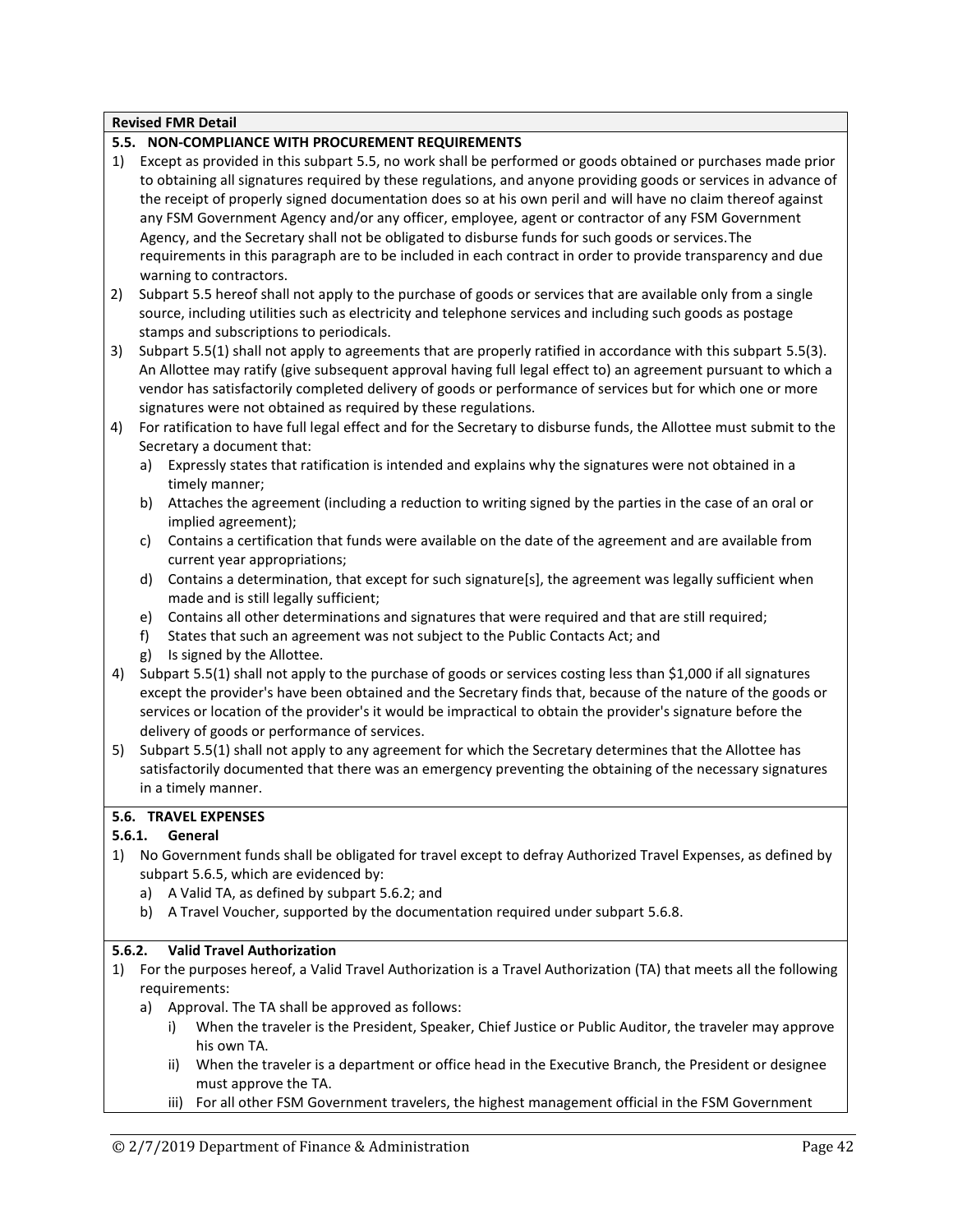**Revised FMR Detail**

**5.5. NON-COMPLIANCE WITH PROCUREMENT REQUIREMENTS**

1) Except as provided in this subpart 5.5, no work shall be performed or goods obtained or purchases made prior to obtaining all signatures required by these regulations, and anyone providing goods or services in advance of the receipt of properly signed documentation does so at his own peril and will have no claim thereof against any FSM Government Agency and/or any officer, employee, agent or contractor of any FSM Government Agency, and the Secretary shall not be obligated to disburse funds for such goods or services. The requirements in this paragraph are to be included in each contract in order to provide transparency and due warning to contractors.
2) Subpart 5.5 hereof shall not apply to the purchase of goods or services that are available only from a single source, including utilities such as electricity and telephone services and including such goods as postage stamps and subscriptions to periodicals.
3) Subpart 5.5(1) shall not apply to agreements that are properly ratified in accordance with this subpart 5.5(3). An Allottee may ratify (give subsequent approval having full legal effect to) an agreement pursuant to which a vendor has satisfactorily completed delivery of goods or performance of services but for which one or more signatures were not obtained as required by these regulations.
4) For ratification to have full legal effect and for the Secretary to disburse funds, the Allottee must submit to the Secretary a document that:
   a) Expressly states that ratification is intended and explains why the signatures were not obtained in a timely manner;
   b) Attaches the agreement (including a reduction to writing signed by the parties in the case of an oral or implied agreement);
   c) Contains a certification that funds were available on the date of the agreement and are available from current year appropriations;
   d) Contains a determination, that except for such signature[s], the agreement was legally sufficient when made and is still legally sufficient;
   e) Contains all other determinations and signatures that were required and that are still required;
   f) States that such an agreement was not subject to the Public Contacts Act; and
   g) Is signed by the Allottee.
4) Subpart 5.5(1) shall not apply to the purchase of goods or services costing less than $1,000 if all signatures except the provider's have been obtained and the Secretary finds that, because of the nature of the goods or services or location of the provider's it would be impractical to obtain the provider's signature before the delivery of goods or performance of services.
5) Subpart 5.5(1) shall not apply to any agreement for which the Secretary determines that the Allottee has satisfactorily documented that there was an emergency preventing the obtaining of the necessary signatures in a timely manner.

**5.6. TRAVEL EXPENSES**

**5.6.1. General**

1) No Government funds shall be obligated for travel except to defray Authorized Travel Expenses, as defined by subpart 5.6.5, which are evidenced by:
   a) A Valid TA, as defined by subpart 5.6.2; and
   b) A Travel Voucher, supported by the documentation required under subpart 5.6.8.

**5.6.2. Valid Travel Authorization**

1) For the purposes hereof, a Valid Travel Authorization is a Travel Authorization (TA) that meets all the following requirements:
   a) Approval. The TA shall be approved as follows:
      i) When the traveler is the President, Speaker, Chief Justice or Public Auditor, the traveler may approve his own TA.
      ii) When the traveler is a department or office head in the Executive Branch, the President or designee must approve the TA.
      iii) For all other FSM Government travelers, the highest management official in the FSM Government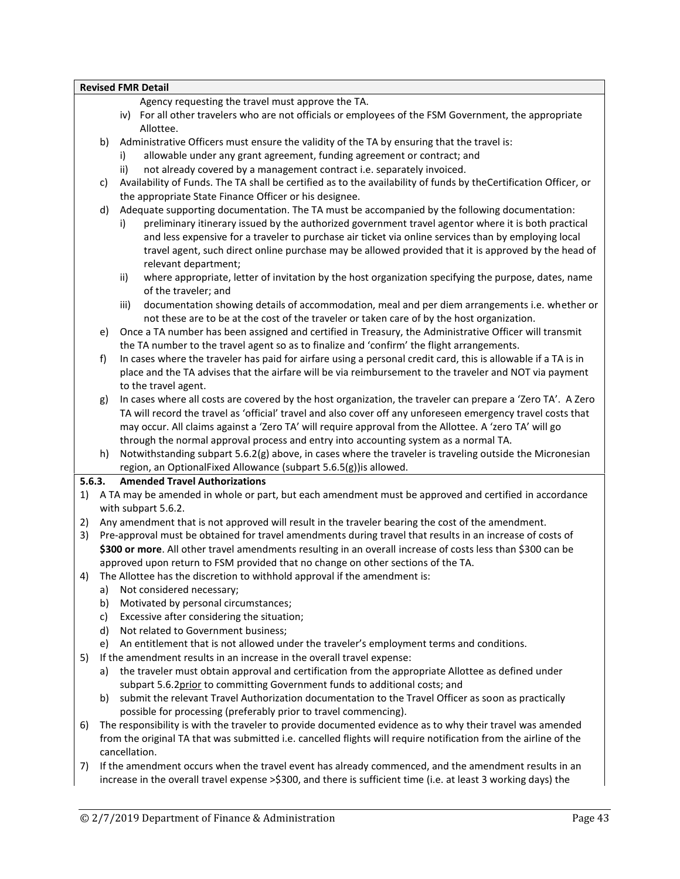**Revised FMR Detail**

Agency requesting the travel must approve the TA.

iv) For all other travelers who are not officials or employees of the FSM Government, the appropriate Allottee.

b) Administrative Officers must ensure the validity of the TA by ensuring that the travel is:
   i) allowable under any grant agreement, funding agreement or contract; and
   ii) not already covered by a management contract i.e. separately invoiced.

c) Availability of Funds. The TA shall be certified as to the availability of funds by theCertification Officer, or the appropriate State Finance Officer or his designee.

d) Adequate supporting documentation. The TA must be accompanied by the following documentation:
   i) preliminary itinerary issued by the authorized government travel agentor where it is both practical and less expensive for a traveler to purchase air ticket via online services than by employing local travel agent, such direct online purchase may be allowed provided that it is approved by the head of relevant department;
   ii) where appropriate, letter of invitation by the host organization specifying the purpose, dates, name of the traveler; and
   iii) documentation showing details of accommodation, meal and per diem arrangements i.e. whether or not these are to be at the cost of the traveler or taken care of by the host organization.

e) Once a TA number has been assigned and certified in Treasury, the Administrative Officer will transmit the TA number to the travel agent so as to finalize and 'confirm' the flight arrangements.

f) In cases where the traveler has paid for airfare using a personal credit card, this is allowable if a TA is in place and the TA advises that the airfare will be via reimbursement to the traveler and NOT via payment to the travel agent.

g) In cases where all costs are covered by the host organization, the traveler can prepare a 'Zero TA'. A Zero TA will record the travel as 'official' travel and also cover off any unforeseen emergency travel costs that may occur. All claims against a 'Zero TA' will require approval from the Allottee. A 'zero TA' will go through the normal approval process and entry into accounting system as a normal TA.

h) Notwithstanding subpart 5.6.2(g) above, in cases where the traveler is traveling outside the Micronesian region, an OptionalFixed Allowance (subpart 5.6.5(g))is allowed.

### 5.6.3. Amended Travel Authorizations

1) A TA may be amended in whole or part, but each amendment must be approved and certified in accordance with subpart 5.6.2.
2) Any amendment that is not approved will result in the traveler bearing the cost of the amendment.
3) Pre-approval must be obtained for travel amendments during travel that results in an increase of costs of **$300 or more**. All other travel amendments resulting in an overall increase of costs less than $300 can be approved upon return to FSM provided that no change on other sections of the TA.
4) The Allottee has the discretion to withhold approval if the amendment is:
   a) Not considered necessary;
   b) Motivated by personal circumstances;
   c) Excessive after considering the situation;
   d) Not related to Government business;
   e) An entitlement that is not allowed under the traveler's employment terms and conditions.
5) If the amendment results in an increase in the overall travel expense:
   a) the traveler must obtain approval and certification from the appropriate Allottee as defined under subpart 5.6.2<u>prior</u> to committing Government funds to additional costs; and
   b) submit the relevant Travel Authorization documentation to the Travel Officer as soon as practically possible for processing (preferably prior to travel commencing).
6) The responsibility is with the traveler to provide documented evidence as to why their travel was amended from the original TA that was submitted i.e. cancelled flights will require notification from the airline of the cancellation.
7) If the amendment occurs when the travel event has already commenced, and the amendment results in an increase in the overall travel expense >$300, and there is sufficient time (i.e. at least 3 working days) the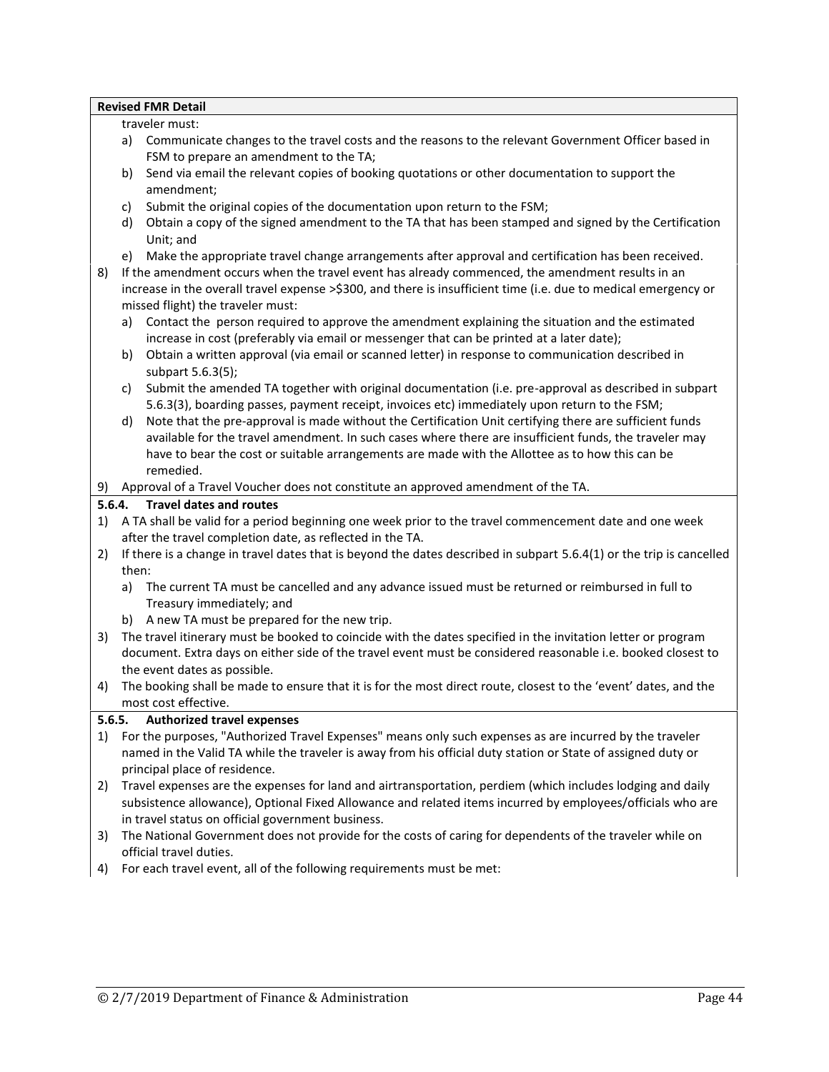**Revised FMR Detail**

traveler must:

a) Communicate changes to the travel costs and the reasons to the relevant Government Officer based in FSM to prepare an amendment to the TA;
b) Send via email the relevant copies of booking quotations or other documentation to support the amendment;
c) Submit the original copies of the documentation upon return to the FSM;
d) Obtain a copy of the signed amendment to the TA that has been stamped and signed by the Certification Unit; and
e) Make the appropriate travel change arrangements after approval and certification has been received.

8) If the amendment occurs when the travel event has already commenced, the amendment results in an increase in the overall travel expense >$300, and there is insufficient time (i.e. due to medical emergency or missed flight) the traveler must:
   a) Contact the person required to approve the amendment explaining the situation and the estimated increase in cost (preferably via email or messenger that can be printed at a later date);
   b) Obtain a written approval (via email or scanned letter) in response to communication described in subpart 5.6.3(5);
   c) Submit the amended TA together with original documentation (i.e. pre-approval as described in subpart 5.6.3(3), boarding passes, payment receipt, invoices etc) immediately upon return to the FSM;
   d) Note that the pre-approval is made without the Certification Unit certifying there are sufficient funds available for the travel amendment. In such cases where there are insufficient funds, the traveler may have to bear the cost or suitable arrangements are made with the Allottee as to how this can be remedied.
9) Approval of a Travel Voucher does not constitute an approved amendment of the TA.

### 5.6.4. Travel dates and routes

1) A TA shall be valid for a period beginning one week prior to the travel commencement date and one week after the travel completion date, as reflected in the TA.
2) If there is a change in travel dates that is beyond the dates described in subpart 5.6.4(1) or the trip is cancelled then:
   a) The current TA must be cancelled and any advance issued must be returned or reimbursed in full to Treasury immediately; and
   b) A new TA must be prepared for the new trip.
3) The travel itinerary must be booked to coincide with the dates specified in the invitation letter or program document. Extra days on either side of the travel event must be considered reasonable i.e. booked closest to the event dates as possible.
4) The booking shall be made to ensure that it is for the most direct route, closest to the 'event' dates, and the most cost effective.

### 5.6.5. Authorized travel expenses

1) For the purposes, "Authorized Travel Expenses" means only such expenses as are incurred by the traveler named in the Valid TA while the traveler is away from his official duty station or State of assigned duty or principal place of residence.
2) Travel expenses are the expenses for land and airtransportation, perdiem (which includes lodging and daily subsistence allowance), Optional Fixed Allowance and related items incurred by employees/officials who are in travel status on official government business.
3) The National Government does not provide for the costs of caring for dependents of the traveler while on official travel duties.
4) For each travel event, all of the following requirements must be met: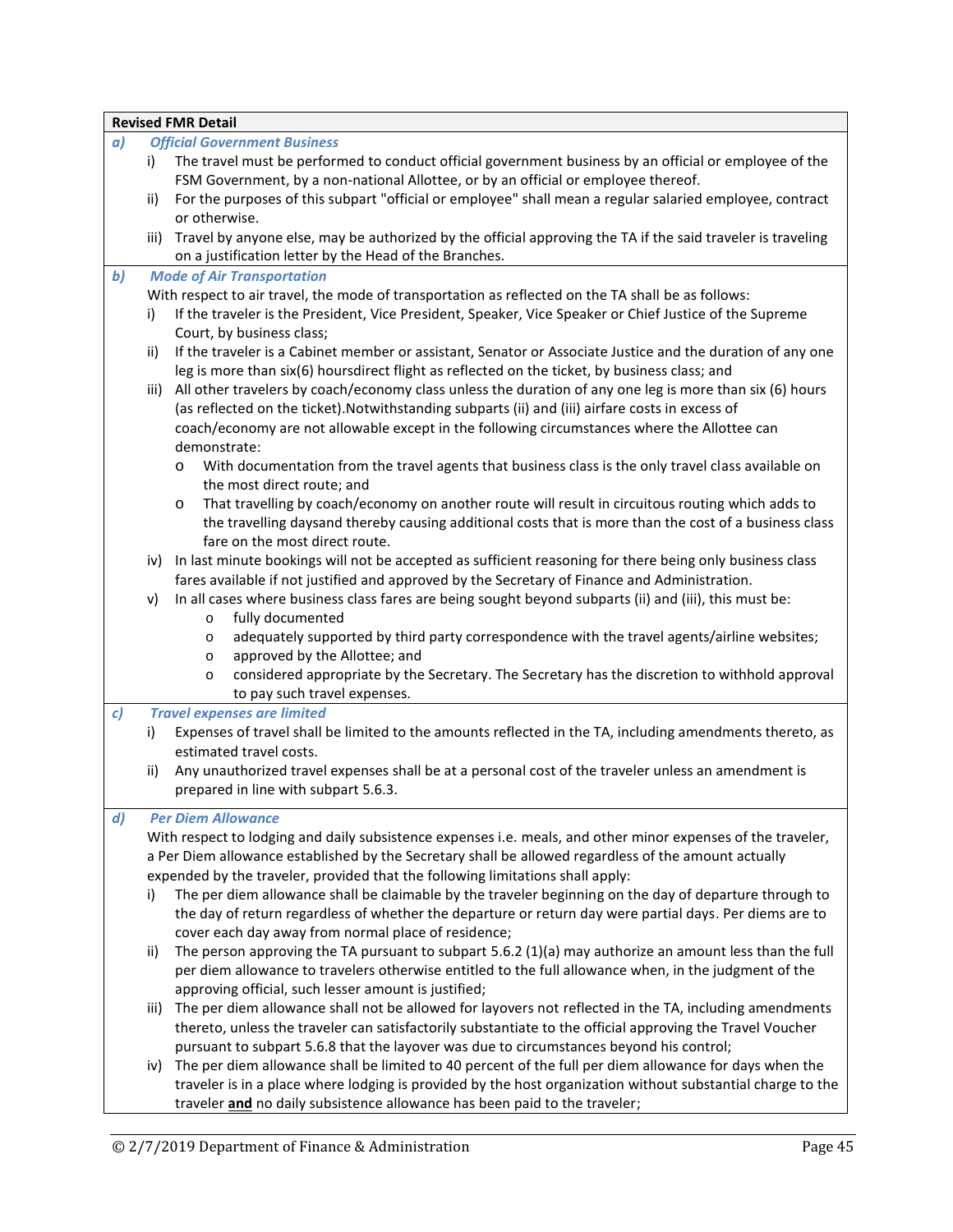**Revised FMR Detail**

***a) Official Government Business***

i) The travel must be performed to conduct official government business by an official or employee of the FSM Government, by a non-national Allottee, or by an official or employee thereof.

ii) For the purposes of this subpart "official or employee" shall mean a regular salaried employee, contract or otherwise.

iii) Travel by anyone else, may be authorized by the official approving the TA if the said traveler is traveling on a justification letter by the Head of the Branches.

***b) Mode of Air Transportation***

With respect to air travel, the mode of transportation as reflected on the TA shall be as follows:

i) If the traveler is the President, Vice President, Speaker, Vice Speaker or Chief Justice of the Supreme Court, by business class;

ii) If the traveler is a Cabinet member or assistant, Senator or Associate Justice and the duration of any one leg is more than six(6) hoursdirect flight as reflected on the ticket, by business class; and

iii) All other travelers by coach/economy class unless the duration of any one leg is more than six (6) hours (as reflected on the ticket).Notwithstanding subparts (ii) and (iii) airfare costs in excess of coach/economy are not allowable except in the following circumstances where the Allottee can demonstrate:

- With documentation from the travel agents that business class is the only travel class available on the most direct route; and
- That travelling by coach/economy on another route will result in circuitous routing which adds to the travelling daysand thereby causing additional costs that is more than the cost of a business class fare on the most direct route.

iv) In last minute bookings will not be accepted as sufficient reasoning for there being only business class fares available if not justified and approved by the Secretary of Finance and Administration.

v) In all cases where business class fares are being sought beyond subparts (ii) and (iii), this must be:

- fully documented
- adequately supported by third party correspondence with the travel agents/airline websites;
- approved by the Allottee; and
- considered appropriate by the Secretary. The Secretary has the discretion to withhold approval to pay such travel expenses.

***c) Travel expenses are limited***

i) Expenses of travel shall be limited to the amounts reflected in the TA, including amendments thereto, as estimated travel costs.

ii) Any unauthorized travel expenses shall be at a personal cost of the traveler unless an amendment is prepared in line with subpart 5.6.3.

***d) Per Diem Allowance***

With respect to lodging and daily subsistence expenses i.e. meals, and other minor expenses of the traveler, a Per Diem allowance established by the Secretary shall be allowed regardless of the amount actually expended by the traveler, provided that the following limitations shall apply:

i) The per diem allowance shall be claimable by the traveler beginning on the day of departure through to the day of return regardless of whether the departure or return day were partial days. Per diems are to cover each day away from normal place of residence;

ii) The person approving the TA pursuant to subpart 5.6.2 (1)(a) may authorize an amount less than the full per diem allowance to travelers otherwise entitled to the full allowance when, in the judgment of the approving official, such lesser amount is justified;

iii) The per diem allowance shall not be allowed for layovers not reflected in the TA, including amendments thereto, unless the traveler can satisfactorily substantiate to the official approving the Travel Voucher pursuant to subpart 5.6.8 that the layover was due to circumstances beyond his control;

iv) The per diem allowance shall be limited to 40 percent of the full per diem allowance for days when the traveler is in a place where lodging is provided by the host organization without substantial charge to the traveler **and** no daily subsistence allowance has been paid to the traveler;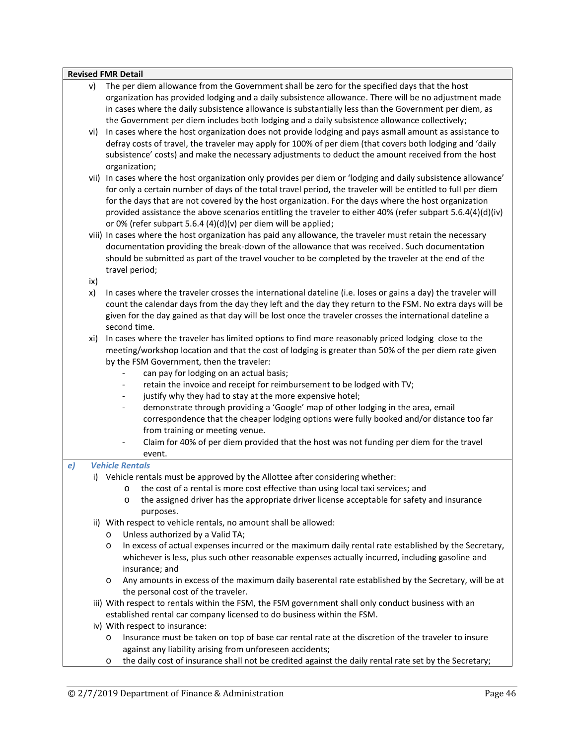**Revised FMR Detail**

v) The per diem allowance from the Government shall be zero for the specified days that the host organization has provided lodging and a daily subsistence allowance. There will be no adjustment made in cases where the daily subsistence allowance is substantially less than the Government per diem, as the Government per diem includes both lodging and a daily subsistence allowance collectively;

vi) In cases where the host organization does not provide lodging and pays asmall amount as assistance to defray costs of travel, the traveler may apply for 100% of per diem (that covers both lodging and 'daily subsistence' costs) and make the necessary adjustments to deduct the amount received from the host organization;

vii) In cases where the host organization only provides per diem or 'lodging and daily subsistence allowance' for only a certain number of days of the total travel period, the traveler will be entitled to full per diem for the days that are not covered by the host organization. For the days where the host organization provided assistance the above scenarios entitling the traveler to either 40% (refer subpart 5.6.4(4)(d)(iv) or 0% (refer subpart 5.6.4 (4)(d)(v) per diem will be applied;

viii) In cases where the host organization has paid any allowance, the traveler must retain the necessary documentation providing the break-down of the allowance that was received. Such documentation should be submitted as part of the travel voucher to be completed by the traveler at the end of the travel period;

ix)

x) In cases where the traveler crosses the international dateline (i.e. loses or gains a day) the traveler will count the calendar days from the day they left and the day they return to the FSM. No extra days will be given for the day gained as that day will be lost once the traveler crosses the international dateline a second time.

xi) In cases where the traveler has limited options to find more reasonably priced lodging close to the meeting/workshop location and that the cost of lodging is greater than 50% of the per diem rate given by the FSM Government, then the traveler:
- can pay for lodging on an actual basis;
- retain the invoice and receipt for reimbursement to be lodged with TV;
- justify why they had to stay at the more expensive hotel;
- demonstrate through providing a 'Google' map of other lodging in the area, email correspondence that the cheaper lodging options were fully booked and/or distance too far from training or meeting venue.
- Claim for 40% of per diem provided that the host was not funding per diem for the travel event.

***e) Vehicle Rentals***

i) Vehicle rentals must be approved by the Allottee after considering whether:
- the cost of a rental is more cost effective than using local taxi services; and
- the assigned driver has the appropriate driver license acceptable for safety and insurance purposes.

ii) With respect to vehicle rentals, no amount shall be allowed:
- Unless authorized by a Valid TA;
- In excess of actual expenses incurred or the maximum daily rental rate established by the Secretary, whichever is less, plus such other reasonable expenses actually incurred, including gasoline and insurance; and
- Any amounts in excess of the maximum daily baserental rate established by the Secretary, will be at the personal cost of the traveler.

iii) With respect to rentals within the FSM, the FSM government shall only conduct business with an established rental car company licensed to do business within the FSM.

iv) With respect to insurance:
- Insurance must be taken on top of base car rental rate at the discretion of the traveler to insure against any liability arising from unforeseen accidents;
- the daily cost of insurance shall not be credited against the daily rental rate set by the Secretary;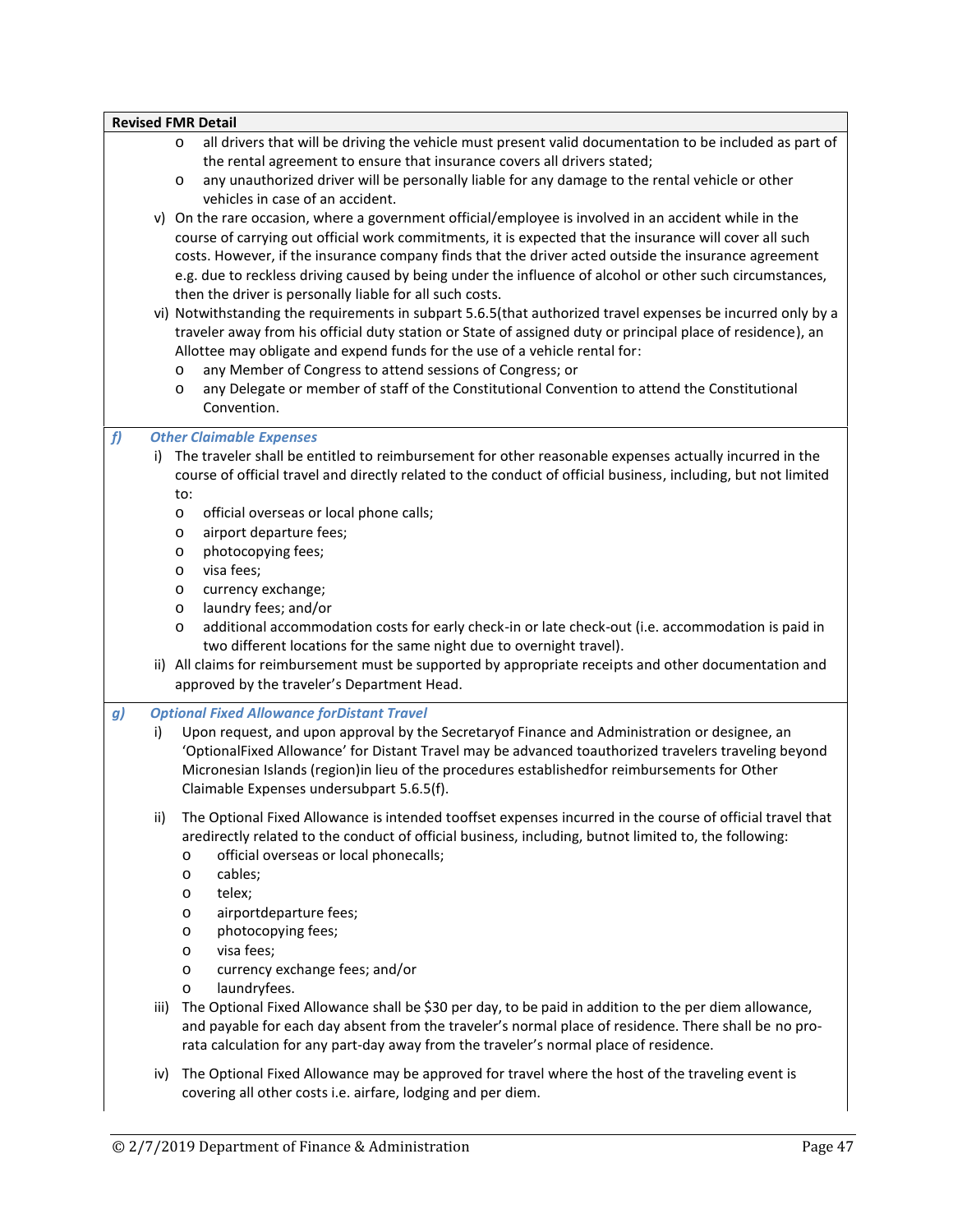**Revised FMR Detail**

- all drivers that will be driving the vehicle must present valid documentation to be included as part of the rental agreement to ensure that insurance covers all drivers stated;
- any unauthorized driver will be personally liable for any damage to the rental vehicle or other vehicles in case of an accident.

v) On the rare occasion, where a government official/employee is involved in an accident while in the course of carrying out official work commitments, it is expected that the insurance will cover all such costs. However, if the insurance company finds that the driver acted outside the insurance agreement e.g. due to reckless driving caused by being under the influence of alcohol or other such circumstances, then the driver is personally liable for all such costs.

vi) Notwithstanding the requirements in subpart 5.6.5(that authorized travel expenses be incurred only by a traveler away from his official duty station or State of assigned duty or principal place of residence), an Allottee may obligate and expend funds for the use of a vehicle rental for:

- any Member of Congress to attend sessions of Congress; or
- any Delegate or member of staff of the Constitutional Convention to attend the Constitutional Convention.

***f) Other Claimable Expenses***

i) The traveler shall be entitled to reimbursement for other reasonable expenses actually incurred in the course of official travel and directly related to the conduct of official business, including, but not limited to:

- official overseas or local phone calls;
- airport departure fees;
- photocopying fees;
- visa fees;
- currency exchange;
- laundry fees; and/or
- additional accommodation costs for early check-in or late check-out (i.e. accommodation is paid in two different locations for the same night due to overnight travel).

ii) All claims for reimbursement must be supported by appropriate receipts and other documentation and approved by the traveler's Department Head.

***g) Optional Fixed Allowance forDistant Travel***

i) Upon request, and upon approval by the Secretaryof Finance and Administration or designee, an 'OptionalFixed Allowance' for Distant Travel may be advanced toauthorized travelers traveling beyond Micronesian Islands (region)in lieu of the procedures establishedfor reimbursements for Other Claimable Expenses undersubpart 5.6.5(f).

ii) The Optional Fixed Allowance is intended tooffset expenses incurred in the course of official travel that aredirectly related to the conduct of official business, including, butnot limited to, the following:

- official overseas or local phonecalls;
- cables;
- telex;
- airportdeparture fees;
- photocopying fees;
- visa fees;
- currency exchange fees; and/or
- laundryfees.

iii) The Optional Fixed Allowance shall be $30 per day, to be paid in addition to the per diem allowance, and payable for each day absent from the traveler's normal place of residence. There shall be no pro-rata calculation for any part-day away from the traveler's normal place of residence.

iv) The Optional Fixed Allowance may be approved for travel where the host of the traveling event is covering all other costs i.e. airfare, lodging and per diem.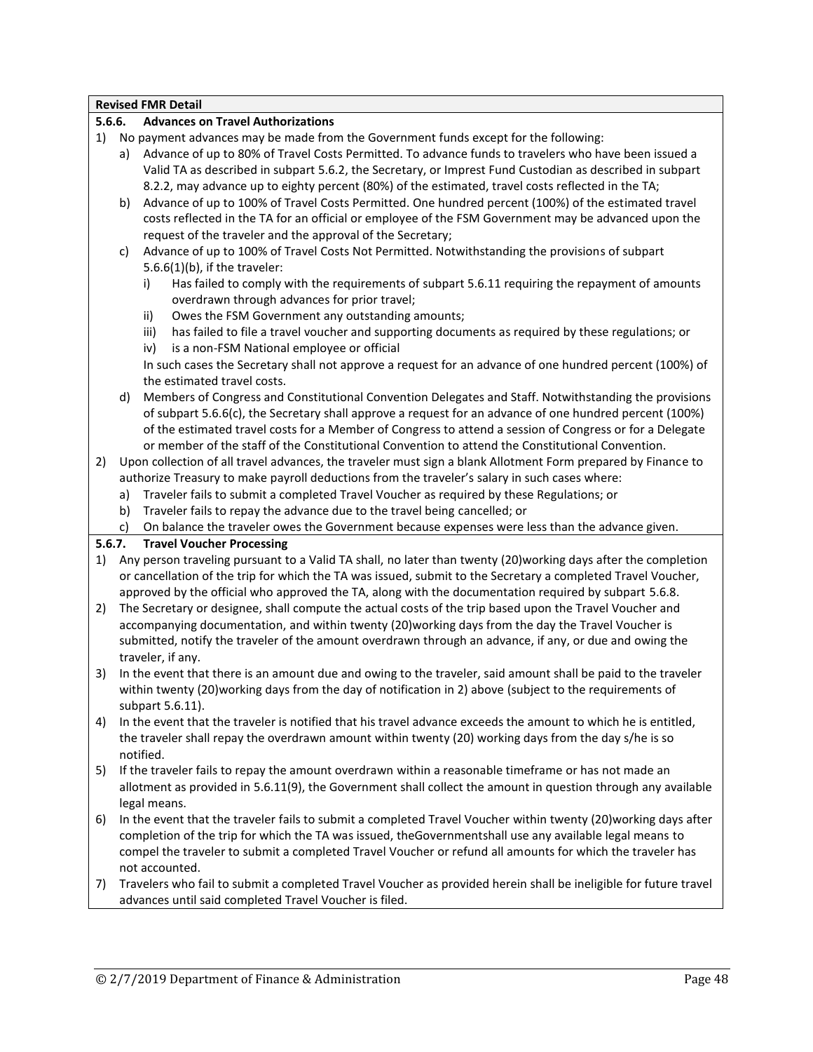**Revised FMR Detail**

**5.6.6. Advances on Travel Authorizations**

1) No payment advances may be made from the Government funds except for the following:
   a) Advance of up to 80% of Travel Costs Permitted. To advance funds to travelers who have been issued a Valid TA as described in subpart 5.6.2, the Secretary, or Impress Fund Custodian as described in subpart 8.2.2, may advance up to eighty percent (80%) of the estimated, travel costs reflected in the TA;
   b) Advance of up to 100% of Travel Costs Permitted. One hundred percent (100%) of the estimated travel costs reflected in the TA for an official or employee of the FSM Government may be advanced upon the request of the traveler and the approval of the Secretary;
   c) Advance of up to 100% of Travel Costs Not Permitted. Notwithstanding the provisions of subpart 5.6.6(1)(b), if the traveler:
      i) Has failed to comply with the requirements of subpart 5.6.11 requiring the repayment of amounts overdrawn through advances for prior travel;
      ii) Owes the FSM Government any outstanding amounts;
      iii) has failed to file a travel voucher and supporting documents as required by these regulations; or
      iv) is a non-FSM National employee or official

      In such cases the Secretary shall not approve a request for an advance of one hundred percent (100%) of the estimated travel costs.
   d) Members of Congress and Constitutional Convention Delegates and Staff. Notwithstanding the provisions of subpart 5.6.6(c), the Secretary shall approve a request for an advance of one hundred percent (100%) of the estimated travel costs for a Member of Congress to attend a session of Congress or for a Delegate or member of the staff of the Constitutional Convention to attend the Constitutional Convention.
2) Upon collection of all travel advances, the traveler must sign a blank Allotment Form prepared by Finance to authorize Treasury to make payroll deductions from the traveler's salary in such cases where:
   a) Traveler fails to submit a completed Travel Voucher as required by these Regulations; or
   b) Traveler fails to repay the advance due to the travel being cancelled; or
   c) On balance the traveler owes the Government because expenses were less than the advance given.

**5.6.7. Travel Voucher Processing**

1) Any person traveling pursuant to a Valid TA shall, no later than twenty (20)working days after the completion or cancellation of the trip for which the TA was issued, submit to the Secretary a completed Travel Voucher, approved by the official who approved the TA, along with the documentation required by subpart 5.6.8.
2) The Secretary or designee, shall compute the actual costs of the trip based upon the Travel Voucher and accompanying documentation, and within twenty (20)working days from the day the Travel Voucher is submitted, notify the traveler of the amount overdrawn through an advance, if any, or due and owing the traveler, if any.
3) In the event that there is an amount due and owing to the traveler, said amount shall be paid to the traveler within twenty (20)working days from the day of notification in 2) above (subject to the requirements of subpart 5.6.11).
4) In the event that the traveler is notified that his travel advance exceeds the amount to which he is entitled, the traveler shall repay the overdrawn amount within twenty (20) working days from the day s/he is so notified.
5) If the traveler fails to repay the amount overdrawn within a reasonable timeframe or has not made an allotment as provided in 5.6.11(9), the Government shall collect the amount in question through any available legal means.
6) In the event that the traveler fails to submit a completed Travel Voucher within twenty (20)working days after completion of the trip for which the TA was issued, theGovernmentshall use any available legal means to compel the traveler to submit a completed Travel Voucher or refund all amounts for which the traveler has not accounted.
7) Travelers who fail to submit a completed Travel Voucher as provided herein shall be ineligible for future travel advances until said completed Travel Voucher is filed.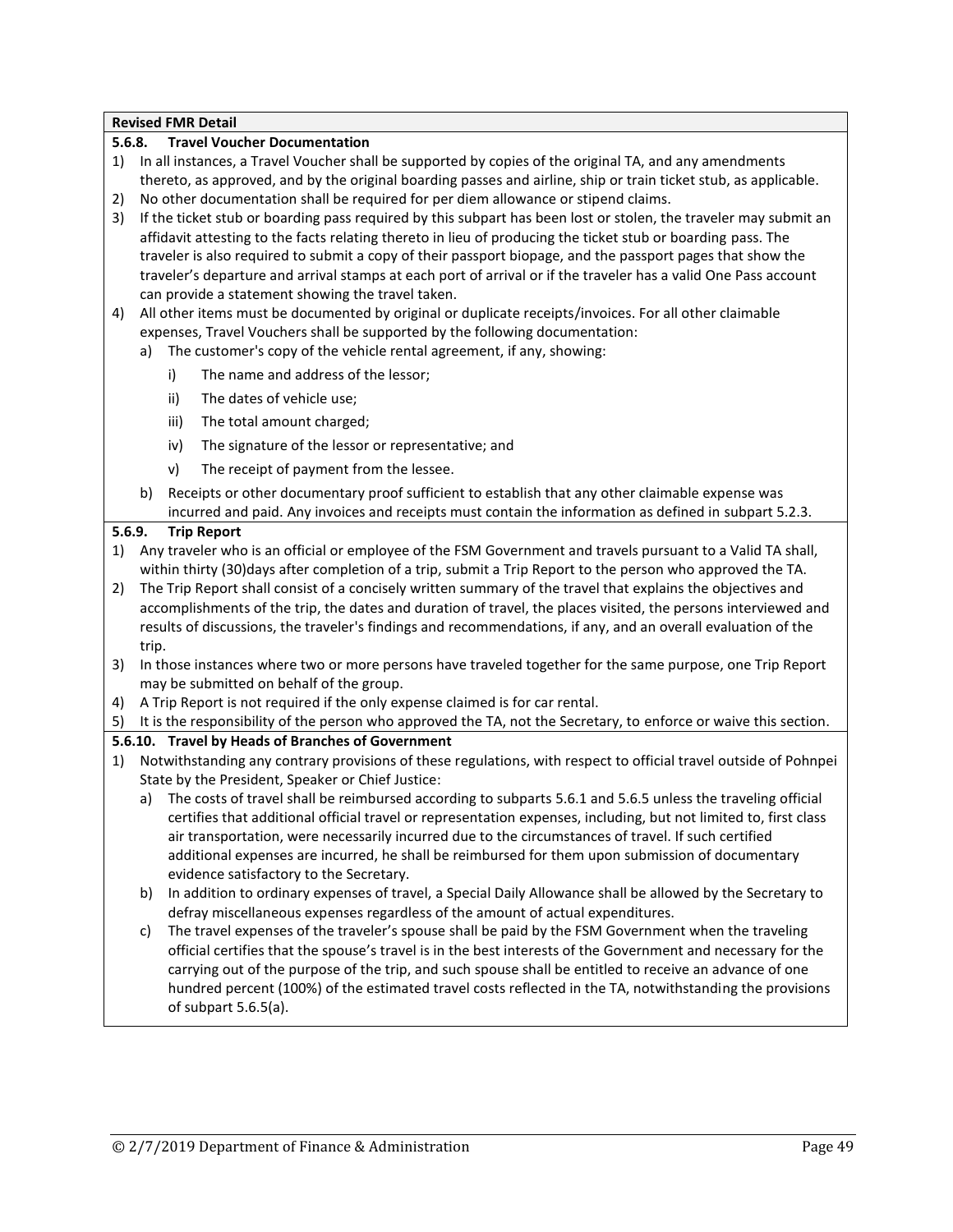**Revised FMR Detail**

### 5.6.8. Travel Voucher Documentation

1) In all instances, a Travel Voucher shall be supported by copies of the original TA, and any amendments thereto, as approved, and by the original boarding passes and airline, ship or train ticket stub, as applicable.
2) No other documentation shall be required for per diem allowance or stipend claims.
3) If the ticket stub or boarding pass required by this subpart has been lost or stolen, the traveler may submit an affidavit attesting to the facts relating thereto in lieu of producing the ticket stub or boarding pass. The traveler is also required to submit a copy of their passport biopage, and the passport pages that show the traveler's departure and arrival stamps at each port of arrival or if the traveler has a valid One Pass account can provide a statement showing the travel taken.
4) All other items must be documented by original or duplicate receipts/invoices. For all other claimable expenses, Travel Vouchers shall be supported by the following documentation:
   a) The customer's copy of the vehicle rental agreement, if any, showing:
      i) The name and address of the lessor;
      ii) The dates of vehicle use;
      iii) The total amount charged;
      iv) The signature of the lessor or representative; and
      v) The receipt of payment from the lessee.
   b) Receipts or other documentary proof sufficient to establish that any other claimable expense was incurred and paid. Any invoices and receipts must contain the information as defined in subpart 5.2.3.

### 5.6.9. Trip Report

1) Any traveler who is an official or employee of the FSM Government and travels pursuant to a Valid TA shall, within thirty (30)days after completion of a trip, submit a Trip Report to the person who approved the TA.
2) The Trip Report shall consist of a concisely written summary of the travel that explains the objectives and accomplishments of the trip, the dates and duration of travel, the places visited, the persons interviewed and results of discussions, the traveler's findings and recommendations, if any, and an overall evaluation of the trip.
3) In those instances where two or more persons have traveled together for the same purpose, one Trip Report may be submitted on behalf of the group.
4) A Trip Report is not required if the only expense claimed is for car rental.
5) It is the responsibility of the person who approved the TA, not the Secretary, to enforce or waive this section.

### 5.6.10. Travel by Heads of Branches of Government

1) Notwithstanding any contrary provisions of these regulations, with respect to official travel outside of Pohnpei State by the President, Speaker or Chief Justice:
   a) The costs of travel shall be reimbursed according to subparts 5.6.1 and 5.6.5 unless the traveling official certifies that additional official travel or representation expenses, including, but not limited to, first class air transportation, were necessarily incurred due to the circumstances of travel. If such certified additional expenses are incurred, he shall be reimbursed for them upon submission of documentary evidence satisfactory to the Secretary.
   b) In addition to ordinary expenses of travel, a Special Daily Allowance shall be allowed by the Secretary to defray miscellaneous expenses regardless of the amount of actual expenditures.
   c) The travel expenses of the traveler's spouse shall be paid by the FSM Government when the traveling official certifies that the spouse's travel is in the best interests of the Government and necessary for the carrying out of the purpose of the trip, and such spouse shall be entitled to receive an advance of one hundred percent (100%) of the estimated travel costs reflected in the TA, notwithstanding the provisions of subpart 5.6.5(a).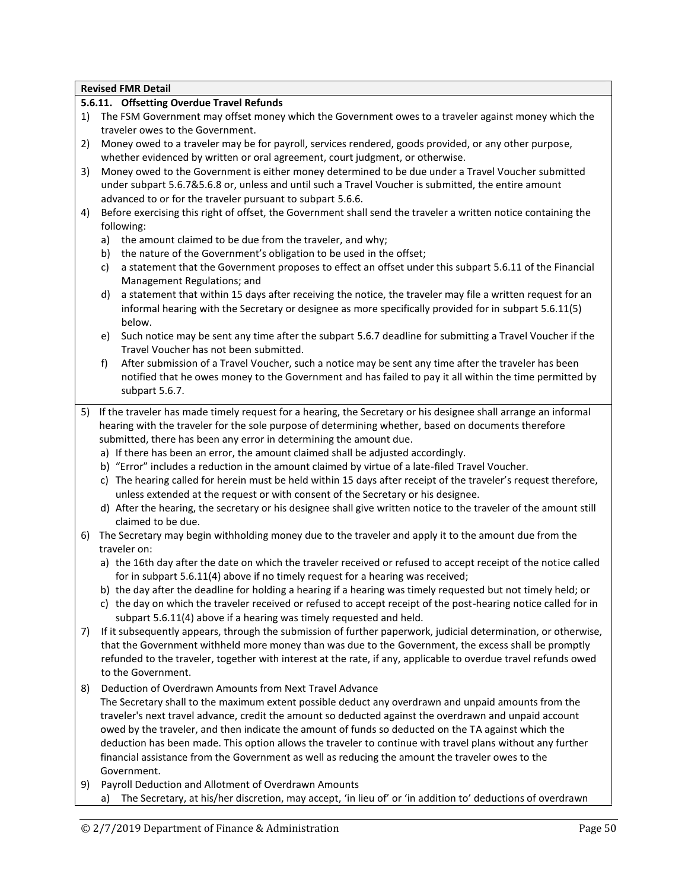**Revised FMR Detail**

**5.6.11. Offsetting Overdue Travel Refunds**

1) The FSM Government may offset money which the Government owes to a traveler against money which the traveler owes to the Government.
2) Money owed to a traveler may be for payroll, services rendered, goods provided, or any other purpose, whether evidenced by written or oral agreement, court judgment, or otherwise.
3) Money owed to the Government is either money determined to be due under a Travel Voucher submitted under subpart 5.6.7&5.6.8 or, unless and until such a Travel Voucher is submitted, the entire amount advanced to or for the traveler pursuant to subpart 5.6.6.
4) Before exercising this right of offset, the Government shall send the traveler a written notice containing the following:
   a) the amount claimed to be due from the traveler, and why;
   b) the nature of the Government's obligation to be used in the offset;
   c) a statement that the Government proposes to effect an offset under this subpart 5.6.11 of the Financial Management Regulations; and
   d) a statement that within 15 days after receiving the notice, the traveler may file a written request for an informal hearing with the Secretary or designee as more specifically provided for in subpart 5.6.11(5) below.
   e) Such notice may be sent any time after the subpart 5.6.7 deadline for submitting a Travel Voucher if the Travel Voucher has not been submitted.
   f) After submission of a Travel Voucher, such a notice may be sent any time after the traveler has been notified that he owes money to the Government and has failed to pay it all within the time permitted by subpart 5.6.7.
5) If the traveler has made timely request for a hearing, the Secretary or his designee shall arrange an informal hearing with the traveler for the sole purpose of determining whether, based on documents therefore submitted, there has been any error in determining the amount due.
   a) If there has been an error, the amount claimed shall be adjusted accordingly.
   b) "Error" includes a reduction in the amount claimed by virtue of a late-filed Travel Voucher.
   c) The hearing called for herein must be held within 15 days after receipt of the traveler's request therefore, unless extended at the request or with consent of the Secretary or his designee.
   d) After the hearing, the secretary or his designee shall give written notice to the traveler of the amount still claimed to be due.
6) The Secretary may begin withholding money due to the traveler and apply it to the amount due from the traveler on:
   a) the 16th day after the date on which the traveler received or refused to accept receipt of the notice called for in subpart 5.6.11(4) above if no timely request for a hearing was received;
   b) the day after the deadline for holding a hearing if a hearing was timely requested but not timely held; or
   c) the day on which the traveler received or refused to accept receipt of the post-hearing notice called for in subpart 5.6.11(4) above if a hearing was timely requested and held.
7) If it subsequently appears, through the submission of further paperwork, judicial determination, or otherwise, that the Government withheld more money than was due to the Government, the excess shall be promptly refunded to the traveler, together with interest at the rate, if any, applicable to overdue travel refunds owed to the Government.
8) Deduction of Overdrawn Amounts from Next Travel Advance
   The Secretary shall to the maximum extent possible deduct any overdrawn and unpaid amounts from the traveler's next travel advance, credit the amount so deducted against the overdrawn and unpaid account owed by the traveler, and then indicate the amount of funds so deducted on the TA against which the deduction has been made. This option allows the traveler to continue with travel plans without any further financial assistance from the Government as well as reducing the amount the traveler owes to the Government.
9) Payroll Deduction and Allotment of Overdrawn Amounts
   a) The Secretary, at his/her discretion, may accept, 'in lieu of' or 'in addition to' deductions of overdrawn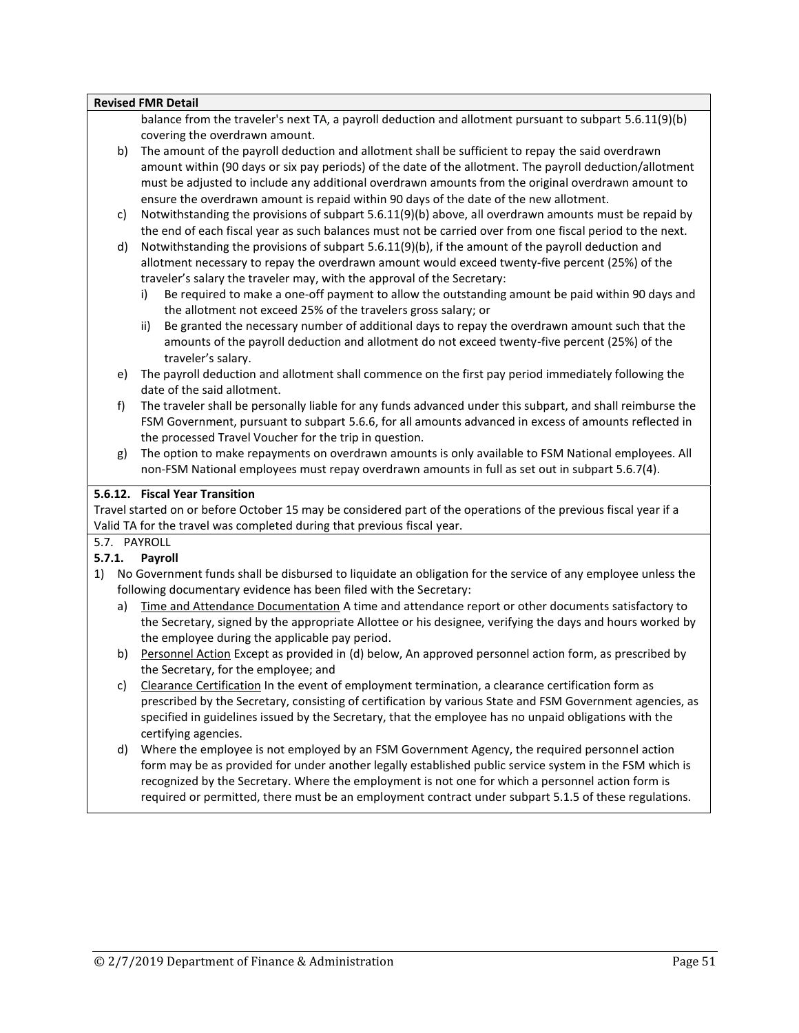**Revised FMR Detail**

balance from the traveler's next TA, a payroll deduction and allotment pursuant to subpart 5.6.11(9)(b) covering the overdrawn amount.

b) The amount of the payroll deduction and allotment shall be sufficient to repay the said overdrawn amount within (90 days or six pay periods) of the date of the allotment. The payroll deduction/allotment must be adjusted to include any additional overdrawn amounts from the original overdrawn amount to ensure the overdrawn amount is repaid within 90 days of the date of the new allotment.

c) Notwithstanding the provisions of subpart 5.6.11(9)(b) above, all overdrawn amounts must be repaid by the end of each fiscal year as such balances must not be carried over from one fiscal period to the next.

d) Notwithstanding the provisions of subpart 5.6.11(9)(b), if the amount of the payroll deduction and allotment necessary to repay the overdrawn amount would exceed twenty-five percent (25%) of the traveler's salary the traveler may, with the approval of the Secretary:
   - i) Be required to make a one-off payment to allow the outstanding amount be paid within 90 days and the allotment not exceed 25% of the travelers gross salary; or
   - ii) Be granted the necessary number of additional days to repay the overdrawn amount such that the amounts of the payroll deduction and allotment do not exceed twenty-five percent (25%) of the traveler's salary.

e) The payroll deduction and allotment shall commence on the first pay period immediately following the date of the said allotment.

f) The traveler shall be personally liable for any funds advanced under this subpart, and shall reimburse the FSM Government, pursuant to subpart 5.6.6, for all amounts advanced in excess of amounts reflected in the processed Travel Voucher for the trip in question.

g) The option to make repayments on overdrawn amounts is only available to FSM National employees. All non-FSM National employees must repay overdrawn amounts in full as set out in subpart 5.6.7(4).

**5.6.12. Fiscal Year Transition**

Travel started on or before October 15 may be considered part of the operations of the previous fiscal year if a Valid TA for the travel was completed during that previous fiscal year.

5.7. PAYROLL

**5.7.1. Payroll**

1) No Government funds shall be disbursed to liquidate an obligation for the service of any employee unless the following documentary evidence has been filed with the Secretary:
   - a) Time and Attendance Documentation A time and attendance report or other documents satisfactory to the Secretary, signed by the appropriate Allottee or his designee, verifying the days and hours worked by the employee during the applicable pay period.
   - b) Personnel Action Except as provided in (d) below, An approved personnel action form, as prescribed by the Secretary, for the employee; and
   - c) Clearance Certification In the event of employment termination, a clearance certification form as prescribed by the Secretary, consisting of certification by various State and FSM Government agencies, as specified in guidelines issued by the Secretary, that the employee has no unpaid obligations with the certifying agencies.
   - d) Where the employee is not employed by an FSM Government Agency, the required personnel action form may be as provided for under another legally established public service system in the FSM which is recognized by the Secretary. Where the employment is not one for which a personnel action form is required or permitted, there must be an employment contract under subpart 5.1.5 of these regulations.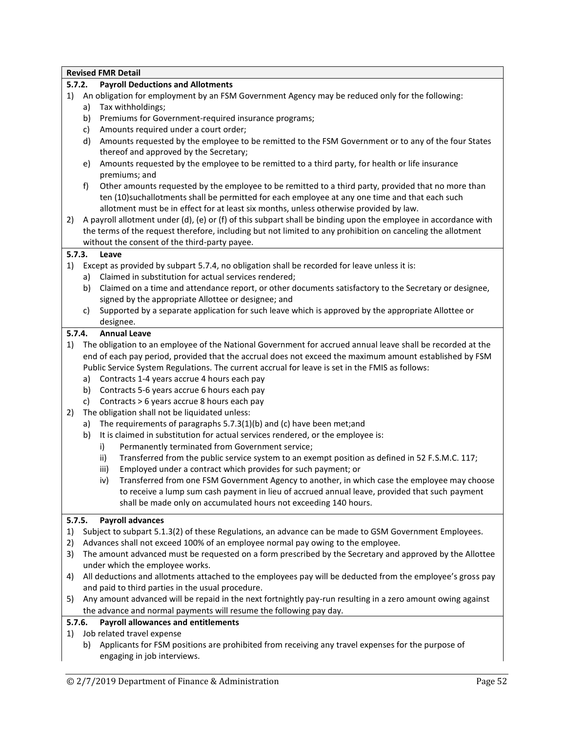**Revised FMR Detail**

**5.7.2. Payroll Deductions and Allotments**

1) An obligation for employment by an FSM Government Agency may be reduced only for the following:
   a) Tax withholdings;
   b) Premiums for Government-required insurance programs;
   c) Amounts required under a court order;
   d) Amounts requested by the employee to be remitted to the FSM Government or to any of the four States thereof and approved by the Secretary;
   e) Amounts requested by the employee to be remitted to a third party, for health or life insurance premiums; and
   f) Other amounts requested by the employee to be remitted to a third party, provided that no more than ten (10)suchallotments shall be permitted for each employee at any one time and that each such allotment must be in effect for at least six months, unless otherwise provided by law.
2) A payroll allotment under (d), (e) or (f) of this subpart shall be binding upon the employee in accordance with the terms of the request therefore, including but not limited to any prohibition on canceling the allotment without the consent of the third-party payee.

**5.7.3. Leave**

1) Except as provided by subpart 5.7.4, no obligation shall be recorded for leave unless it is:
   a) Claimed in substitution for actual services rendered;
   b) Claimed on a time and attendance report, or other documents satisfactory to the Secretary or designee, signed by the appropriate Allottee or designee; and
   c) Supported by a separate application for such leave which is approved by the appropriate Allottee or designee.

**5.7.4. Annual Leave**

1) The obligation to an employee of the National Government for accrued annual leave shall be recorded at the end of each pay period, provided that the accrual does not exceed the maximum amount established by FSM Public Service System Regulations. The current accrual for leave is set in the FMIS as follows:
   a) Contracts 1-4 years accrue 4 hours each pay
   b) Contracts 5-6 years accrue 6 hours each pay
   c) Contracts > 6 years accrue 8 hours each pay
2) The obligation shall not be liquidated unless:
   a) The requirements of paragraphs 5.7.3(1)(b) and (c) have been met;and
   b) It is claimed in substitution for actual services rendered, or the employee is:
      i) Permanently terminated from Government service;
      ii) Transferred from the public service system to an exempt position as defined in 52 F.S.M.C. 117;
      iii) Employed under a contract which provides for such payment; or
      iv) Transferred from one FSM Government Agency to another, in which case the employee may choose to receive a lump sum cash payment in lieu of accrued annual leave, provided that such payment shall be made only on accumulated hours not exceeding 140 hours.

**5.7.5. Payroll advances**

1) Subject to subpart 5.1.3(2) of these Regulations, an advance can be made to GSM Government Employees.
2) Advances shall not exceed 100% of an employee normal pay owing to the employee.
3) The amount advanced must be requested on a form prescribed by the Secretary and approved by the Allottee under which the employee works.
4) All deductions and allotments attached to the employees pay will be deducted from the employee's gross pay and paid to third parties in the usual procedure.
5) Any amount advanced will be repaid in the next fortnightly pay-run resulting in a zero amount owing against the advance and normal payments will resume the following pay day.

**5.7.6. Payroll allowances and entitlements**

1) Job related travel expense
   b) Applicants for FSM positions are prohibited from receiving any travel expenses for the purpose of engaging in job interviews.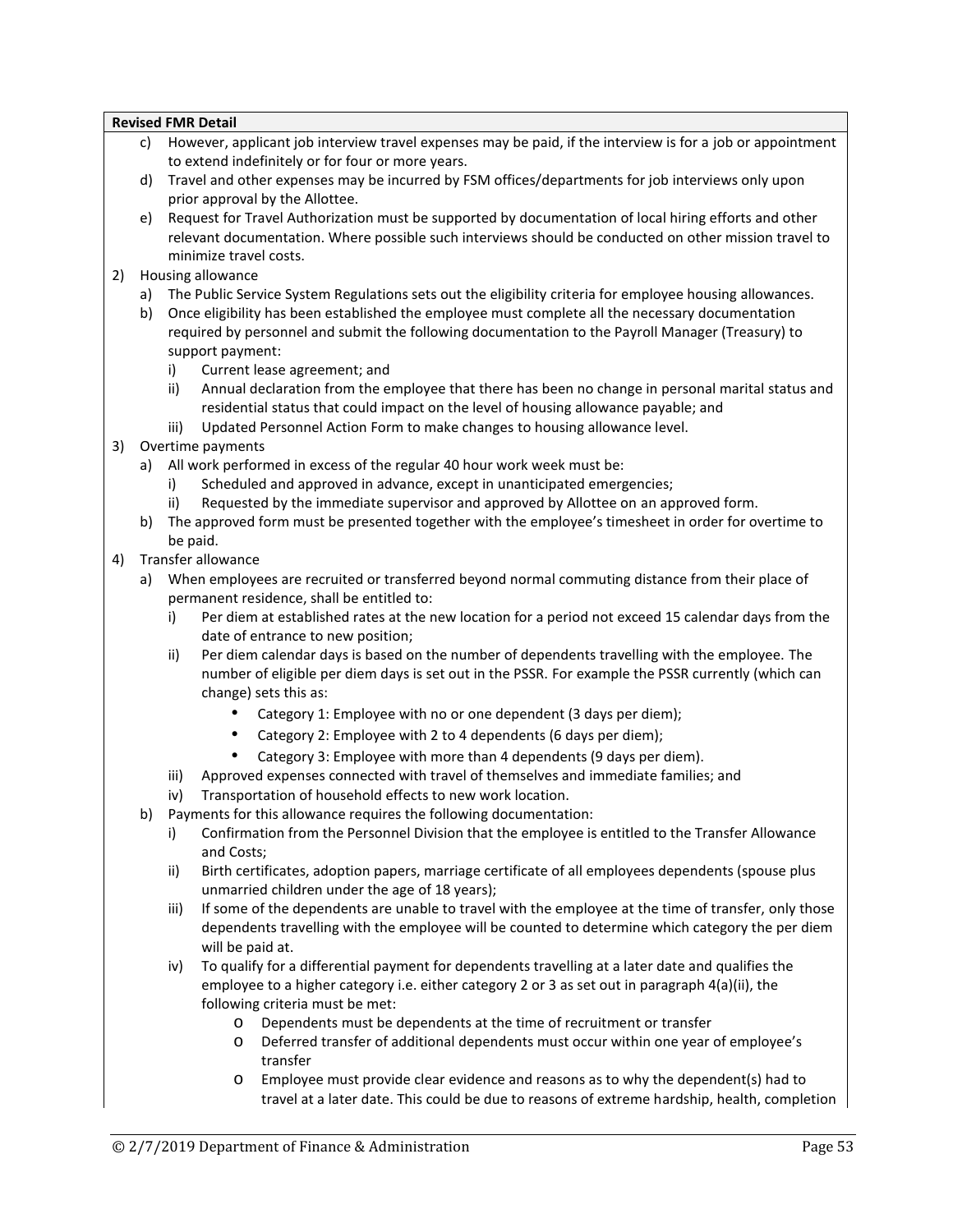**Revised FMR Detail**

c) However, applicant job interview travel expenses may be paid, if the interview is for a job or appointment to extend indefinitely or for four or more years.

d) Travel and other expenses may be incurred by FSM offices/departments for job interviews only upon prior approval by the Allottee.

e) Request for Travel Authorization must be supported by documentation of local hiring efforts and other relevant documentation. Where possible such interviews should be conducted on other mission travel to minimize travel costs.

2) Housing allowance
   a) The Public Service System Regulations sets out the eligibility criteria for employee housing allowances.
   b) Once eligibility has been established the employee must complete all the necessary documentation required by personnel and submit the following documentation to the Payroll Manager (Treasury) to support payment:
      i) Current lease agreement; and
      ii) Annual declaration from the employee that there has been no change in personal marital status and residential status that could impact on the level of housing allowance payable; and
      iii) Updated Personnel Action Form to make changes to housing allowance level.

3) Overtime payments
   a) All work performed in excess of the regular 40 hour work week must be:
      i) Scheduled and approved in advance, except in unanticipated emergencies;
      ii) Requested by the immediate supervisor and approved by Allottee on an approved form.
   b) The approved form must be presented together with the employee's timesheet in order for overtime to be paid.

4) Transfer allowance
   a) When employees are recruited or transferred beyond normal commuting distance from their place of permanent residence, shall be entitled to:
      i) Per diem at established rates at the new location for a period not exceed 15 calendar days from the date of entrance to new position;
      ii) Per diem calendar days is based on the number of dependents travelling with the employee. The number of eligible per diem days is set out in the PSSR. For example the PSSR currently (which can change) sets this as:
         - Category 1: Employee with no or one dependent (3 days per diem);
         - Category 2: Employee with 2 to 4 dependents (6 days per diem);
         - Category 3: Employee with more than 4 dependents (9 days per diem).
      iii) Approved expenses connected with travel of themselves and immediate families; and
      iv) Transportation of household effects to new work location.
   b) Payments for this allowance requires the following documentation:
      i) Confirmation from the Personnel Division that the employee is entitled to the Transfer Allowance and Costs;
      ii) Birth certificates, adoption papers, marriage certificate of all employees dependents (spouse plus unmarried children under the age of 18 years);
      iii) If some of the dependents are unable to travel with the employee at the time of transfer, only those dependents travelling with the employee will be counted to determine which category the per diem will be paid at.
      iv) To qualify for a differential payment for dependents travelling at a later date and qualifies the employee to a higher category i.e. either category 2 or 3 as set out in paragraph 4(a)(ii), the following criteria must be met:
         - Dependents must be dependents at the time of recruitment or transfer
         - Deferred transfer of additional dependents must occur within one year of employee's transfer
         - Employee must provide clear evidence and reasons as to why the dependent(s) had to travel at a later date. This could be due to reasons of extreme hardship, health, completion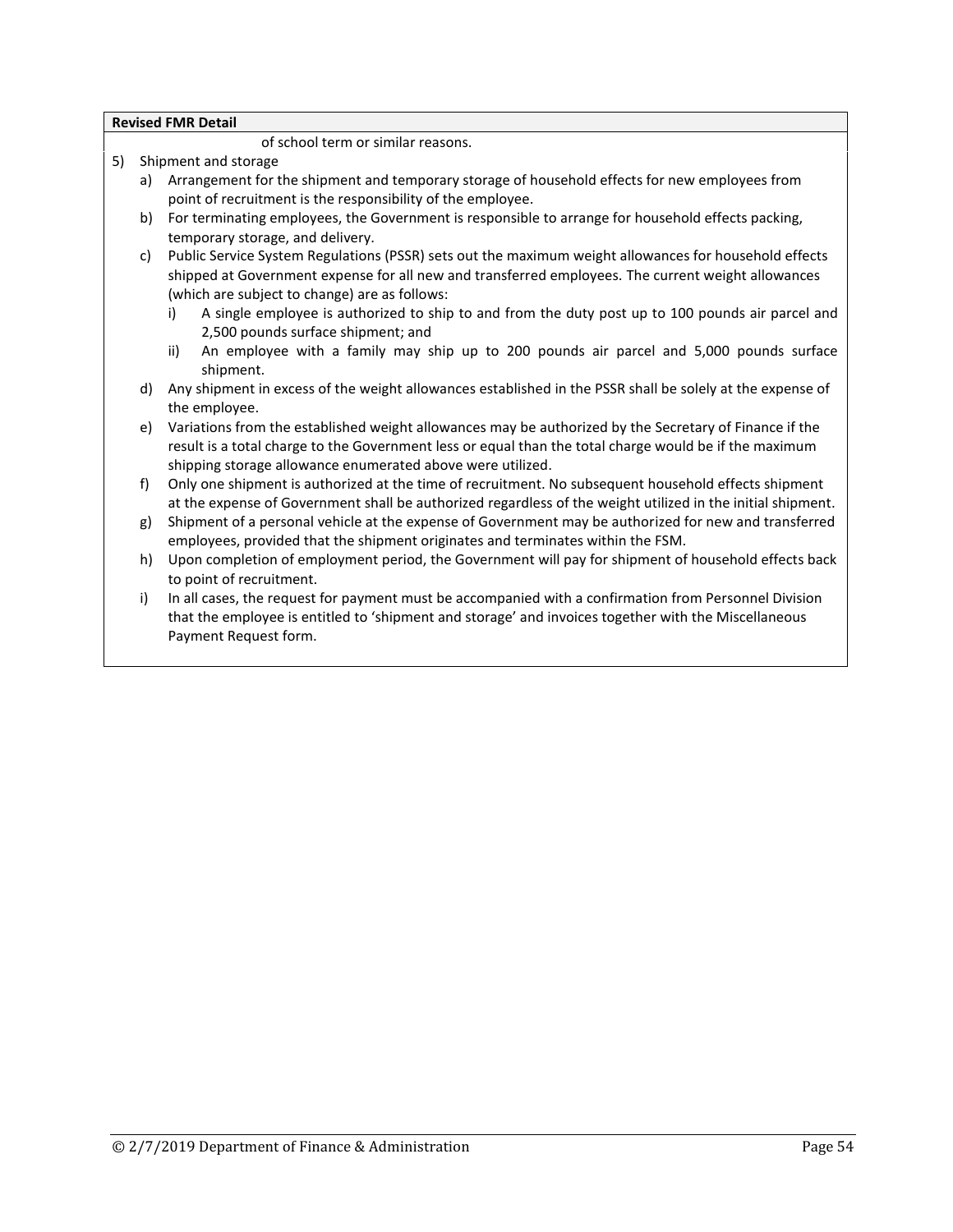**Revised FMR Detail**

of school term or similar reasons.

5) Shipment and storage
   a) Arrangement for the shipment and temporary storage of household effects for new employees from point of recruitment is the responsibility of the employee.
   b) For terminating employees, the Government is responsible to arrange for household effects packing, temporary storage, and delivery.
   c) Public Service System Regulations (PSSR) sets out the maximum weight allowances for household effects shipped at Government expense for all new and transferred employees. The current weight allowances (which are subject to change) are as follows:
      i) A single employee is authorized to ship to and from the duty post up to 100 pounds air parcel and 2,500 pounds surface shipment; and
      ii) An employee with a family may ship up to 200 pounds air parcel and 5,000 pounds surface shipment.
   d) Any shipment in excess of the weight allowances established in the PSSR shall be solely at the expense of the employee.
   e) Variations from the established weight allowances may be authorized by the Secretary of Finance if the result is a total charge to the Government less or equal than the total charge would be if the maximum shipping storage allowance enumerated above were utilized.
   f) Only one shipment is authorized at the time of recruitment. No subsequent household effects shipment at the expense of Government shall be authorized regardless of the weight utilized in the initial shipment.
   g) Shipment of a personal vehicle at the expense of Government may be authorized for new and transferred employees, provided that the shipment originates and terminates within the FSM.
   h) Upon completion of employment period, the Government will pay for shipment of household effects back to point of recruitment.
   i) In all cases, the request for payment must be accompanied with a confirmation from Personnel Division that the employee is entitled to 'shipment and storage' and invoices together with the Miscellaneous Payment Request form.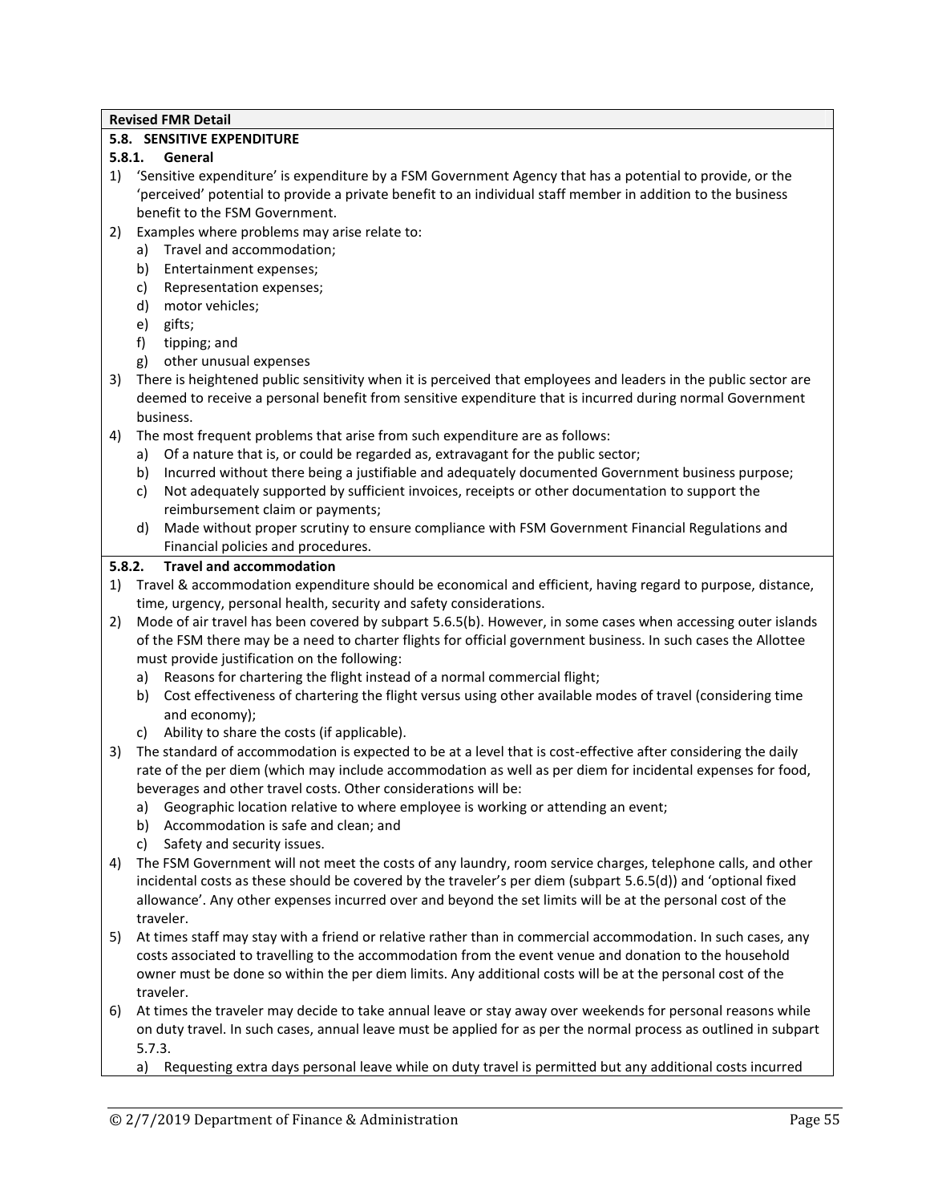**Revised FMR Detail**

## 5.8. SENSITIVE EXPENDITURE

### 5.8.1. General

1) 'Sensitive expenditure' is expenditure by a FSM Government Agency that has a potential to provide, or the 'perceived' potential to provide a private benefit to an individual staff member in addition to the business benefit to the FSM Government.
2) Examples where problems may arise relate to:
   a) Travel and accommodation;
   b) Entertainment expenses;
   c) Representation expenses;
   d) motor vehicles;
   e) gifts;
   f) tipping; and
   g) other unusual expenses
3) There is heightened public sensitivity when it is perceived that employees and leaders in the public sector are deemed to receive a personal benefit from sensitive expenditure that is incurred during normal Government business.
4) The most frequent problems that arise from such expenditure are as follows:
   a) Of a nature that is, or could be regarded as, extravagant for the public sector;
   b) Incurred without there being a justifiable and adequately documented Government business purpose;
   c) Not adequately supported by sufficient invoices, receipts or other documentation to support the reimbursement claim or payments;
   d) Made without proper scrutiny to ensure compliance with FSM Government Financial Regulations and Financial policies and procedures.

### 5.8.2. Travel and accommodation

1) Travel & accommodation expenditure should be economical and efficient, having regard to purpose, distance, time, urgency, personal health, security and safety considerations.
2) Mode of air travel has been covered by subpart 5.6.5(b). However, in some cases when accessing outer islands of the FSM there may be a need to charter flights for official government business. In such cases the Allottee must provide justification on the following:
   a) Reasons for chartering the flight instead of a normal commercial flight;
   b) Cost effectiveness of chartering the flight versus using other available modes of travel (considering time and economy);
   c) Ability to share the costs (if applicable).
3) The standard of accommodation is expected to be at a level that is cost-effective after considering the daily rate of the per diem (which may include accommodation as well as per diem for incidental expenses for food, beverages and other travel costs. Other considerations will be:
   a) Geographic location relative to where employee is working or attending an event;
   b) Accommodation is safe and clean; and
   c) Safety and security issues.
4) The FSM Government will not meet the costs of any laundry, room service charges, telephone calls, and other incidental costs as these should be covered by the traveler's per diem (subpart 5.6.5(d)) and 'optional fixed allowance'. Any other expenses incurred over and beyond the set limits will be at the personal cost of the traveler.
5) At times staff may stay with a friend or relative rather than in commercial accommodation. In such cases, any costs associated to travelling to the accommodation from the event venue and donation to the household owner must be done so within the per diem limits. Any additional costs will be at the personal cost of the traveler.
6) At times the traveler may decide to take annual leave or stay away over weekends for personal reasons while on duty travel. In such cases, annual leave must be applied for as per the normal process as outlined in subpart 5.7.3.
   a) Requesting extra days personal leave while on duty travel is permitted but any additional costs incurred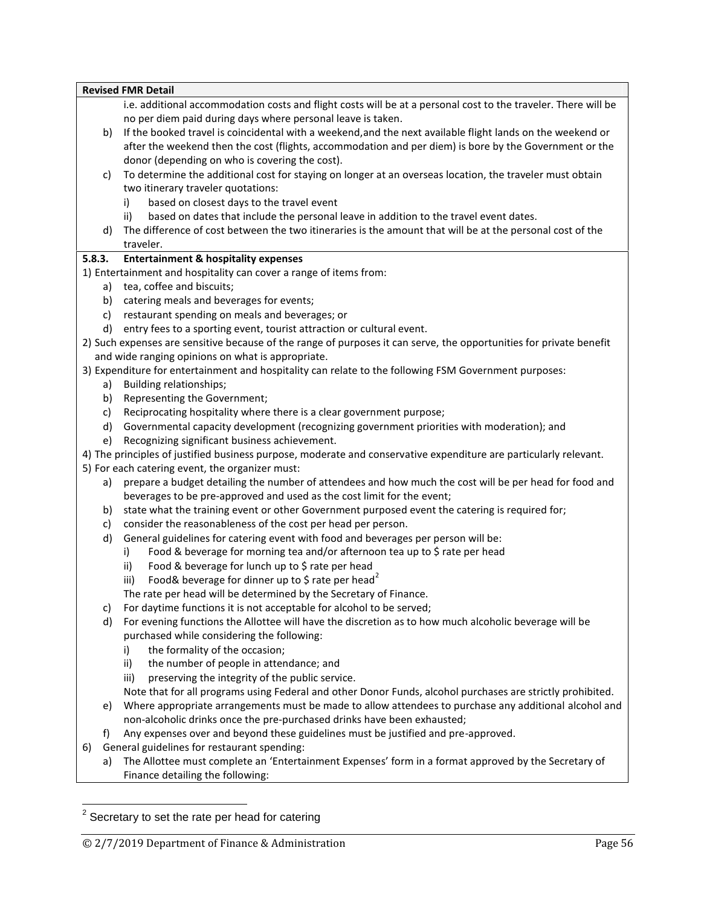**Revised FMR Detail**

i.e. additional accommodation costs and flight costs will be at a personal cost to the traveler. There will be no per diem paid during days where personal leave is taken.

b) If the booked travel is coincidental with a weekend,and the next available flight lands on the weekend or after the weekend then the cost (flights, accommodation and per diem) is bore by the Government or the donor (depending on who is covering the cost).

c) To determine the additional cost for staying on longer at an overseas location, the traveler must obtain two itinerary traveler quotations:
   i) based on closest days to the travel event
   ii) based on dates that include the personal leave in addition to the travel event dates.

d) The difference of cost between the two itineraries is the amount that will be at the personal cost of the traveler.

**5.8.3. Entertainment & hospitality expenses**

1) Entertainment and hospitality can cover a range of items from:
   a) tea, coffee and biscuits;
   b) catering meals and beverages for events;
   c) restaurant spending on meals and beverages; or
   d) entry fees to a sporting event, tourist attraction or cultural event.

2) Such expenses are sensitive because of the range of purposes it can serve, the opportunities for private benefit and wide ranging opinions on what is appropriate.

3) Expenditure for entertainment and hospitality can relate to the following FSM Government purposes:
   a) Building relationships;
   b) Representing the Government;
   c) Reciprocating hospitality where there is a clear government purpose;
   d) Governmental capacity development (recognizing government priorities with moderation); and
   e) Recognizing significant business achievement.

4) The principles of justified business purpose, moderate and conservative expenditure are particularly relevant.

5) For each catering event, the organizer must:
   a) prepare a budget detailing the number of attendees and how much the cost will be per head for food and beverages to be pre-approved and used as the cost limit for the event;
   b) state what the training event or other Government purposed event the catering is required for;
   c) consider the reasonableness of the cost per head per person.
   d) General guidelines for catering event with food and beverages per person will be:
      i) Food & beverage for morning tea and/or afternoon tea up to $ rate per head
      ii) Food & beverage for lunch up to $ rate per head
      iii) Food& beverage for dinner up to $ rate per head[2]

      The rate per head will be determined by the Secretary of Finance.
   c) For daytime functions it is not acceptable for alcohol to be served;
   d) For evening functions the Allottee will have the discretion as to how much alcoholic beverage will be purchased while considering the following:
      i) the formality of the occasion;
      ii) the number of people in attendance; and
      iii) preserving the integrity of the public service.

      Note that for all programs using Federal and other Donor Funds, alcohol purchases are strictly prohibited.
   e) Where appropriate arrangements must be made to allow attendees to purchase any additional alcohol and non-alcoholic drinks once the pre-purchased drinks have been exhausted;
   f) Any expenses over and beyond these guidelines must be justified and pre-approved.

6) General guidelines for restaurant spending:
   a) The Allottee must complete an 'Entertainment Expenses' form in a format approved by the Secretary of Finance detailing the following:

[2] Secretary to set the rate per head for catering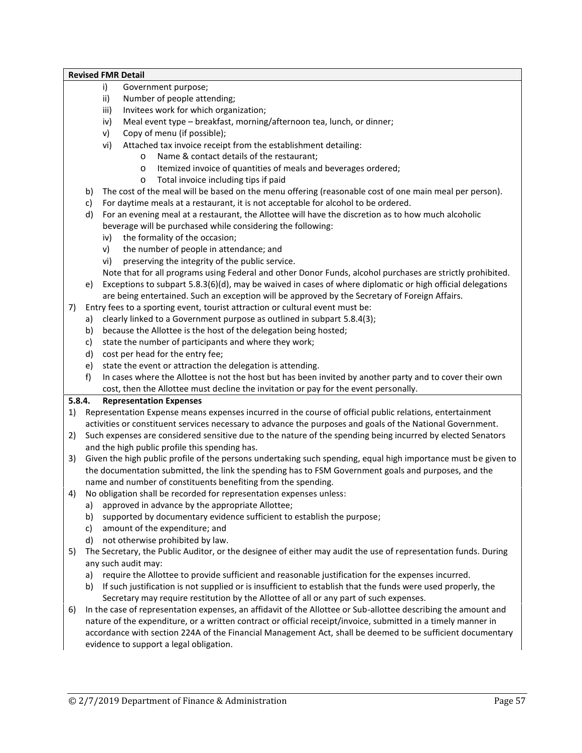**Revised FMR Detail**

- i) Government purpose;
- ii) Number of people attending;
- iii) Invitees work for which organization;
- iv) Meal event type – breakfast, morning/afternoon tea, lunch, or dinner;
- v) Copy of menu (if possible);
- vi) Attached tax invoice receipt from the establishment detailing:
  - o Name & contact details of the restaurant;
  - o Itemized invoice of quantities of meals and beverages ordered;
  - o Total invoice including tips if paid

b) The cost of the meal will be based on the menu offering (reasonable cost of one main meal per person).

c) For daytime meals at a restaurant, it is not acceptable for alcohol to be ordered.

d) For an evening meal at a restaurant, the Allottee will have the discretion as to how much alcoholic beverage will be purchased while considering the following:

- iv) the formality of the occasion;
- v) the number of people in attendance; and
- vi) preserving the integrity of the public service.

Note that for all programs using Federal and other Donor Funds, alcohol purchases are strictly prohibited.

e) Exceptions to subpart 5.8.3(6)(d), may be waived in cases of where diplomatic or high official delegations are being entertained. Such an exception will be approved by the Secretary of Foreign Affairs.

7) Entry fees to a sporting event, tourist attraction or cultural event must be:

a) clearly linked to a Government purpose as outlined in subpart 5.8.4(3);
b) because the Allottee is the host of the delegation being hosted;
c) state the number of participants and where they work;
d) cost per head for the entry fee;
e) state the event or attraction the delegation is attending.
f) In cases where the Allottee is not the host but has been invited by another party and to cover their own cost, then the Allottee must decline the invitation or pay for the event personally.

**5.8.4. Representation Expenses**

1) Representation Expense means expenses incurred in the course of official public relations, entertainment activities or constituent services necessary to advance the purposes and goals of the National Government.

2) Such expenses are considered sensitive due to the nature of the spending being incurred by elected Senators and the high public profile this spending has.

3) Given the high public profile of the persons undertaking such spending, equal high importance must be given to the documentation submitted, the link the spending has to FSM Government goals and purposes, and the name and number of constituents benefiting from the spending.

4) No obligation shall be recorded for representation expenses unless:

a) approved in advance by the appropriate Allottee;
b) supported by documentary evidence sufficient to establish the purpose;
c) amount of the expenditure; and
d) not otherwise prohibited by law.

5) The Secretary, the Public Auditor, or the designee of either may audit the use of representation funds. During any such audit may:

a) require the Allottee to provide sufficient and reasonable justification for the expenses incurred.
b) If such justification is not supplied or is insufficient to establish that the funds were used properly, the Secretary may require restitution by the Allottee of all or any part of such expenses.

6) In the case of representation expenses, an affidavit of the Allottee or Sub-allottee describing the amount and nature of the expenditure, or a written contract or official receipt/invoice, submitted in a timely manner in accordance with section 224A of the Financial Management Act, shall be deemed to be sufficient documentary evidence to support a legal obligation.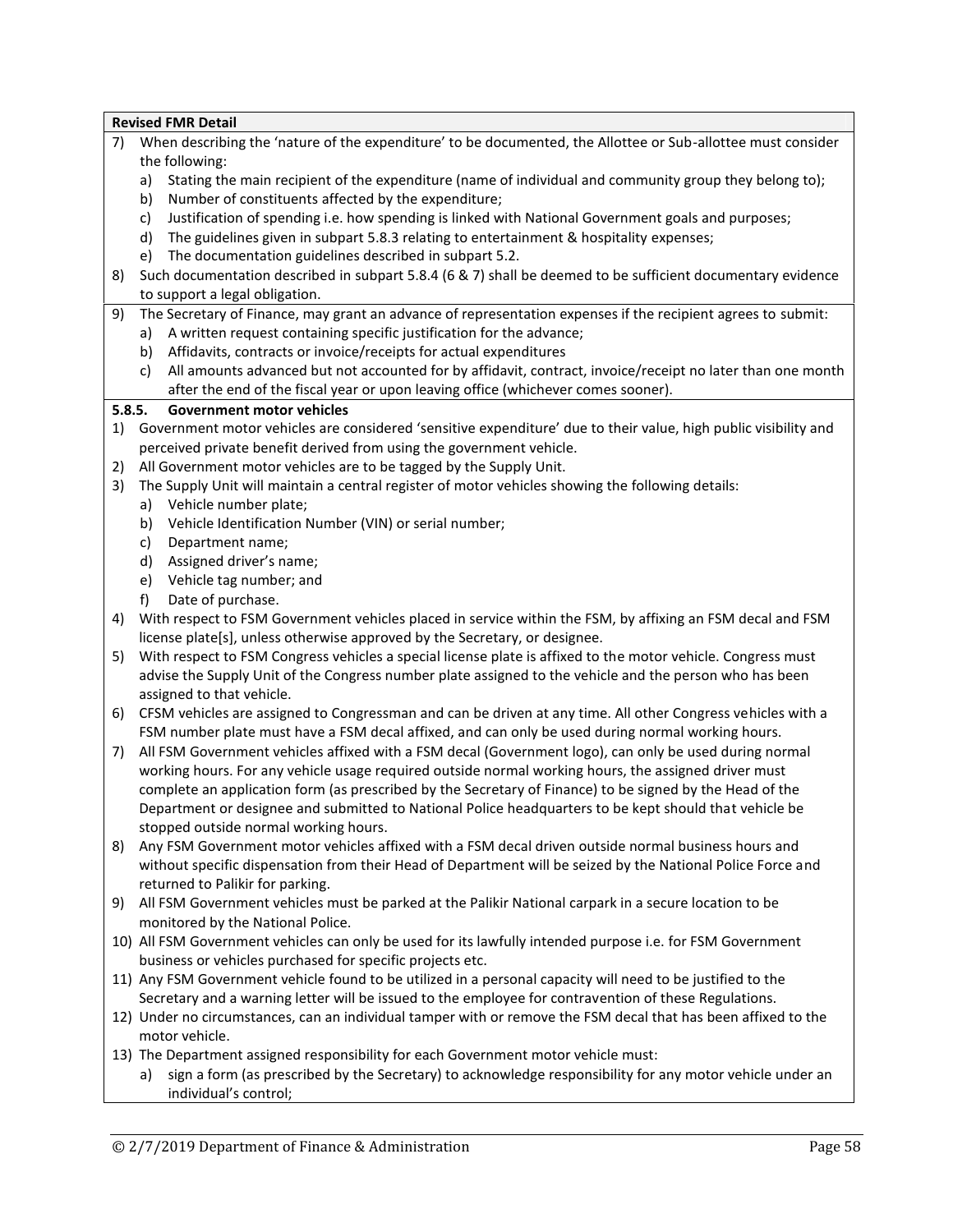**Revised FMR Detail**

7) When describing the 'nature of the expenditure' to be documented, the Allottee or Sub-allottee must consider the following:
   a) Stating the main recipient of the expenditure (name of individual and community group they belong to);
   b) Number of constituents affected by the expenditure;
   c) Justification of spending i.e. how spending is linked with National Government goals and purposes;
   d) The guidelines given in subpart 5.8.3 relating to entertainment & hospitality expenses;
   e) The documentation guidelines described in subpart 5.2.
8) Such documentation described in subpart 5.8.4 (6 & 7) shall be deemed to be sufficient documentary evidence to support a legal obligation.
9) The Secretary of Finance, may grant an advance of representation expenses if the recipient agrees to submit:
   a) A written request containing specific justification for the advance;
   b) Affidavits, contracts or invoice/receipts for actual expenditures
   c) All amounts advanced but not accounted for by affidavit, contract, invoice/receipt no later than one month after the end of the fiscal year or upon leaving office (whichever comes sooner).

### 5.8.5. Government motor vehicles

1) Government motor vehicles are considered 'sensitive expenditure' due to their value, high public visibility and perceived private benefit derived from using the government vehicle.
2) All Government motor vehicles are to be tagged by the Supply Unit.
3) The Supply Unit will maintain a central register of motor vehicles showing the following details:
   a) Vehicle number plate;
   b) Vehicle Identification Number (VIN) or serial number;
   c) Department name;
   d) Assigned driver's name;
   e) Vehicle tag number; and
   f) Date of purchase.
4) With respect to FSM Government vehicles placed in service within the FSM, by affixing an FSM decal and FSM license plate[s], unless otherwise approved by the Secretary, or designee.
5) With respect to FSM Congress vehicles a special license plate is affixed to the motor vehicle. Congress must advise the Supply Unit of the Congress number plate assigned to the vehicle and the person who has been assigned to that vehicle.
6) CFSM vehicles are assigned to Congressman and can be driven at any time. All other Congress vehicles with a FSM number plate must have a FSM decal affixed, and can only be used during normal working hours.
7) All FSM Government vehicles affixed with a FSM decal (Government logo), can only be used during normal working hours. For any vehicle usage required outside normal working hours, the assigned driver must complete an application form (as prescribed by the Secretary of Finance) to be signed by the Head of the Department or designee and submitted to National Police headquarters to be kept should that vehicle be stopped outside normal working hours.
8) Any FSM Government motor vehicles affixed with a FSM decal driven outside normal business hours and without specific dispensation from their Head of Department will be seized by the National Police Force and returned to Palikir for parking.
9) All FSM Government vehicles must be parked at the Palikir National carpark in a secure location to be monitored by the National Police.
10) All FSM Government vehicles can only be used for its lawfully intended purpose i.e. for FSM Government business or vehicles purchased for specific projects etc.
11) Any FSM Government vehicle found to be utilized in a personal capacity will need to be justified to the Secretary and a warning letter will be issued to the employee for contravention of these Regulations.
12) Under no circumstances, can an individual tamper with or remove the FSM decal that has been affixed to the motor vehicle.
13) The Department assigned responsibility for each Government motor vehicle must:
   a) sign a form (as prescribed by the Secretary) to acknowledge responsibility for any motor vehicle under an individual's control;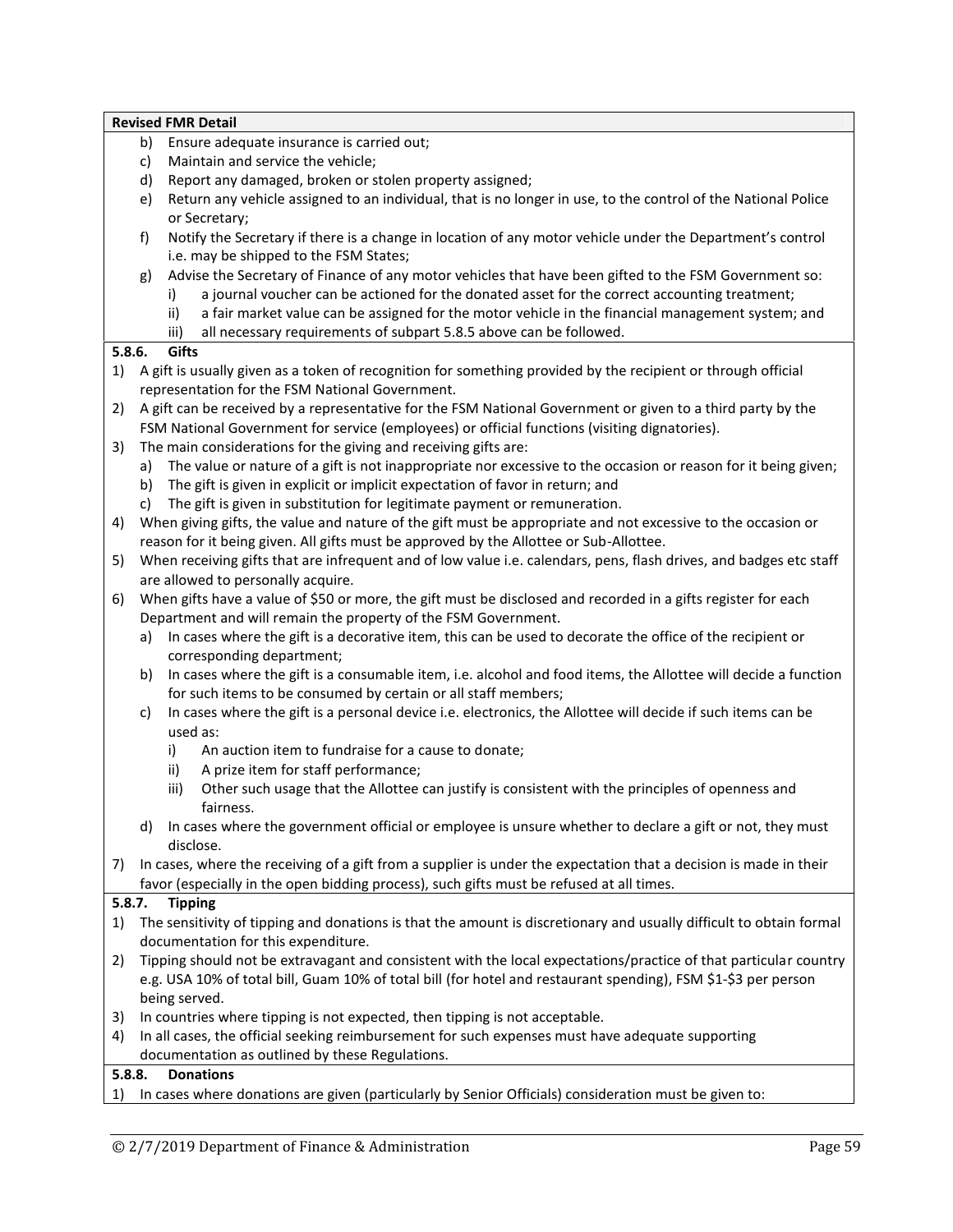**Revised FMR Detail**

b) Ensure adequate insurance is carried out;
c) Maintain and service the vehicle;
d) Report any damaged, broken or stolen property assigned;
e) Return any vehicle assigned to an individual, that is no longer in use, to the control of the National Police or Secretary;
f) Notify the Secretary if there is a change in location of any motor vehicle under the Department's control i.e. may be shipped to the FSM States;
g) Advise the Secretary of Finance of any motor vehicles that have been gifted to the FSM Government so:
   i) a journal voucher can be actioned for the donated asset for the correct accounting treatment;
   ii) a fair market value can be assigned for the motor vehicle in the financial management system; and
   iii) all necessary requirements of subpart 5.8.5 above can be followed.

### 5.8.6. Gifts

1) A gift is usually given as a token of recognition for something provided by the recipient or through official representation for the FSM National Government.
2) A gift can be received by a representative for the FSM National Government or given to a third party by the FSM National Government for service (employees) or official functions (visiting dignatories).
3) The main considerations for the giving and receiving gifts are:
   a) The value or nature of a gift is not inappropriate nor excessive to the occasion or reason for it being given;
   b) The gift is given in explicit or implicit expectation of favor in return; and
   c) The gift is given in substitution for legitimate payment or remuneration.
4) When giving gifts, the value and nature of the gift must be appropriate and not excessive to the occasion or reason for it being given. All gifts must be approved by the Allottee or Sub-Allottee.
5) When receiving gifts that are infrequent and of low value i.e. calendars, pens, flash drives, and badges etc staff are allowed to personally acquire.
6) When gifts have a value of $50 or more, the gift must be disclosed and recorded in a gifts register for each Department and will remain the property of the FSM Government.
   a) In cases where the gift is a decorative item, this can be used to decorate the office of the recipient or corresponding department;
   b) In cases where the gift is a consumable item, i.e. alcohol and food items, the Allottee will decide a function for such items to be consumed by certain or all staff members;
   c) In cases where the gift is a personal device i.e. electronics, the Allottee will decide if such items can be used as:
      i) An auction item to fundraise for a cause to donate;
      ii) A prize item for staff performance;
      iii) Other such usage that the Allottee can justify is consistent with the principles of openness and fairness.
   d) In cases where the government official or employee is unsure whether to declare a gift or not, they must disclose.
7) In cases, where the receiving of a gift from a supplier is under the expectation that a decision is made in their favor (especially in the open bidding process), such gifts must be refused at all times.

### 5.8.7. Tipping

1) The sensitivity of tipping and donations is that the amount is discretionary and usually difficult to obtain formal documentation for this expenditure.
2) Tipping should not be extravagant and consistent with the local expectations/practice of that particular country e.g. USA 10% of total bill, Guam 10% of total bill (for hotel and restaurant spending), FSM $1-$3 per person being served.
3) In countries where tipping is not expected, then tipping is not acceptable.
4) In all cases, the official seeking reimbursement for such expenses must have adequate supporting documentation as outlined by these Regulations.

### 5.8.8. Donations

1) In cases where donations are given (particularly by Senior Officials) consideration must be given to: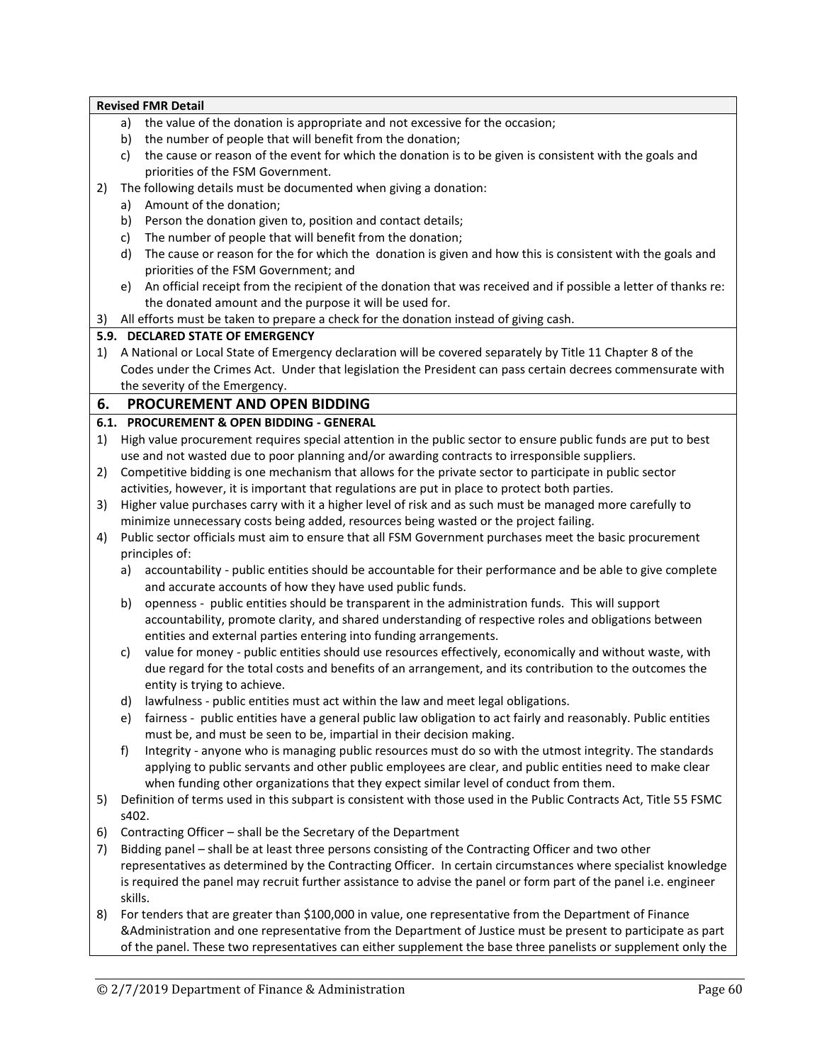**Revised FMR Detail**

a) the value of the donation is appropriate and not excessive for the occasion;
b) the number of people that will benefit from the donation;
c) the cause or reason of the event for which the donation is to be given is consistent with the goals and priorities of the FSM Government.

2) The following details must be documented when giving a donation:
   a) Amount of the donation;
   b) Person the donation given to, position and contact details;
   c) The number of people that will benefit from the donation;
   d) The cause or reason for the for which the donation is given and how this is consistent with the goals and priorities of the FSM Government; and
   e) An official receipt from the recipient of the donation that was received and if possible a letter of thanks re: the donated amount and the purpose it will be used for.
3) All efforts must be taken to prepare a check for the donation instead of giving cash.

**5.9. DECLARED STATE OF EMERGENCY**

1) A National or Local State of Emergency declaration will be covered separately by Title 11 Chapter 8 of the Codes under the Crimes Act. Under that legislation the President can pass certain decrees commensurate with the severity of the Emergency.

## 6. PROCUREMENT AND OPEN BIDDING

**6.1. PROCUREMENT & OPEN BIDDING - GENERAL**

1) High value procurement requires special attention in the public sector to ensure public funds are put to best use and not wasted due to poor planning and/or awarding contracts to irresponsible suppliers.
2) Competitive bidding is one mechanism that allows for the private sector to participate in public sector activities, however, it is important that regulations are put in place to protect both parties.
3) Higher value purchases carry with it a higher level of risk and as such must be managed more carefully to minimize unnecessary costs being added, resources being wasted or the project failing.
4) Public sector officials must aim to ensure that all FSM Government purchases meet the basic procurement principles of:
   a) accountability - public entities should be accountable for their performance and be able to give complete and accurate accounts of how they have used public funds.
   b) openness - public entities should be transparent in the administration funds. This will support accountability, promote clarity, and shared understanding of respective roles and obligations between entities and external parties entering into funding arrangements.
   c) value for money - public entities should use resources effectively, economically and without waste, with due regard for the total costs and benefits of an arrangement, and its contribution to the outcomes the entity is trying to achieve.
   d) lawfulness - public entities must act within the law and meet legal obligations.
   e) fairness - public entities have a general public law obligation to act fairly and reasonably. Public entities must be, and must be seen to be, impartial in their decision making.
   f) Integrity - anyone who is managing public resources must do so with the utmost integrity. The standards applying to public servants and other public employees are clear, and public entities need to make clear when funding other organizations that they expect similar level of conduct from them.
5) Definition of terms used in this subpart is consistent with those used in the Public Contracts Act, Title 55 FSMC s402.
6) Contracting Officer – shall be the Secretary of the Department
7) Bidding panel – shall be at least three persons consisting of the Contracting Officer and two other representatives as determined by the Contracting Officer. In certain circumstances where specialist knowledge is required the panel may recruit further assistance to advise the panel or form part of the panel i.e. engineer skills.
8) For tenders that are greater than $100,000 in value, one representative from the Department of Finance &Administration and one representative from the Department of Justice must be present to participate as part of the panel. These two representatives can either supplement the base three panelists or supplement only the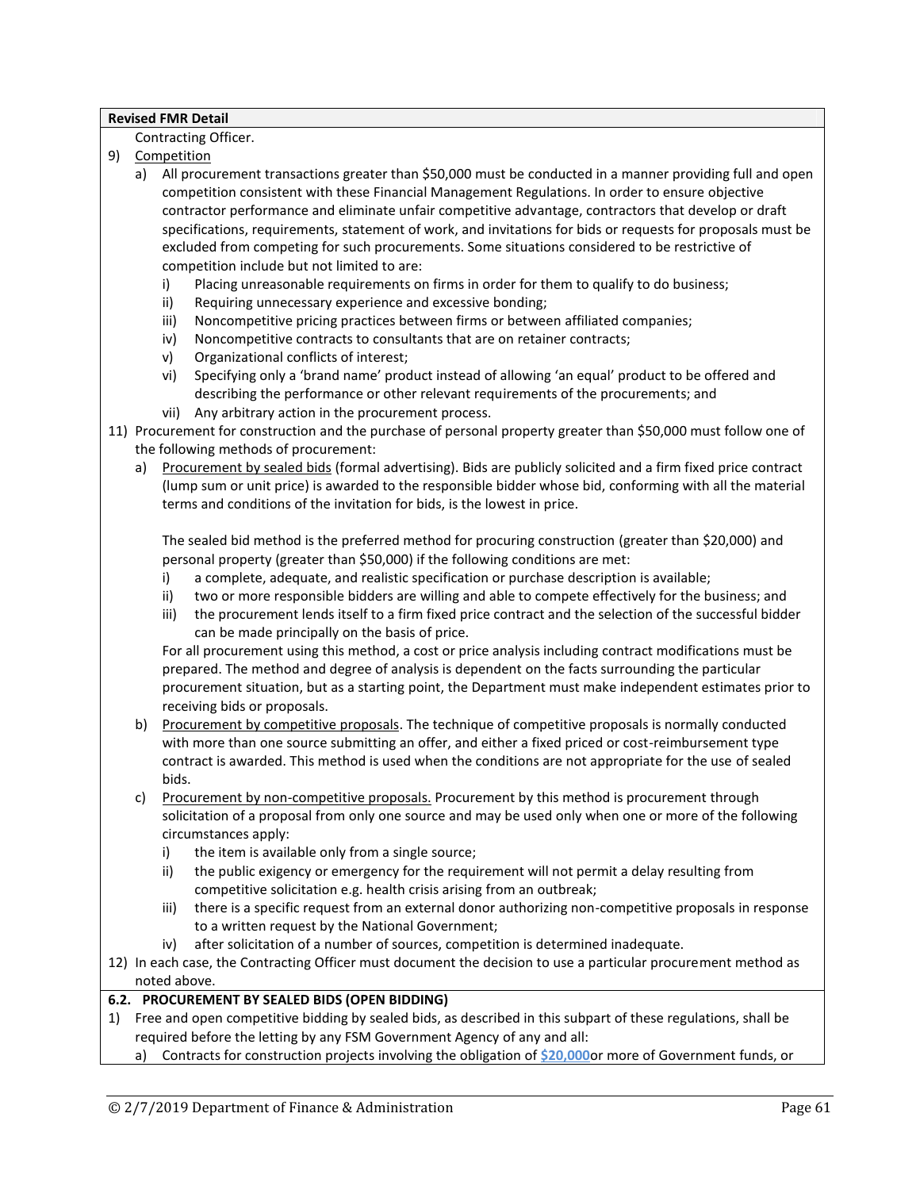**Revised FMR Detail**

Contracting Officer.

9) Competition

   a) All procurement transactions greater than $50,000 must be conducted in a manner providing full and open competition consistent with these Financial Management Regulations. In order to ensure objective contractor performance and eliminate unfair competitive advantage, contractors that develop or draft specifications, requirements, statement of work, and invitations for bids or requests for proposals must be excluded from competing for such procurements. Some situations considered to be restrictive of competition include but not limited to are:

      i) Placing unreasonable requirements on firms in order for them to qualify to do business;
      ii) Requiring unnecessary experience and excessive bonding;
      iii) Noncompetitive pricing practices between firms or between affiliated companies;
      iv) Noncompetitive contracts to consultants that are on retainer contracts;
      v) Organizational conflicts of interest;
      vi) Specifying only a 'brand name' product instead of allowing 'an equal' product to be offered and describing the performance or other relevant requirements of the procurements; and
      vii) Any arbitrary action in the procurement process.

11) Procurement for construction and the purchase of personal property greater than $50,000 must follow one of the following methods of procurement:

   a) Procurement by sealed bids (formal advertising). Bids are publicly solicited and a firm fixed price contract (lump sum or unit price) is awarded to the responsible bidder whose bid, conforming with all the material terms and conditions of the invitation for bids, is the lowest in price.

      The sealed bid method is the preferred method for procuring construction (greater than $20,000) and personal property (greater than $50,000) if the following conditions are met:

      i) a complete, adequate, and realistic specification or purchase description is available;
      ii) two or more responsible bidders are willing and able to compete effectively for the business; and
      iii) the procurement lends itself to a firm fixed price contract and the selection of the successful bidder can be made principally on the basis of price.

      For all procurement using this method, a cost or price analysis including contract modifications must be prepared. The method and degree of analysis is dependent on the facts surrounding the particular procurement situation, but as a starting point, the Department must make independent estimates prior to receiving bids or proposals.

   b) Procurement by competitive proposals. The technique of competitive proposals is normally conducted with more than one source submitting an offer, and either a fixed priced or cost-reimbursement type contract is awarded. This method is used when the conditions are not appropriate for the use of sealed bids.

   c) Procurement by non-competitive proposals. Procurement by this method is procurement through solicitation of a proposal from only one source and may be used only when one or more of the following circumstances apply:

      i) the item is available only from a single source;
      ii) the public exigency or emergency for the requirement will not permit a delay resulting from competitive solicitation e.g. health crisis arising from an outbreak;
      iii) there is a specific request from an external donor authorizing non-competitive proposals in response to a written request by the National Government;
      iv) after solicitation of a number of sources, competition is determined inadequate.

12) In each case, the Contracting Officer must document the decision to use a particular procurement method as noted above.

**6.2. PROCUREMENT BY SEALED BIDS (OPEN BIDDING)**

1) Free and open competitive bidding by sealed bids, as described in this subpart of these regulations, shall be required before the letting by any FSM Government Agency of any and all:

   a) Contracts for construction projects involving the obligation of **$20,000**or more of Government funds, or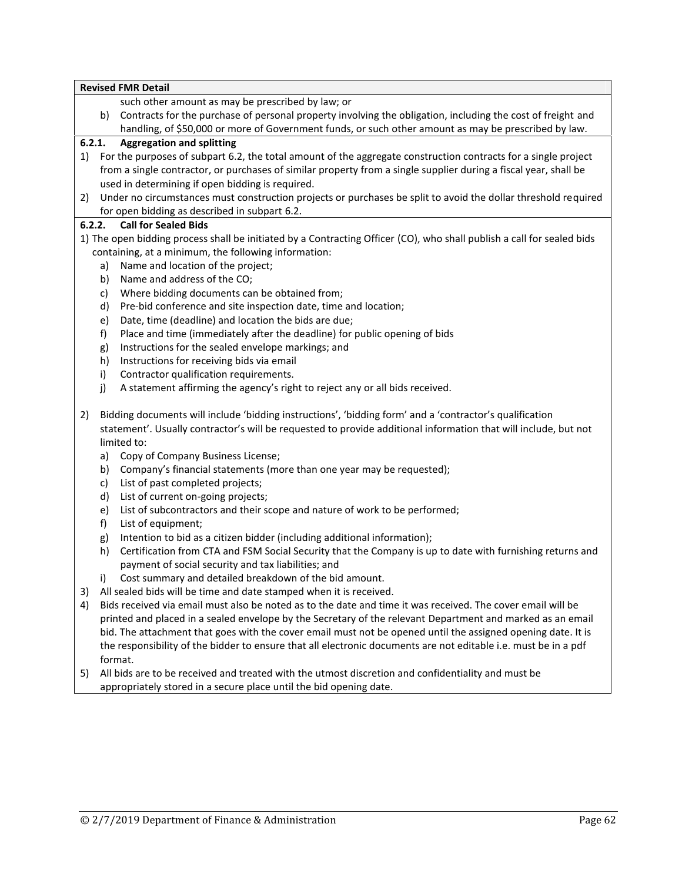**Revised FMR Detail**

such other amount as may be prescribed by law; or

b) Contracts for the purchase of personal property involving the obligation, including the cost of freight and handling, of $50,000 or more of Government funds, or such other amount as may be prescribed by law.

### 6.2.1. Aggregation and splitting

1) For the purposes of subpart 6.2, the total amount of the aggregate construction contracts for a single project from a single contractor, or purchases of similar property from a single supplier during a fiscal year, shall be used in determining if open bidding is required.
2) Under no circumstances must construction projects or purchases be split to avoid the dollar threshold required for open bidding as described in subpart 6.2.

### 6.2.2. Call for Sealed Bids

1) The open bidding process shall be initiated by a Contracting Officer (CO), who shall publish a call for sealed bids containing, at a minimum, the following information:
   a) Name and location of the project;
   b) Name and address of the CO;
   c) Where bidding documents can be obtained from;
   d) Pre-bid conference and site inspection date, time and location;
   e) Date, time (deadline) and location the bids are due;
   f) Place and time (immediately after the deadline) for public opening of bids
   g) Instructions for the sealed envelope markings; and
   h) Instructions for receiving bids via email
   i) Contractor qualification requirements.
   j) A statement affirming the agency's right to reject any or all bids received.

2) Bidding documents will include 'bidding instructions', 'bidding form' and a 'contractor's qualification statement'. Usually contractor's will be requested to provide additional information that will include, but not limited to:
   a) Copy of Company Business License;
   b) Company's financial statements (more than one year may be requested);
   c) List of past completed projects;
   d) List of current on-going projects;
   e) List of subcontractors and their scope and nature of work to be performed;
   f) List of equipment;
   g) Intention to bid as a citizen bidder (including additional information);
   h) Certification from CTA and FSM Social Security that the Company is up to date with furnishing returns and payment of social security and tax liabilities; and
   i) Cost summary and detailed breakdown of the bid amount.
3) All sealed bids will be time and date stamped when it is received.
4) Bids received via email must also be noted as to the date and time it was received. The cover email will be printed and placed in a sealed envelope by the Secretary of the relevant Department and marked as an email bid. The attachment that goes with the cover email must not be opened until the assigned opening date. It is the responsibility of the bidder to ensure that all electronic documents are not editable i.e. must be in a pdf format.
5) All bids are to be received and treated with the utmost discretion and confidentiality and must be appropriately stored in a secure place until the bid opening date.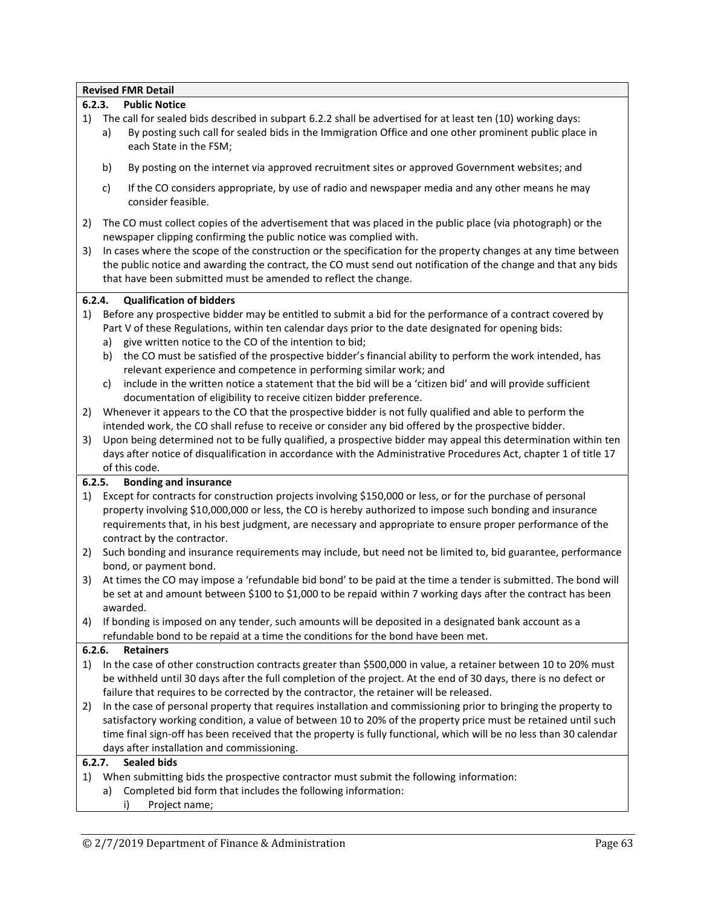**Revised FMR Detail**

#### 6.2.3. Public Notice

1) The call for sealed bids described in subpart 6.2.2 shall be advertised for at least ten (10) working days:
   a) By posting such call for sealed bids in the Immigration Office and one other prominent public place in each State in the FSM;
   b) By posting on the internet via approved recruitment sites or approved Government websites; and
   c) If the CO considers appropriate, by use of radio and newspaper media and any other means he may consider feasible.
2) The CO must collect copies of the advertisement that was placed in the public place (via photograph) or the newspaper clipping confirming the public notice was complied with.
3) In cases where the scope of the construction or the specification for the property changes at any time between the public notice and awarding the contract, the CO must send out notification of the change and that any bids that have been submitted must be amended to reflect the change.

#### 6.2.4. Qualification of bidders

1) Before any prospective bidder may be entitled to submit a bid for the performance of a contract covered by Part V of these Regulations, within ten calendar days prior to the date designated for opening bids:
   a) give written notice to the CO of the intention to bid;
   b) the CO must be satisfied of the prospective bidder's financial ability to perform the work intended, has relevant experience and competence in performing similar work; and
   c) include in the written notice a statement that the bid will be a 'citizen bid' and will provide sufficient documentation of eligibility to receive citizen bidder preference.
2) Whenever it appears to the CO that the prospective bidder is not fully qualified and able to perform the intended work, the CO shall refuse to receive or consider any bid offered by the prospective bidder.
3) Upon being determined not to be fully qualified, a prospective bidder may appeal this determination within ten days after notice of disqualification in accordance with the Administrative Procedures Act, chapter 1 of title 17 of this code.

#### 6.2.5. Bonding and insurance

1) Except for contracts for construction projects involving $150,000 or less, or for the purchase of personal property involving $10,000,000 or less, the CO is hereby authorized to impose such bonding and insurance requirements that, in his best judgment, are necessary and appropriate to ensure proper performance of the contract by the contractor.
2) Such bonding and insurance requirements may include, but need not be limited to, bid guarantee, performance bond, or payment bond.
3) At times the CO may impose a 'refundable bid bond' to be paid at the time a tender is submitted. The bond will be set at and amount between $100 to $1,000 to be repaid within 7 working days after the contract has been awarded.
4) If bonding is imposed on any tender, such amounts will be deposited in a designated bank account as a refundable bond to be repaid at a time the conditions for the bond have been met.

#### 6.2.6. Retainers

1) In the case of other construction contracts greater than $500,000 in value, a retainer between 10 to 20% must be withheld until 30 days after the full completion of the project. At the end of 30 days, there is no defect or failure that requires to be corrected by the contractor, the retainer will be released.
2) In the case of personal property that requires installation and commissioning prior to bringing the property to satisfactory working condition, a value of between 10 to 20% of the property price must be retained until such time final sign-off has been received that the property is fully functional, which will be no less than 30 calendar days after installation and commissioning.

#### 6.2.7. Sealed bids

1) When submitting bids the prospective contractor must submit the following information:
   a) Completed bid form that includes the following information:
      i) Project name;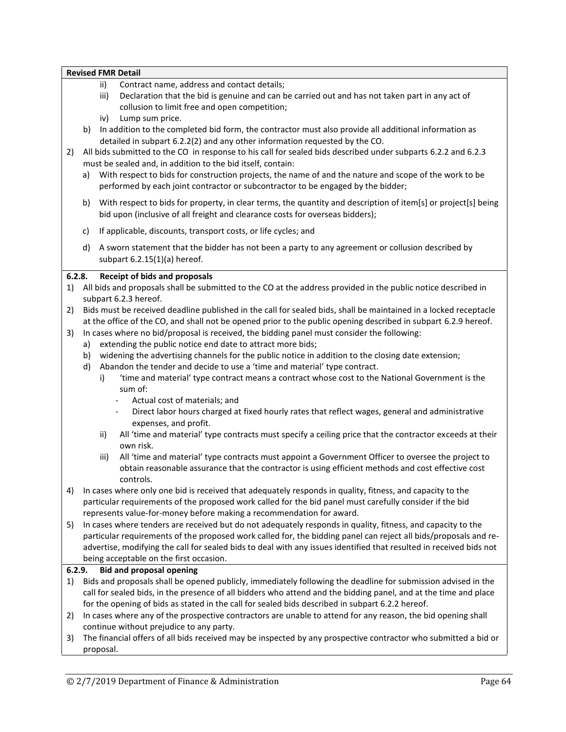**Revised FMR Detail**

- ii) Contract name, address and contact details;
- iii) Declaration that the bid is genuine and can be carried out and has not taken part in any act of collusion to limit free and open competition;
- iv) Lump sum price.

b) In addition to the completed bid form, the contractor must also provide all additional information as detailed in subpart 6.2.2(2) and any other information requested by the CO.

2) All bids submitted to the CO in response to his call for sealed bids described under subparts 6.2.2 and 6.2.3 must be sealed and, in addition to the bid itself, contain:
   a) With respect to bids for construction projects, the name of and the nature and scope of the work to be performed by each joint contractor or subcontractor to be engaged by the bidder;
   b) With respect to bids for property, in clear terms, the quantity and description of item[s] or project[s] being bid upon (inclusive of all freight and clearance costs for overseas bidders);
   c) If applicable, discounts, transport costs, or life cycles; and
   d) A sworn statement that the bidder has not been a party to any agreement or collusion described by subpart 6.2.15(1)(a) hereof.

**6.2.8. Receipt of bids and proposals**

1) All bids and proposals shall be submitted to the CO at the address provided in the public notice described in subpart 6.2.3 hereof.
2) Bids must be received deadline published in the call for sealed bids, shall be maintained in a locked receptacle at the office of the CO, and shall not be opened prior to the public opening described in subpart 6.2.9 hereof.
3) In cases where no bid/proposal is received, the bidding panel must consider the following:
   a) extending the public notice end date to attract more bids;
   b) widening the advertising channels for the public notice in addition to the closing date extension;
   d) Abandon the tender and decide to use a 'time and material' type contract.
      - i) 'time and material' type contract means a contract whose cost to the National Government is the sum of:
        - Actual cost of materials; and
        - Direct labor hours charged at fixed hourly rates that reflect wages, general and administrative expenses, and profit.
      - ii) All 'time and material' type contracts must specify a ceiling price that the contractor exceeds at their own risk.
      - iii) All 'time and material' type contracts must appoint a Government Officer to oversee the project to obtain reasonable assurance that the contractor is using efficient methods and cost effective cost controls.
4) In cases where only one bid is received that adequately responds in quality, fitness, and capacity to the particular requirements of the proposed work called for the bid panel must carefully consider if the bid represents value-for-money before making a recommendation for award.
5) In cases where tenders are received but do not adequately responds in quality, fitness, and capacity to the particular requirements of the proposed work called for, the bidding panel can reject all bids/proposals and re-advertise, modifying the call for sealed bids to deal with any issues identified that resulted in received bids not being acceptable on the first occasion.

**6.2.9. Bid and proposal opening**

1) Bids and proposals shall be opened publicly, immediately following the deadline for submission advised in the call for sealed bids, in the presence of all bidders who attend and the bidding panel, and at the time and place for the opening of bids as stated in the call for sealed bids described in subpart 6.2.2 hereof.
2) In cases where any of the prospective contractors are unable to attend for any reason, the bid opening shall continue without prejudice to any party.
3) The financial offers of all bids received may be inspected by any prospective contractor who submitted a bid or proposal.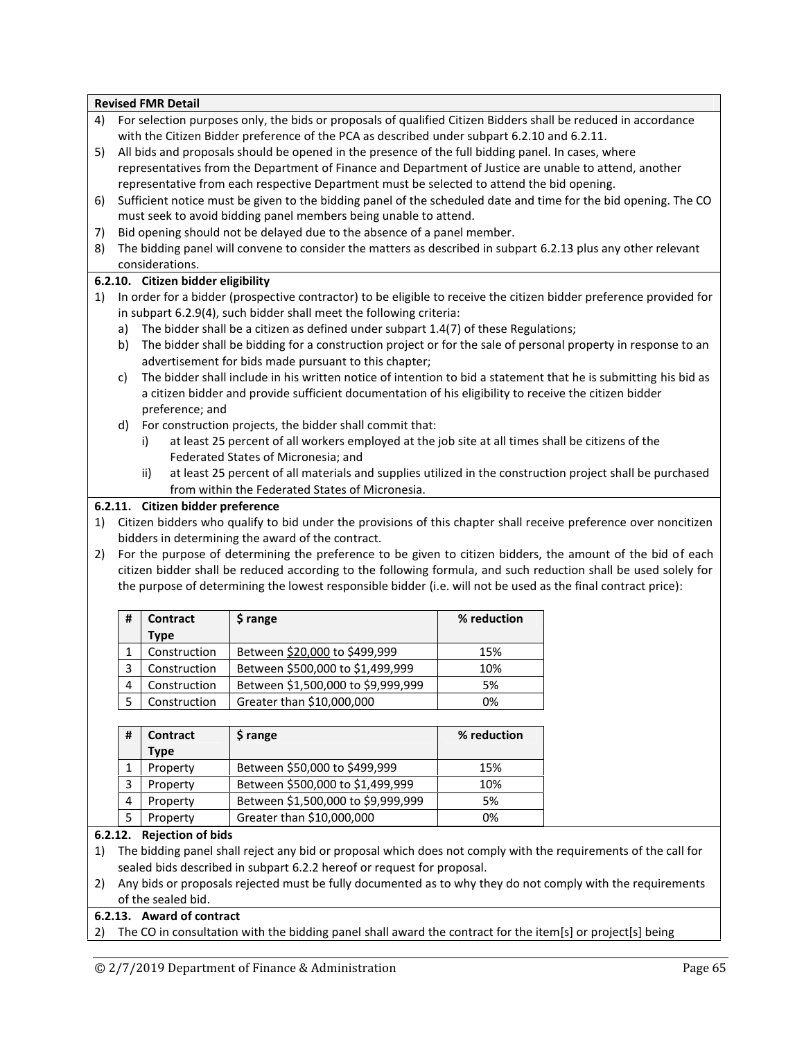**Revised FMR Detail**

4) For selection purposes only, the bids or proposals of qualified Citizen Bidders shall be reduced in accordance with the Citizen Bidder preference of the PCA as described under subpart 6.2.10 and 6.2.11.
5) All bids and proposals should be opened in the presence of the full bidding panel. In cases, where representatives from the Department of Finance and Department of Justice are unable to attend, another representative from each respective Department must be selected to attend the bid opening.
6) Sufficient notice must be given to the bidding panel of the scheduled date and time for the bid opening. The CO must seek to avoid bidding panel members being unable to attend.
7) Bid opening should not be delayed due to the absence of a panel member.
8) The bidding panel will convene to consider the matters as described in subpart 6.2.13 plus any other relevant considerations.

**6.2.10. Citizen bidder eligibility**

1) In order for a bidder (prospective contractor) to be eligible to receive the citizen bidder preference provided for in subpart 6.2.9(4), such bidder shall meet the following criteria:
   a) The bidder shall be a citizen as defined under subpart 1.4(7) of these Regulations;
   b) The bidder shall be bidding for a construction project or for the sale of personal property in response to an advertisement for bids made pursuant to this chapter;
   c) The bidder shall include in his written notice of intention to bid a statement that he is submitting his bid as a citizen bidder and provide sufficient documentation of his eligibility to receive the citizen bidder preference; and
   d) For construction projects, the bidder shall commit that:
      i) at least 25 percent of all workers employed at the job site at all times shall be citizens of the Federated States of Micronesia; and
      ii) at least 25 percent of all materials and supplies utilized in the construction project shall be purchased from within the Federated States of Micronesia.

**6.2.11. Citizen bidder preference**

1) Citizen bidders who qualify to bid under the provisions of this chapter shall receive preference over noncitizen bidders in determining the award of the contract.
2) For the purpose of determining the preference to be given to citizen bidders, the amount of the bid of each citizen bidder shall be reduced according to the following formula, and such reduction shall be used solely for the purpose of determining the lowest responsible bidder (i.e. will not be used as the final contract price):

| # | Contract Type | $ range | % reduction |
|---|---|---|---|
| 1 | Construction | Between <u>$20,000</u> to $499,999 | 15% |
| 3 | Construction | Between $500,000 to $1,499,999 | 10% |
| 4 | Construction | Between $1,500,000 to $9,999,999 | 5% |
| 5 | Construction | Greater than $10,000,000 | 0% |

| # | Contract Type | $ range | % reduction |
|---|---|---|---|
| 1 | Property | Between $50,000 to $499,999 | 15% |
| 3 | Property | Between $500,000 to $1,499,999 | 10% |
| 4 | Property | Between $1,500,000 to $9,999,999 | 5% |
| 5 | Property | Greater than $10,000,000 | 0% |

**6.2.12. Rejection of bids**

1) The bidding panel shall reject any bid or proposal which does not comply with the requirements of the call for sealed bids described in subpart 6.2.2 hereof or request for proposal.
2) Any bids or proposals rejected must be fully documented as to why they do not comply with the requirements of the sealed bid.

**6.2.13. Award of contract**

2) The CO in consultation with the bidding panel shall award the contract for the item[s] or project[s] being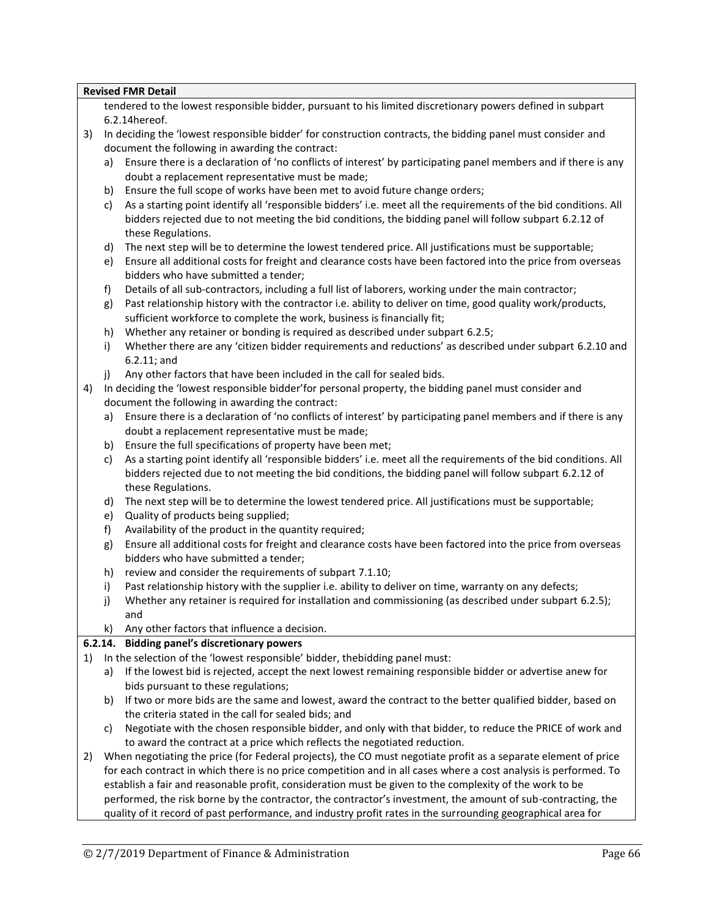**Revised FMR Detail**

tendered to the lowest responsible bidder, pursuant to his limited discretionary powers defined in subpart 6.2.14hereof.

3) In deciding the 'lowest responsible bidder' for construction contracts, the bidding panel must consider and document the following in awarding the contract:
   a) Ensure there is a declaration of 'no conflicts of interest' by participating panel members and if there is any doubt a replacement representative must be made;
   b) Ensure the full scope of works have been met to avoid future change orders;
   c) As a starting point identify all 'responsible bidders' i.e. meet all the requirements of the bid conditions. All bidders rejected due to not meeting the bid conditions, the bidding panel will follow subpart 6.2.12 of these Regulations.
   d) The next step will be to determine the lowest tendered price. All justifications must be supportable;
   e) Ensure all additional costs for freight and clearance costs have been factored into the price from overseas bidders who have submitted a tender;
   f) Details of all sub-contractors, including a full list of laborers, working under the main contractor;
   g) Past relationship history with the contractor i.e. ability to deliver on time, good quality work/products, sufficient workforce to complete the work, business is financially fit;
   h) Whether any retainer or bonding is required as described under subpart 6.2.5;
   i) Whether there are any 'citizen bidder requirements and reductions' as described under subpart 6.2.10 and 6.2.11; and
   j) Any other factors that have been included in the call for sealed bids.
4) In deciding the 'lowest responsible bidder'for personal property, the bidding panel must consider and document the following in awarding the contract:
   a) Ensure there is a declaration of 'no conflicts of interest' by participating panel members and if there is any doubt a replacement representative must be made;
   b) Ensure the full specifications of property have been met;
   c) As a starting point identify all 'responsible bidders' i.e. meet all the requirements of the bid conditions. All bidders rejected due to not meeting the bid conditions, the bidding panel will follow subpart 6.2.12 of these Regulations.
   d) The next step will be to determine the lowest tendered price. All justifications must be supportable;
   e) Quality of products being supplied;
   f) Availability of the product in the quantity required;
   g) Ensure all additional costs for freight and clearance costs have been factored into the price from overseas bidders who have submitted a tender;
   h) review and consider the requirements of subpart 7.1.10;
   i) Past relationship history with the supplier i.e. ability to deliver on time, warranty on any defects;
   j) Whether any retainer is required for installation and commissioning (as described under subpart 6.2.5); and
   k) Any other factors that influence a decision.

**6.2.14. Bidding panel's discretionary powers**

1) In the selection of the 'lowest responsible' bidder, thebidding panel must:
   a) If the lowest bid is rejected, accept the next lowest remaining responsible bidder or advertise anew for bids pursuant to these regulations;
   b) If two or more bids are the same and lowest, award the contract to the better qualified bidder, based on the criteria stated in the call for sealed bids; and
   c) Negotiate with the chosen responsible bidder, and only with that bidder, to reduce the PRICE of work and to award the contract at a price which reflects the negotiated reduction.
2) When negotiating the price (for Federal projects), the CO must negotiate profit as a separate element of price for each contract in which there is no price competition and in all cases where a cost analysis is performed. To establish a fair and reasonable profit, consideration must be given to the complexity of the work to be performed, the risk borne by the contractor, the contractor's investment, the amount of sub-contracting, the quality of it record of past performance, and industry profit rates in the surrounding geographical area for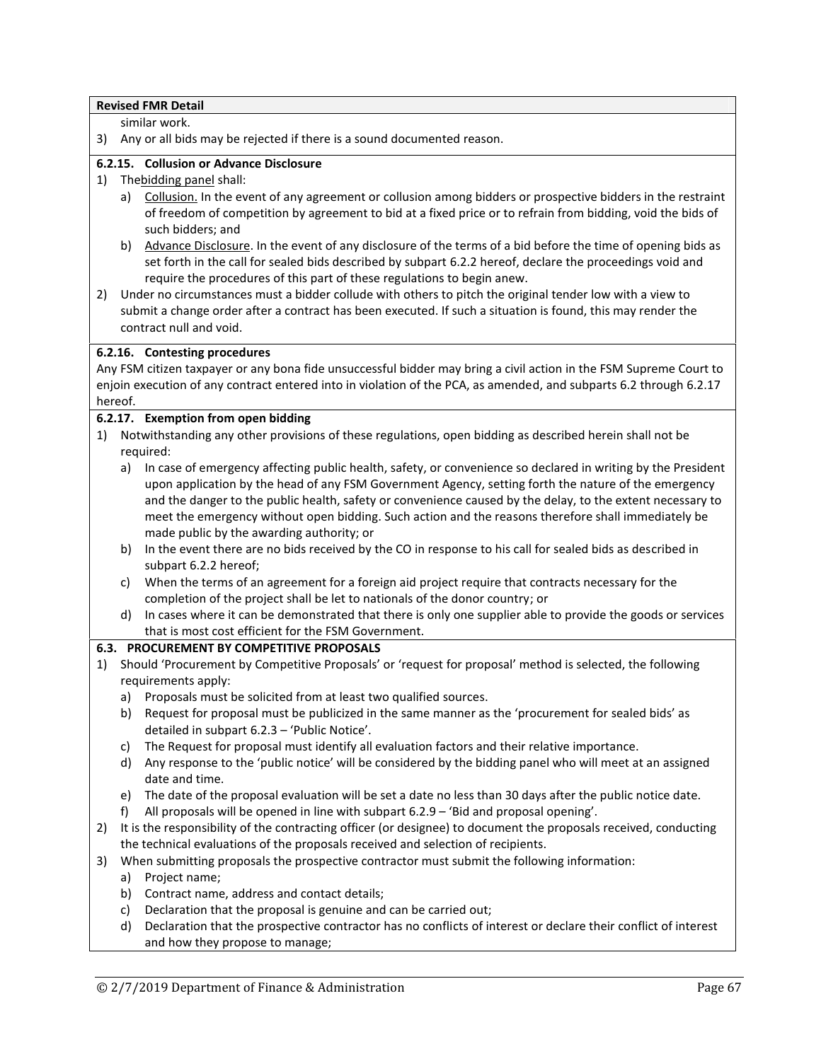**Revised FMR Detail**

similar work.

3) Any or all bids may be rejected if there is a sound documented reason.

**6.2.15. Collusion or Advance Disclosure**

1) The bidding panel shall:
   a) Collusion. In the event of any agreement or collusion among bidders or prospective bidders in the restraint of freedom of competition by agreement to bid at a fixed price or to refrain from bidding, void the bids of such bidders; and
   b) Advance Disclosure. In the event of any disclosure of the terms of a bid before the time of opening bids as set forth in the call for sealed bids described by subpart 6.2.2 hereof, declare the proceedings void and require the procedures of this part of these regulations to begin anew.
2) Under no circumstances must a bidder collude with others to pitch the original tender low with a view to submit a change order after a contract has been executed. If such a situation is found, this may render the contract null and void.

**6.2.16. Contesting procedures**

Any FSM citizen taxpayer or any bona fide unsuccessful bidder may bring a civil action in the FSM Supreme Court to enjoin execution of any contract entered into in violation of the PCA, as amended, and subparts 6.2 through 6.2.17 hereof.

**6.2.17. Exemption from open bidding**

1) Notwithstanding any other provisions of these regulations, open bidding as described herein shall not be required:
   a) In case of emergency affecting public health, safety, or convenience so declared in writing by the President upon application by the head of any FSM Government Agency, setting forth the nature of the emergency and the danger to the public health, safety or convenience caused by the delay, to the extent necessary to meet the emergency without open bidding. Such action and the reasons therefore shall immediately be made public by the awarding authority; or
   b) In the event there are no bids received by the CO in response to his call for sealed bids as described in subpart 6.2.2 hereof;
   c) When the terms of an agreement for a foreign aid project require that contracts necessary for the completion of the project shall be let to nationals of the donor country; or
   d) In cases where it can be demonstrated that there is only one supplier able to provide the goods or services that is most cost efficient for the FSM Government.

**6.3. PROCUREMENT BY COMPETITIVE PROPOSALS**

1) Should 'Procurement by Competitive Proposals' or 'request for proposal' method is selected, the following requirements apply:
   a) Proposals must be solicited from at least two qualified sources.
   b) Request for proposal must be publicized in the same manner as the 'procurement for sealed bids' as detailed in subpart 6.2.3 – 'Public Notice'.
   c) The Request for proposal must identify all evaluation factors and their relative importance.
   d) Any response to the 'public notice' will be considered by the bidding panel who will meet at an assigned date and time.
   e) The date of the proposal evaluation will be set a date no less than 30 days after the public notice date.
   f) All proposals will be opened in line with subpart 6.2.9 – 'Bid and proposal opening'.
2) It is the responsibility of the contracting officer (or designee) to document the proposals received, conducting the technical evaluations of the proposals received and selection of recipients.
3) When submitting proposals the prospective contractor must submit the following information:
   a) Project name;
   b) Contract name, address and contact details;
   c) Declaration that the proposal is genuine and can be carried out;
   d) Declaration that the prospective contractor has no conflicts of interest or declare their conflict of interest and how they propose to manage;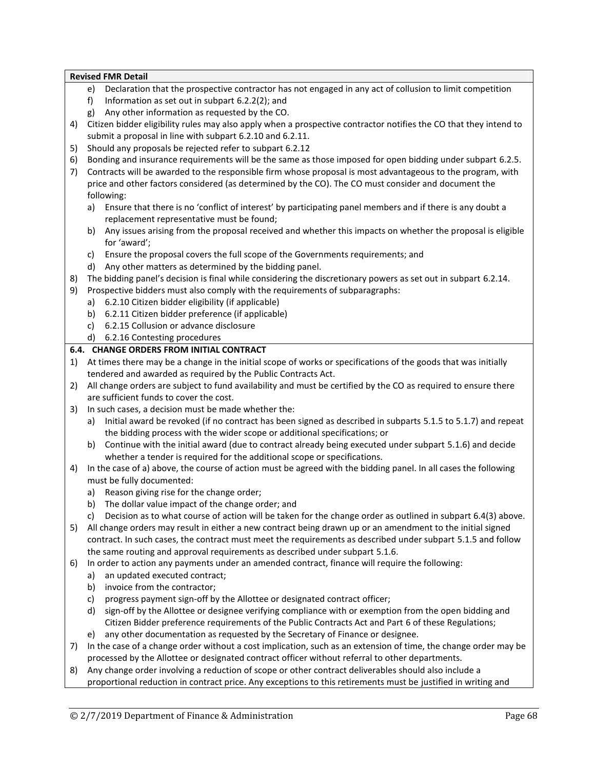**Revised FMR Detail**

   e) Declaration that the prospective contractor has not engaged in any act of collusion to limit competition
   f) Information as set out in subpart 6.2.2(2); and
   g) Any other information as requested by the CO.

4) Citizen bidder eligibility rules may also apply when a prospective contractor notifies the CO that they intend to submit a proposal in line with subpart 6.2.10 and 6.2.11.
5) Should any proposals be rejected refer to subpart 6.2.12
6) Bonding and insurance requirements will be the same as those imposed for open bidding under subpart 6.2.5.
7) Contracts will be awarded to the responsible firm whose proposal is most advantageous to the program, with price and other factors considered (as determined by the CO). The CO must consider and document the following:
   a) Ensure that there is no 'conflict of interest' by participating panel members and if there is any doubt a replacement representative must be found;
   b) Any issues arising from the proposal received and whether this impacts on whether the proposal is eligible for 'award';
   c) Ensure the proposal covers the full scope of the Governments requirements; and
   d) Any other matters as determined by the bidding panel.
8) The bidding panel's decision is final while considering the discretionary powers as set out in subpart 6.2.14.
9) Prospective bidders must also comply with the requirements of subparagraphs:
   a) 6.2.10 Citizen bidder eligibility (if applicable)
   b) 6.2.11 Citizen bidder preference (if applicable)
   c) 6.2.15 Collusion or advance disclosure
   d) 6.2.16 Contesting procedures

**6.4. CHANGE ORDERS FROM INITIAL CONTRACT**

1) At times there may be a change in the initial scope of works or specifications of the goods that was initially tendered and awarded as required by the Public Contracts Act.
2) All change orders are subject to fund availability and must be certified by the CO as required to ensure there are sufficient funds to cover the cost.
3) In such cases, a decision must be made whether the:
   a) Initial award be revoked (if no contract has been signed as described in subparts 5.1.5 to 5.1.7) and repeat the bidding process with the wider scope or additional specifications; or
   b) Continue with the initial award (due to contract already being executed under subpart 5.1.6) and decide whether a tender is required for the additional scope or specifications.
4) In the case of a) above, the course of action must be agreed with the bidding panel. In all cases the following must be fully documented:
   a) Reason giving rise for the change order;
   b) The dollar value impact of the change order; and
   c) Decision as to what course of action will be taken for the change order as outlined in subpart 6.4(3) above.
5) All change orders may result in either a new contract being drawn up or an amendment to the initial signed contract. In such cases, the contract must meet the requirements as described under subpart 5.1.5 and follow the same routing and approval requirements as described under subpart 5.1.6.
6) In order to action any payments under an amended contract, finance will require the following:
   a) an updated executed contract;
   b) invoice from the contractor;
   c) progress payment sign-off by the Allottee or designated contract officer;
   d) sign-off by the Allottee or designee verifying compliance with or exemption from the open bidding and Citizen Bidder preference requirements of the Public Contracts Act and Part 6 of these Regulations;
   e) any other documentation as requested by the Secretary of Finance or designee.
7) In the case of a change order without a cost implication, such as an extension of time, the change order may be processed by the Allottee or designated contract officer without referral to other departments.
8) Any change order involving a reduction of scope or other contract deliverables should also include a proportional reduction in contract price. Any exceptions to this retirements must be justified in writing and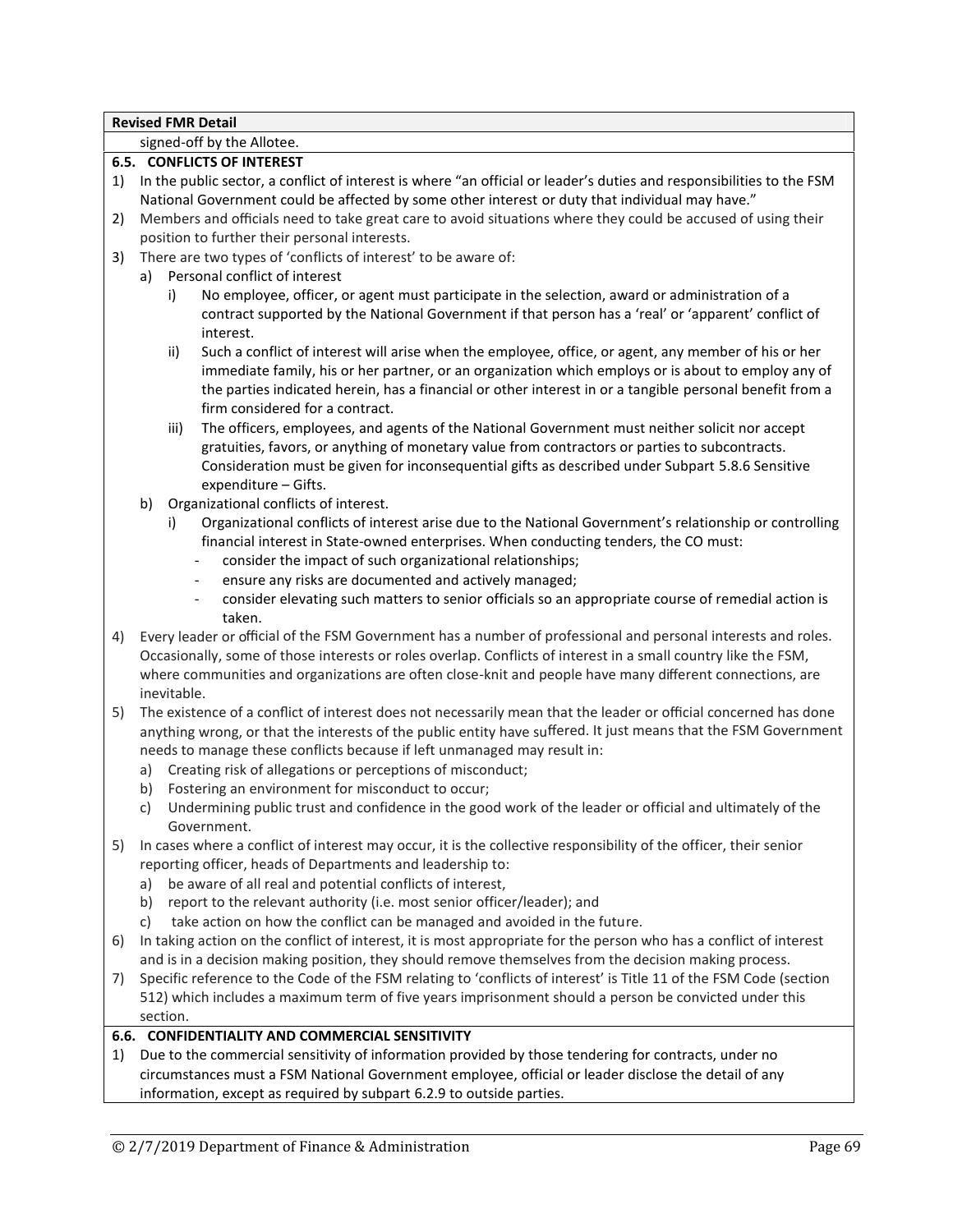**Revised FMR Detail**

signed-off by the Allotee.

**6.5. CONFLICTS OF INTEREST**

1) In the public sector, a conflict of interest is where "an official or leader's duties and responsibilities to the FSM National Government could be affected by some other interest or duty that individual may have."
2) Members and officials need to take great care to avoid situations where they could be accused of using their position to further their personal interests.
3) There are two types of 'conflicts of interest' to be aware of:
   a) Personal conflict of interest
      i) No employee, officer, or agent must participate in the selection, award or administration of a contract supported by the National Government if that person has a 'real' or 'apparent' conflict of interest.
      ii) Such a conflict of interest will arise when the employee, office, or agent, any member of his or her immediate family, his or her partner, or an organization which employs or is about to employ any of the parties indicated herein, has a financial or other interest in or a tangible personal benefit from a firm considered for a contract.
      iii) The officers, employees, and agents of the National Government must neither solicit nor accept gratuities, favors, or anything of monetary value from contractors or parties to subcontracts. Consideration must be given for inconsequential gifts as described under Subpart 5.8.6 Sensitive expenditure – Gifts.
   b) Organizational conflicts of interest.
      i) Organizational conflicts of interest arise due to the National Government's relationship or controlling financial interest in State-owned enterprises. When conducting tenders, the CO must:
         - consider the impact of such organizational relationships;
         - ensure any risks are documented and actively managed;
         - consider elevating such matters to senior officials so an appropriate course of remedial action is taken.
4) Every leader or official of the FSM Government has a number of professional and personal interests and roles. Occasionally, some of those interests or roles overlap. Conflicts of interest in a small country like the FSM, where communities and organizations are often close-knit and people have many different connections, are inevitable.
5) The existence of a conflict of interest does not necessarily mean that the leader or official concerned has done anything wrong, or that the interests of the public entity have suffered. It just means that the FSM Government needs to manage these conflicts because if left unmanaged may result in:
   a) Creating risk of allegations or perceptions of misconduct;
   b) Fostering an environment for misconduct to occur;
   c) Undermining public trust and confidence in the good work of the leader or official and ultimately of the Government.
5) In cases where a conflict of interest may occur, it is the collective responsibility of the officer, their senior reporting officer, heads of Departments and leadership to:
   a) be aware of all real and potential conflicts of interest,
   b) report to the relevant authority (i.e. most senior officer/leader); and
   c) take action on how the conflict can be managed and avoided in the future.
6) In taking action on the conflict of interest, it is most appropriate for the person who has a conflict of interest and is in a decision making position, they should remove themselves from the decision making process.
7) Specific reference to the Code of the FSM relating to 'conflicts of interest' is Title 11 of the FSM Code (section 512) which includes a maximum term of five years imprisonment should a person be convicted under this section.

**6.6. CONFIDENTIALITY AND COMMERCIAL SENSITIVITY**

1) Due to the commercial sensitivity of information provided by those tendering for contracts, under no circumstances must a FSM National Government employee, official or leader disclose the detail of any information, except as required by subpart 6.2.9 to outside parties.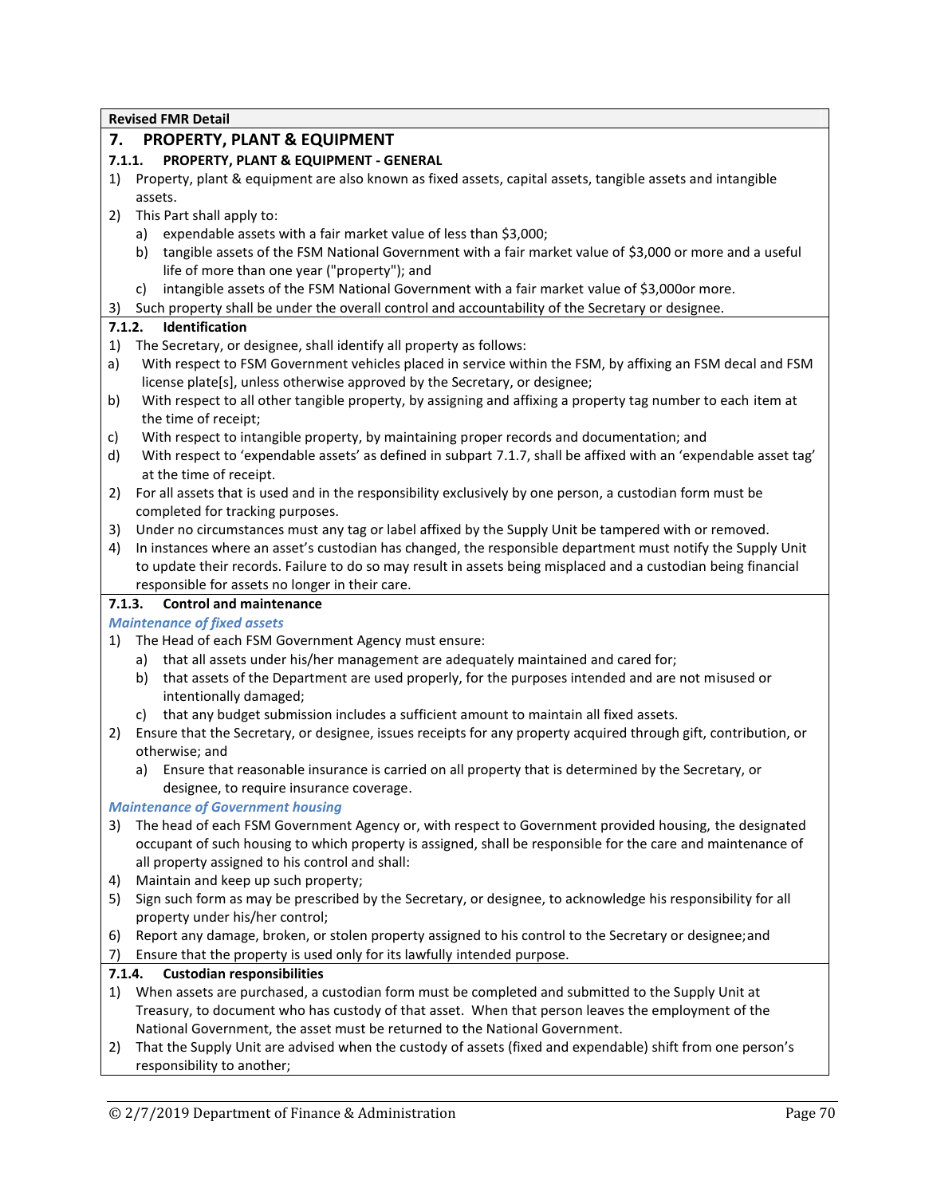**Revised FMR Detail**

# 7. PROPERTY, PLANT & EQUIPMENT

## 7.1.1. PROPERTY, PLANT & EQUIPMENT - GENERAL

1) Property, plant & equipment are also known as fixed assets, capital assets, tangible assets and intangible assets.
2) This Part shall apply to:
   a) expendable assets with a fair market value of less than $3,000;
   b) tangible assets of the FSM National Government with a fair market value of $3,000 or more and a useful life of more than one year ("property"); and
   c) intangible assets of the FSM National Government with a fair market value of $3,000or more.
3) Such property shall be under the overall control and accountability of the Secretary or designee.

## 7.1.2. Identification

1) The Secretary, or designee, shall identify all property as follows:

a) With respect to FSM Government vehicles placed in service within the FSM, by affixing an FSM decal and FSM license plate[s], unless otherwise approved by the Secretary, or designee;
b) With respect to all other tangible property, by assigning and affixing a property tag number to each item at the time of receipt;
c) With respect to intangible property, by maintaining proper records and documentation; and
d) With respect to 'expendable assets' as defined in subpart 7.1.7, shall be affixed with an 'expendable asset tag' at the time of receipt.

2) For all assets that is used and in the responsibility exclusively by one person, a custodian form must be completed for tracking purposes.
3) Under no circumstances must any tag or label affixed by the Supply Unit be tampered with or removed.
4) In instances where an asset's custodian has changed, the responsible department must notify the Supply Unit to update their records. Failure to do so may result in assets being misplaced and a custodian being financial responsible for assets no longer in their care.

## 7.1.3. Control and maintenance

***Maintenance of fixed assets***

1) The Head of each FSM Government Agency must ensure:
   a) that all assets under his/her management are adequately maintained and cared for;
   b) that assets of the Department are used properly, for the purposes intended and are not misused or intentionally damaged;
   c) that any budget submission includes a sufficient amount to maintain all fixed assets.
2) Ensure that the Secretary, or designee, issues receipts for any property acquired through gift, contribution, or otherwise; and
   a) Ensure that reasonable insurance is carried on all property that is determined by the Secretary, or designee, to require insurance coverage.

***Maintenance of Government housing***

3) The head of each FSM Government Agency or, with respect to Government provided housing, the designated occupant of such housing to which property is assigned, shall be responsible for the care and maintenance of all property assigned to his control and shall:
4) Maintain and keep up such property;
5) Sign such form as may be prescribed by the Secretary, or designee, to acknowledge his responsibility for all property under his/her control;
6) Report any damage, broken, or stolen property assigned to his control to the Secretary or designee; and
7) Ensure that the property is used only for its lawfully intended purpose.

## 7.1.4. Custodian responsibilities

1) When assets are purchased, a custodian form must be completed and submitted to the Supply Unit at Treasury, to document who has custody of that asset. When that person leaves the employment of the National Government, the asset must be returned to the National Government.
2) That the Supply Unit are advised when the custody of assets (fixed and expendable) shift from one person's responsibility to another;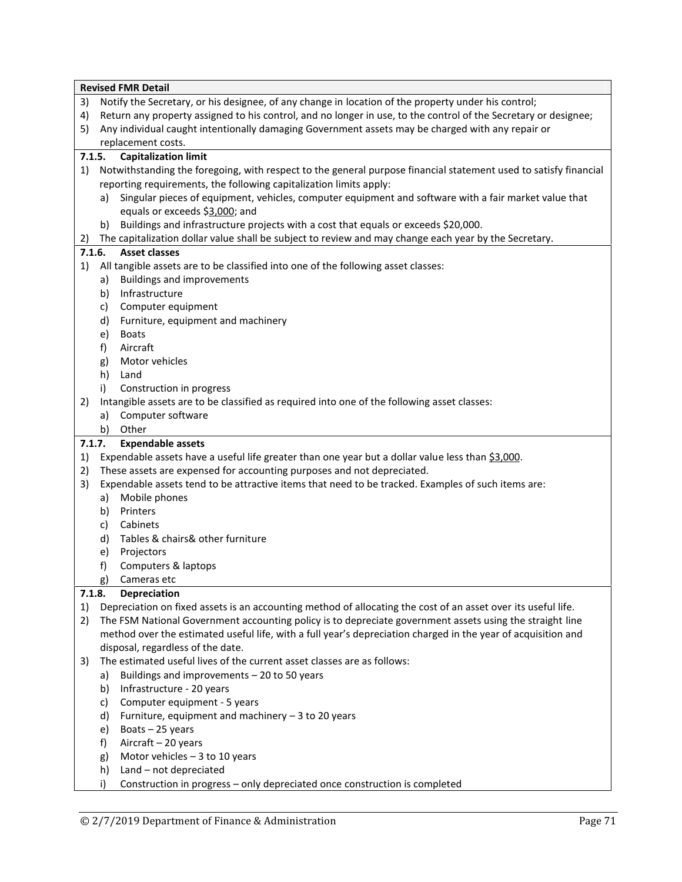**Revised FMR Detail**

3) Notify the Secretary, or his designee, of any change in location of the property under his control;
4) Return any property assigned to his control, and no longer in use, to the control of the Secretary or designee;
5) Any individual caught intentionally damaging Government assets may be charged with any repair or replacement costs.

### 7.1.5. Capitalization limit

1) Notwithstanding the foregoing, with respect to the general purpose financial statement used to satisfy financial reporting requirements, the following capitalization limits apply:
   a) Singular pieces of equipment, vehicles, computer equipment and software with a fair market value that equals or exceeds $3,000; and
   b) Buildings and infrastructure projects with a cost that equals or exceeds $20,000.
2) The capitalization dollar value shall be subject to review and may change each year by the Secretary.

### 7.1.6. Asset classes

1) All tangible assets are to be classified into one of the following asset classes:
   a) Buildings and improvements
   b) Infrastructure
   c) Computer equipment
   d) Furniture, equipment and machinery
   e) Boats
   f) Aircraft
   g) Motor vehicles
   h) Land
   i) Construction in progress
2) Intangible assets are to be classified as required into one of the following asset classes:
   a) Computer software
   b) Other

### 7.1.7. Expendable assets

1) Expendable assets have a useful life greater than one year but a dollar value less than $3,000.
2) These assets are expensed for accounting purposes and not depreciated.
3) Expendable assets tend to be attractive items that need to be tracked. Examples of such items are:
   a) Mobile phones
   b) Printers
   c) Cabinets
   d) Tables & chairs& other furniture
   e) Projectors
   f) Computers & laptops
   g) Cameras etc

### 7.1.8. Depreciation

1) Depreciation on fixed assets is an accounting method of allocating the cost of an asset over its useful life.
2) The FSM National Government accounting policy is to depreciate government assets using the straight line method over the estimated useful life, with a full year's depreciation charged in the year of acquisition and disposal, regardless of the date.
3) The estimated useful lives of the current asset classes are as follows:
   a) Buildings and improvements – 20 to 50 years
   b) Infrastructure - 20 years
   c) Computer equipment - 5 years
   d) Furniture, equipment and machinery – 3 to 20 years
   e) Boats – 25 years
   f) Aircraft – 20 years
   g) Motor vehicles – 3 to 10 years
   h) Land – not depreciated
   i) Construction in progress – only depreciated once construction is completed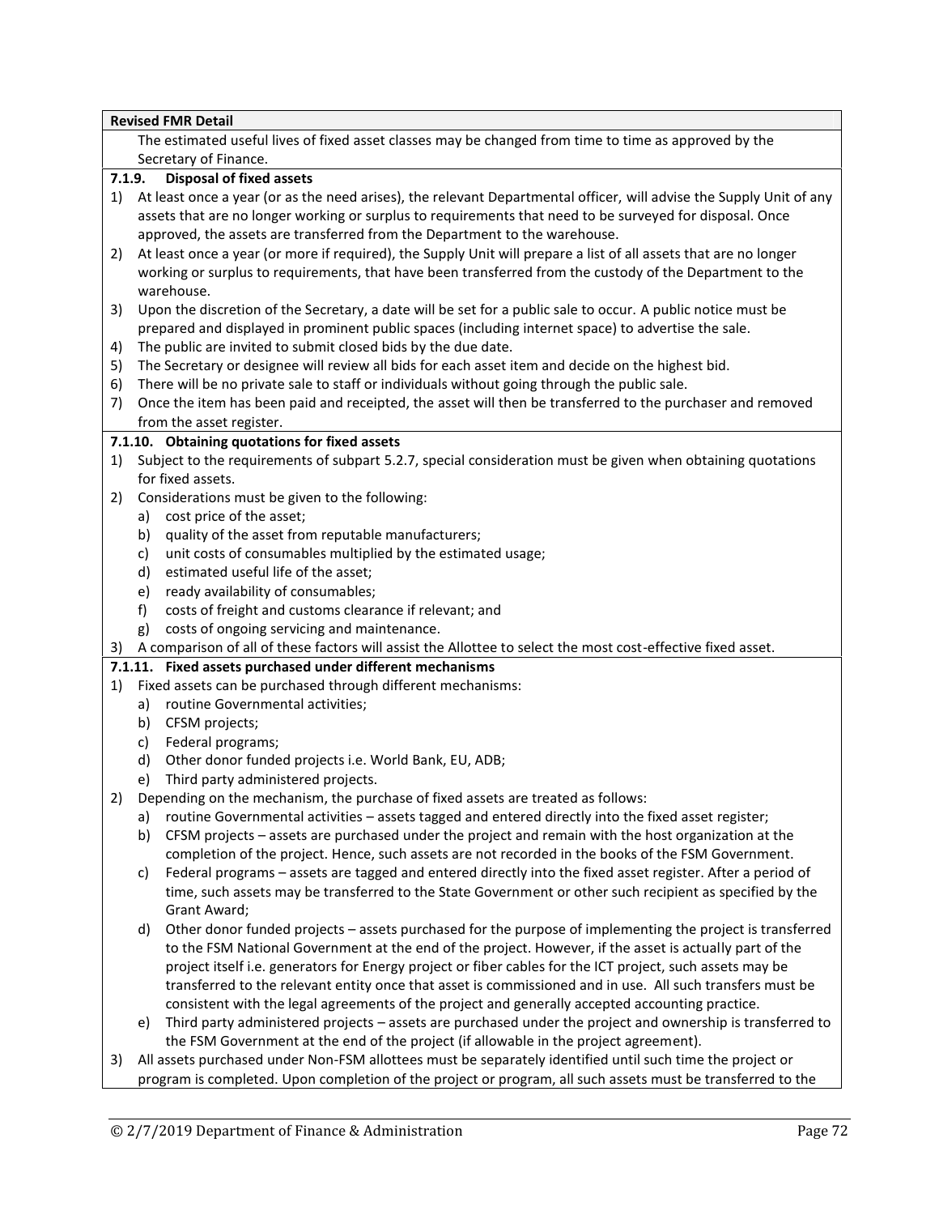**Revised FMR Detail**

The estimated useful lives of fixed asset classes may be changed from time to time as approved by the Secretary of Finance.

**7.1.9. Disposal of fixed assets**

1) At least once a year (or as the need arises), the relevant Departmental officer, will advise the Supply Unit of any assets that are no longer working or surplus to requirements that need to be surveyed for disposal. Once approved, the assets are transferred from the Department to the warehouse.
2) At least once a year (or more if required), the Supply Unit will prepare a list of all assets that are no longer working or surplus to requirements, that have been transferred from the custody of the Department to the warehouse.
3) Upon the discretion of the Secretary, a date will be set for a public sale to occur. A public notice must be prepared and displayed in prominent public spaces (including internet space) to advertise the sale.
4) The public are invited to submit closed bids by the due date.
5) The Secretary or designee will review all bids for each asset item and decide on the highest bid.
6) There will be no private sale to staff or individuals without going through the public sale.
7) Once the item has been paid and receipted, the asset will then be transferred to the purchaser and removed from the asset register.

**7.1.10. Obtaining quotations for fixed assets**

1) Subject to the requirements of subpart 5.2.7, special consideration must be given when obtaining quotations for fixed assets.
2) Considerations must be given to the following:
   a) cost price of the asset;
   b) quality of the asset from reputable manufacturers;
   c) unit costs of consumables multiplied by the estimated usage;
   d) estimated useful life of the asset;
   e) ready availability of consumables;
   f) costs of freight and customs clearance if relevant; and
   g) costs of ongoing servicing and maintenance.
3) A comparison of all of these factors will assist the Allottee to select the most cost-effective fixed asset.

**7.1.11. Fixed assets purchased under different mechanisms**

1) Fixed assets can be purchased through different mechanisms:
   a) routine Governmental activities;
   b) CFSM projects;
   c) Federal programs;
   d) Other donor funded projects i.e. World Bank, EU, ADB;
   e) Third party administered projects.
2) Depending on the mechanism, the purchase of fixed assets are treated as follows:
   a) routine Governmental activities – assets tagged and entered directly into the fixed asset register;
   b) CFSM projects – assets are purchased under the project and remain with the host organization at the completion of the project. Hence, such assets are not recorded in the books of the FSM Government.
   c) Federal programs – assets are tagged and entered directly into the fixed asset register. After a period of time, such assets may be transferred to the State Government or other such recipient as specified by the Grant Award;
   d) Other donor funded projects – assets purchased for the purpose of implementing the project is transferred to the FSM National Government at the end of the project. However, if the asset is actually part of the project itself i.e. generators for Energy project or fiber cables for the ICT project, such assets may be transferred to the relevant entity once that asset is commissioned and in use. All such transfers must be consistent with the legal agreements of the project and generally accepted accounting practice.
   e) Third party administered projects – assets are purchased under the project and ownership is transferred to the FSM Government at the end of the project (if allowable in the project agreement).
3) All assets purchased under Non-FSM allottees must be separately identified until such time the project or program is completed. Upon completion of the project or program, all such assets must be transferred to the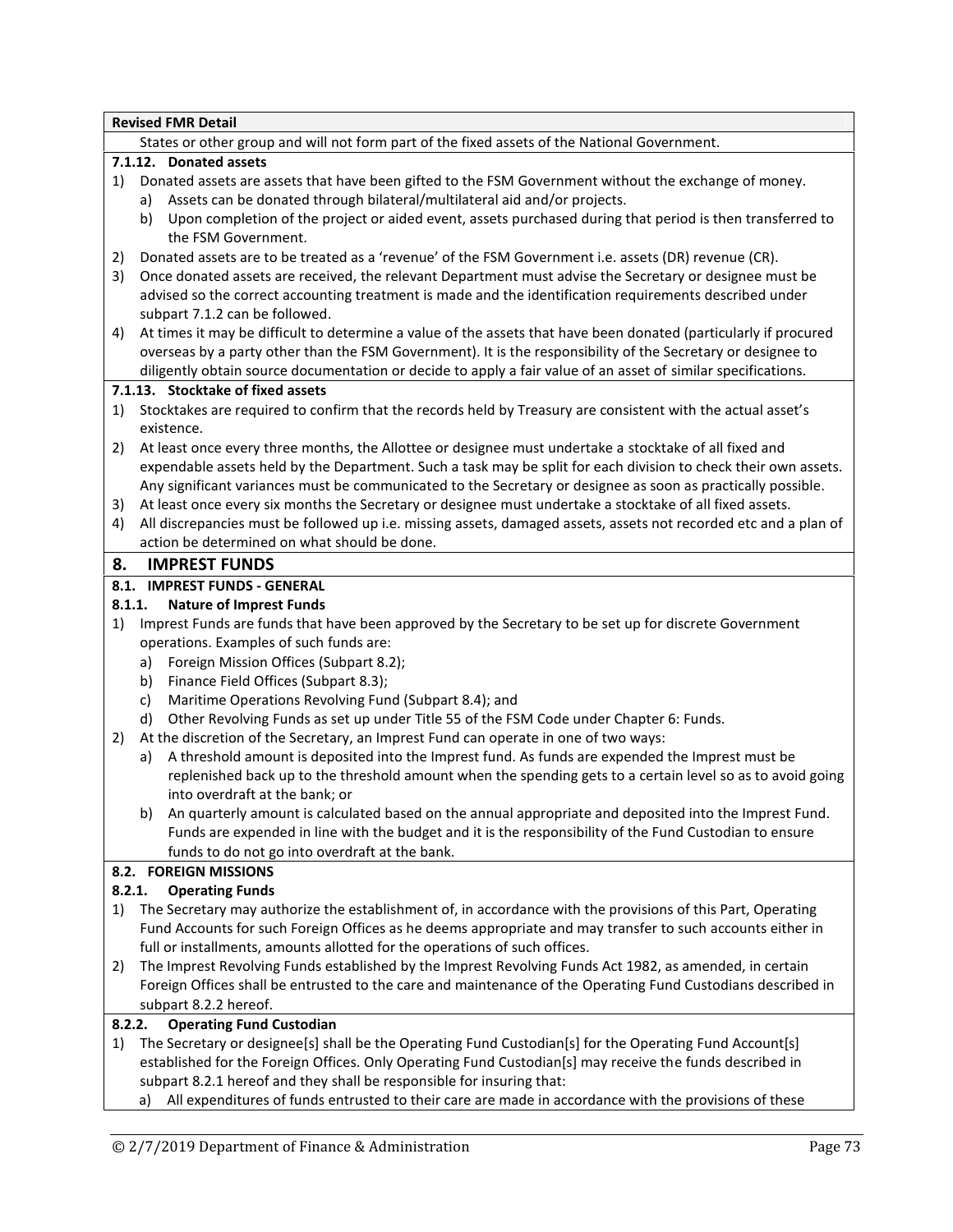**Revised FMR Detail**

States or other group and will not form part of the fixed assets of the National Government.

#### 7.1.12. Donated assets

1) Donated assets are assets that have been gifted to the FSM Government without the exchange of money.
   a) Assets can be donated through bilateral/multilateral aid and/or projects.
   b) Upon completion of the project or aided event, assets purchased during that period is then transferred to the FSM Government.
2) Donated assets are to be treated as a 'revenue' of the FSM Government i.e. assets (DR) revenue (CR).
3) Once donated assets are received, the relevant Department must advise the Secretary or designee must be advised so the correct accounting treatment is made and the identification requirements described under subpart 7.1.2 can be followed.
4) At times it may be difficult to determine a value of the assets that have been donated (particularly if procured overseas by a party other than the FSM Government). It is the responsibility of the Secretary or designee to diligently obtain source documentation or decide to apply a fair value of an asset of similar specifications.

#### 7.1.13. Stocktake of fixed assets

1) Stocktakes are required to confirm that the records held by Treasury are consistent with the actual asset's existence.
2) At least once every three months, the Allottee or designee must undertake a stocktake of all fixed and expendable assets held by the Department. Such a task may be split for each division to check their own assets. Any significant variances must be communicated to the Secretary or designee as soon as practically possible.
3) At least once every six months the Secretary or designee must undertake a stocktake of all fixed assets.
4) All discrepancies must be followed up i.e. missing assets, damaged assets, assets not recorded etc and a plan of action be determined on what should be done.

## 8. IMPREST FUNDS

### 8.1. IMPREST FUNDS - GENERAL

#### 8.1.1. Nature of Imprest Funds

1) Imprest Funds are funds that have been approved by the Secretary to be set up for discrete Government operations. Examples of such funds are:
   a) Foreign Mission Offices (Subpart 8.2);
   b) Finance Field Offices (Subpart 8.3);
   c) Maritime Operations Revolving Fund (Subpart 8.4); and
   d) Other Revolving Funds as set up under Title 55 of the FSM Code under Chapter 6: Funds.
2) At the discretion of the Secretary, an Imprest Fund can operate in one of two ways:
   a) A threshold amount is deposited into the Imprest fund. As funds are expended the Imprest must be replenished back up to the threshold amount when the spending gets to a certain level so as to avoid going into overdraft at the bank; or
   b) An quarterly amount is calculated based on the annual appropriate and deposited into the Imprest Fund. Funds are expended in line with the budget and it is the responsibility of the Fund Custodian to ensure funds to do not go into overdraft at the bank.

### 8.2. FOREIGN MISSIONS

#### 8.2.1. Operating Funds

1) The Secretary may authorize the establishment of, in accordance with the provisions of this Part, Operating Fund Accounts for such Foreign Offices as he deems appropriate and may transfer to such accounts either in full or installments, amounts allotted for the operations of such offices.
2) The Imprest Revolving Funds established by the Imprest Revolving Funds Act 1982, as amended, in certain Foreign Offices shall be entrusted to the care and maintenance of the Operating Fund Custodians described in subpart 8.2.2 hereof.

#### 8.2.2. Operating Fund Custodian

1) The Secretary or designee[s] shall be the Operating Fund Custodian[s] for the Operating Fund Account[s] established for the Foreign Offices. Only Operating Fund Custodian[s] may receive the funds described in subpart 8.2.1 hereof and they shall be responsible for insuring that:
   a) All expenditures of funds entrusted to their care are made in accordance with the provisions of these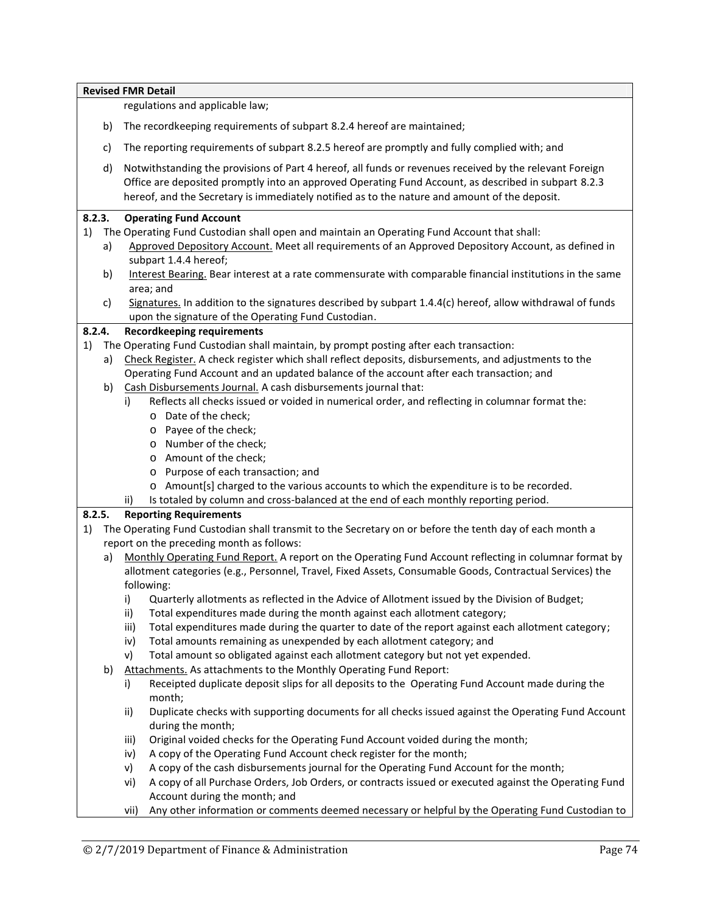**Revised FMR Detail**

regulations and applicable law;

b) The recordkeeping requirements of subpart 8.2.4 hereof are maintained;

c) The reporting requirements of subpart 8.2.5 hereof are promptly and fully complied with; and

d) Notwithstanding the provisions of Part 4 hereof, all funds or revenues received by the relevant Foreign Office are deposited promptly into an approved Operating Fund Account, as described in subpart 8.2.3 hereof, and the Secretary is immediately notified as to the nature and amount of the deposit.

**8.2.3. Operating Fund Account**

1) The Operating Fund Custodian shall open and maintain an Operating Fund Account that shall:
   a) Approved Depository Account. Meet all requirements of an Approved Depository Account, as defined in subpart 1.4.4 hereof;
   b) Interest Bearing. Bear interest at a rate commensurate with comparable financial institutions in the same area; and
   c) Signatures. In addition to the signatures described by subpart 1.4.4(c) hereof, allow withdrawal of funds upon the signature of the Operating Fund Custodian.

**8.2.4. Recordkeeping requirements**

1) The Operating Fund Custodian shall maintain, by prompt posting after each transaction:
   a) Check Register. A check register which shall reflect deposits, disbursements, and adjustments to the Operating Fund Account and an updated balance of the account after each transaction; and
   b) Cash Disbursements Journal. A cash disbursements journal that:
      i) Reflects all checks issued or voided in numerical order, and reflecting in columnar format the:
         - Date of the check;
         - Payee of the check;
         - Number of the check;
         - Amount of the check;
         - Purpose of each transaction; and
         - Amount[s] charged to the various accounts to which the expenditure is to be recorded.
      ii) Is totaled by column and cross-balanced at the end of each monthly reporting period.

**8.2.5. Reporting Requirements**

1) The Operating Fund Custodian shall transmit to the Secretary on or before the tenth day of each month a report on the preceding month as follows:
   a) Monthly Operating Fund Report. A report on the Operating Fund Account reflecting in columnar format by allotment categories (e.g., Personnel, Travel, Fixed Assets, Consumable Goods, Contractual Services) the following:
      i) Quarterly allotments as reflected in the Advice of Allotment issued by the Division of Budget;
      ii) Total expenditures made during the month against each allotment category;
      iii) Total expenditures made during the quarter to date of the report against each allotment category;
      iv) Total amounts remaining as unexpended by each allotment category; and
      v) Total amount so obligated against each allotment category but not yet expended.
   b) Attachments. As attachments to the Monthly Operating Fund Report:
      i) Receipted duplicate deposit slips for all deposits to the Operating Fund Account made during the month;
      ii) Duplicate checks with supporting documents for all checks issued against the Operating Fund Account during the month;
      iii) Original voided checks for the Operating Fund Account voided during the month;
      iv) A copy of the Operating Fund Account check register for the month;
      v) A copy of the cash disbursements journal for the Operating Fund Account for the month;
      vi) A copy of all Purchase Orders, Job Orders, or contracts issued or executed against the Operating Fund Account during the month; and
      vii) Any other information or comments deemed necessary or helpful by the Operating Fund Custodian to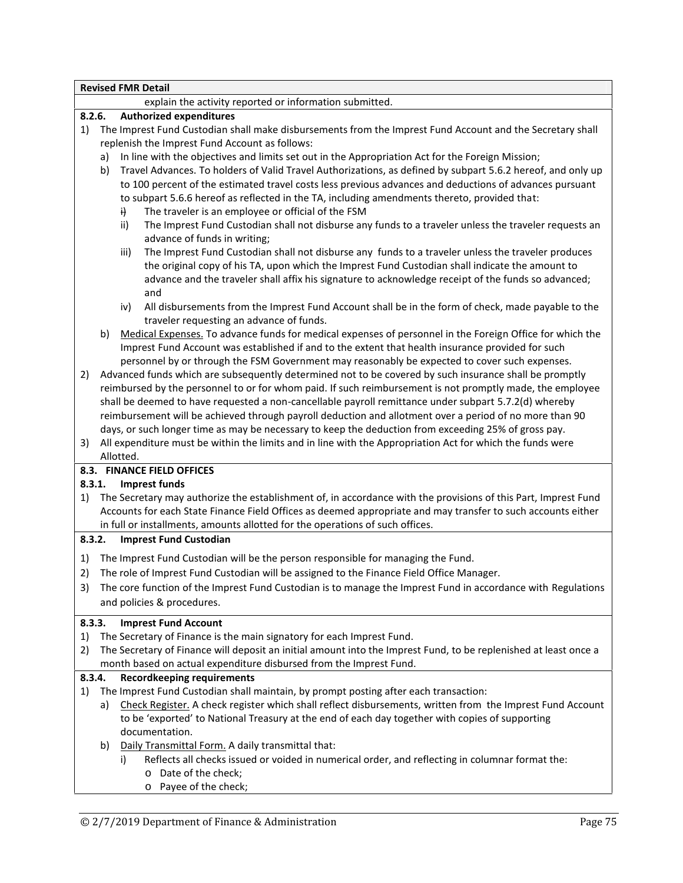**Revised FMR Detail**

explain the activity reported or information submitted.

**8.2.6. Authorized expenditures**

1) The Imprest Fund Custodian shall make disbursements from the Imprest Fund Account and the Secretary shall replenish the Imprest Fund Account as follows:
   a) In line with the objectives and limits set out in the Appropriation Act for the Foreign Mission;
   b) Travel Advances. To holders of Valid Travel Authorizations, as defined by subpart 5.6.2 hereof, and only up to 100 percent of the estimated travel costs less previous advances and deductions of advances pursuant to subpart 5.6.6 hereof as reflected in the TA, including amendments thereto, provided that:
      ~~i)~~ The traveler is an employee or official of the FSM
      ii) The Imprest Fund Custodian shall not disburse any funds to a traveler unless the traveler requests an advance of funds in writing;
      iii) The Imprest Fund Custodian shall not disburse any funds to a traveler unless the traveler produces the original copy of his TA, upon which the Imprest Fund Custodian shall indicate the amount to advance and the traveler shall affix his signature to acknowledge receipt of the funds so advanced; and
      iv) All disbursements from the Imprest Fund Account shall be in the form of check, made payable to the traveler requesting an advance of funds.
   b) Medical Expenses. To advance funds for medical expenses of personnel in the Foreign Office for which the Imprest Fund Account was established if and to the extent that health insurance provided for such personnel by or through the FSM Government may reasonably be expected to cover such expenses.
2) Advanced funds which are subsequently determined not to be covered by such insurance shall be promptly reimbursed by the personnel to or for whom paid. If such reimbursement is not promptly made, the employee shall be deemed to have requested a non-cancellable payroll remittance under subpart 5.7.2(d) whereby reimbursement will be achieved through payroll deduction and allotment over a period of no more than 90 days, or such longer time as may be necessary to keep the deduction from exceeding 25% of gross pay.
3) All expenditure must be within the limits and in line with the Appropriation Act for which the funds were Allotted.

**8.3. FINANCE FIELD OFFICES**

**8.3.1. Imprest funds**

1) The Secretary may authorize the establishment of, in accordance with the provisions of this Part, Imprest Fund Accounts for each State Finance Field Offices as deemed appropriate and may transfer to such accounts either in full or installments, amounts allotted for the operations of such offices.

**8.3.2. Imprest Fund Custodian**

1) The Imprest Fund Custodian will be the person responsible for managing the Fund.
2) The role of Imprest Fund Custodian will be assigned to the Finance Field Office Manager.
3) The core function of the Imprest Fund Custodian is to manage the Imprest Fund in accordance with Regulations and policies & procedures.

**8.3.3. Imprest Fund Account**

1) The Secretary of Finance is the main signatory for each Imprest Fund.
2) The Secretary of Finance will deposit an initial amount into the Imprest Fund, to be replenished at least once a month based on actual expenditure disbursed from the Imprest Fund.

**8.3.4. Recordkeeping requirements**

1) The Imprest Fund Custodian shall maintain, by prompt posting after each transaction:
   a) Check Register. A check register which shall reflect disbursements, written from the Imprest Fund Account to be 'exported' to National Treasury at the end of each day together with copies of supporting documentation.
   b) Daily Transmittal Form. A daily transmittal that:
      i) Reflects all checks issued or voided in numerical order, and reflecting in columnar format the:
         - Date of the check;
         - Payee of the check;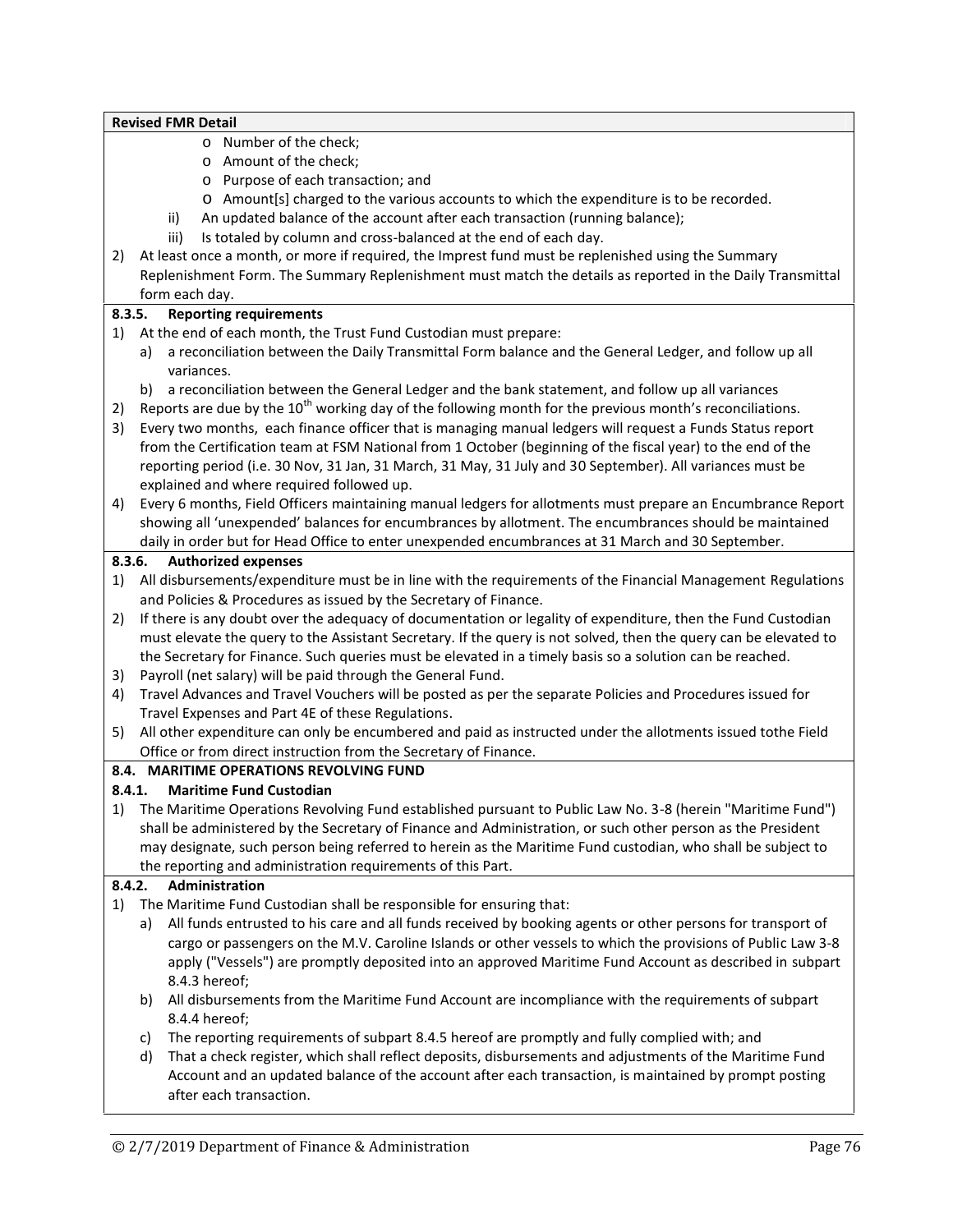**Revised FMR Detail**

- Number of the check;
- Amount of the check;
- Purpose of each transaction; and
- Amount[s] charged to the various accounts to which the expenditure is to be recorded.

ii) An updated balance of the account after each transaction (running balance);

iii) Is totaled by column and cross-balanced at the end of each day.

2) At least once a month, or more if required, the Imprest fund must be replenished using the Summary Replenishment Form. The Summary Replenishment must match the details as reported in the Daily Transmittal form each day.

### 8.3.5. Reporting requirements

1) At the end of each month, the Trust Fund Custodian must prepare:
   a) a reconciliation between the Daily Transmittal Form balance and the General Ledger, and follow up all variances.
   b) a reconciliation between the General Ledger and the bank statement, and follow up all variances
2) Reports are due by the 10th working day of the following month for the previous month's reconciliations.
3) Every two months, each finance officer that is managing manual ledgers will request a Funds Status report from the Certification team at FSM National from 1 October (beginning of the fiscal year) to the end of the reporting period (i.e. 30 Nov, 31 Jan, 31 March, 31 May, 31 July and 30 September). All variances must be explained and where required followed up.
4) Every 6 months, Field Officers maintaining manual ledgers for allotments must prepare an Encumbrance Report showing all 'unexpended' balances for encumbrances by allotment. The encumbrances should be maintained daily in order but for Head Office to enter unexpended encumbrances at 31 March and 30 September.

### 8.3.6. Authorized expenses

1) All disbursements/expenditure must be in line with the requirements of the Financial Management Regulations and Policies & Procedures as issued by the Secretary of Finance.
2) If there is any doubt over the adequacy of documentation or legality of expenditure, then the Fund Custodian must elevate the query to the Assistant Secretary. If the query is not solved, then the query can be elevated to the Secretary for Finance. Such queries must be elevated in a timely basis so a solution can be reached.
3) Payroll (net salary) will be paid through the General Fund.
4) Travel Advances and Travel Vouchers will be posted as per the separate Policies and Procedures issued for Travel Expenses and Part 4E of these Regulations.
5) All other expenditure can only be encumbered and paid as instructed under the allotments issued tothe Field Office or from direct instruction from the Secretary of Finance.

## 8.4. MARITIME OPERATIONS REVOLVING FUND

### 8.4.1. Maritime Fund Custodian

1) The Maritime Operations Revolving Fund established pursuant to Public Law No. 3-8 (herein "Maritime Fund") shall be administered by the Secretary of Finance and Administration, or such other person as the President may designate, such person being referred to herein as the Maritime Fund custodian, who shall be subject to the reporting and administration requirements of this Part.

### 8.4.2. Administration

1) The Maritime Fund Custodian shall be responsible for ensuring that:
   a) All funds entrusted to his care and all funds received by booking agents or other persons for transport of cargo or passengers on the M.V. Caroline Islands or other vessels to which the provisions of Public Law 3-8 apply ("Vessels") are promptly deposited into an approved Maritime Fund Account as described in subpart 8.4.3 hereof;
   b) All disbursements from the Maritime Fund Account are incompliance with the requirements of subpart 8.4.4 hereof;
   c) The reporting requirements of subpart 8.4.5 hereof are promptly and fully complied with; and
   d) That a check register, which shall reflect deposits, disbursements and adjustments of the Maritime Fund Account and an updated balance of the account after each transaction, is maintained by prompt posting after each transaction.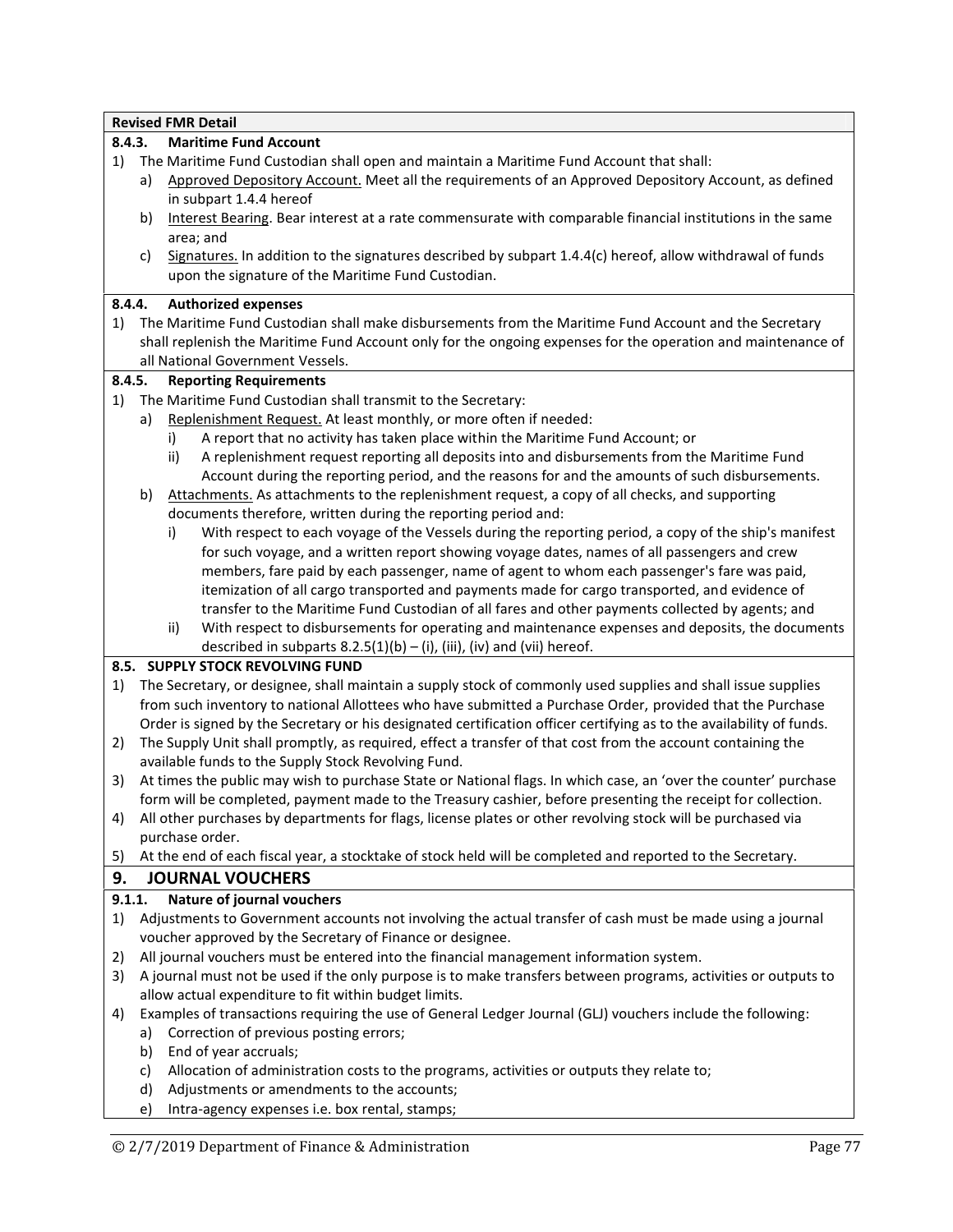**Revised FMR Detail**

#### 8.4.3. Maritime Fund Account

1) The Maritime Fund Custodian shall open and maintain a Maritime Fund Account that shall:
   a) Approved Depository Account. Meet all the requirements of an Approved Depository Account, as defined in subpart 1.4.4 hereof
   b) Interest Bearing. Bear interest at a rate commensurate with comparable financial institutions in the same area; and
   c) Signatures. In addition to the signatures described by subpart 1.4.4(c) hereof, allow withdrawal of funds upon the signature of the Maritime Fund Custodian.

#### 8.4.4. Authorized expenses

1) The Maritime Fund Custodian shall make disbursements from the Maritime Fund Account and the Secretary shall replenish the Maritime Fund Account only for the ongoing expenses for the operation and maintenance of all National Government Vessels.

#### 8.4.5. Reporting Requirements

1) The Maritime Fund Custodian shall transmit to the Secretary:
   a) Replenishment Request. At least monthly, or more often if needed:
      i) A report that no activity has taken place within the Maritime Fund Account; or
      ii) A replenishment request reporting all deposits into and disbursements from the Maritime Fund Account during the reporting period, and the reasons for and the amounts of such disbursements.
   b) Attachments. As attachments to the replenishment request, a copy of all checks, and supporting documents therefore, written during the reporting period and:
      i) With respect to each voyage of the Vessels during the reporting period, a copy of the ship's manifest for such voyage, and a written report showing voyage dates, names of all passengers and crew members, fare paid by each passenger, name of agent to whom each passenger's fare was paid, itemization of all cargo transported and payments made for cargo transported, and evidence of transfer to the Maritime Fund Custodian of all fares and other payments collected by agents; and
      ii) With respect to disbursements for operating and maintenance expenses and deposits, the documents described in subparts 8.2.5(1)(b) – (i), (iii), (iv) and (vii) hereof.

### 8.5. SUPPLY STOCK REVOLVING FUND

1) The Secretary, or designee, shall maintain a supply stock of commonly used supplies and shall issue supplies from such inventory to national Allottees who have submitted a Purchase Order, provided that the Purchase Order is signed by the Secretary or his designated certification officer certifying as to the availability of funds.
2) The Supply Unit shall promptly, as required, effect a transfer of that cost from the account containing the available funds to the Supply Stock Revolving Fund.
3) At times the public may wish to purchase State or National flags. In which case, an 'over the counter' purchase form will be completed, payment made to the Treasury cashier, before presenting the receipt for collection.
4) All other purchases by departments for flags, license plates or other revolving stock will be purchased via purchase order.
5) At the end of each fiscal year, a stocktake of stock held will be completed and reported to the Secretary.

## 9. JOURNAL VOUCHERS

#### 9.1.1. Nature of journal vouchers

1) Adjustments to Government accounts not involving the actual transfer of cash must be made using a journal voucher approved by the Secretary of Finance or designee.
2) All journal vouchers must be entered into the financial management information system.
3) A journal must not be used if the only purpose is to make transfers between programs, activities or outputs to allow actual expenditure to fit within budget limits.
4) Examples of transactions requiring the use of General Ledger Journal (GLJ) vouchers include the following:
   a) Correction of previous posting errors;
   b) End of year accruals;
   c) Allocation of administration costs to the programs, activities or outputs they relate to;
   d) Adjustments or amendments to the accounts;
   e) Intra-agency expenses i.e. box rental, stamps;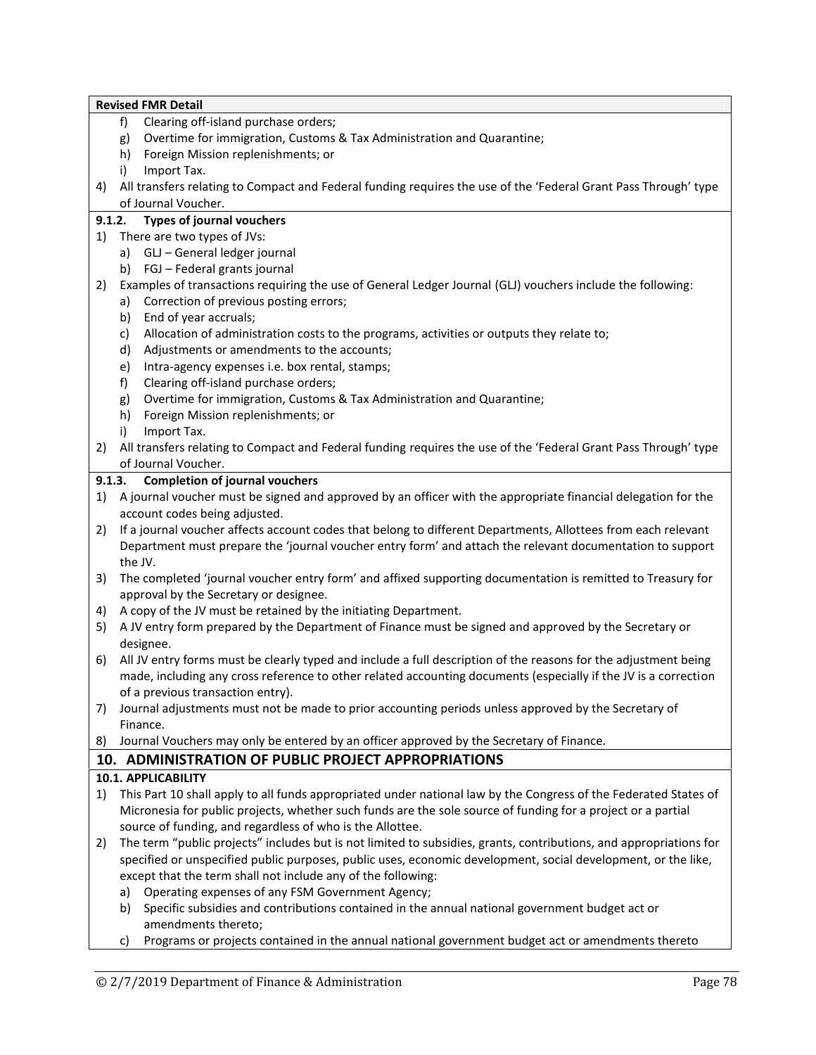**Revised FMR Detail**

   f) Clearing off-island purchase orders;
   g) Overtime for immigration, Customs & Tax Administration and Quarantine;
   h) Foreign Mission replenishments; or
   i) Import Tax.

4) All transfers relating to Compact and Federal funding requires the use of the 'Federal Grant Pass Through' type of Journal Voucher.

#### 9.1.2. Types of journal vouchers

1) There are two types of JVs:
   a) GLJ – General ledger journal
   b) FGJ – Federal grants journal
2) Examples of transactions requiring the use of General Ledger Journal (GLJ) vouchers include the following:
   a) Correction of previous posting errors;
   b) End of year accruals;
   c) Allocation of administration costs to the programs, activities or outputs they relate to;
   d) Adjustments or amendments to the accounts;
   e) Intra-agency expenses i.e. box rental, stamps;
   f) Clearing off-island purchase orders;
   g) Overtime for immigration, Customs & Tax Administration and Quarantine;
   h) Foreign Mission replenishments; or
   i) Import Tax.
2) All transfers relating to Compact and Federal funding requires the use of the 'Federal Grant Pass Through' type of Journal Voucher.

#### 9.1.3. Completion of journal vouchers

1) A journal voucher must be signed and approved by an officer with the appropriate financial delegation for the account codes being adjusted.
2) If a journal voucher affects account codes that belong to different Departments, Allottees from each relevant Department must prepare the 'journal voucher entry form' and attach the relevant documentation to support the JV.
3) The completed 'journal voucher entry form' and affixed supporting documentation is remitted to Treasury for approval by the Secretary or designee.
4) A copy of the JV must be retained by the initiating Department.
5) A JV entry form prepared by the Department of Finance must be signed and approved by the Secretary or designee.
6) All JV entry forms must be clearly typed and include a full description of the reasons for the adjustment being made, including any cross reference to other related accounting documents (especially if the JV is a correction of a previous transaction entry).
7) Journal adjustments must not be made to prior accounting periods unless approved by the Secretary of Finance.
8) Journal Vouchers may only be entered by an officer approved by the Secretary of Finance.

## 10. ADMINISTRATION OF PUBLIC PROJECT APPROPRIATIONS

### 10.1. APPLICABILITY

1) This Part 10 shall apply to all funds appropriated under national law by the Congress of the Federated States of Micronesia for public projects, whether such funds are the sole source of funding for a project or a partial source of funding, and regardless of who is the Allottee.
2) The term "public projects" includes but is not limited to subsidies, grants, contributions, and appropriations for specified or unspecified public purposes, public uses, economic development, social development, or the like, except that the term shall not include any of the following:
   a) Operating expenses of any FSM Government Agency;
   b) Specific subsidies and contributions contained in the annual national government budget act or amendments thereto;
   c) Programs or projects contained in the annual national government budget act or amendments thereto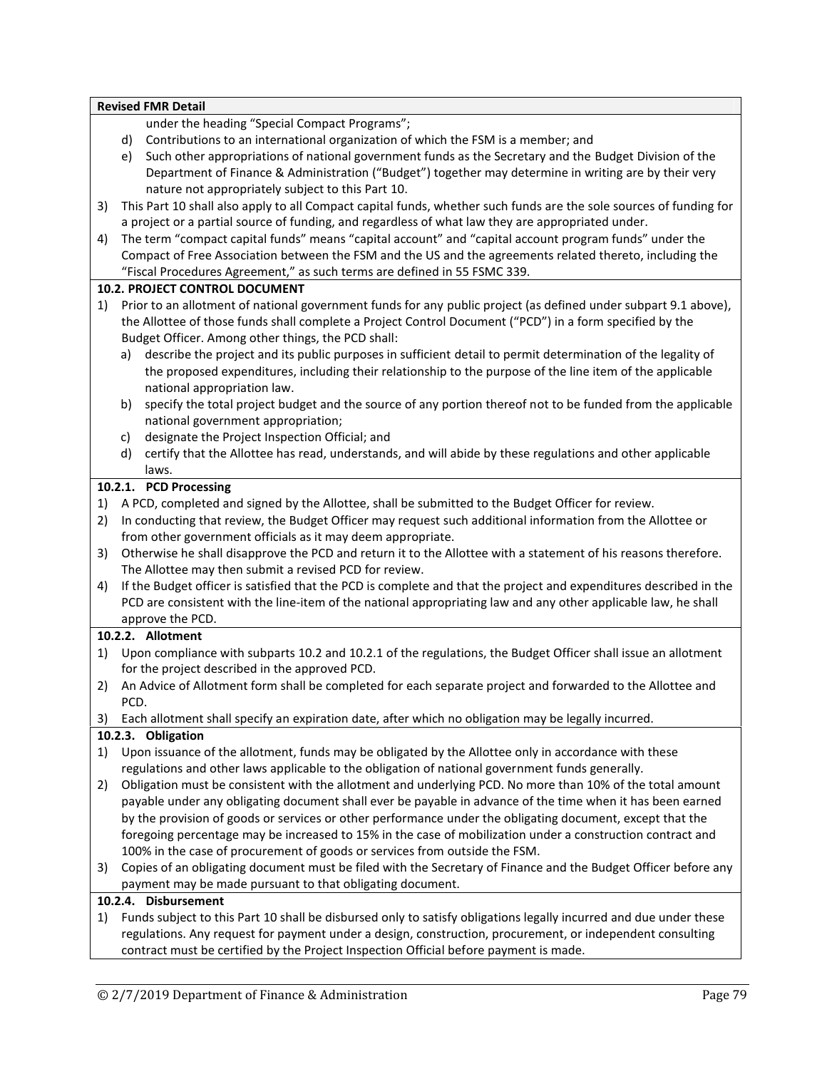**Revised FMR Detail**

under the heading "Special Compact Programs";

d) Contributions to an international organization of which the FSM is a member; and

e) Such other appropriations of national government funds as the Secretary and the Budget Division of the Department of Finance & Administration ("Budget") together may determine in writing are by their very nature not appropriately subject to this Part 10.

3) This Part 10 shall also apply to all Compact capital funds, whether such funds are the sole sources of funding for a project or a partial source of funding, and regardless of what law they are appropriated under.

4) The term "compact capital funds" means "capital account" and "capital account program funds" under the Compact of Free Association between the FSM and the US and the agreements related thereto, including the "Fiscal Procedures Agreement," as such terms are defined in 55 FSMC 339.

**10.2. PROJECT CONTROL DOCUMENT**

1) Prior to an allotment of national government funds for any public project (as defined under subpart 9.1 above), the Allottee of those funds shall complete a Project Control Document ("PCD") in a form specified by the Budget Officer. Among other things, the PCD shall:

   a) describe the project and its public purposes in sufficient detail to permit determination of the legality of the proposed expenditures, including their relationship to the purpose of the line item of the applicable national appropriation law.

   b) specify the total project budget and the source of any portion thereof not to be funded from the applicable national government appropriation;

   c) designate the Project Inspection Official; and

   d) certify that the Allottee has read, understands, and will abide by these regulations and other applicable laws.

**10.2.1. PCD Processing**

1) A PCD, completed and signed by the Allottee, shall be submitted to the Budget Officer for review.

2) In conducting that review, the Budget Officer may request such additional information from the Allottee or from other government officials as it may deem appropriate.

3) Otherwise he shall disapprove the PCD and return it to the Allottee with a statement of his reasons therefore. The Allottee may then submit a revised PCD for review.

4) If the Budget officer is satisfied that the PCD is complete and that the project and expenditures described in the PCD are consistent with the line-item of the national appropriating law and any other applicable law, he shall approve the PCD.

**10.2.2. Allotment**

1) Upon compliance with subparts 10.2 and 10.2.1 of the regulations, the Budget Officer shall issue an allotment for the project described in the approved PCD.

2) An Advice of Allotment form shall be completed for each separate project and forwarded to the Allottee and PCD.

3) Each allotment shall specify an expiration date, after which no obligation may be legally incurred.

**10.2.3. Obligation**

1) Upon issuance of the allotment, funds may be obligated by the Allottee only in accordance with these regulations and other laws applicable to the obligation of national government funds generally.

2) Obligation must be consistent with the allotment and underlying PCD. No more than 10% of the total amount payable under any obligating document shall ever be payable in advance of the time when it has been earned by the provision of goods or services or other performance under the obligating document, except that the foregoing percentage may be increased to 15% in the case of mobilization under a construction contract and 100% in the case of procurement of goods or services from outside the FSM.

3) Copies of an obligating document must be filed with the Secretary of Finance and the Budget Officer before any payment may be made pursuant to that obligating document.

**10.2.4. Disbursement**

1) Funds subject to this Part 10 shall be disbursed only to satisfy obligations legally incurred and due under these regulations. Any request for payment under a design, construction, procurement, or independent consulting contract must be certified by the Project Inspection Official before payment is made.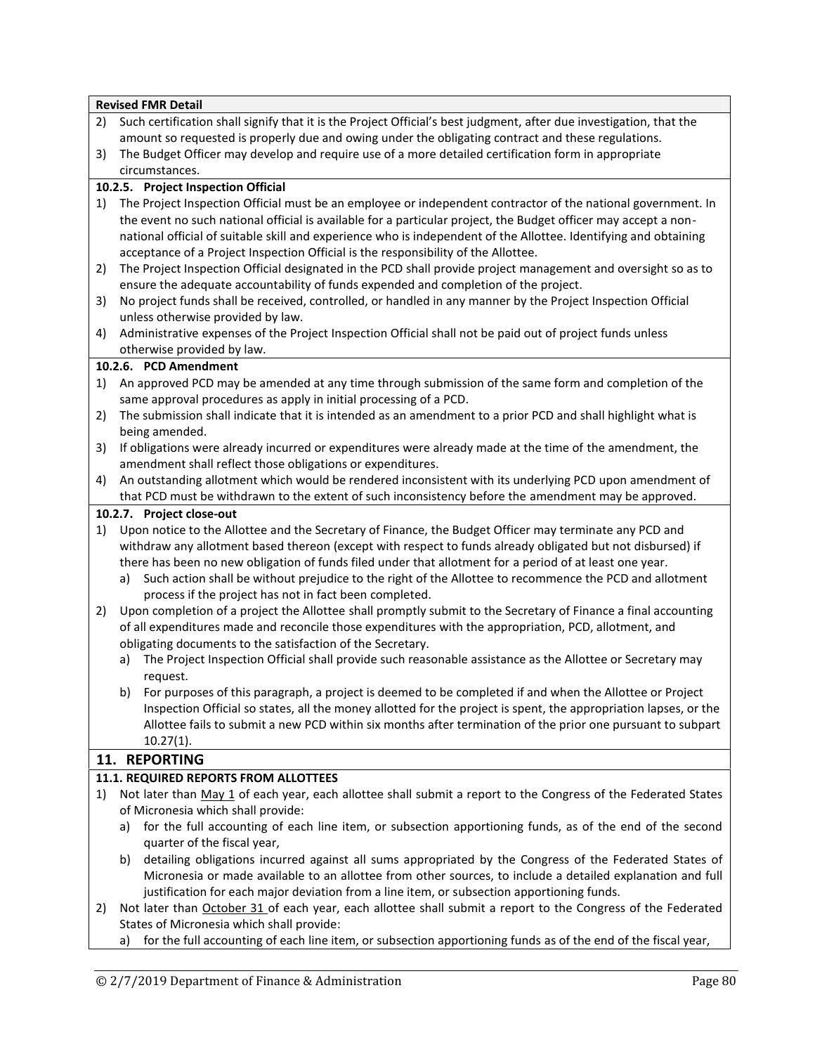**Revised FMR Detail**

2) Such certification shall signify that it is the Project Official's best judgment, after due investigation, that the amount so requested is properly due and owing under the obligating contract and these regulations.
3) The Budget Officer may develop and require use of a more detailed certification form in appropriate circumstances.

**10.2.5. Project Inspection Official**

1) The Project Inspection Official must be an employee or independent contractor of the national government. In the event no such national official is available for a particular project, the Budget officer may accept a non-national official of suitable skill and experience who is independent of the Allottee. Identifying and obtaining acceptance of a Project Inspection Official is the responsibility of the Allottee.
2) The Project Inspection Official designated in the PCD shall provide project management and oversight so as to ensure the adequate accountability of funds expended and completion of the project.
3) No project funds shall be received, controlled, or handled in any manner by the Project Inspection Official unless otherwise provided by law.
4) Administrative expenses of the Project Inspection Official shall not be paid out of project funds unless otherwise provided by law.

**10.2.6. PCD Amendment**

1) An approved PCD may be amended at any time through submission of the same form and completion of the same approval procedures as apply in initial processing of a PCD.
2) The submission shall indicate that it is intended as an amendment to a prior PCD and shall highlight what is being amended.
3) If obligations were already incurred or expenditures were already made at the time of the amendment, the amendment shall reflect those obligations or expenditures.
4) An outstanding allotment which would be rendered inconsistent with its underlying PCD upon amendment of that PCD must be withdrawn to the extent of such inconsistency before the amendment may be approved.

**10.2.7. Project close-out**

1) Upon notice to the Allottee and the Secretary of Finance, the Budget Officer may terminate any PCD and withdraw any allotment based thereon (except with respect to funds already obligated but not disbursed) if there has been no new obligation of funds filed under that allotment for a period of at least one year.
   a) Such action shall be without prejudice to the right of the Allottee to recommence the PCD and allotment process if the project has not in fact been completed.
2) Upon completion of a project the Allottee shall promptly submit to the Secretary of Finance a final accounting of all expenditures made and reconcile those expenditures with the appropriation, PCD, allotment, and obligating documents to the satisfaction of the Secretary.
   a) The Project Inspection Official shall provide such reasonable assistance as the Allottee or Secretary may request.
   b) For purposes of this paragraph, a project is deemed to be completed if and when the Allottee or Project Inspection Official so states, all the money allotted for the project is spent, the appropriation lapses, or the Allottee fails to submit a new PCD within six months after termination of the prior one pursuant to subpart 10.27(1).

## 11. REPORTING

**11.1. REQUIRED REPORTS FROM ALLOTTEES**

1) Not later than May 1 of each year, each allottee shall submit a report to the Congress of the Federated States of Micronesia which shall provide:
   a) for the full accounting of each line item, or subsection apportioning funds, as of the end of the second quarter of the fiscal year,
   b) detailing obligations incurred against all sums appropriated by the Congress of the Federated States of Micronesia or made available to an allottee from other sources, to include a detailed explanation and full justification for each major deviation from a line item, or subsection apportioning funds.
2) Not later than October 31 of each year, each allottee shall submit a report to the Congress of the Federated States of Micronesia which shall provide:
   a) for the full accounting of each line item, or subsection apportioning funds as of the end of the fiscal year,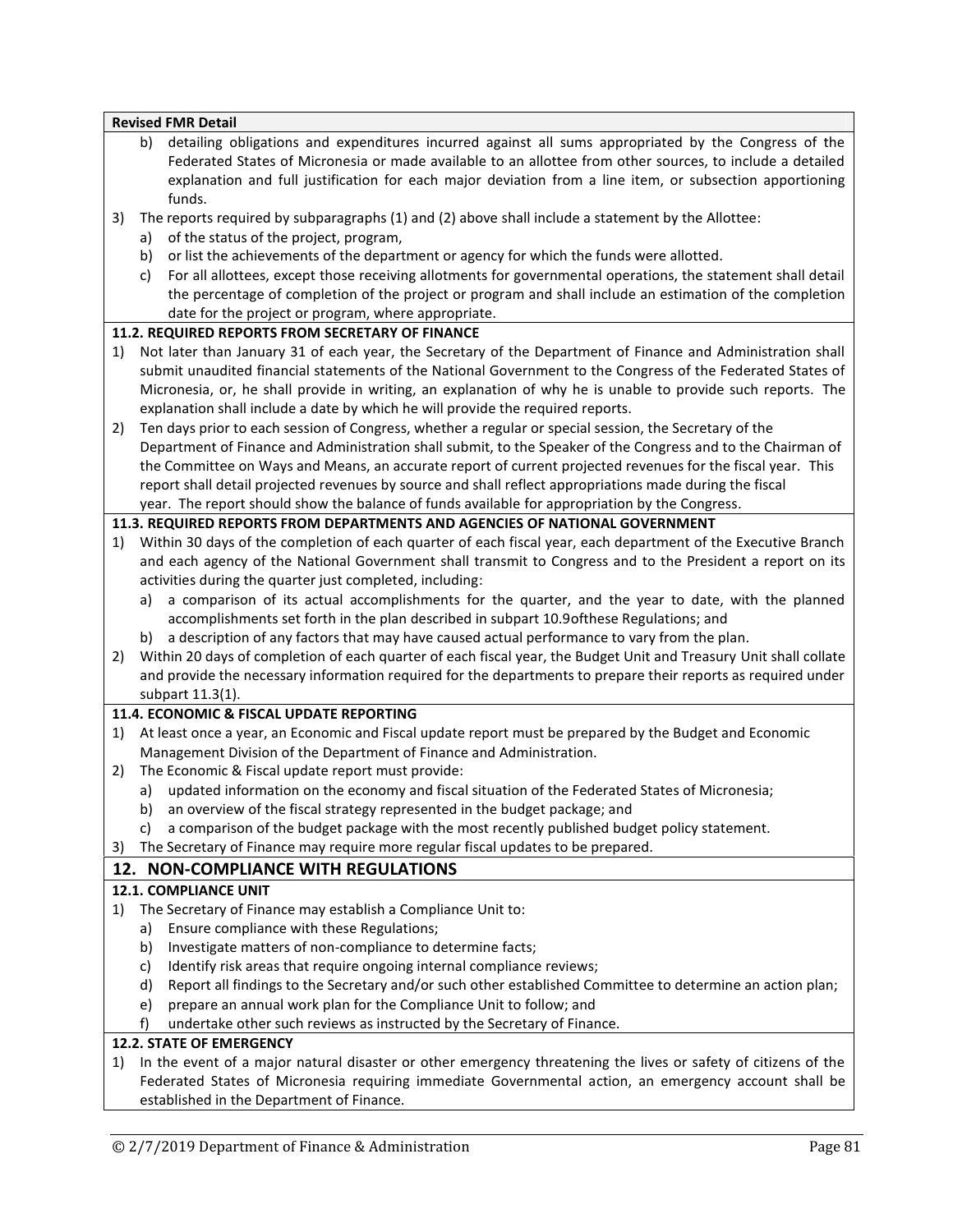**Revised FMR Detail**

   b) detailing obligations and expenditures incurred against all sums appropriated by the Congress of the Federated States of Micronesia or made available to an allottee from other sources, to include a detailed explanation and full justification for each major deviation from a line item, or subsection apportioning funds.

3) The reports required by subparagraphs (1) and (2) above shall include a statement by the Allottee:
   a) of the status of the project, program,
   b) or list the achievements of the department or agency for which the funds were allotted.
   c) For all allottees, except those receiving allotments for governmental operations, the statement shall detail the percentage of completion of the project or program and shall include an estimation of the completion date for the project or program, where appropriate.

**11.2. REQUIRED REPORTS FROM SECRETARY OF FINANCE**

1) Not later than January 31 of each year, the Secretary of the Department of Finance and Administration shall submit unaudited financial statements of the National Government to the Congress of the Federated States of Micronesia, or, he shall provide in writing, an explanation of why he is unable to provide such reports. The explanation shall include a date by which he will provide the required reports.
2) Ten days prior to each session of Congress, whether a regular or special session, the Secretary of the Department of Finance and Administration shall submit, to the Speaker of the Congress and to the Chairman of the Committee on Ways and Means, an accurate report of current projected revenues for the fiscal year. This report shall detail projected revenues by source and shall reflect appropriations made during the fiscal year. The report should show the balance of funds available for appropriation by the Congress.

**11.3. REQUIRED REPORTS FROM DEPARTMENTS AND AGENCIES OF NATIONAL GOVERNMENT**

1) Within 30 days of the completion of each quarter of each fiscal year, each department of the Executive Branch and each agency of the National Government shall transmit to Congress and to the President a report on its activities during the quarter just completed, including:
   a) a comparison of its actual accomplishments for the quarter, and the year to date, with the planned accomplishments set forth in the plan described in subpart 10.9ofthese Regulations; and
   b) a description of any factors that may have caused actual performance to vary from the plan.
2) Within 20 days of completion of each quarter of each fiscal year, the Budget Unit and Treasury Unit shall collate and provide the necessary information required for the departments to prepare their reports as required under subpart 11.3(1).

**11.4. ECONOMIC & FISCAL UPDATE REPORTING**

1) At least once a year, an Economic and Fiscal update report must be prepared by the Budget and Economic Management Division of the Department of Finance and Administration.
2) The Economic & Fiscal update report must provide:
   a) updated information on the economy and fiscal situation of the Federated States of Micronesia;
   b) an overview of the fiscal strategy represented in the budget package; and
   c) a comparison of the budget package with the most recently published budget policy statement.
3) The Secretary of Finance may require more regular fiscal updates to be prepared.

## 12. NON-COMPLIANCE WITH REGULATIONS

**12.1. COMPLIANCE UNIT**

1) The Secretary of Finance may establish a Compliance Unit to:
   a) Ensure compliance with these Regulations;
   b) Investigate matters of non-compliance to determine facts;
   c) Identify risk areas that require ongoing internal compliance reviews;
   d) Report all findings to the Secretary and/or such other established Committee to determine an action plan;
   e) prepare an annual work plan for the Compliance Unit to follow; and
   f) undertake other such reviews as instructed by the Secretary of Finance.

**12.2. STATE OF EMERGENCY**

1) In the event of a major natural disaster or other emergency threatening the lives or safety of citizens of the Federated States of Micronesia requiring immediate Governmental action, an emergency account shall be established in the Department of Finance.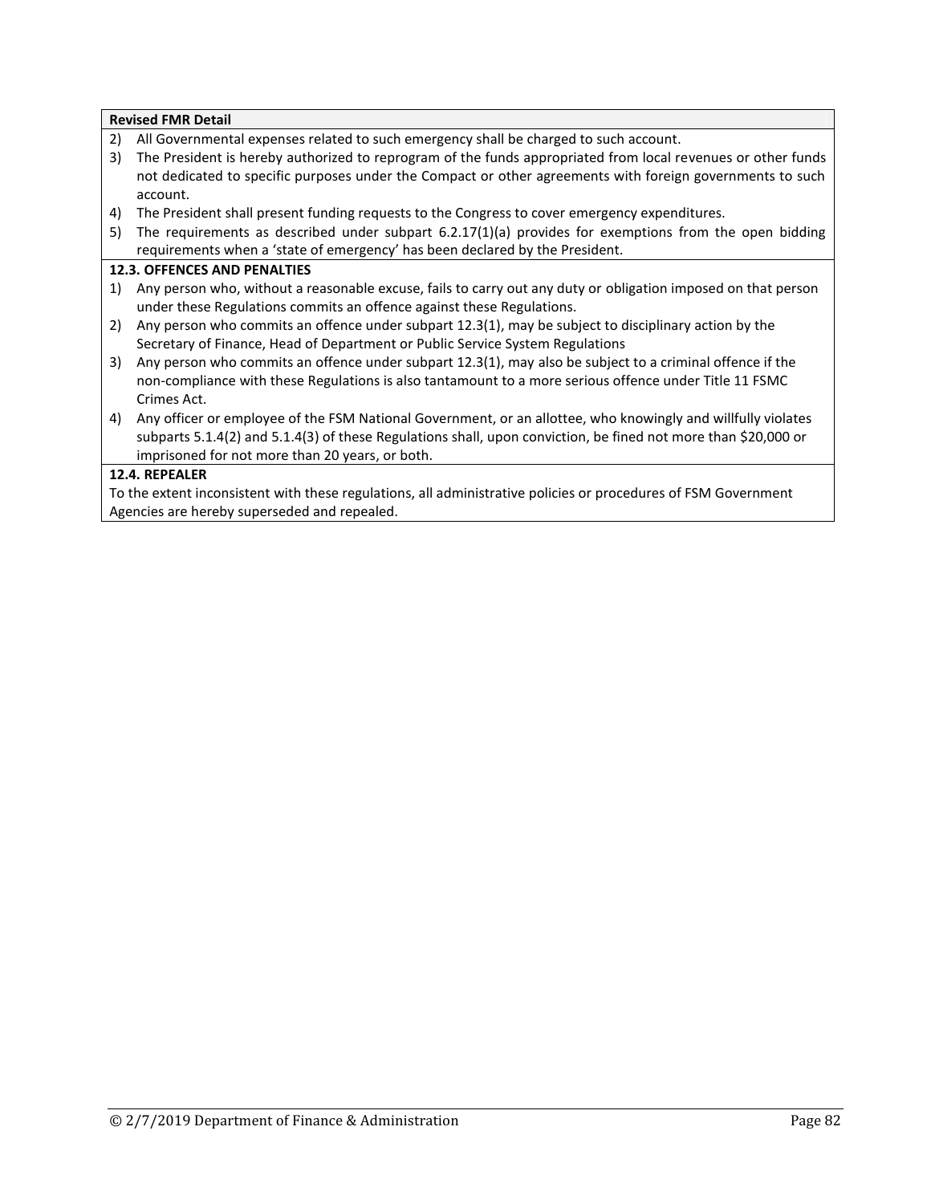**Revised FMR Detail**

2) All Governmental expenses related to such emergency shall be charged to such account.
3) The President is hereby authorized to reprogram of the funds appropriated from local revenues or other funds not dedicated to specific purposes under the Compact or other agreements with foreign governments to such account.
4) The President shall present funding requests to the Congress to cover emergency expenditures.
5) The requirements as described under subpart 6.2.17(1)(a) provides for exemptions from the open bidding requirements when a 'state of emergency' has been declared by the President.

**12.3. OFFENCES AND PENALTIES**

1) Any person who, without a reasonable excuse, fails to carry out any duty or obligation imposed on that person under these Regulations commits an offence against these Regulations.
2) Any person who commits an offence under subpart 12.3(1), may be subject to disciplinary action by the Secretary of Finance, Head of Department or Public Service System Regulations
3) Any person who commits an offence under subpart 12.3(1), may also be subject to a criminal offence if the non-compliance with these Regulations is also tantamount to a more serious offence under Title 11 FSMC Crimes Act.
4) Any officer or employee of the FSM National Government, or an allottee, who knowingly and willfully violates subparts 5.1.4(2) and 5.1.4(3) of these Regulations shall, upon conviction, be fined not more than $20,000 or imprisoned for not more than 20 years, or both.

**12.4. REPEALER**

To the extent inconsistent with these regulations, all administrative policies or procedures of FSM Government Agencies are hereby superseded and repealed.